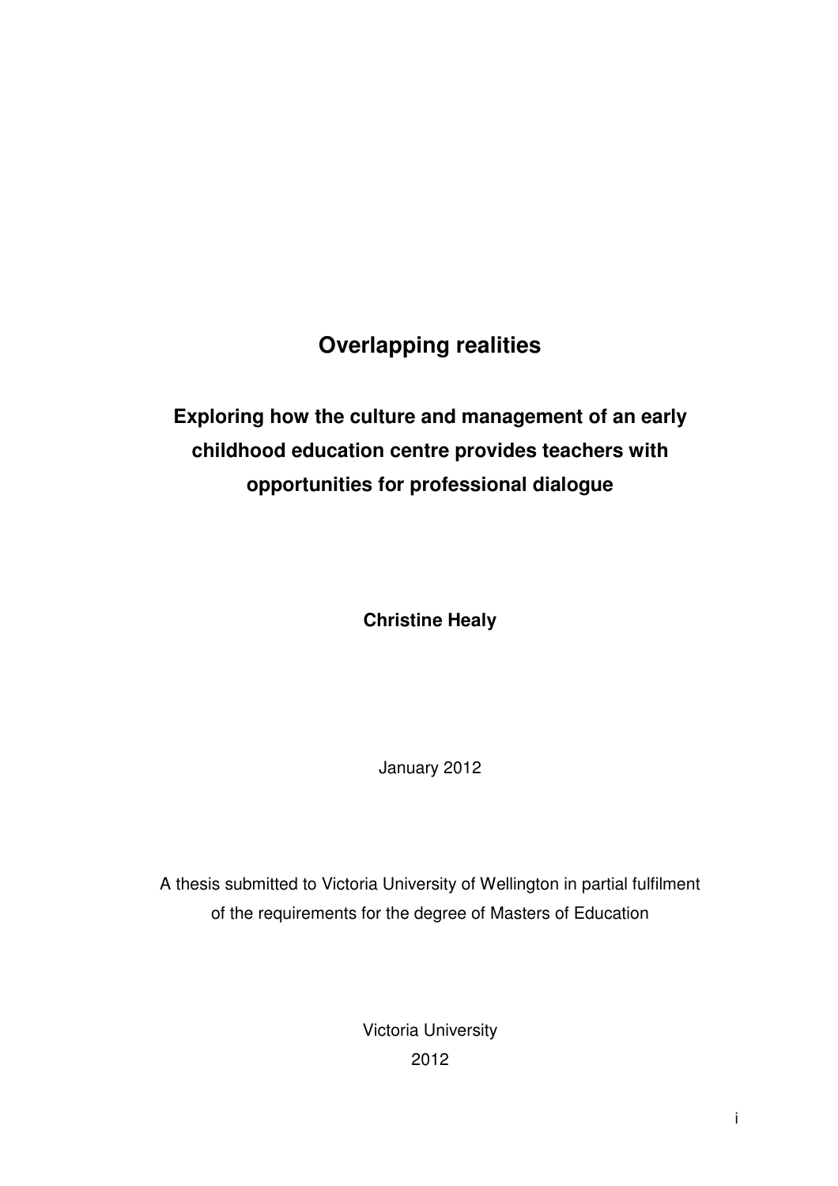# Overlapping realities

## Exploring how the culture and management of an early childhood education centre provides teachers with opportunities for professional dialogue

**Christine Healy**

January 2012

A thesis submitted to Victoria University of Wellington in partial fulfilment of the requirements for the degree of Masters of Education

Victoria University
2012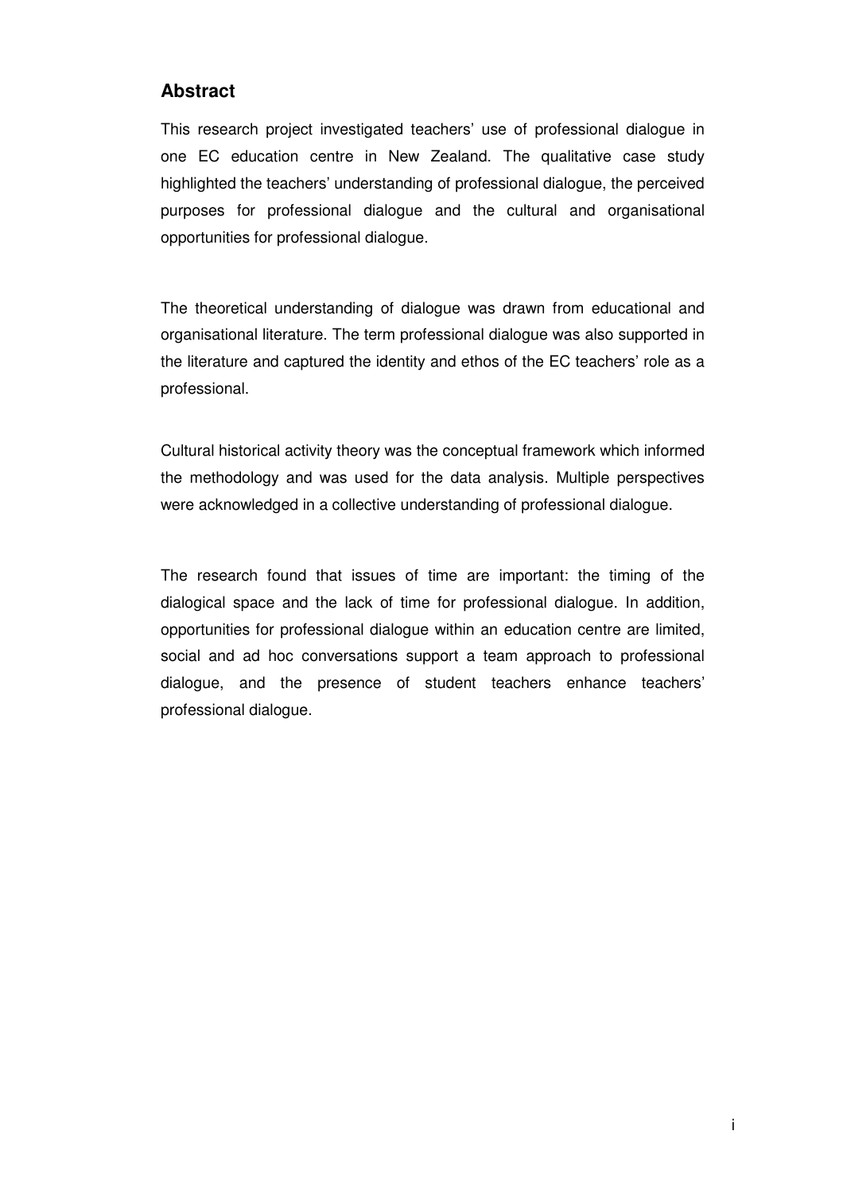## Abstract

This research project investigated teachers' use of professional dialogue in one EC education centre in New Zealand. The qualitative case study highlighted the teachers' understanding of professional dialogue, the perceived purposes for professional dialogue and the cultural and organisational opportunities for professional dialogue.

The theoretical understanding of dialogue was drawn from educational and organisational literature. The term professional dialogue was also supported in the literature and captured the identity and ethos of the EC teachers' role as a professional.

Cultural historical activity theory was the conceptual framework which informed the methodology and was used for the data analysis. Multiple perspectives were acknowledged in a collective understanding of professional dialogue.

The research found that issues of time are important: the timing of the dialogical space and the lack of time for professional dialogue. In addition, opportunities for professional dialogue within an education centre are limited, social and ad hoc conversations support a team approach to professional dialogue, and the presence of student teachers enhance teachers' professional dialogue.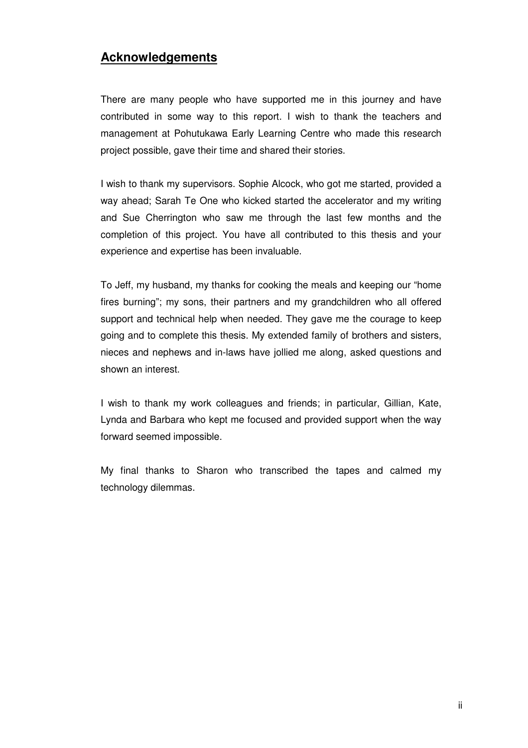## Acknowledgements

There are many people who have supported me in this journey and have contributed in some way to this report. I wish to thank the teachers and management at Pohutukawa Early Learning Centre who made this research project possible, gave their time and shared their stories.

I wish to thank my supervisors. Sophie Alcock, who got me started, provided a way ahead; Sarah Te One who kicked started the accelerator and my writing and Sue Cherrington who saw me through the last few months and the completion of this project. You have all contributed to this thesis and your experience and expertise has been invaluable.

To Jeff, my husband, my thanks for cooking the meals and keeping our "home fires burning"; my sons, their partners and my grandchildren who all offered support and technical help when needed. They gave me the courage to keep going and to complete this thesis. My extended family of brothers and sisters, nieces and nephews and in-laws have jollied me along, asked questions and shown an interest.

I wish to thank my work colleagues and friends; in particular, Gillian, Kate, Lynda and Barbara who kept me focused and provided support when the way forward seemed impossible.

My final thanks to Sharon who transcribed the tapes and calmed my technology dilemmas.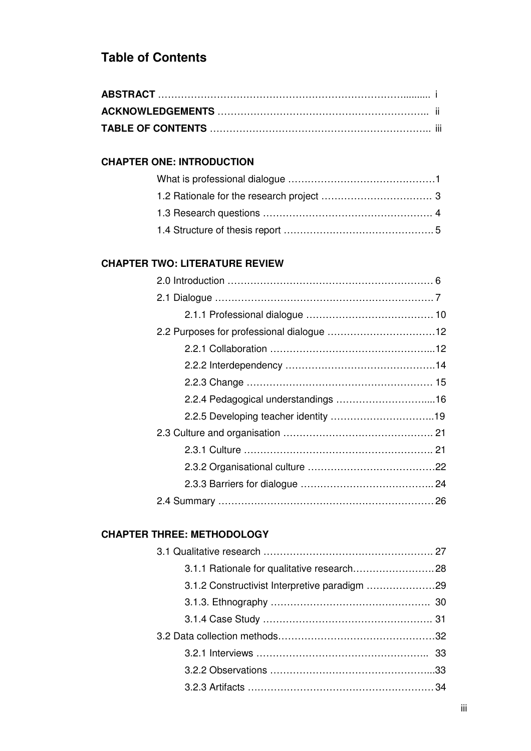## Table of Contents

**ABSTRACT** …………………………………………………………………........ i

**ACKNOWLEDGEMENTS** ……………………………………………………….. ii

**TABLE OF CONTENTS** ………………………………………………………….. iii

**CHAPTER ONE: INTRODUCTION**

- What is professional dialogue ………………………………………1
- 1.2 Rationale for the research project ……………………………. 3
- 1.3 Research questions ……………………………………………. 4
- 1.4 Structure of thesis report ………………………………………. 5

**CHAPTER TWO: LITERATURE REVIEW**

- 2.0 Introduction ………………………………………………………. 6
- 2.1 Dialogue …………………………………………………………. 7
  - 2.1.1 Professional dialogue ……………………………….. 10
- 2.2 Purposes for professional dialogue ……………………………12
  - 2.2.1 Collaboration …………………………………………...12
  - 2.2.2 Interdependency ………………………………………..14
  - 2.2.3 Change ………………………………………………… 15
  - 2.2.4 Pedagogical understandings ……………………….....16
  - 2.2.5 Developing teacher identity …………………………..19
- 2.3 Culture and organisation ………………………………………. 21
  - 2.3.1 Culture ………………………………………………….. 21
  - 2.3.2 Organisational culture …………………………………22
  - 2.3.3 Barriers for dialogue ………………………………….. 24
- 2.4 Summary ……………………………………………………… 26

**CHAPTER THREE: METHODOLOGY**

- 3.1 Qualitative research ……………………………………………. 27
  - 3.1.1 Rationale for qualitative research…………………….28
  - 3.1.2 Constructivist Interpretive paradigm …………………29
  - 3.1.3. Ethnography ………………………………………… 30
  - 3.1.4 Case Study ……………………………………………. 31
- 3.2 Data collection methods…………………………………………32
  - 3.2.1 Interviews …………………………………………….. 33
  - 3.2.2 Observations …………………………………………...33
  - 3.2.3 Artifacts ………………………………………………34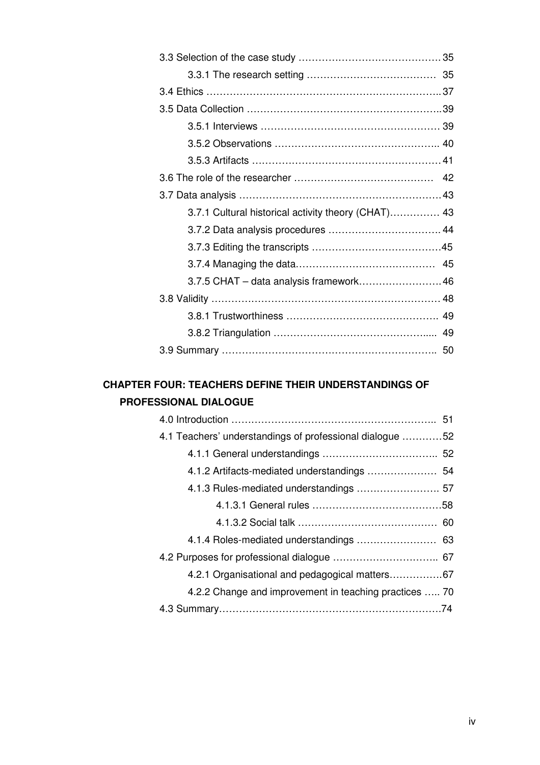3.3 Selection of the case study ........................................ 35

  3.3.1 The research setting ........................................ 35

3.4 Ethics ........................................ 37

3.5 Data Collection ........................................ 39

  3.5.1 Interviews ........................................ 39

  3.5.2 Observations ........................................ 40

  3.5.3 Artifacts ........................................ 41

3.6 The role of the researcher ........................................ 42

3.7 Data analysis ........................................ 43

  3.7.1 Cultural historical activity theory (CHAT) ........................................ 43

  3.7.2 Data analysis procedures ........................................ 44

  3.7.3 Editing the transcripts ........................................ 45

  3.7.4 Managing the data ........................................ 45

  3.7.5 CHAT – data analysis framework ........................................ 46

3.8 Validity ........................................ 48

  3.8.1 Trustworthiness ........................................ 49

  3.8.2 Triangulation ........................................ 49

3.9 Summary ........................................ 50

**CHAPTER FOUR: TEACHERS DEFINE THEIR UNDERSTANDINGS OF PROFESSIONAL DIALOGUE**

4.0 Introduction ........................................ 51

4.1 Teachers' understandings of professional dialogue ........................................ 52

  4.1.1 General understandings ........................................ 52

  4.1.2 Artifacts-mediated understandings ........................................ 54

  4.1.3 Rules-mediated understandings ........................................ 57

    4.1.3.1 General rules ........................................ 58

    4.1.3.2 Social talk ........................................ 60

  4.1.4 Roles-mediated understandings ........................................ 63

4.2 Purposes for professional dialogue ........................................ 67

  4.2.1 Organisational and pedagogical matters ........................................ 67

  4.2.2 Change and improvement in teaching practices ........................................ 70

4.3 Summary ........................................ 74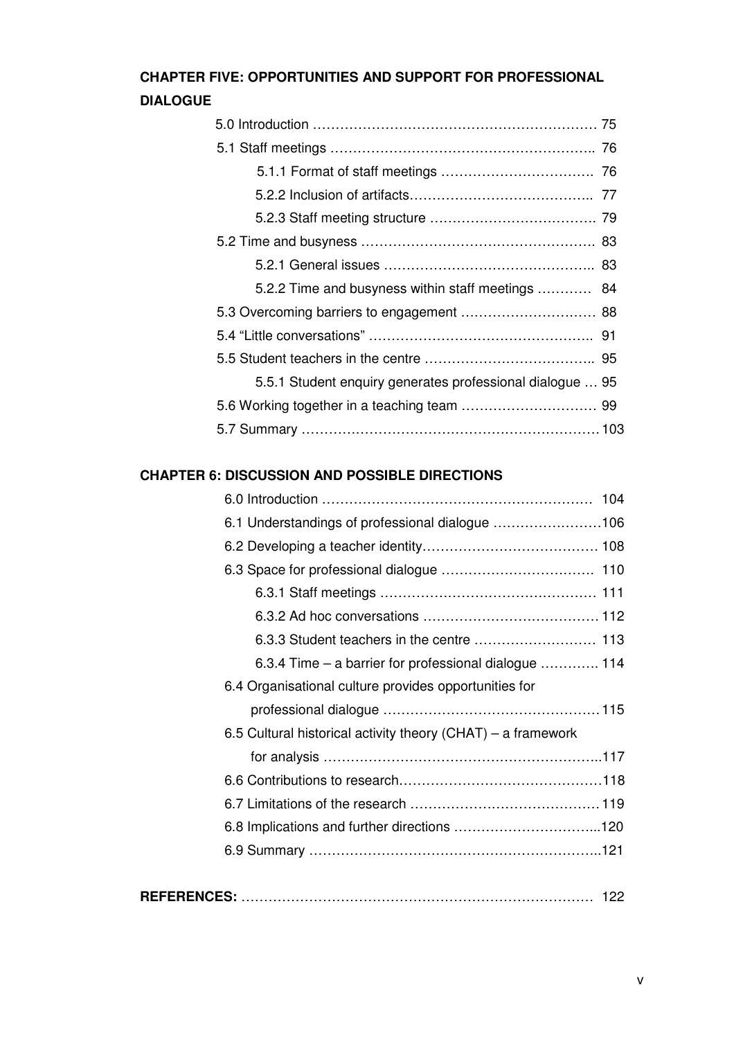**CHAPTER FIVE: OPPORTUNITIES AND SUPPORT FOR PROFESSIONAL DIALOGUE**

5.0 Introduction …………………………………………………… 75

5.1 Staff meetings …………………………………………………. 76

5.1.1 Format of staff meetings …………………………… 76

5.2.2 Inclusion of artifacts………………………………… 77

5.2.3 Staff meeting structure ……………………………… 79

5.2 Time and busyness …………………………………………… 83

5.2.1 General issues ………………………………………. 83

5.2.2 Time and busyness within staff meetings ………… 84

5.3 Overcoming barriers to engagement ………………………… 88

5.4 “Little conversations” …………………………………………. 91

5.5 Student teachers in the centre ……………………………….. 95

5.5.1 Student enquiry generates professional dialogue … 95

5.6 Working together in a teaching team ………………………… 99

5.7 Summary ……………………………………………………… 103

**CHAPTER 6: DISCUSSION AND POSSIBLE DIRECTIONS**

6.0 Introduction …………………………………………………… 104

6.1 Understandings of professional dialogue ……………………106

6.2 Developing a teacher identity………………………………… 108

6.3 Space for professional dialogue …………………………… 110

6.3.1 Staff meetings ……………………………………… 111

6.3.2 Ad hoc conversations ……………………………… 112

6.3.3 Student teachers in the centre ……………………… 113

6.3.4 Time – a barrier for professional dialogue …………. 114

6.4 Organisational culture provides opportunities for professional dialogue ……………………………………… 115

6.5 Cultural historical activity theory (CHAT) – a framework for analysis ………………………………………………….117

6.6 Contributions to research………………………………………118

6.7 Limitations of the research …………………………………… 119

6.8 Implications and further directions …………………………...120

6.9 Summary ………………………………………………………..121

**REFERENCES:** …………………………………………………………… 122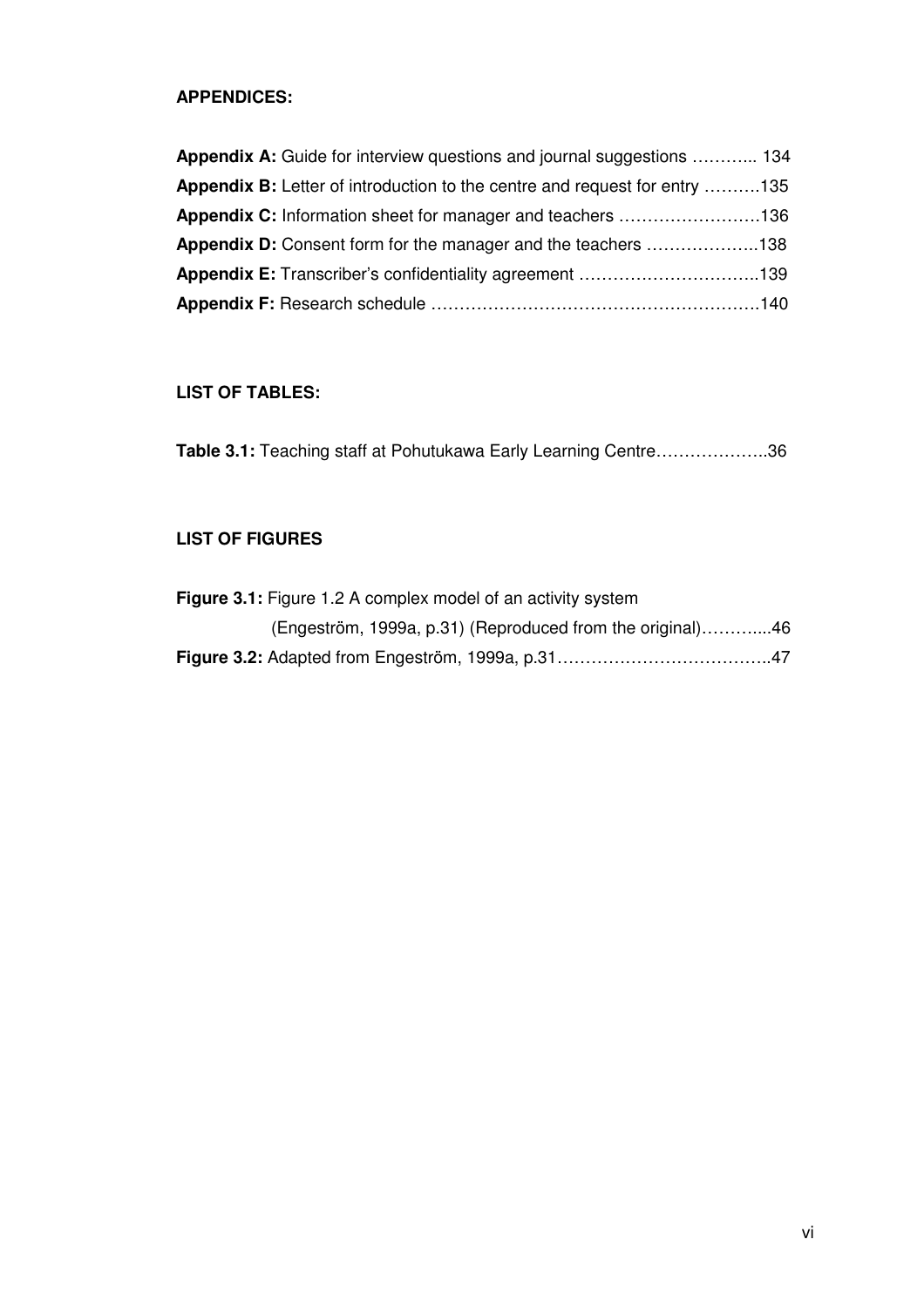**APPENDICES:**

**Appendix A:** Guide for interview questions and journal suggestions ……….. 134

**Appendix B:** Letter of introduction to the centre and request for entry ……….135

**Appendix C:** Information sheet for manager and teachers …………………….136

**Appendix D:** Consent form for the manager and the teachers ………………..138

**Appendix E:** Transcriber's confidentiality agreement …………………………..139

**Appendix F:** Research schedule …………………………………………………140

**LIST OF TABLES:**

**Table 3.1:** Teaching staff at Pohutukawa Early Learning Centre………………..36

**LIST OF FIGURES**

**Figure 3.1:** Figure 1.2 A complex model of an activity system
(Engeström, 1999a, p.31) (Reproduced from the original)………...46

**Figure 3.2:** Adapted from Engeström, 1999a, p.31………………………………..47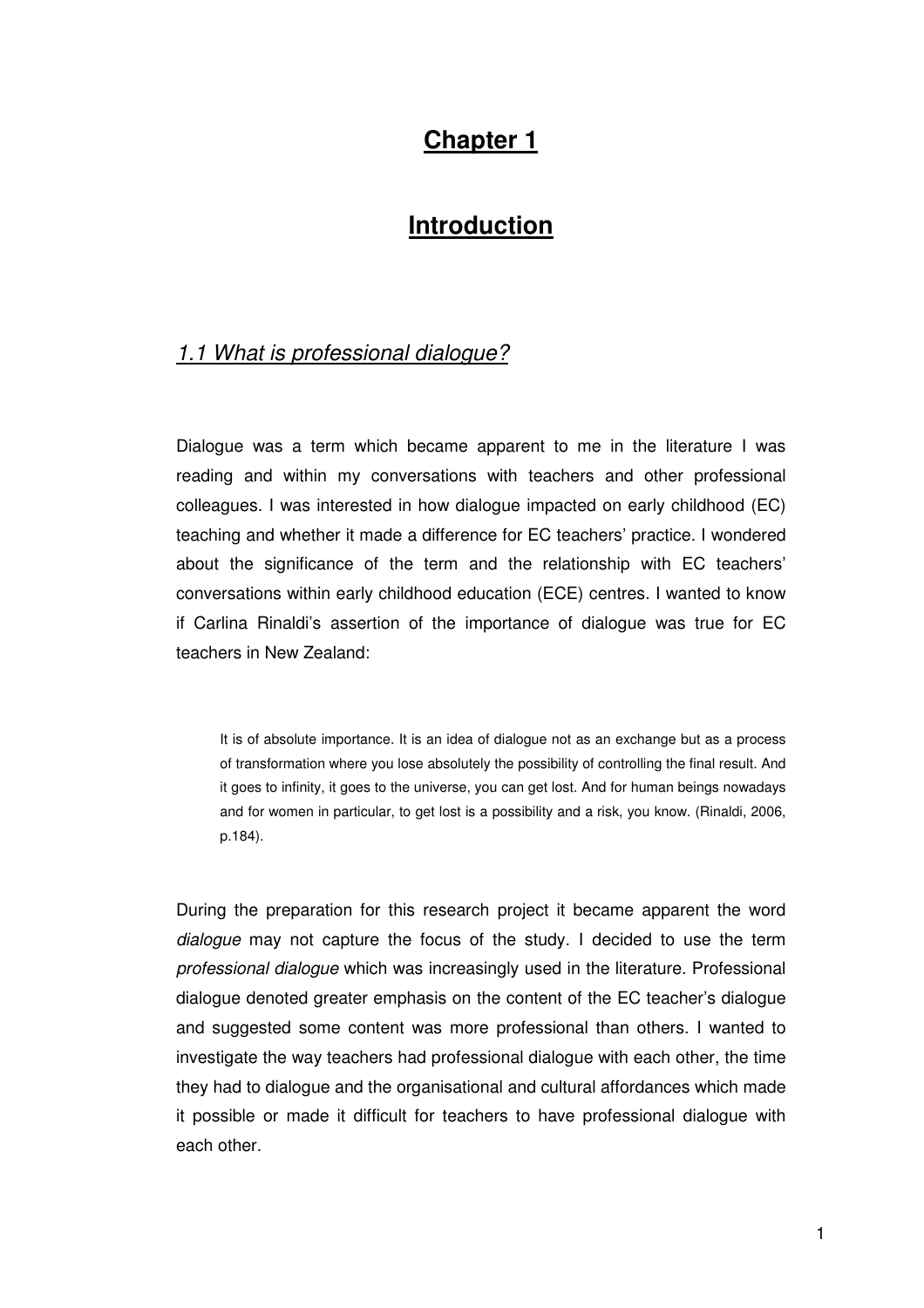# Chapter 1

# Introduction

## *1.1 What is professional dialogue?*

Dialogue was a term which became apparent to me in the literature I was reading and within my conversations with teachers and other professional colleagues. I was interested in how dialogue impacted on early childhood (EC) teaching and whether it made a difference for EC teachers' practice. I wondered about the significance of the term and the relationship with EC teachers' conversations within early childhood education (ECE) centres. I wanted to know if Carlina Rinaldi's assertion of the importance of dialogue was true for EC teachers in New Zealand:

> It is of absolute importance. It is an idea of dialogue not as an exchange but as a process of transformation where you lose absolutely the possibility of controlling the final result. And it goes to infinity, it goes to the universe, you can get lost. And for human beings nowadays and for women in particular, to get lost is a possibility and a risk, you know. (Rinaldi, 2006, p.184).

During the preparation for this research project it became apparent the word *dialogue* may not capture the focus of the study. I decided to use the term *professional dialogue* which was increasingly used in the literature. Professional dialogue denoted greater emphasis on the content of the EC teacher's dialogue and suggested some content was more professional than others. I wanted to investigate the way teachers had professional dialogue with each other, the time they had to dialogue and the organisational and cultural affordances which made it possible or made it difficult for teachers to have professional dialogue with each other.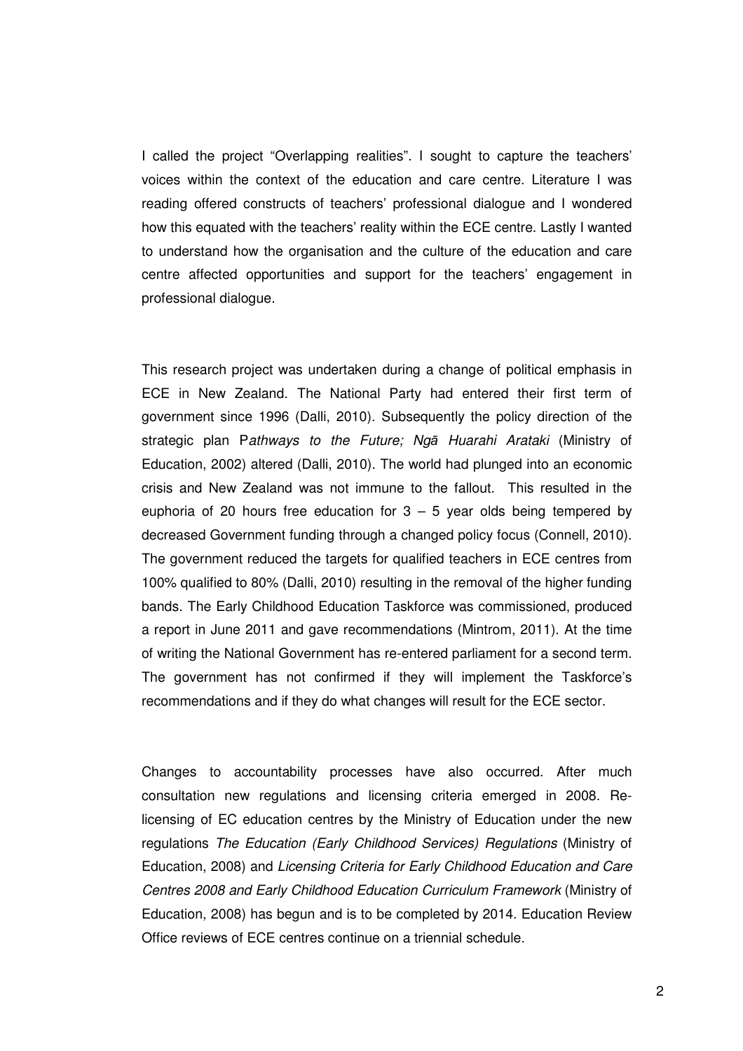I called the project “Overlapping realities”. I sought to capture the teachers' voices within the context of the education and care centre. Literature I was reading offered constructs of teachers' professional dialogue and I wondered how this equated with the teachers' reality within the ECE centre. Lastly I wanted to understand how the organisation and the culture of the education and care centre affected opportunities and support for the teachers' engagement in professional dialogue.

This research project was undertaken during a change of political emphasis in ECE in New Zealand. The National Party had entered their first term of government since 1996 (Dalli, 2010). Subsequently the policy direction of the strategic plan P*athways to the Future; Ngā Huarahi Arataki* (Ministry of Education, 2002) altered (Dalli, 2010). The world had plunged into an economic crisis and New Zealand was not immune to the fallout. This resulted in the euphoria of 20 hours free education for 3 – 5 year olds being tempered by decreased Government funding through a changed policy focus (Connell, 2010). The government reduced the targets for qualified teachers in ECE centres from 100% qualified to 80% (Dalli, 2010) resulting in the removal of the higher funding bands. The Early Childhood Education Taskforce was commissioned, produced a report in June 2011 and gave recommendations (Mintrom, 2011). At the time of writing the National Government has re-entered parliament for a second term. The government has not confirmed if they will implement the Taskforce's recommendations and if they do what changes will result for the ECE sector.

Changes to accountability processes have also occurred. After much consultation new regulations and licensing criteria emerged in 2008. Re-licensing of EC education centres by the Ministry of Education under the new regulations *The Education (Early Childhood Services) Regulations* (Ministry of Education, 2008) and *Licensing Criteria for Early Childhood Education and Care Centres 2008 and Early Childhood Education Curriculum Framework* (Ministry of Education, 2008) has begun and is to be completed by 2014. Education Review Office reviews of ECE centres continue on a triennial schedule.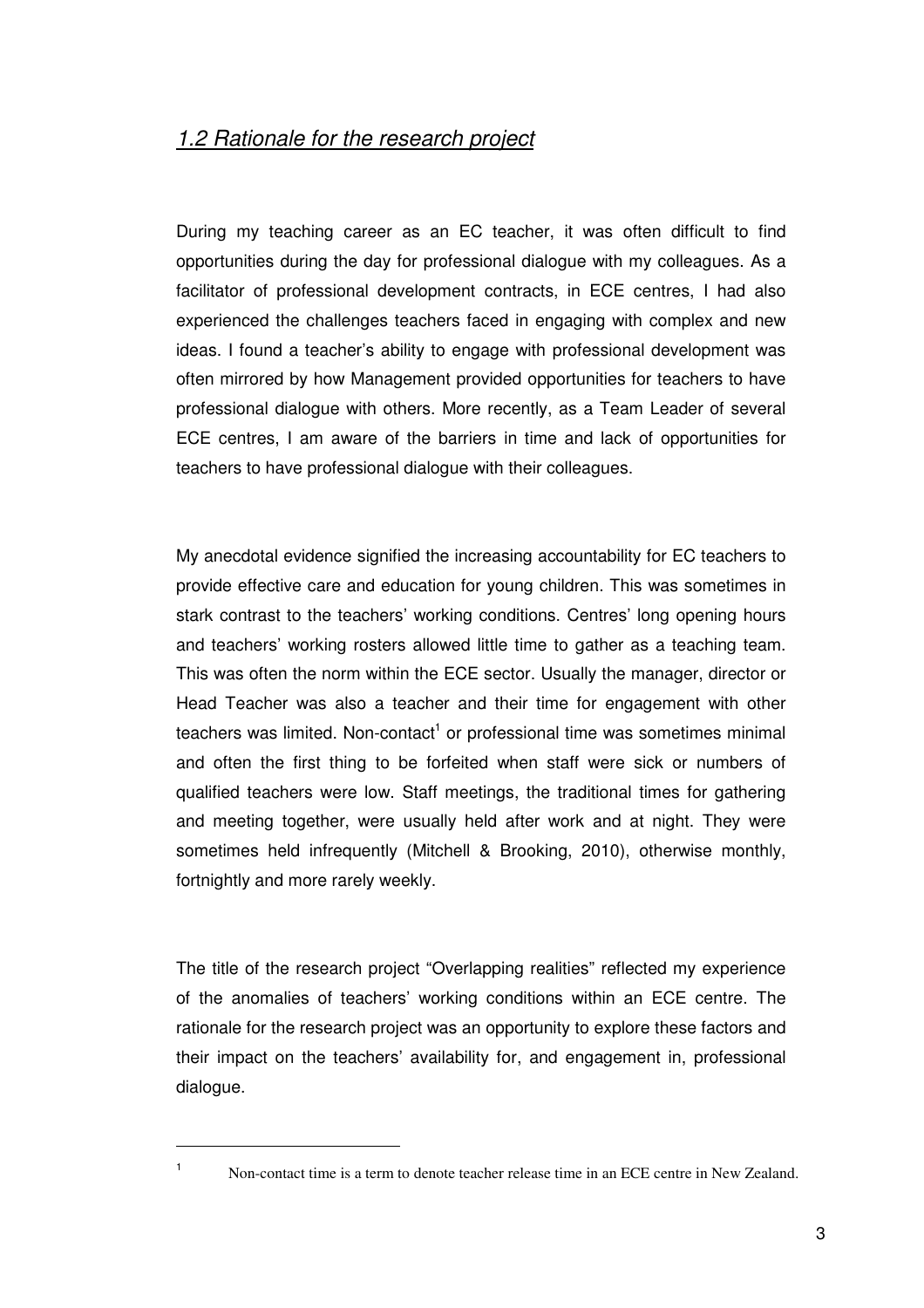## *1.2 Rationale for the research project*

During my teaching career as an EC teacher, it was often difficult to find opportunities during the day for professional dialogue with my colleagues. As a facilitator of professional development contracts, in ECE centres, I had also experienced the challenges teachers faced in engaging with complex and new ideas. I found a teacher's ability to engage with professional development was often mirrored by how Management provided opportunities for teachers to have professional dialogue with others. More recently, as a Team Leader of several ECE centres, I am aware of the barriers in time and lack of opportunities for teachers to have professional dialogue with their colleagues.

My anecdotal evidence signified the increasing accountability for EC teachers to provide effective care and education for young children. This was sometimes in stark contrast to the teachers' working conditions. Centres' long opening hours and teachers' working rosters allowed little time to gather as a teaching team. This was often the norm within the ECE sector. Usually the manager, director or Head Teacher was also a teacher and their time for engagement with other teachers was limited. Non-contact[1] or professional time was sometimes minimal and often the first thing to be forfeited when staff were sick or numbers of qualified teachers were low. Staff meetings, the traditional times for gathering and meeting together, were usually held after work and at night. They were sometimes held infrequently (Mitchell & Brooking, 2010), otherwise monthly, fortnightly and more rarely weekly.

The title of the research project "Overlapping realities" reflected my experience of the anomalies of teachers' working conditions within an ECE centre. The rationale for the research project was an opportunity to explore these factors and their impact on the teachers' availability for, and engagement in, professional dialogue.

---

[1] Non-contact time is a term to denote teacher release time in an ECE centre in New Zealand.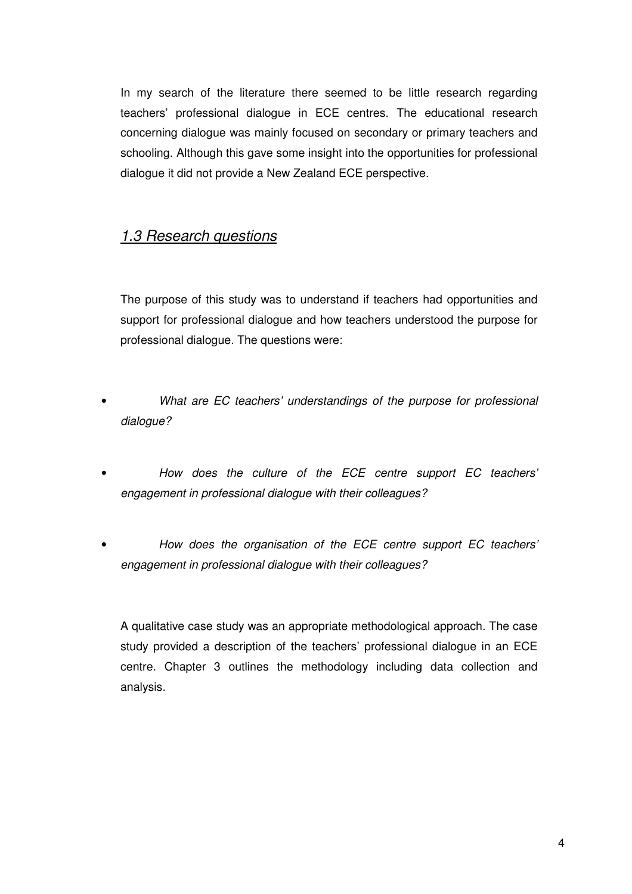In my search of the literature there seemed to be little research regarding teachers' professional dialogue in ECE centres. The educational research concerning dialogue was mainly focused on secondary or primary teachers and schooling. Although this gave some insight into the opportunities for professional dialogue it did not provide a New Zealand ECE perspective.

## *1.3 Research questions*

The purpose of this study was to understand if teachers had opportunities and support for professional dialogue and how teachers understood the purpose for professional dialogue. The questions were:

- *What are EC teachers' understandings of the purpose for professional dialogue?*
- *How does the culture of the ECE centre support EC teachers' engagement in professional dialogue with their colleagues?*
- *How does the organisation of the ECE centre support EC teachers' engagement in professional dialogue with their colleagues?*

A qualitative case study was an appropriate methodological approach. The case study provided a description of the teachers' professional dialogue in an ECE centre. Chapter 3 outlines the methodology including data collection and analysis.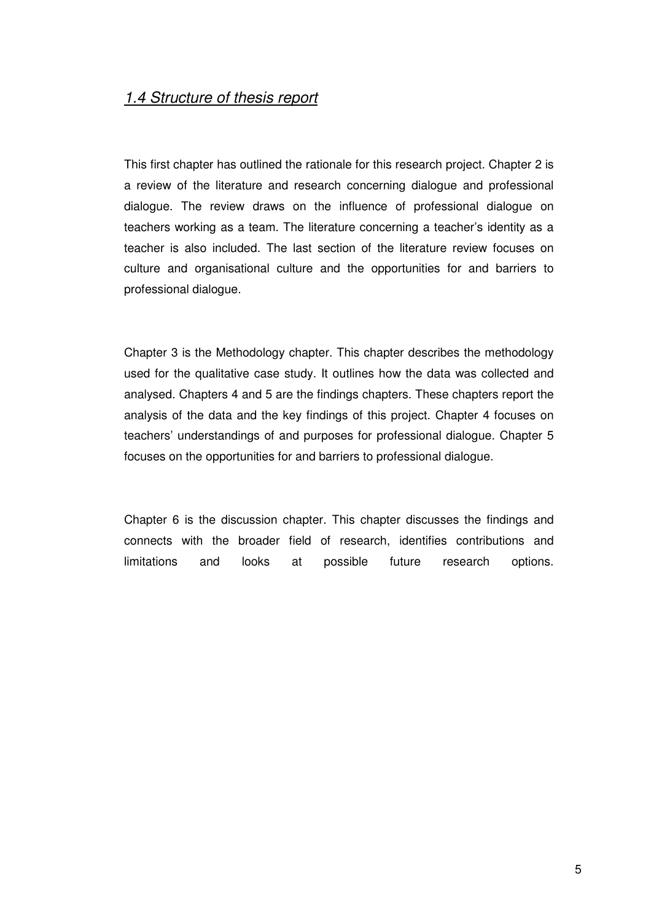## *1.4 Structure of thesis report*

This first chapter has outlined the rationale for this research project. Chapter 2 is a review of the literature and research concerning dialogue and professional dialogue. The review draws on the influence of professional dialogue on teachers working as a team. The literature concerning a teacher's identity as a teacher is also included. The last section of the literature review focuses on culture and organisational culture and the opportunities for and barriers to professional dialogue.

Chapter 3 is the Methodology chapter. This chapter describes the methodology used for the qualitative case study. It outlines how the data was collected and analysed. Chapters 4 and 5 are the findings chapters. These chapters report the analysis of the data and the key findings of this project. Chapter 4 focuses on teachers' understandings of and purposes for professional dialogue. Chapter 5 focuses on the opportunities for and barriers to professional dialogue.

Chapter 6 is the discussion chapter. This chapter discusses the findings and connects with the broader field of research, identifies contributions and limitations and looks at possible future research options.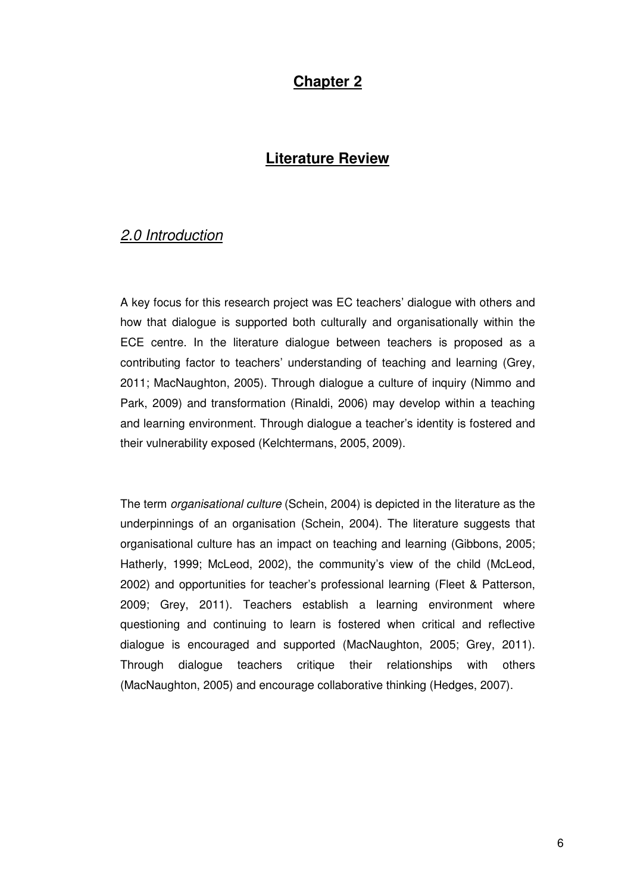# Chapter 2

## Literature Review

### *2.0 Introduction*

A key focus for this research project was EC teachers' dialogue with others and how that dialogue is supported both culturally and organisationally within the ECE centre. In the literature dialogue between teachers is proposed as a contributing factor to teachers' understanding of teaching and learning (Grey, 2011; MacNaughton, 2005). Through dialogue a culture of inquiry (Nimmo and Park, 2009) and transformation (Rinaldi, 2006) may develop within a teaching and learning environment. Through dialogue a teacher's identity is fostered and their vulnerability exposed (Kelchtermans, 2005, 2009).

The term *organisational culture* (Schein, 2004) is depicted in the literature as the underpinnings of an organisation (Schein, 2004). The literature suggests that organisational culture has an impact on teaching and learning (Gibbons, 2005; Hatherly, 1999; McLeod, 2002), the community's view of the child (McLeod, 2002) and opportunities for teacher's professional learning (Fleet & Patterson, 2009; Grey, 2011). Teachers establish a learning environment where questioning and continuing to learn is fostered when critical and reflective dialogue is encouraged and supported (MacNaughton, 2005; Grey, 2011). Through dialogue teachers critique their relationships with others (MacNaughton, 2005) and encourage collaborative thinking (Hedges, 2007).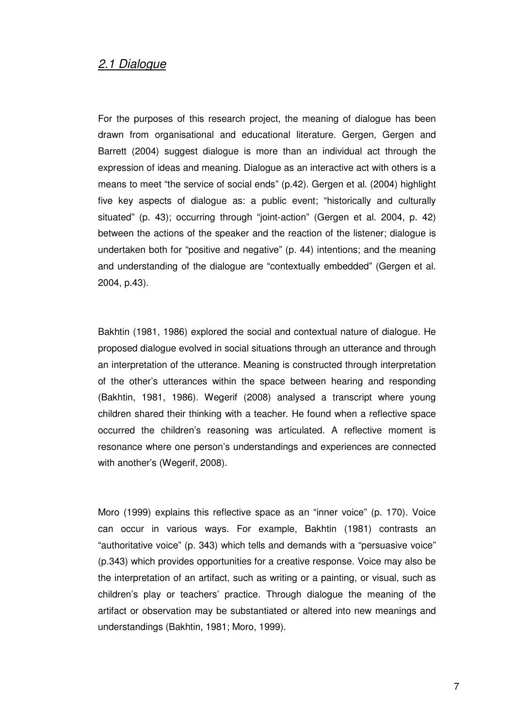## *2.1 Dialogue*

For the purposes of this research project, the meaning of dialogue has been drawn from organisational and educational literature. Gergen, Gergen and Barrett (2004) suggest dialogue is more than an individual act through the expression of ideas and meaning. Dialogue as an interactive act with others is a means to meet "the service of social ends" (p.42). Gergen et al. (2004) highlight five key aspects of dialogue as: a public event; "historically and culturally situated" (p. 43); occurring through "joint-action" (Gergen et al. 2004, p. 42) between the actions of the speaker and the reaction of the listener; dialogue is undertaken both for "positive and negative" (p. 44) intentions; and the meaning and understanding of the dialogue are "contextually embedded" (Gergen et al. 2004, p.43).

Bakhtin (1981, 1986) explored the social and contextual nature of dialogue. He proposed dialogue evolved in social situations through an utterance and through an interpretation of the utterance. Meaning is constructed through interpretation of the other's utterances within the space between hearing and responding (Bakhtin, 1981, 1986). Wegerif (2008) analysed a transcript where young children shared their thinking with a teacher. He found when a reflective space occurred the children's reasoning was articulated. A reflective moment is resonance where one person's understandings and experiences are connected with another's (Wegerif, 2008).

Moro (1999) explains this reflective space as an "inner voice" (p. 170). Voice can occur in various ways. For example, Bakhtin (1981) contrasts an "authoritative voice" (p. 343) which tells and demands with a "persuasive voice" (p.343) which provides opportunities for a creative response. Voice may also be the interpretation of an artifact, such as writing or a painting, or visual, such as children's play or teachers' practice. Through dialogue the meaning of the artifact or observation may be substantiated or altered into new meanings and understandings (Bakhtin, 1981; Moro, 1999).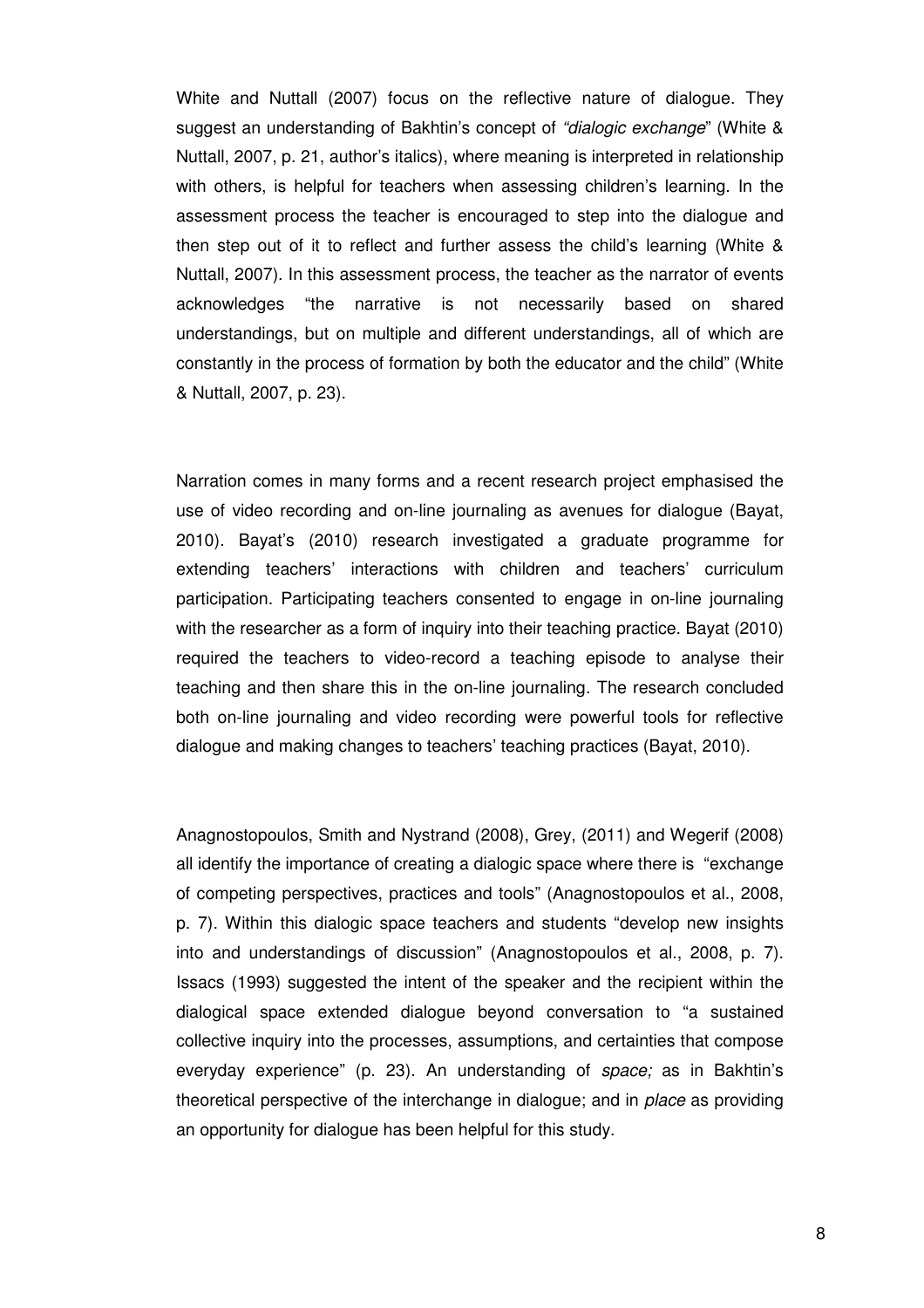White and Nuttall (2007) focus on the reflective nature of dialogue. They suggest an understanding of Bakhtin's concept of "*dialogic exchange*" (White & Nuttall, 2007, p. 21, author's italics), where meaning is interpreted in relationship with others, is helpful for teachers when assessing children's learning. In the assessment process the teacher is encouraged to step into the dialogue and then step out of it to reflect and further assess the child's learning (White & Nuttall, 2007). In this assessment process, the teacher as the narrator of events acknowledges "the narrative is not necessarily based on shared understandings, but on multiple and different understandings, all of which are constantly in the process of formation by both the educator and the child" (White & Nuttall, 2007, p. 23).

Narration comes in many forms and a recent research project emphasised the use of video recording and on-line journaling as avenues for dialogue (Bayat, 2010). Bayat's (2010) research investigated a graduate programme for extending teachers' interactions with children and teachers' curriculum participation. Participating teachers consented to engage in on-line journaling with the researcher as a form of inquiry into their teaching practice. Bayat (2010) required the teachers to video-record a teaching episode to analyse their teaching and then share this in the on-line journaling. The research concluded both on-line journaling and video recording were powerful tools for reflective dialogue and making changes to teachers' teaching practices (Bayat, 2010).

Anagnostopoulos, Smith and Nystrand (2008), Grey, (2011) and Wegerif (2008) all identify the importance of creating a dialogic space where there is "exchange of competing perspectives, practices and tools" (Anagnostopoulos et al., 2008, p. 7). Within this dialogic space teachers and students "develop new insights into and understandings of discussion" (Anagnostopoulos et al., 2008, p. 7). Issacs (1993) suggested the intent of the speaker and the recipient within the dialogical space extended dialogue beyond conversation to "a sustained collective inquiry into the processes, assumptions, and certainties that compose everyday experience" (p. 23). An understanding of *space;* as in Bakhtin's theoretical perspective of the interchange in dialogue; and in *place* as providing an opportunity for dialogue has been helpful for this study.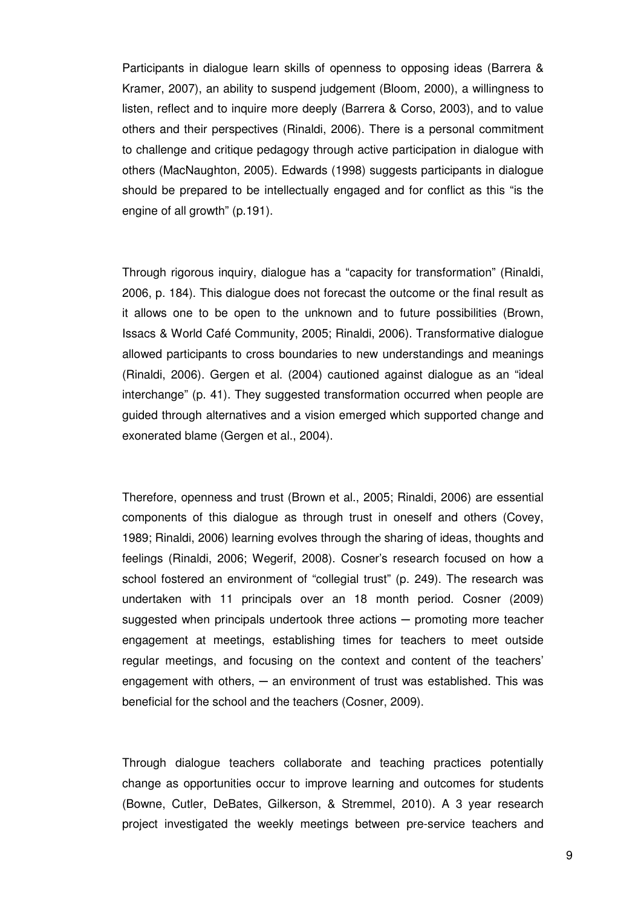Participants in dialogue learn skills of openness to opposing ideas (Barrera & Kramer, 2007), an ability to suspend judgement (Bloom, 2000), a willingness to listen, reflect and to inquire more deeply (Barrera & Corso, 2003), and to value others and their perspectives (Rinaldi, 2006). There is a personal commitment to challenge and critique pedagogy through active participation in dialogue with others (MacNaughton, 2005). Edwards (1998) suggests participants in dialogue should be prepared to be intellectually engaged and for conflict as this "is the engine of all growth" (p.191).

Through rigorous inquiry, dialogue has a "capacity for transformation" (Rinaldi, 2006, p. 184). This dialogue does not forecast the outcome or the final result as it allows one to be open to the unknown and to future possibilities (Brown, Issacs & World Café Community, 2005; Rinaldi, 2006). Transformative dialogue allowed participants to cross boundaries to new understandings and meanings (Rinaldi, 2006). Gergen et al. (2004) cautioned against dialogue as an "ideal interchange" (p. 41). They suggested transformation occurred when people are guided through alternatives and a vision emerged which supported change and exonerated blame (Gergen et al., 2004).

Therefore, openness and trust (Brown et al., 2005; Rinaldi, 2006) are essential components of this dialogue as through trust in oneself and others (Covey, 1989; Rinaldi, 2006) learning evolves through the sharing of ideas, thoughts and feelings (Rinaldi, 2006; Wegerif, 2008). Cosner's research focused on how a school fostered an environment of "collegial trust" (p. 249). The research was undertaken with 11 principals over an 18 month period. Cosner (2009) suggested when principals undertook three actions — promoting more teacher engagement at meetings, establishing times for teachers to meet outside regular meetings, and focusing on the context and content of the teachers' engagement with others, — an environment of trust was established. This was beneficial for the school and the teachers (Cosner, 2009).

Through dialogue teachers collaborate and teaching practices potentially change as opportunities occur to improve learning and outcomes for students (Bowne, Cutler, DeBates, Gilkerson, & Stremmel, 2010). A 3 year research project investigated the weekly meetings between pre-service teachers and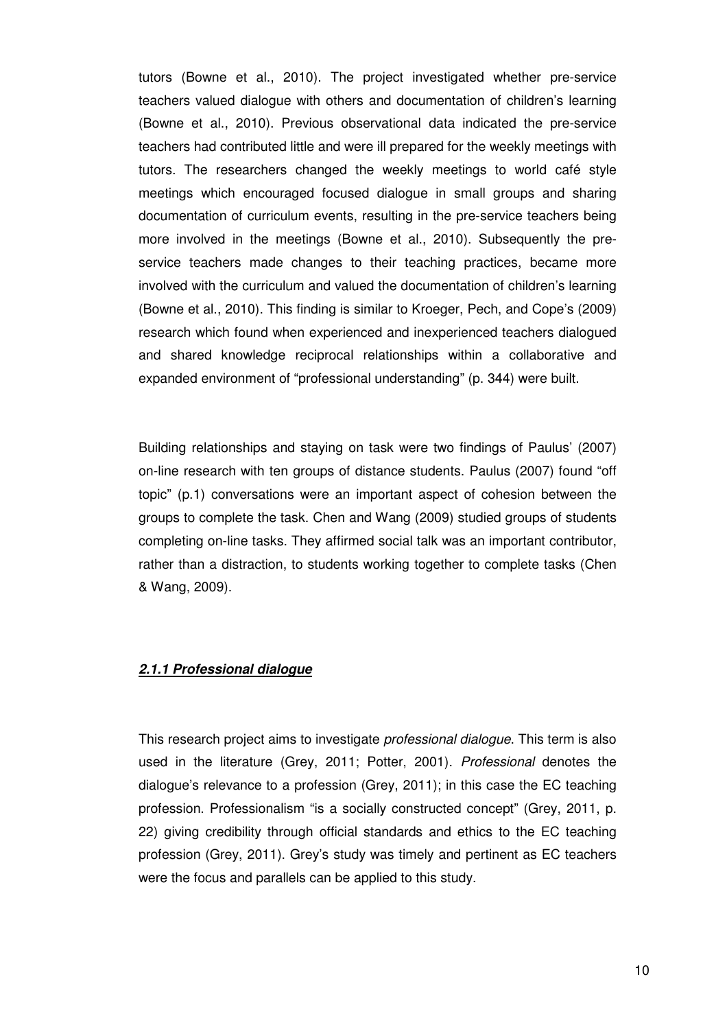tutors (Bowne et al., 2010). The project investigated whether pre-service teachers valued dialogue with others and documentation of children's learning (Bowne et al., 2010). Previous observational data indicated the pre-service teachers had contributed little and were ill prepared for the weekly meetings with tutors. The researchers changed the weekly meetings to world café style meetings which encouraged focused dialogue in small groups and sharing documentation of curriculum events, resulting in the pre-service teachers being more involved in the meetings (Bowne et al., 2010). Subsequently the pre-service teachers made changes to their teaching practices, became more involved with the curriculum and valued the documentation of children's learning (Bowne et al., 2010). This finding is similar to Kroeger, Pech, and Cope's (2009) research which found when experienced and inexperienced teachers dialogued and shared knowledge reciprocal relationships within a collaborative and expanded environment of "professional understanding" (p. 344) were built.

Building relationships and staying on task were two findings of Paulus' (2007) on-line research with ten groups of distance students. Paulus (2007) found "off topic" (p.1) conversations were an important aspect of cohesion between the groups to complete the task. Chen and Wang (2009) studied groups of students completing on-line tasks. They affirmed social talk was an important contributor, rather than a distraction, to students working together to complete tasks (Chen & Wang, 2009).

### ***2.1.1 Professional dialogue***

This research project aims to investigate *professional dialogue*. This term is also used in the literature (Grey, 2011; Potter, 2001). *Professional* denotes the dialogue's relevance to a profession (Grey, 2011); in this case the EC teaching profession. Professionalism "is a socially constructed concept" (Grey, 2011, p. 22) giving credibility through official standards and ethics to the EC teaching profession (Grey, 2011). Grey's study was timely and pertinent as EC teachers were the focus and parallels can be applied to this study.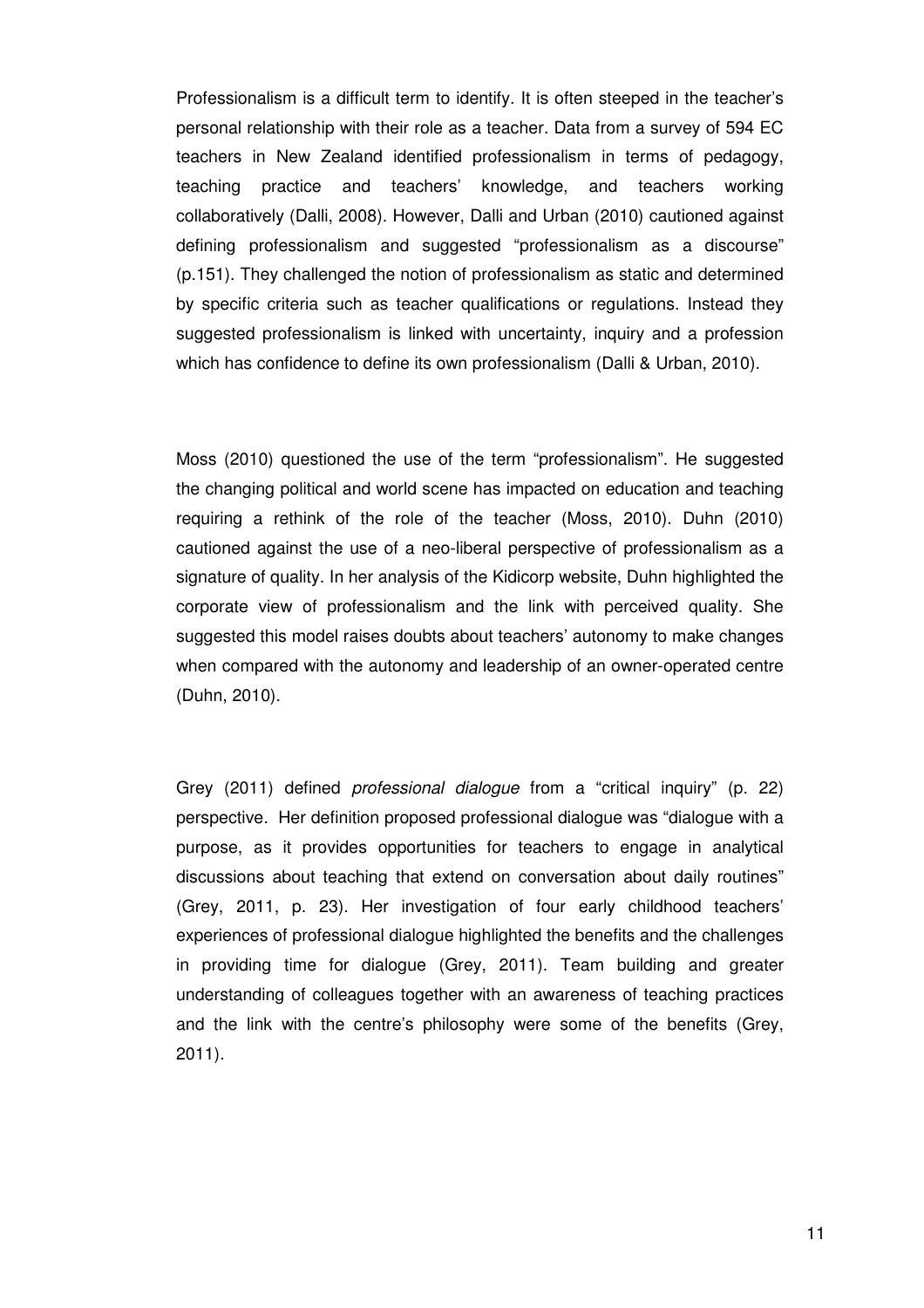Professionalism is a difficult term to identify. It is often steeped in the teacher's personal relationship with their role as a teacher. Data from a survey of 594 EC teachers in New Zealand identified professionalism in terms of pedagogy, teaching practice and teachers' knowledge, and teachers working collaboratively (Dalli, 2008). However, Dalli and Urban (2010) cautioned against defining professionalism and suggested "professionalism as a discourse" (p.151). They challenged the notion of professionalism as static and determined by specific criteria such as teacher qualifications or regulations. Instead they suggested professionalism is linked with uncertainty, inquiry and a profession which has confidence to define its own professionalism (Dalli & Urban, 2010).

Moss (2010) questioned the use of the term "professionalism". He suggested the changing political and world scene has impacted on education and teaching requiring a rethink of the role of the teacher (Moss, 2010). Duhn (2010) cautioned against the use of a neo-liberal perspective of professionalism as a signature of quality. In her analysis of the Kidicorp website, Duhn highlighted the corporate view of professionalism and the link with perceived quality. She suggested this model raises doubts about teachers' autonomy to make changes when compared with the autonomy and leadership of an owner-operated centre (Duhn, 2010).

Grey (2011) defined *professional dialogue* from a "critical inquiry" (p. 22) perspective. Her definition proposed professional dialogue was "dialogue with a purpose, as it provides opportunities for teachers to engage in analytical discussions about teaching that extend on conversation about daily routines" (Grey, 2011, p. 23). Her investigation of four early childhood teachers' experiences of professional dialogue highlighted the benefits and the challenges in providing time for dialogue (Grey, 2011). Team building and greater understanding of colleagues together with an awareness of teaching practices and the link with the centre's philosophy were some of the benefits (Grey, 2011).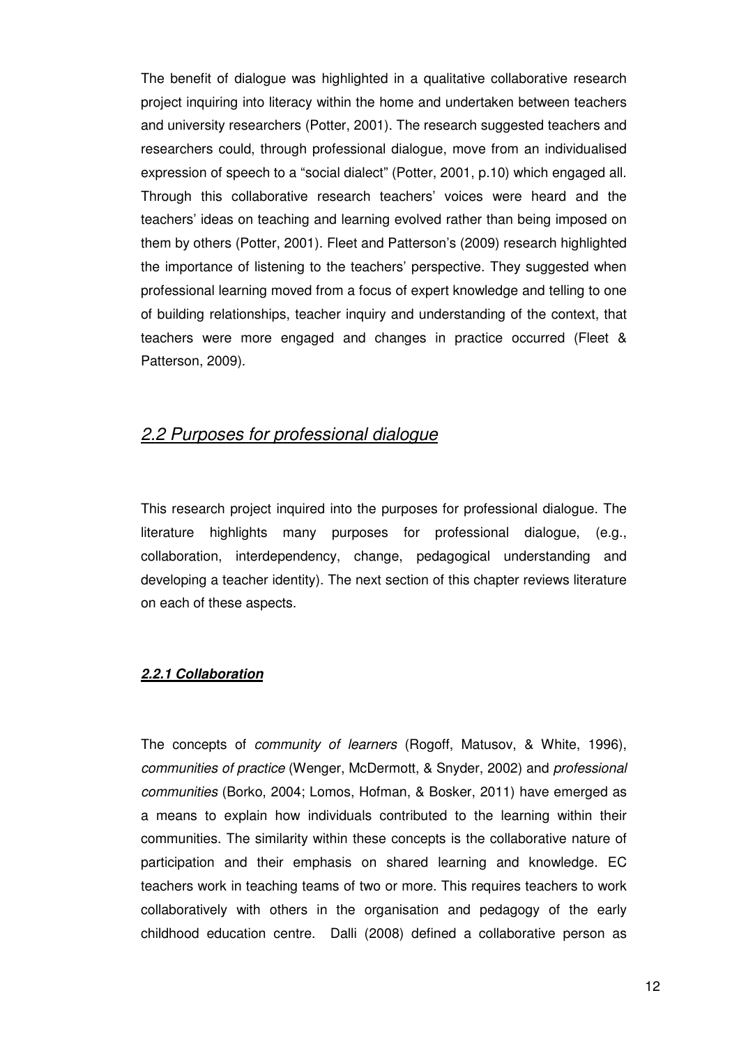The benefit of dialogue was highlighted in a qualitative collaborative research project inquiring into literacy within the home and undertaken between teachers and university researchers (Potter, 2001). The research suggested teachers and researchers could, through professional dialogue, move from an individualised expression of speech to a "social dialect" (Potter, 2001, p.10) which engaged all. Through this collaborative research teachers' voices were heard and the teachers' ideas on teaching and learning evolved rather than being imposed on them by others (Potter, 2001). Fleet and Patterson's (2009) research highlighted the importance of listening to the teachers' perspective. They suggested when professional learning moved from a focus of expert knowledge and telling to one of building relationships, teacher inquiry and understanding of the context, that teachers were more engaged and changes in practice occurred (Fleet & Patterson, 2009).

## *2.2 Purposes for professional dialogue*

This research project inquired into the purposes for professional dialogue. The literature highlights many purposes for professional dialogue, (e.g., collaboration, interdependency, change, pedagogical understanding and developing a teacher identity). The next section of this chapter reviews literature on each of these aspects.

### ***2.2.1 Collaboration***

The concepts of *community of learners* (Rogoff, Matusov, & White, 1996), *communities of practice* (Wenger, McDermott, & Snyder, 2002) and *professional communities* (Borko, 2004; Lomos, Hofman, & Bosker, 2011) have emerged as a means to explain how individuals contributed to the learning within their communities. The similarity within these concepts is the collaborative nature of participation and their emphasis on shared learning and knowledge. EC teachers work in teaching teams of two or more. This requires teachers to work collaboratively with others in the organisation and pedagogy of the early childhood education centre. Dalli (2008) defined a collaborative person as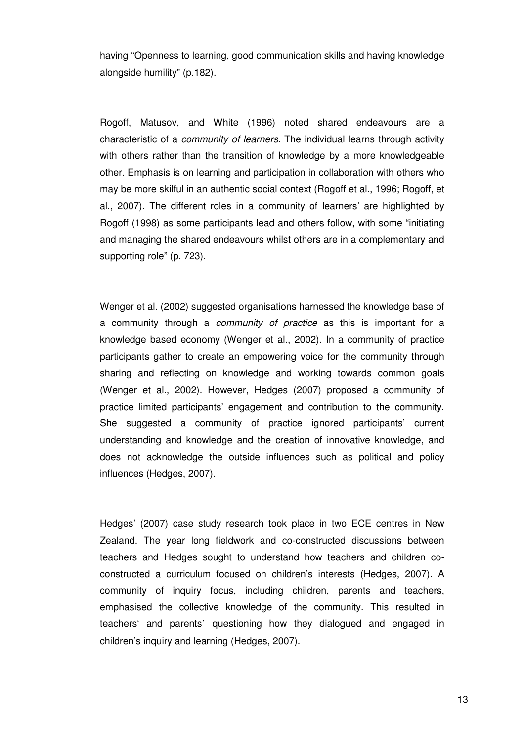having "Openness to learning, good communication skills and having knowledge alongside humility" (p.182).

Rogoff, Matusov, and White (1996) noted shared endeavours are a characteristic of a *community of learners*. The individual learns through activity with others rather than the transition of knowledge by a more knowledgeable other. Emphasis is on learning and participation in collaboration with others who may be more skilful in an authentic social context (Rogoff et al., 1996; Rogoff, et al., 2007). The different roles in a community of learners' are highlighted by Rogoff (1998) as some participants lead and others follow, with some "initiating and managing the shared endeavours whilst others are in a complementary and supporting role" (p. 723).

Wenger et al. (2002) suggested organisations harnessed the knowledge base of a community through a *community of practice* as this is important for a knowledge based economy (Wenger et al., 2002). In a community of practice participants gather to create an empowering voice for the community through sharing and reflecting on knowledge and working towards common goals (Wenger et al., 2002). However, Hedges (2007) proposed a community of practice limited participants' engagement and contribution to the community. She suggested a community of practice ignored participants' current understanding and knowledge and the creation of innovative knowledge, and does not acknowledge the outside influences such as political and policy influences (Hedges, 2007).

Hedges' (2007) case study research took place in two ECE centres in New Zealand. The year long fieldwork and co-constructed discussions between teachers and Hedges sought to understand how teachers and children co-constructed a curriculum focused on children's interests (Hedges, 2007). A community of inquiry focus, including children, parents and teachers, emphasised the collective knowledge of the community. This resulted in teachers' and parents' questioning how they dialogued and engaged in children's inquiry and learning (Hedges, 2007).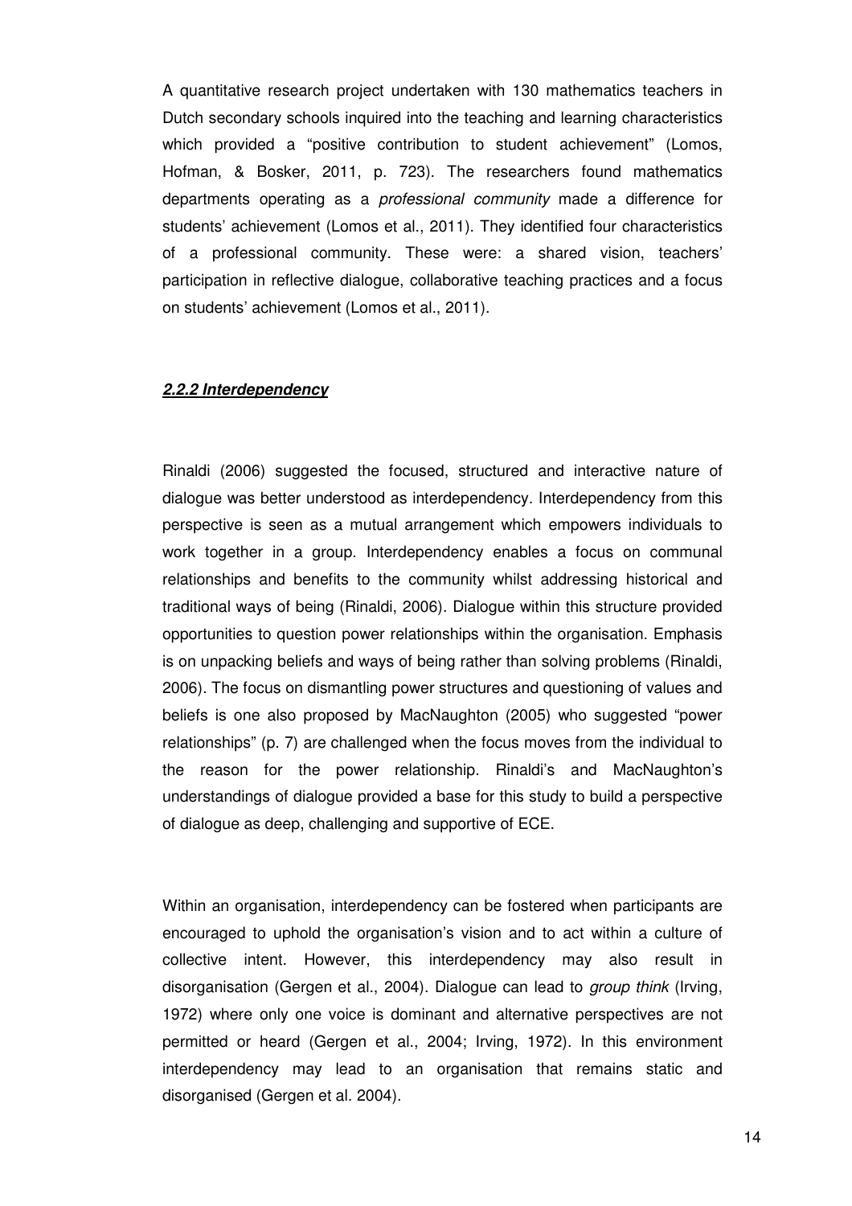A quantitative research project undertaken with 130 mathematics teachers in Dutch secondary schools inquired into the teaching and learning characteristics which provided a "positive contribution to student achievement" (Lomos, Hofman, & Bosker, 2011, p. 723). The researchers found mathematics departments operating as a *professional community* made a difference for students' achievement (Lomos et al., 2011). They identified four characteristics of a professional community. These were: a shared vision, teachers' participation in reflective dialogue, collaborative teaching practices and a focus on students' achievement (Lomos et al., 2011).

### ***2.2.2 Interdependency***

Rinaldi (2006) suggested the focused, structured and interactive nature of dialogue was better understood as interdependency. Interdependency from this perspective is seen as a mutual arrangement which empowers individuals to work together in a group. Interdependency enables a focus on communal relationships and benefits to the community whilst addressing historical and traditional ways of being (Rinaldi, 2006). Dialogue within this structure provided opportunities to question power relationships within the organisation. Emphasis is on unpacking beliefs and ways of being rather than solving problems (Rinaldi, 2006). The focus on dismantling power structures and questioning of values and beliefs is one also proposed by MacNaughton (2005) who suggested "power relationships" (p. 7) are challenged when the focus moves from the individual to the reason for the power relationship. Rinaldi's and MacNaughton's understandings of dialogue provided a base for this study to build a perspective of dialogue as deep, challenging and supportive of ECE.

Within an organisation, interdependency can be fostered when participants are encouraged to uphold the organisation's vision and to act within a culture of collective intent. However, this interdependency may also result in disorganisation (Gergen et al., 2004). Dialogue can lead to *group think* (Irving, 1972) where only one voice is dominant and alternative perspectives are not permitted or heard (Gergen et al., 2004; Irving, 1972). In this environment interdependency may lead to an organisation that remains static and disorganised (Gergen et al. 2004).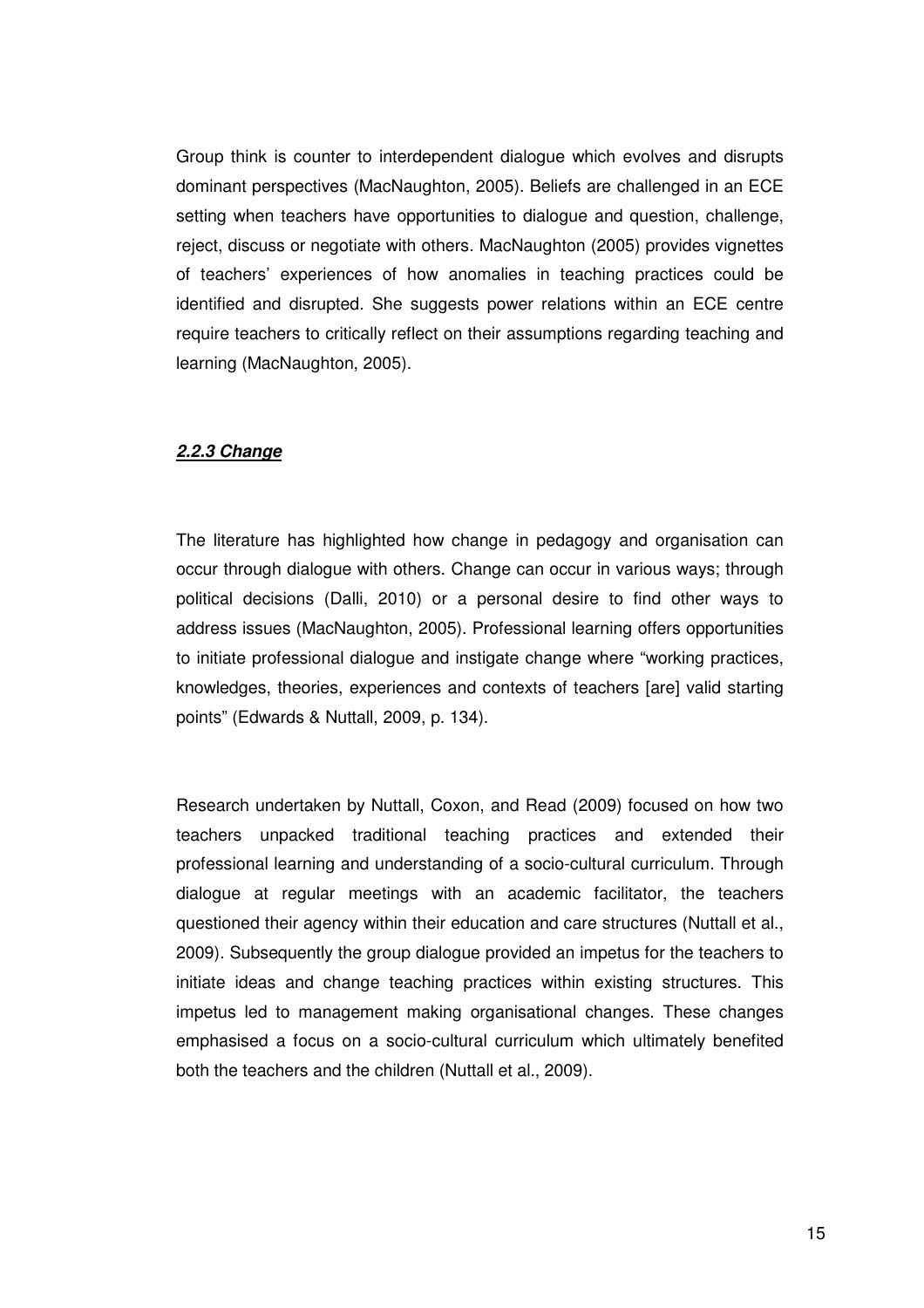Group think is counter to interdependent dialogue which evolves and disrupts dominant perspectives (MacNaughton, 2005). Beliefs are challenged in an ECE setting when teachers have opportunities to dialogue and question, challenge, reject, discuss or negotiate with others. MacNaughton (2005) provides vignettes of teachers' experiences of how anomalies in teaching practices could be identified and disrupted. She suggests power relations within an ECE centre require teachers to critically reflect on their assumptions regarding teaching and learning (MacNaughton, 2005).

### ***2.2.3 Change***

The literature has highlighted how change in pedagogy and organisation can occur through dialogue with others. Change can occur in various ways; through political decisions (Dalli, 2010) or a personal desire to find other ways to address issues (MacNaughton, 2005). Professional learning offers opportunities to initiate professional dialogue and instigate change where "working practices, knowledges, theories, experiences and contexts of teachers [are] valid starting points" (Edwards & Nuttall, 2009, p. 134).

Research undertaken by Nuttall, Coxon, and Read (2009) focused on how two teachers unpacked traditional teaching practices and extended their professional learning and understanding of a socio-cultural curriculum. Through dialogue at regular meetings with an academic facilitator, the teachers questioned their agency within their education and care structures (Nuttall et al., 2009). Subsequently the group dialogue provided an impetus for the teachers to initiate ideas and change teaching practices within existing structures. This impetus led to management making organisational changes. These changes emphasised a focus on a socio-cultural curriculum which ultimately benefited both the teachers and the children (Nuttall et al., 2009).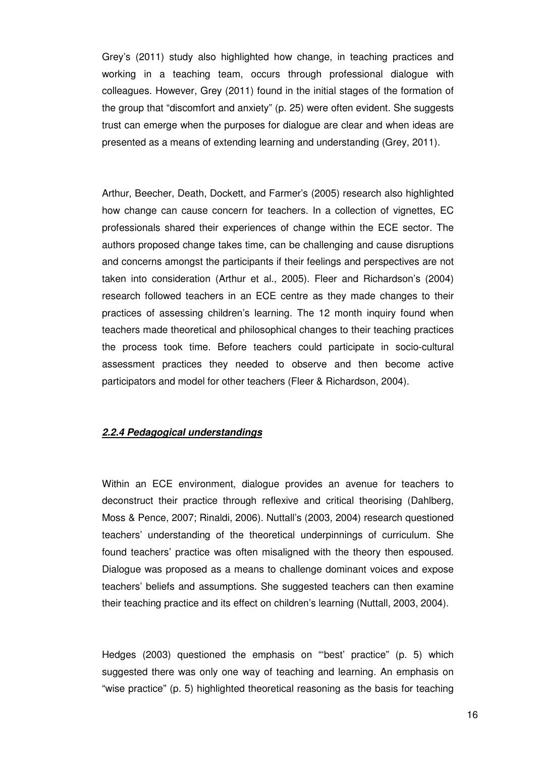Grey's (2011) study also highlighted how change, in teaching practices and working in a teaching team, occurs through professional dialogue with colleagues. However, Grey (2011) found in the initial stages of the formation of the group that "discomfort and anxiety" (p. 25) were often evident. She suggests trust can emerge when the purposes for dialogue are clear and when ideas are presented as a means of extending learning and understanding (Grey, 2011).

Arthur, Beecher, Death, Dockett, and Farmer's (2005) research also highlighted how change can cause concern for teachers. In a collection of vignettes, EC professionals shared their experiences of change within the ECE sector. The authors proposed change takes time, can be challenging and cause disruptions and concerns amongst the participants if their feelings and perspectives are not taken into consideration (Arthur et al., 2005). Fleer and Richardson's (2004) research followed teachers in an ECE centre as they made changes to their practices of assessing children's learning. The 12 month inquiry found when teachers made theoretical and philosophical changes to their teaching practices the process took time. Before teachers could participate in socio-cultural assessment practices they needed to observe and then become active participators and model for other teachers (Fleer & Richardson, 2004).

### ***2.2.4 Pedagogical understandings***

Within an ECE environment, dialogue provides an avenue for teachers to deconstruct their practice through reflexive and critical theorising (Dahlberg, Moss & Pence, 2007; Rinaldi, 2006). Nuttall's (2003, 2004) research questioned teachers' understanding of the theoretical underpinnings of curriculum. She found teachers' practice was often misaligned with the theory then espoused. Dialogue was proposed as a means to challenge dominant voices and expose teachers' beliefs and assumptions. She suggested teachers can then examine their teaching practice and its effect on children's learning (Nuttall, 2003, 2004).

Hedges (2003) questioned the emphasis on "'best' practice" (p. 5) which suggested there was only one way of teaching and learning. An emphasis on "wise practice" (p. 5) highlighted theoretical reasoning as the basis for teaching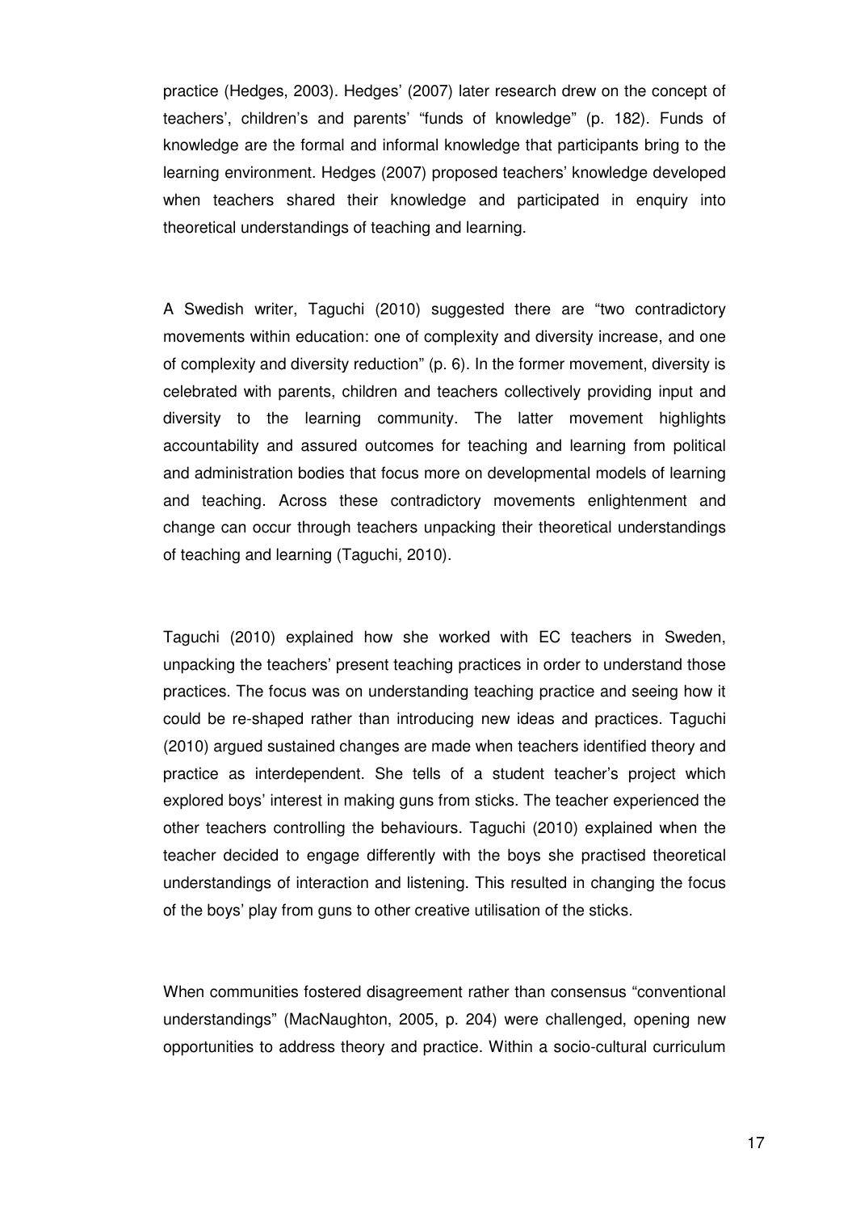practice (Hedges, 2003). Hedges' (2007) later research drew on the concept of teachers', children's and parents' "funds of knowledge" (p. 182). Funds of knowledge are the formal and informal knowledge that participants bring to the learning environment. Hedges (2007) proposed teachers' knowledge developed when teachers shared their knowledge and participated in enquiry into theoretical understandings of teaching and learning.

A Swedish writer, Taguchi (2010) suggested there are "two contradictory movements within education: one of complexity and diversity increase, and one of complexity and diversity reduction" (p. 6). In the former movement, diversity is celebrated with parents, children and teachers collectively providing input and diversity to the learning community. The latter movement highlights accountability and assured outcomes for teaching and learning from political and administration bodies that focus more on developmental models of learning and teaching. Across these contradictory movements enlightenment and change can occur through teachers unpacking their theoretical understandings of teaching and learning (Taguchi, 2010).

Taguchi (2010) explained how she worked with EC teachers in Sweden, unpacking the teachers' present teaching practices in order to understand those practices. The focus was on understanding teaching practice and seeing how it could be re-shaped rather than introducing new ideas and practices. Taguchi (2010) argued sustained changes are made when teachers identified theory and practice as interdependent. She tells of a student teacher's project which explored boys' interest in making guns from sticks. The teacher experienced the other teachers controlling the behaviours. Taguchi (2010) explained when the teacher decided to engage differently with the boys she practised theoretical understandings of interaction and listening. This resulted in changing the focus of the boys' play from guns to other creative utilisation of the sticks.

When communities fostered disagreement rather than consensus "conventional understandings" (MacNaughton, 2005, p. 204) were challenged, opening new opportunities to address theory and practice. Within a socio-cultural curriculum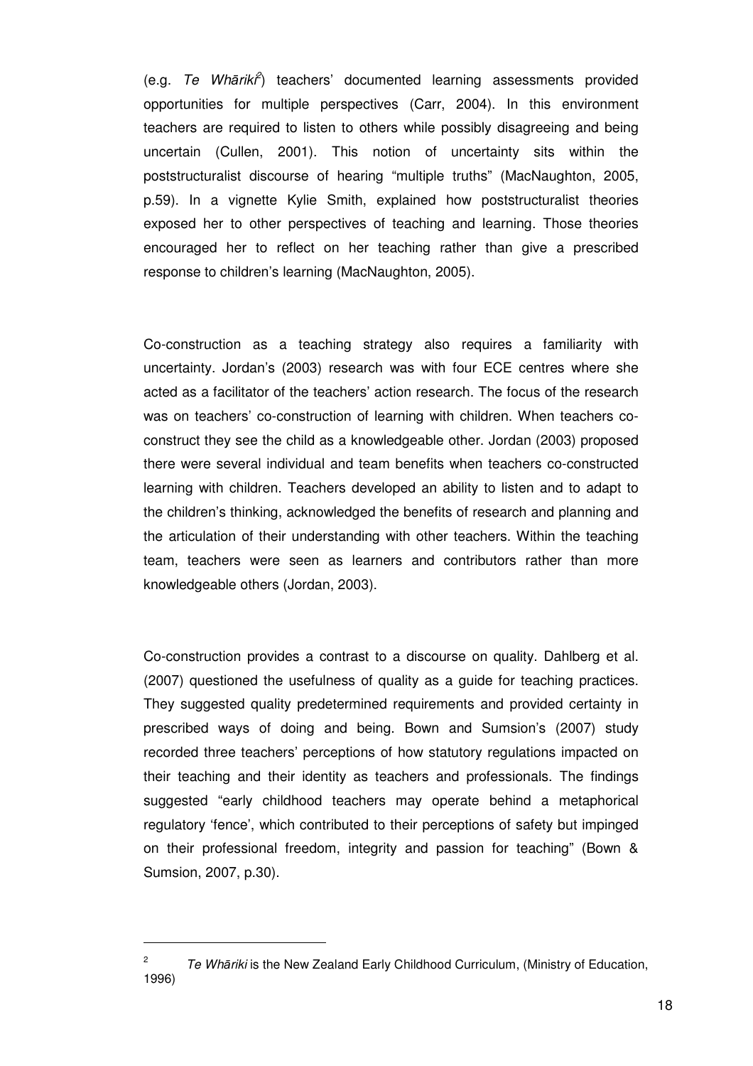(e.g. *Te Whāriki*[2]) teachers' documented learning assessments provided opportunities for multiple perspectives (Carr, 2004). In this environment teachers are required to listen to others while possibly disagreeing and being uncertain (Cullen, 2001). This notion of uncertainty sits within the poststructuralist discourse of hearing "multiple truths" (MacNaughton, 2005, p.59). In a vignette Kylie Smith, explained how poststructuralist theories exposed her to other perspectives of teaching and learning. Those theories encouraged her to reflect on her teaching rather than give a prescribed response to children's learning (MacNaughton, 2005).

Co-construction as a teaching strategy also requires a familiarity with uncertainty. Jordan's (2003) research was with four ECE centres where she acted as a facilitator of the teachers' action research. The focus of the research was on teachers' co-construction of learning with children. When teachers co-construct they see the child as a knowledgeable other. Jordan (2003) proposed there were several individual and team benefits when teachers co-constructed learning with children. Teachers developed an ability to listen and to adapt to the children's thinking, acknowledged the benefits of research and planning and the articulation of their understanding with other teachers. Within the teaching team, teachers were seen as learners and contributors rather than more knowledgeable others (Jordan, 2003).

Co-construction provides a contrast to a discourse on quality. Dahlberg et al. (2007) questioned the usefulness of quality as a guide for teaching practices. They suggested quality predetermined requirements and provided certainty in prescribed ways of doing and being. Bown and Sumsion's (2007) study recorded three teachers' perceptions of how statutory regulations impacted on their teaching and their identity as teachers and professionals. The findings suggested "early childhood teachers may operate behind a metaphorical regulatory 'fence', which contributed to their perceptions of safety but impinged on their professional freedom, integrity and passion for teaching" (Bown & Sumsion, 2007, p.30).

---

[2] *Te Whāriki* is the New Zealand Early Childhood Curriculum, (Ministry of Education, 1996)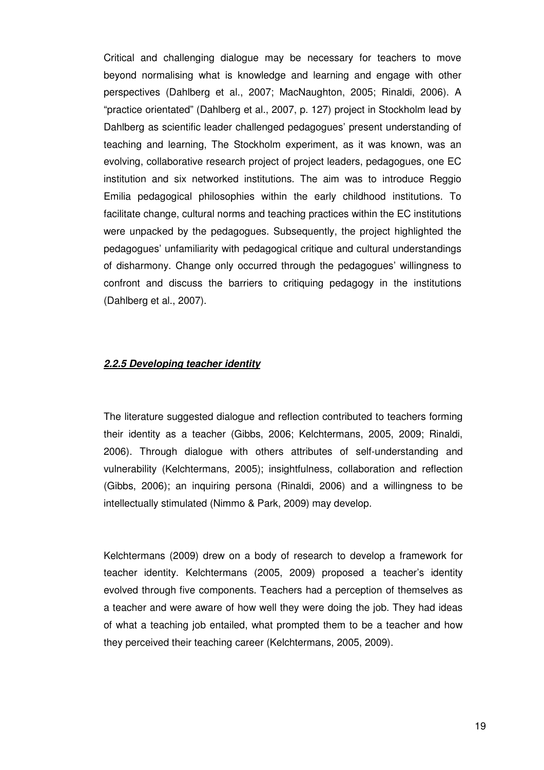Critical and challenging dialogue may be necessary for teachers to move beyond normalising what is knowledge and learning and engage with other perspectives (Dahlberg et al., 2007; MacNaughton, 2005; Rinaldi, 2006). A "practice orientated" (Dahlberg et al., 2007, p. 127) project in Stockholm lead by Dahlberg as scientific leader challenged pedagogues' present understanding of teaching and learning, The Stockholm experiment, as it was known, was an evolving, collaborative research project of project leaders, pedagogues, one EC institution and six networked institutions. The aim was to introduce Reggio Emilia pedagogical philosophies within the early childhood institutions. To facilitate change, cultural norms and teaching practices within the EC institutions were unpacked by the pedagogues. Subsequently, the project highlighted the pedagogues' unfamiliarity with pedagogical critique and cultural understandings of disharmony. Change only occurred through the pedagogues' willingness to confront and discuss the barriers to critiquing pedagogy in the institutions (Dahlberg et al., 2007).

### ***2.2.5 Developing teacher identity***

The literature suggested dialogue and reflection contributed to teachers forming their identity as a teacher (Gibbs, 2006; Kelchtermans, 2005, 2009; Rinaldi, 2006). Through dialogue with others attributes of self-understanding and vulnerability (Kelchtermans, 2005); insightfulness, collaboration and reflection (Gibbs, 2006); an inquiring persona (Rinaldi, 2006) and a willingness to be intellectually stimulated (Nimmo & Park, 2009) may develop.

Kelchtermans (2009) drew on a body of research to develop a framework for teacher identity. Kelchtermans (2005, 2009) proposed a teacher's identity evolved through five components. Teachers had a perception of themselves as a teacher and were aware of how well they were doing the job. They had ideas of what a teaching job entailed, what prompted them to be a teacher and how they perceived their teaching career (Kelchtermans, 2005, 2009).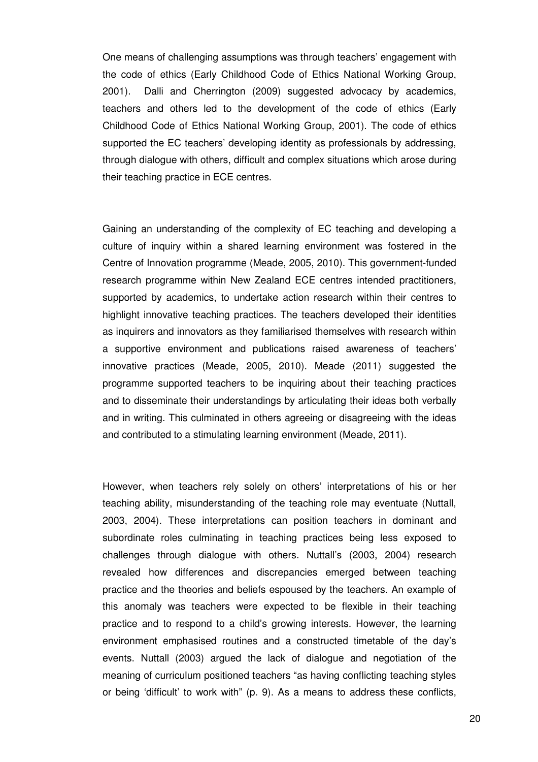One means of challenging assumptions was through teachers' engagement with the code of ethics (Early Childhood Code of Ethics National Working Group, 2001). Dalli and Cherrington (2009) suggested advocacy by academics, teachers and others led to the development of the code of ethics (Early Childhood Code of Ethics National Working Group, 2001). The code of ethics supported the EC teachers' developing identity as professionals by addressing, through dialogue with others, difficult and complex situations which arose during their teaching practice in ECE centres.

Gaining an understanding of the complexity of EC teaching and developing a culture of inquiry within a shared learning environment was fostered in the Centre of Innovation programme (Meade, 2005, 2010). This government-funded research programme within New Zealand ECE centres intended practitioners, supported by academics, to undertake action research within their centres to highlight innovative teaching practices. The teachers developed their identities as inquirers and innovators as they familiarised themselves with research within a supportive environment and publications raised awareness of teachers' innovative practices (Meade, 2005, 2010). Meade (2011) suggested the programme supported teachers to be inquiring about their teaching practices and to disseminate their understandings by articulating their ideas both verbally and in writing. This culminated in others agreeing or disagreeing with the ideas and contributed to a stimulating learning environment (Meade, 2011).

However, when teachers rely solely on others' interpretations of his or her teaching ability, misunderstanding of the teaching role may eventuate (Nuttall, 2003, 2004). These interpretations can position teachers in dominant and subordinate roles culminating in teaching practices being less exposed to challenges through dialogue with others. Nuttall's (2003, 2004) research revealed how differences and discrepancies emerged between teaching practice and the theories and beliefs espoused by the teachers. An example of this anomaly was teachers were expected to be flexible in their teaching practice and to respond to a child's growing interests. However, the learning environment emphasised routines and a constructed timetable of the day's events. Nuttall (2003) argued the lack of dialogue and negotiation of the meaning of curriculum positioned teachers "as having conflicting teaching styles or being 'difficult' to work with" (p. 9). As a means to address these conflicts,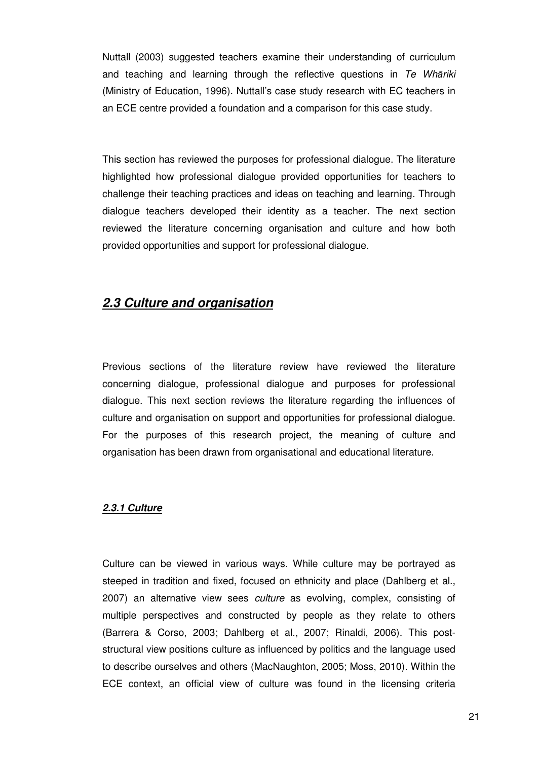Nuttall (2003) suggested teachers examine their understanding of curriculum and teaching and learning through the reflective questions in *Te Whāriki* (Ministry of Education, 1996). Nuttall's case study research with EC teachers in an ECE centre provided a foundation and a comparison for this case study.

This section has reviewed the purposes for professional dialogue. The literature highlighted how professional dialogue provided opportunities for teachers to challenge their teaching practices and ideas on teaching and learning. Through dialogue teachers developed their identity as a teacher. The next section reviewed the literature concerning organisation and culture and how both provided opportunities and support for professional dialogue.

## 2.3 Culture and organisation

Previous sections of the literature review have reviewed the literature concerning dialogue, professional dialogue and purposes for professional dialogue. This next section reviews the literature regarding the influences of culture and organisation on support and opportunities for professional dialogue. For the purposes of this research project, the meaning of culture and organisation has been drawn from organisational and educational literature.

### 2.3.1 Culture

Culture can be viewed in various ways. While culture may be portrayed as steeped in tradition and fixed, focused on ethnicity and place (Dahlberg et al., 2007) an alternative view sees *culture* as evolving, complex, consisting of multiple perspectives and constructed by people as they relate to others (Barrera & Corso, 2003; Dahlberg et al., 2007; Rinaldi, 2006). This post-structural view positions culture as influenced by politics and the language used to describe ourselves and others (MacNaughton, 2005; Moss, 2010). Within the ECE context, an official view of culture was found in the licensing criteria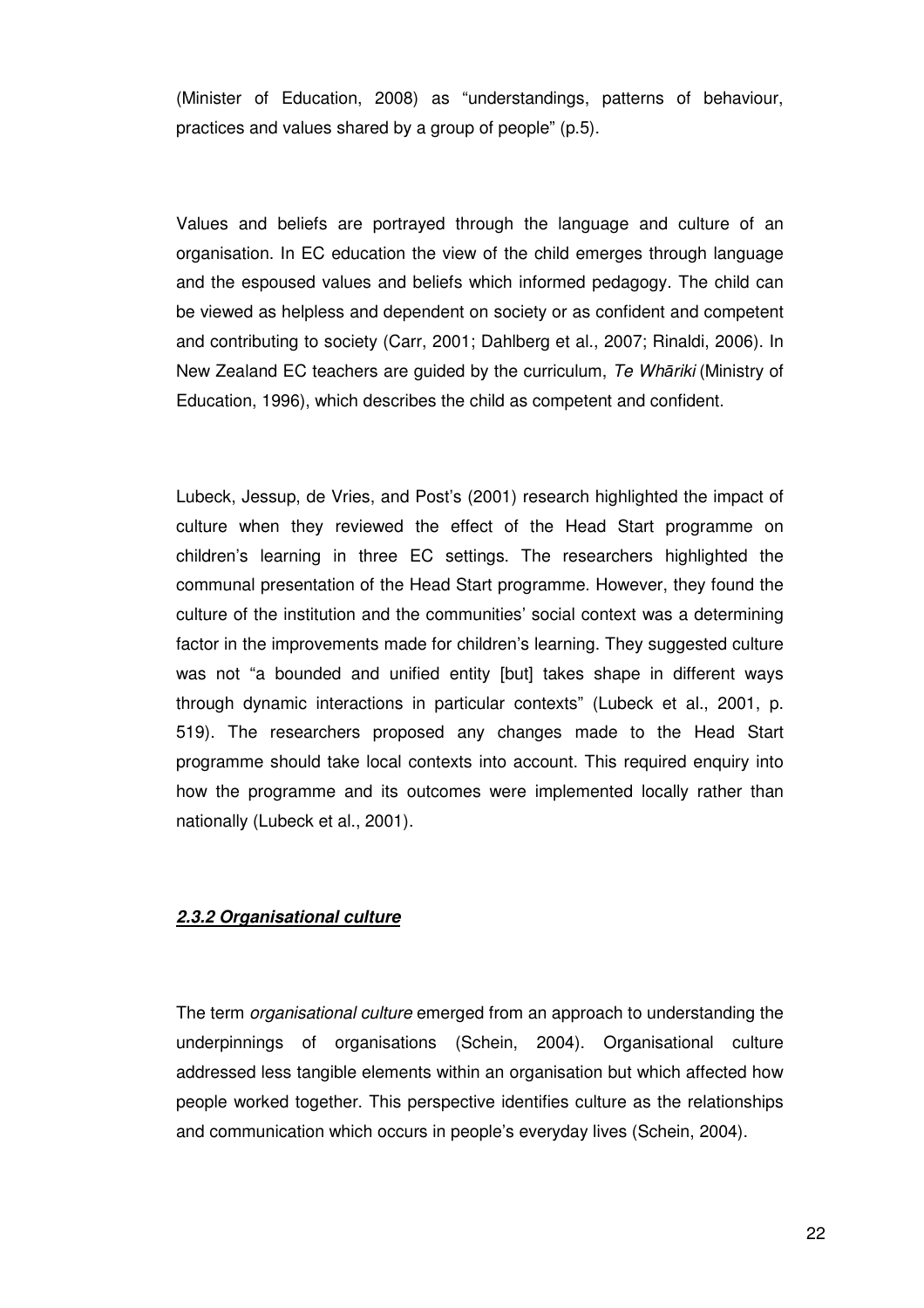(Minister of Education, 2008) as “understandings, patterns of behaviour, practices and values shared by a group of people” (p.5).

Values and beliefs are portrayed through the language and culture of an organisation. In EC education the view of the child emerges through language and the espoused values and beliefs which informed pedagogy. The child can be viewed as helpless and dependent on society or as confident and competent and contributing to society (Carr, 2001; Dahlberg et al., 2007; Rinaldi, 2006). In New Zealand EC teachers are guided by the curriculum, *Te Whāriki* (Ministry of Education, 1996), which describes the child as competent and confident.

Lubeck, Jessup, de Vries, and Post’s (2001) research highlighted the impact of culture when they reviewed the effect of the Head Start programme on children’s learning in three EC settings. The researchers highlighted the communal presentation of the Head Start programme. However, they found the culture of the institution and the communities’ social context was a determining factor in the improvements made for children’s learning. They suggested culture was not “a bounded and unified entity [but] takes shape in different ways through dynamic interactions in particular contexts” (Lubeck et al., 2001, p. 519). The researchers proposed any changes made to the Head Start programme should take local contexts into account. This required enquiry into how the programme and its outcomes were implemented locally rather than nationally (Lubeck et al., 2001).

### ***2.3.2 Organisational culture***

The term *organisational culture* emerged from an approach to understanding the underpinnings of organisations (Schein, 2004). Organisational culture addressed less tangible elements within an organisation but which affected how people worked together. This perspective identifies culture as the relationships and communication which occurs in people’s everyday lives (Schein, 2004).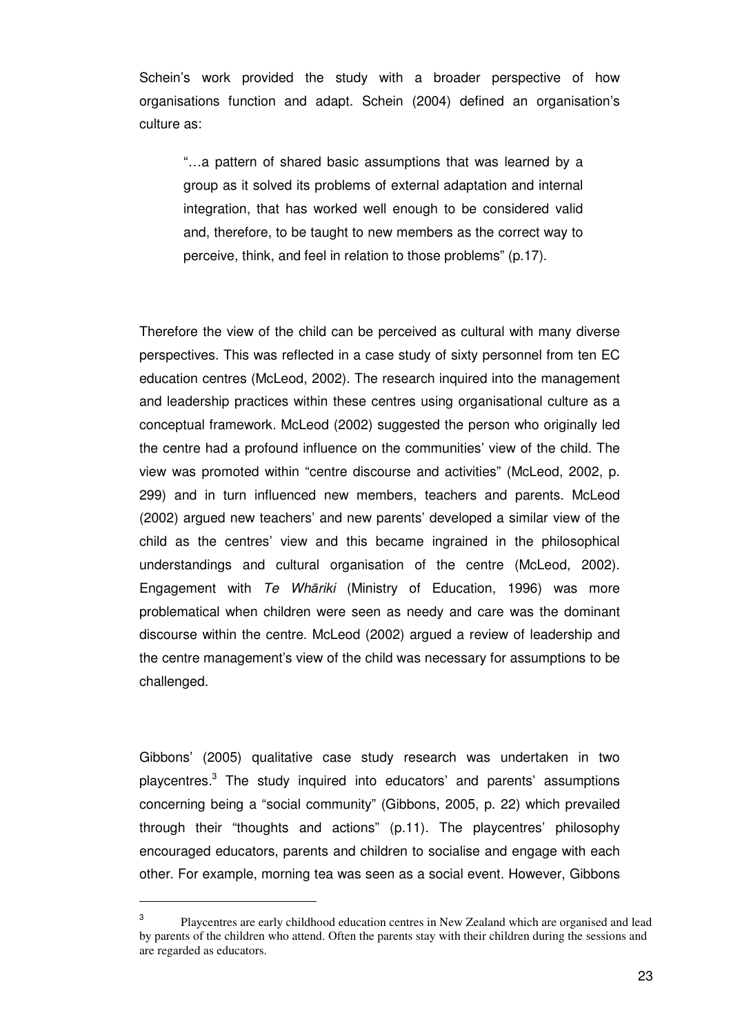Schein's work provided the study with a broader perspective of how organisations function and adapt. Schein (2004) defined an organisation's culture as:

> "…a pattern of shared basic assumptions that was learned by a group as it solved its problems of external adaptation and internal integration, that has worked well enough to be considered valid and, therefore, to be taught to new members as the correct way to perceive, think, and feel in relation to those problems" (p.17).

Therefore the view of the child can be perceived as cultural with many diverse perspectives. This was reflected in a case study of sixty personnel from ten EC education centres (McLeod, 2002). The research inquired into the management and leadership practices within these centres using organisational culture as a conceptual framework. McLeod (2002) suggested the person who originally led the centre had a profound influence on the communities' view of the child. The view was promoted within "centre discourse and activities" (McLeod, 2002, p. 299) and in turn influenced new members, teachers and parents. McLeod (2002) argued new teachers' and new parents' developed a similar view of the child as the centres' view and this became ingrained in the philosophical understandings and cultural organisation of the centre (McLeod, 2002). Engagement with *Te Whāriki* (Ministry of Education, 1996) was more problematical when children were seen as needy and care was the dominant discourse within the centre. McLeod (2002) argued a review of leadership and the centre management's view of the child was necessary for assumptions to be challenged.

Gibbons' (2005) qualitative case study research was undertaken in two playcentres.[3] The study inquired into educators' and parents' assumptions concerning being a "social community" (Gibbons, 2005, p. 22) which prevailed through their "thoughts and actions" (p.11). The playcentres' philosophy encouraged educators, parents and children to socialise and engage with each other. For example, morning tea was seen as a social event. However, Gibbons

[3] Playcentres are early childhood education centres in New Zealand which are organised and lead by parents of the children who attend. Often the parents stay with their children during the sessions and are regarded as educators.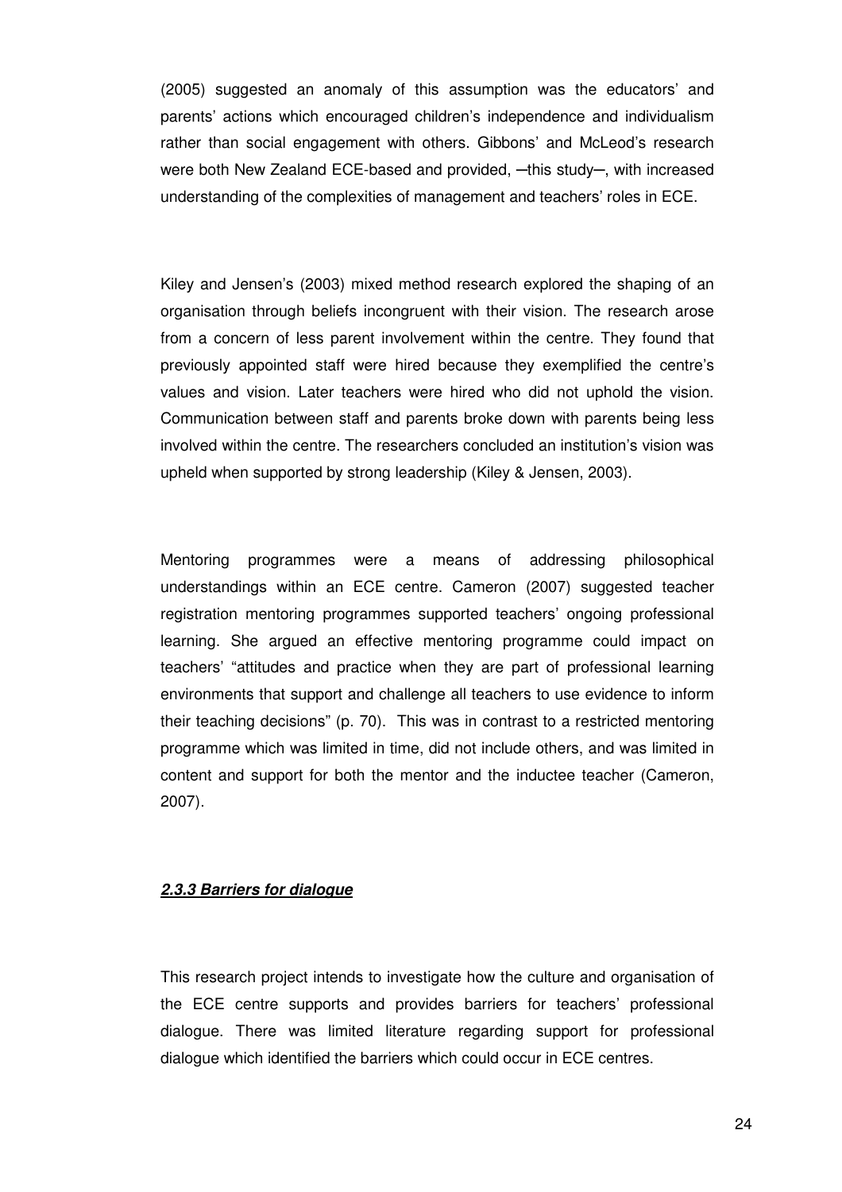(2005) suggested an anomaly of this assumption was the educators' and parents' actions which encouraged children's independence and individualism rather than social engagement with others. Gibbons' and McLeod's research were both New Zealand ECE-based and provided, ─this study─, with increased understanding of the complexities of management and teachers' roles in ECE.

Kiley and Jensen's (2003) mixed method research explored the shaping of an organisation through beliefs incongruent with their vision. The research arose from a concern of less parent involvement within the centre. They found that previously appointed staff were hired because they exemplified the centre's values and vision. Later teachers were hired who did not uphold the vision. Communication between staff and parents broke down with parents being less involved within the centre. The researchers concluded an institution's vision was upheld when supported by strong leadership (Kiley & Jensen, 2003).

Mentoring programmes were a means of addressing philosophical understandings within an ECE centre. Cameron (2007) suggested teacher registration mentoring programmes supported teachers' ongoing professional learning. She argued an effective mentoring programme could impact on teachers' "attitudes and practice when they are part of professional learning environments that support and challenge all teachers to use evidence to inform their teaching decisions" (p. 70). This was in contrast to a restricted mentoring programme which was limited in time, did not include others, and was limited in content and support for both the mentor and the inductee teacher (Cameron, 2007).

### ***2.3.3 Barriers for dialogue***

This research project intends to investigate how the culture and organisation of the ECE centre supports and provides barriers for teachers' professional dialogue. There was limited literature regarding support for professional dialogue which identified the barriers which could occur in ECE centres.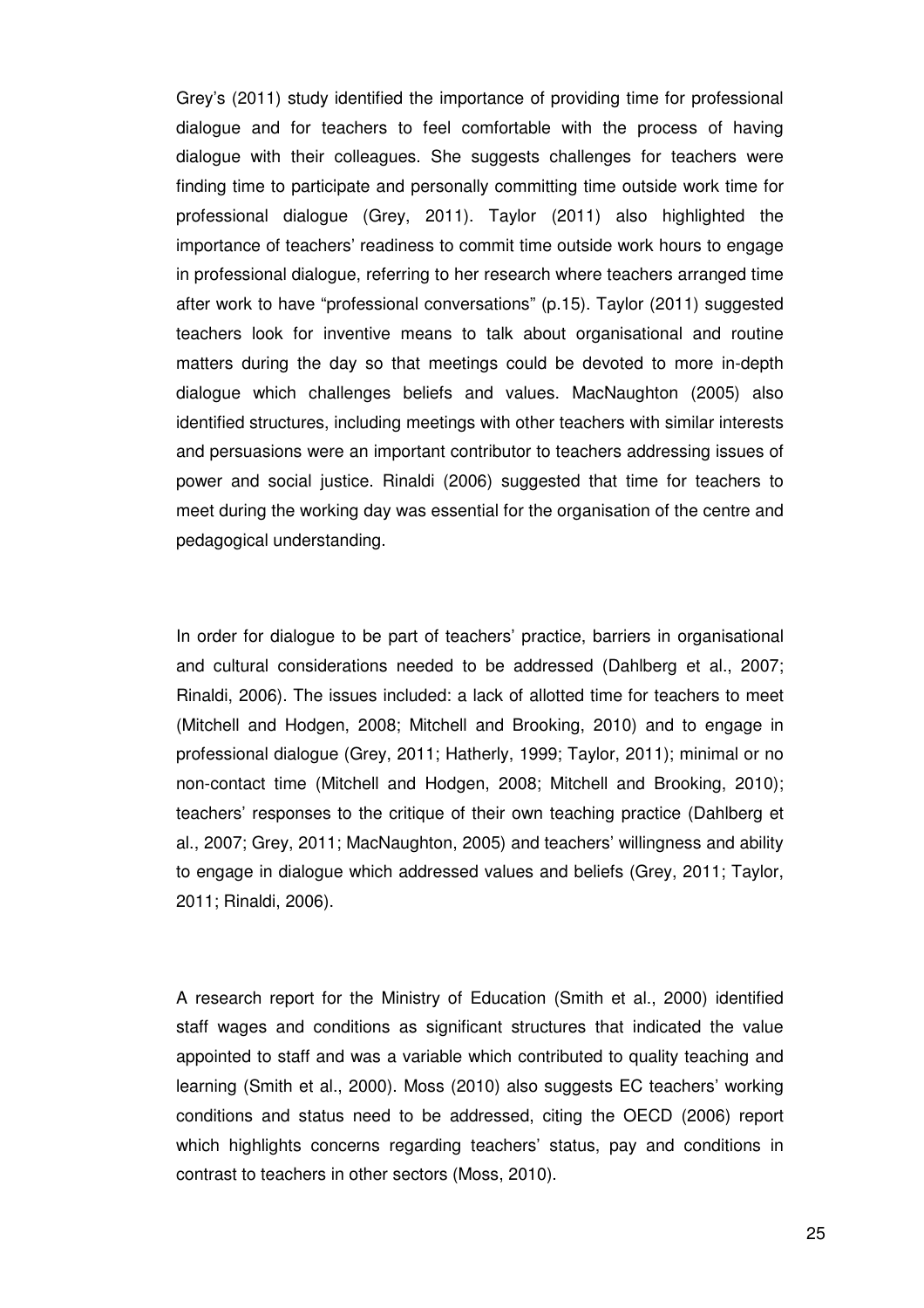Grey's (2011) study identified the importance of providing time for professional dialogue and for teachers to feel comfortable with the process of having dialogue with their colleagues. She suggests challenges for teachers were finding time to participate and personally committing time outside work time for professional dialogue (Grey, 2011). Taylor (2011) also highlighted the importance of teachers' readiness to commit time outside work hours to engage in professional dialogue, referring to her research where teachers arranged time after work to have "professional conversations" (p.15). Taylor (2011) suggested teachers look for inventive means to talk about organisational and routine matters during the day so that meetings could be devoted to more in-depth dialogue which challenges beliefs and values. MacNaughton (2005) also identified structures, including meetings with other teachers with similar interests and persuasions were an important contributor to teachers addressing issues of power and social justice. Rinaldi (2006) suggested that time for teachers to meet during the working day was essential for the organisation of the centre and pedagogical understanding.

In order for dialogue to be part of teachers' practice, barriers in organisational and cultural considerations needed to be addressed (Dahlberg et al., 2007; Rinaldi, 2006). The issues included: a lack of allotted time for teachers to meet (Mitchell and Hodgen, 2008; Mitchell and Brooking, 2010) and to engage in professional dialogue (Grey, 2011; Hatherly, 1999; Taylor, 2011); minimal or no non-contact time (Mitchell and Hodgen, 2008; Mitchell and Brooking, 2010); teachers' responses to the critique of their own teaching practice (Dahlberg et al., 2007; Grey, 2011; MacNaughton, 2005) and teachers' willingness and ability to engage in dialogue which addressed values and beliefs (Grey, 2011; Taylor, 2011; Rinaldi, 2006).

A research report for the Ministry of Education (Smith et al., 2000) identified staff wages and conditions as significant structures that indicated the value appointed to staff and was a variable which contributed to quality teaching and learning (Smith et al., 2000). Moss (2010) also suggests EC teachers' working conditions and status need to be addressed, citing the OECD (2006) report which highlights concerns regarding teachers' status, pay and conditions in contrast to teachers in other sectors (Moss, 2010).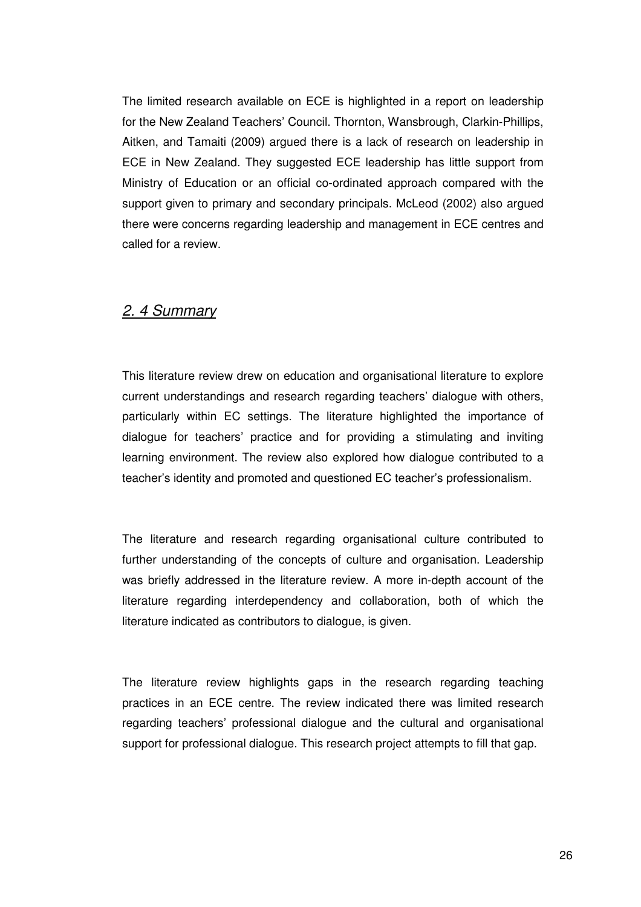The limited research available on ECE is highlighted in a report on leadership for the New Zealand Teachers' Council. Thornton, Wansbrough, Clarkin-Phillips, Aitken, and Tamaiti (2009) argued there is a lack of research on leadership in ECE in New Zealand. They suggested ECE leadership has little support from Ministry of Education or an official co-ordinated approach compared with the support given to primary and secondary principals. McLeod (2002) also argued there were concerns regarding leadership and management in ECE centres and called for a review.

## *2. 4 Summary*

This literature review drew on education and organisational literature to explore current understandings and research regarding teachers' dialogue with others, particularly within EC settings. The literature highlighted the importance of dialogue for teachers' practice and for providing a stimulating and inviting learning environment. The review also explored how dialogue contributed to a teacher's identity and promoted and questioned EC teacher's professionalism.

The literature and research regarding organisational culture contributed to further understanding of the concepts of culture and organisation. Leadership was briefly addressed in the literature review. A more in-depth account of the literature regarding interdependency and collaboration, both of which the literature indicated as contributors to dialogue, is given.

The literature review highlights gaps in the research regarding teaching practices in an ECE centre. The review indicated there was limited research regarding teachers' professional dialogue and the cultural and organisational support for professional dialogue. This research project attempts to fill that gap.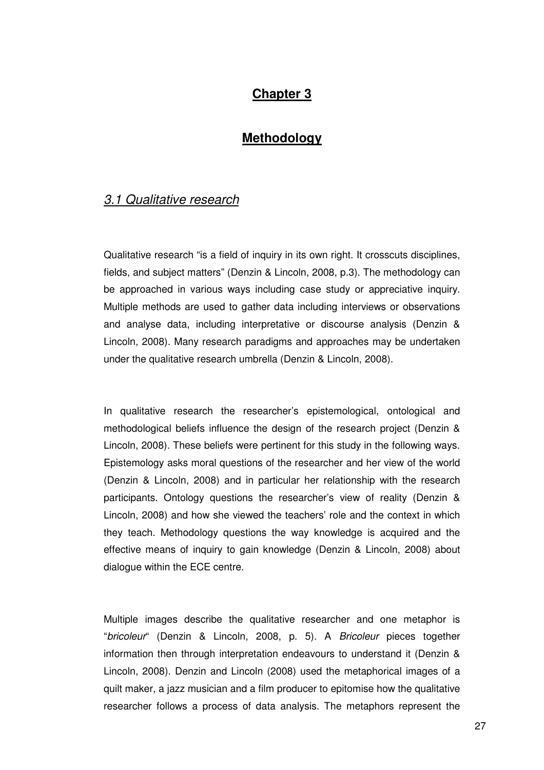# Chapter 3

# Methodology

## *3.1 Qualitative research*

Qualitative research "is a field of inquiry in its own right. It crosscuts disciplines, fields, and subject matters" (Denzin & Lincoln, 2008, p.3). The methodology can be approached in various ways including case study or appreciative inquiry. Multiple methods are used to gather data including interviews or observations and analyse data, including interpretative or discourse analysis (Denzin & Lincoln, 2008). Many research paradigms and approaches may be undertaken under the qualitative research umbrella (Denzin & Lincoln, 2008).

In qualitative research the researcher's epistemological, ontological and methodological beliefs influence the design of the research project (Denzin & Lincoln, 2008). These beliefs were pertinent for this study in the following ways. Epistemology asks moral questions of the researcher and her view of the world (Denzin & Lincoln, 2008) and in particular her relationship with the research participants. Ontology questions the researcher's view of reality (Denzin & Lincoln, 2008) and how she viewed the teachers' role and the context in which they teach. Methodology questions the way knowledge is acquired and the effective means of inquiry to gain knowledge (Denzin & Lincoln, 2008) about dialogue within the ECE centre.

Multiple images describe the qualitative researcher and one metaphor is "*bricoleur*" (Denzin & Lincoln, 2008, p. 5). A *Bricoleur* pieces together information then through interpretation endeavours to understand it (Denzin & Lincoln, 2008). Denzin and Lincoln (2008) used the metaphorical images of a quilt maker, a jazz musician and a film producer to epitomise how the qualitative researcher follows a process of data analysis. The metaphors represent the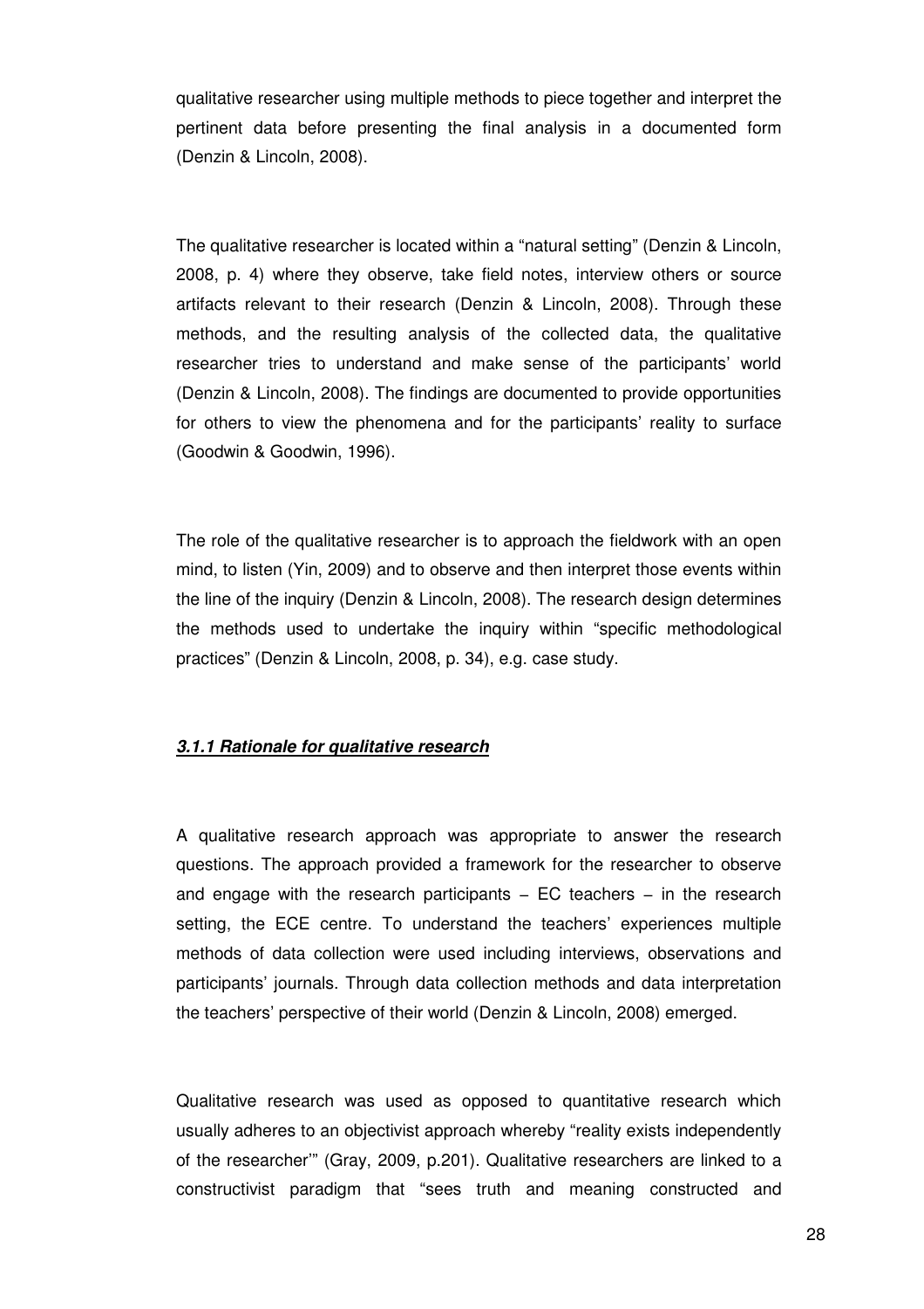qualitative researcher using multiple methods to piece together and interpret the pertinent data before presenting the final analysis in a documented form (Denzin & Lincoln, 2008).

The qualitative researcher is located within a "natural setting" (Denzin & Lincoln, 2008, p. 4) where they observe, take field notes, interview others or source artifacts relevant to their research (Denzin & Lincoln, 2008). Through these methods, and the resulting analysis of the collected data, the qualitative researcher tries to understand and make sense of the participants' world (Denzin & Lincoln, 2008). The findings are documented to provide opportunities for others to view the phenomena and for the participants' reality to surface (Goodwin & Goodwin, 1996).

The role of the qualitative researcher is to approach the fieldwork with an open mind, to listen (Yin, 2009) and to observe and then interpret those events within the line of the inquiry (Denzin & Lincoln, 2008). The research design determines the methods used to undertake the inquiry within "specific methodological practices" (Denzin & Lincoln, 2008, p. 34), e.g. case study.

### ***3.1.1 Rationale for qualitative research***

A qualitative research approach was appropriate to answer the research questions. The approach provided a framework for the researcher to observe and engage with the research participants – EC teachers – in the research setting, the ECE centre. To understand the teachers' experiences multiple methods of data collection were used including interviews, observations and participants' journals. Through data collection methods and data interpretation the teachers' perspective of their world (Denzin & Lincoln, 2008) emerged.

Qualitative research was used as opposed to quantitative research which usually adheres to an objectivist approach whereby "reality exists independently of the researcher'" (Gray, 2009, p.201). Qualitative researchers are linked to a constructivist paradigm that "sees truth and meaning constructed and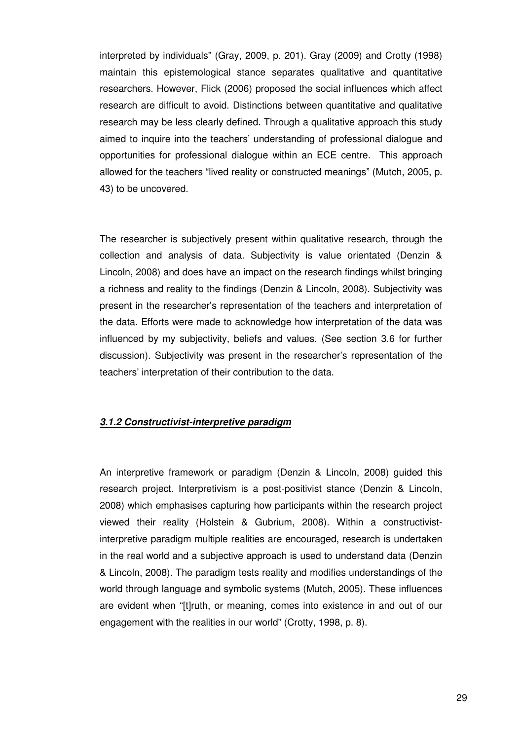interpreted by individuals" (Gray, 2009, p. 201). Gray (2009) and Crotty (1998) maintain this epistemological stance separates qualitative and quantitative researchers. However, Flick (2006) proposed the social influences which affect research are difficult to avoid. Distinctions between quantitative and qualitative research may be less clearly defined. Through a qualitative approach this study aimed to inquire into the teachers' understanding of professional dialogue and opportunities for professional dialogue within an ECE centre. This approach allowed for the teachers "lived reality or constructed meanings" (Mutch, 2005, p. 43) to be uncovered.

The researcher is subjectively present within qualitative research, through the collection and analysis of data. Subjectivity is value orientated (Denzin & Lincoln, 2008) and does have an impact on the research findings whilst bringing a richness and reality to the findings (Denzin & Lincoln, 2008). Subjectivity was present in the researcher's representation of the teachers and interpretation of the data. Efforts were made to acknowledge how interpretation of the data was influenced by my subjectivity, beliefs and values. (See section 3.6 for further discussion). Subjectivity was present in the researcher's representation of the teachers' interpretation of their contribution to the data.

### ***3.1.2 Constructivist-interpretive paradigm***

An interpretive framework or paradigm (Denzin & Lincoln, 2008) guided this research project. Interpretivism is a post-positivist stance (Denzin & Lincoln, 2008) which emphasises capturing how participants within the research project viewed their reality (Holstein & Gubrium, 2008). Within a constructivist-interpretive paradigm multiple realities are encouraged, research is undertaken in the real world and a subjective approach is used to understand data (Denzin & Lincoln, 2008). The paradigm tests reality and modifies understandings of the world through language and symbolic systems (Mutch, 2005). These influences are evident when "[t]ruth, or meaning, comes into existence in and out of our engagement with the realities in our world" (Crotty, 1998, p. 8).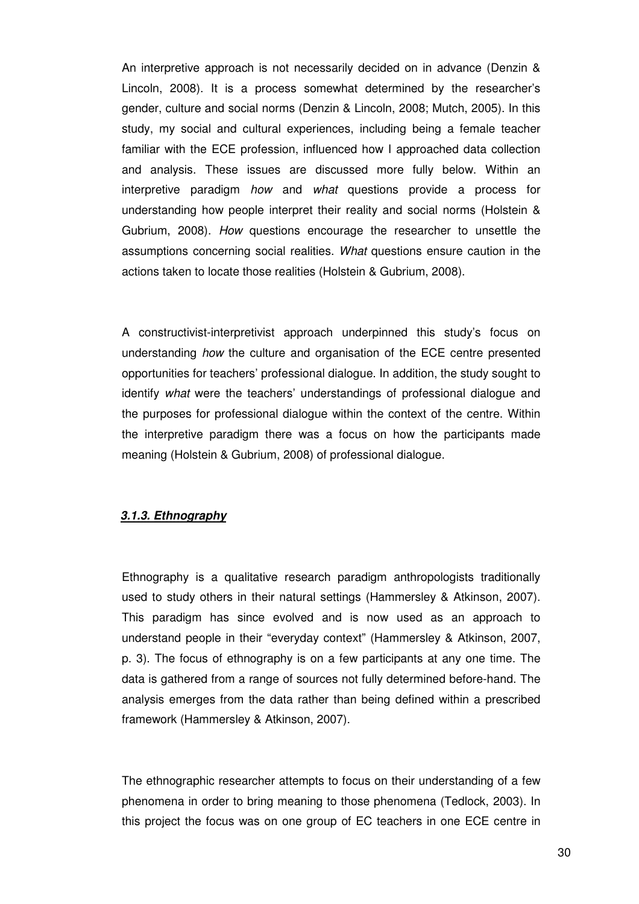An interpretive approach is not necessarily decided on in advance (Denzin & Lincoln, 2008). It is a process somewhat determined by the researcher's gender, culture and social norms (Denzin & Lincoln, 2008; Mutch, 2005). In this study, my social and cultural experiences, including being a female teacher familiar with the ECE profession, influenced how I approached data collection and analysis. These issues are discussed more fully below. Within an interpretive paradigm *how* and *what* questions provide a process for understanding how people interpret their reality and social norms (Holstein & Gubrium, 2008). *How* questions encourage the researcher to unsettle the assumptions concerning social realities. *What* questions ensure caution in the actions taken to locate those realities (Holstein & Gubrium, 2008).

A constructivist-interpretivist approach underpinned this study's focus on understanding *how* the culture and organisation of the ECE centre presented opportunities for teachers' professional dialogue. In addition, the study sought to identify *what* were the teachers' understandings of professional dialogue and the purposes for professional dialogue within the context of the centre. Within the interpretive paradigm there was a focus on how the participants made meaning (Holstein & Gubrium, 2008) of professional dialogue.

### ***3.1.3. Ethnography***

Ethnography is a qualitative research paradigm anthropologists traditionally used to study others in their natural settings (Hammersley & Atkinson, 2007). This paradigm has since evolved and is now used as an approach to understand people in their "everyday context" (Hammersley & Atkinson, 2007, p. 3). The focus of ethnography is on a few participants at any one time. The data is gathered from a range of sources not fully determined before-hand. The analysis emerges from the data rather than being defined within a prescribed framework (Hammersley & Atkinson, 2007).

The ethnographic researcher attempts to focus on their understanding of a few phenomena in order to bring meaning to those phenomena (Tedlock, 2003). In this project the focus was on one group of EC teachers in one ECE centre in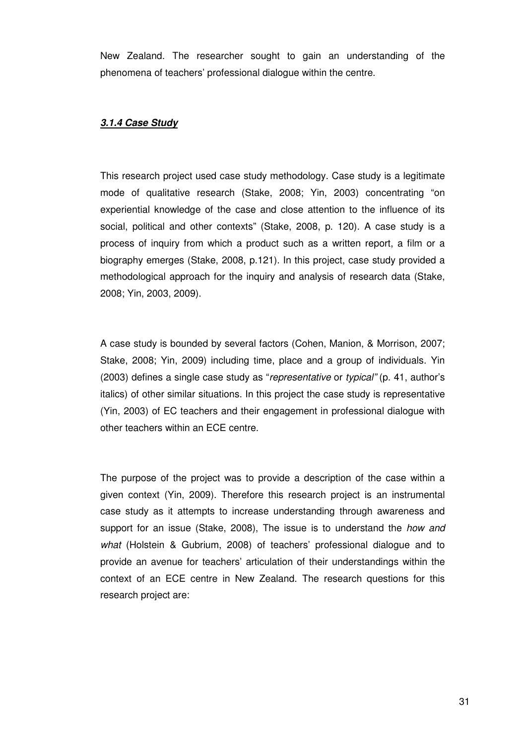New Zealand. The researcher sought to gain an understanding of the phenomena of teachers' professional dialogue within the centre.

### ***3.1.4 Case Study***

This research project used case study methodology. Case study is a legitimate mode of qualitative research (Stake, 2008; Yin, 2003) concentrating "on experiential knowledge of the case and close attention to the influence of its social, political and other contexts" (Stake, 2008, p. 120). A case study is a process of inquiry from which a product such as a written report, a film or a biography emerges (Stake, 2008, p.121). In this project, case study provided a methodological approach for the inquiry and analysis of research data (Stake, 2008; Yin, 2003, 2009).

A case study is bounded by several factors (Cohen, Manion, & Morrison, 2007; Stake, 2008; Yin, 2009) including time, place and a group of individuals. Yin (2003) defines a single case study as "*representative* or *typical"* (p. 41, author's italics) of other similar situations. In this project the case study is representative (Yin, 2003) of EC teachers and their engagement in professional dialogue with other teachers within an ECE centre.

The purpose of the project was to provide a description of the case within a given context (Yin, 2009). Therefore this research project is an instrumental case study as it attempts to increase understanding through awareness and support for an issue (Stake, 2008), The issue is to understand the *how and what* (Holstein & Gubrium, 2008) of teachers' professional dialogue and to provide an avenue for teachers' articulation of their understandings within the context of an ECE centre in New Zealand. The research questions for this research project are: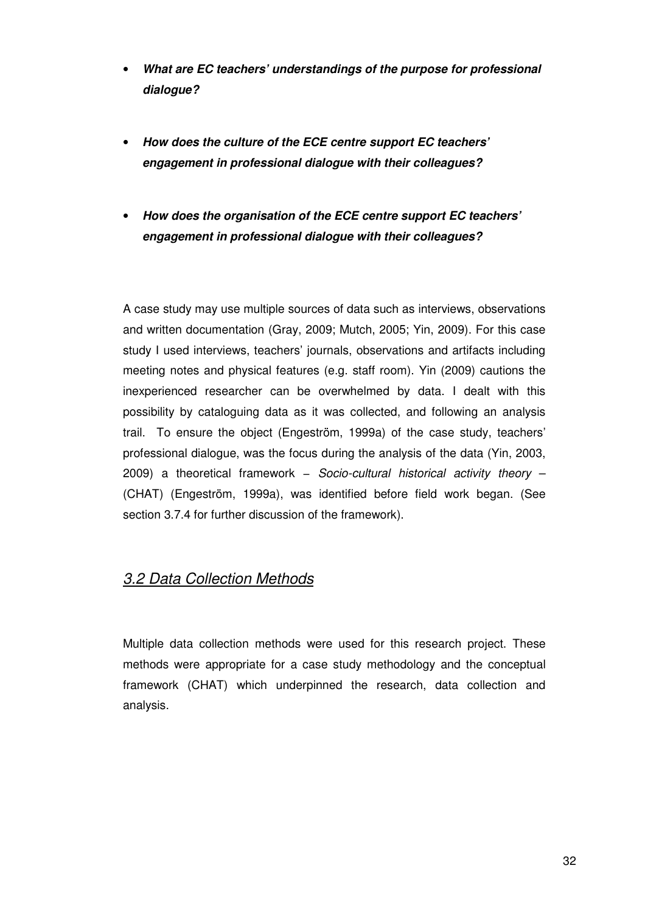- ***What are EC teachers' understandings of the purpose for professional dialogue?***

- ***How does the culture of the ECE centre support EC teachers' engagement in professional dialogue with their colleagues?***

- ***How does the organisation of the ECE centre support EC teachers' engagement in professional dialogue with their colleagues?***

A case study may use multiple sources of data such as interviews, observations and written documentation (Gray, 2009; Mutch, 2005; Yin, 2009). For this case study I used interviews, teachers' journals, observations and artifacts including meeting notes and physical features (e.g. staff room). Yin (2009) cautions the inexperienced researcher can be overwhelmed by data. I dealt with this possibility by cataloguing data as it was collected, and following an analysis trail. To ensure the object (Engeström, 1999a) of the case study, teachers' professional dialogue, was the focus during the analysis of the data (Yin, 2003, 2009) a theoretical framework – *Socio-cultural historical activity theory* – (CHAT) (Engeström, 1999a), was identified before field work began. (See section 3.7.4 for further discussion of the framework).

## *3.2 Data Collection Methods*

Multiple data collection methods were used for this research project. These methods were appropriate for a case study methodology and the conceptual framework (CHAT) which underpinned the research, data collection and analysis.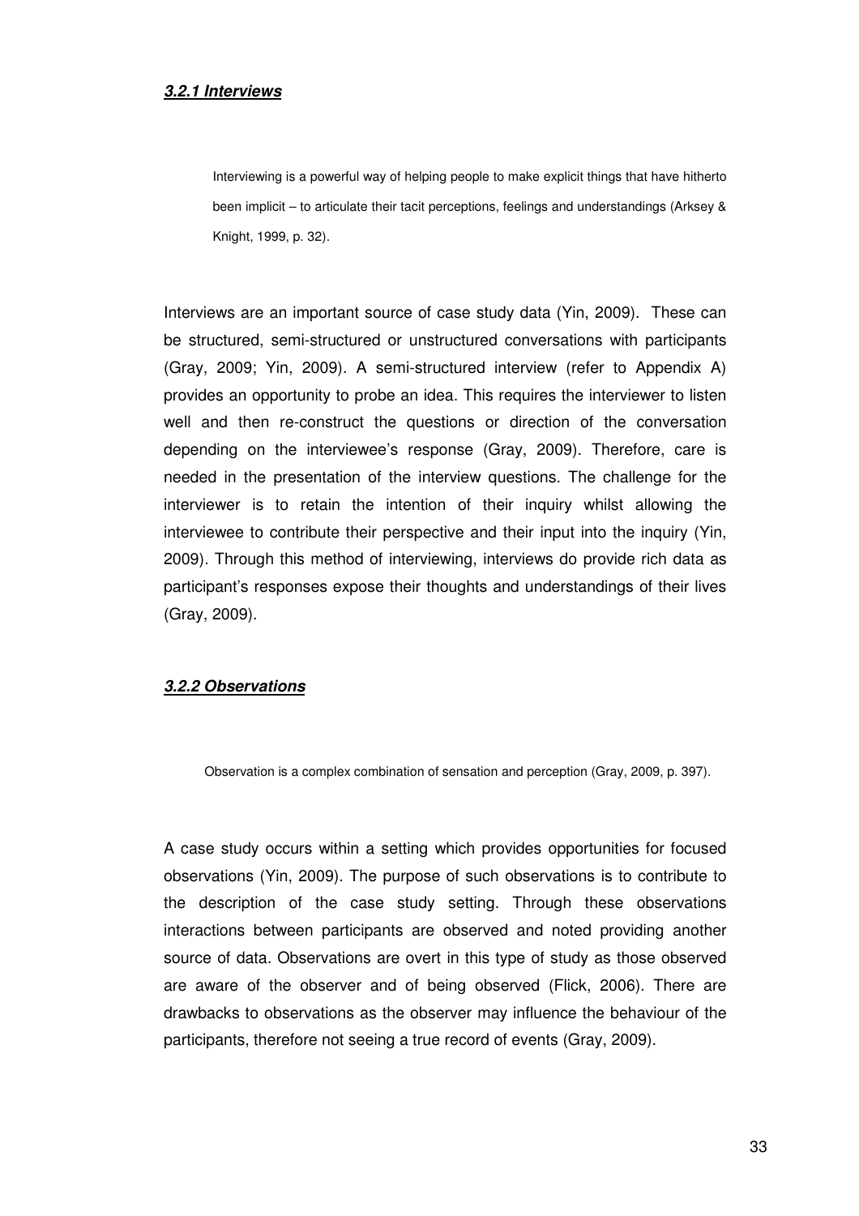#### ***3.2.1 Interviews***

> Interviewing is a powerful way of helping people to make explicit things that have hitherto been implicit – to articulate their tacit perceptions, feelings and understandings (Arksey & Knight, 1999, p. 32).

Interviews are an important source of case study data (Yin, 2009). These can be structured, semi-structured or unstructured conversations with participants (Gray, 2009; Yin, 2009). A semi-structured interview (refer to Appendix A) provides an opportunity to probe an idea. This requires the interviewer to listen well and then re-construct the questions or direction of the conversation depending on the interviewee's response (Gray, 2009). Therefore, care is needed in the presentation of the interview questions. The challenge for the interviewer is to retain the intention of their inquiry whilst allowing the interviewee to contribute their perspective and their input into the inquiry (Yin, 2009). Through this method of interviewing, interviews do provide rich data as participant's responses expose their thoughts and understandings of their lives (Gray, 2009).

#### ***3.2.2 Observations***

> Observation is a complex combination of sensation and perception (Gray, 2009, p. 397).

A case study occurs within a setting which provides opportunities for focused observations (Yin, 2009). The purpose of such observations is to contribute to the description of the case study setting. Through these observations interactions between participants are observed and noted providing another source of data. Observations are overt in this type of study as those observed are aware of the observer and of being observed (Flick, 2006). There are drawbacks to observations as the observer may influence the behaviour of the participants, therefore not seeing a true record of events (Gray, 2009).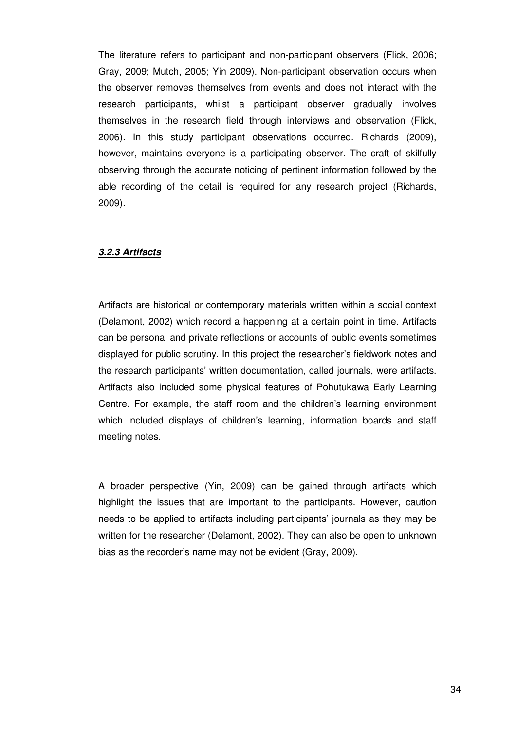The literature refers to participant and non-participant observers (Flick, 2006; Gray, 2009; Mutch, 2005; Yin 2009). Non-participant observation occurs when the observer removes themselves from events and does not interact with the research participants, whilst a participant observer gradually involves themselves in the research field through interviews and observation (Flick, 2006). In this study participant observations occurred. Richards (2009), however, maintains everyone is a participating observer. The craft of skilfully observing through the accurate noticing of pertinent information followed by the able recording of the detail is required for any research project (Richards, 2009).

### ***3.2.3 Artifacts***

Artifacts are historical or contemporary materials written within a social context (Delamont, 2002) which record a happening at a certain point in time. Artifacts can be personal and private reflections or accounts of public events sometimes displayed for public scrutiny. In this project the researcher's fieldwork notes and the research participants' written documentation, called journals, were artifacts. Artifacts also included some physical features of Pohutukawa Early Learning Centre. For example, the staff room and the children's learning environment which included displays of children's learning, information boards and staff meeting notes.

A broader perspective (Yin, 2009) can be gained through artifacts which highlight the issues that are important to the participants. However, caution needs to be applied to artifacts including participants' journals as they may be written for the researcher (Delamont, 2002). They can also be open to unknown bias as the recorder's name may not be evident (Gray, 2009).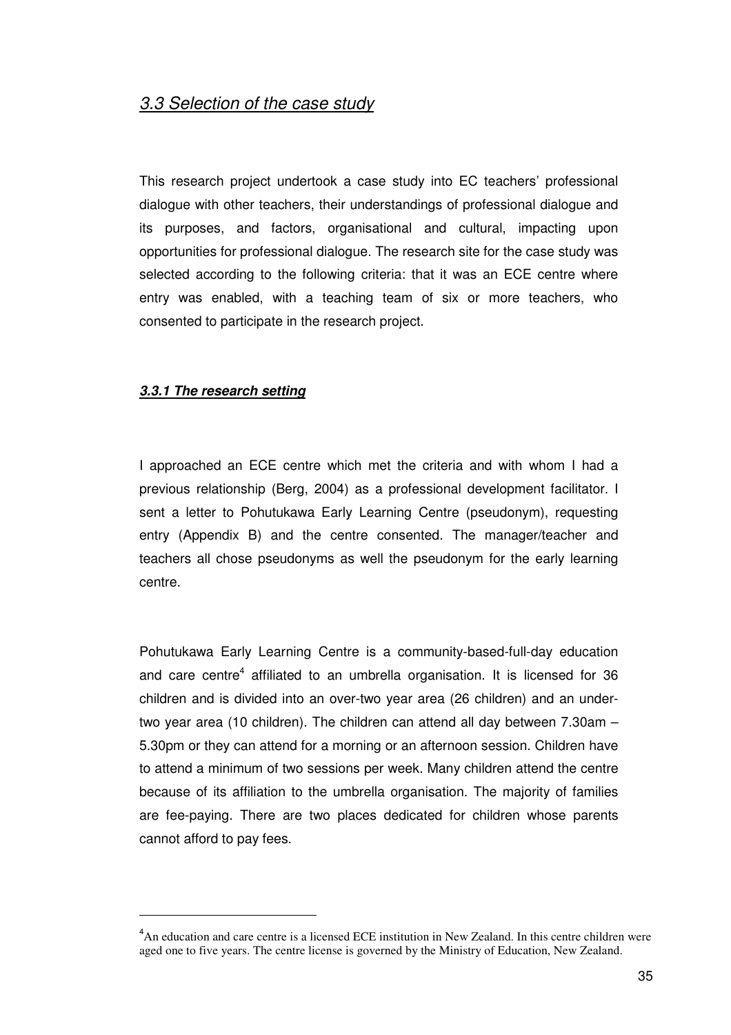## *3.3 Selection of the case study*

This research project undertook a case study into EC teachers' professional dialogue with other teachers, their understandings of professional dialogue and its purposes, and factors, organisational and cultural, impacting upon opportunities for professional dialogue. The research site for the case study was selected according to the following criteria: that it was an ECE centre where entry was enabled, with a teaching team of six or more teachers, who consented to participate in the research project.

### ***3.3.1 The research setting***

I approached an ECE centre which met the criteria and with whom I had a previous relationship (Berg, 2004) as a professional development facilitator. I sent a letter to Pohutukawa Early Learning Centre (pseudonym), requesting entry (Appendix B) and the centre consented. The manager/teacher and teachers all chose pseudonyms as well the pseudonym for the early learning centre.

Pohutukawa Early Learning Centre is a community-based-full-day education and care centre[4] affiliated to an umbrella organisation. It is licensed for 36 children and is divided into an over-two year area (26 children) and an under-two year area (10 children). The children can attend all day between 7.30am – 5.30pm or they can attend for a morning or an afternoon session. Children have to attend a minimum of two sessions per week. Many children attend the centre because of its affiliation to the umbrella organisation. The majority of families are fee-paying. There are two places dedicated for children whose parents cannot afford to pay fees.

---

[4]An education and care centre is a licensed ECE institution in New Zealand. In this centre children were aged one to five years. The centre license is governed by the Ministry of Education, New Zealand.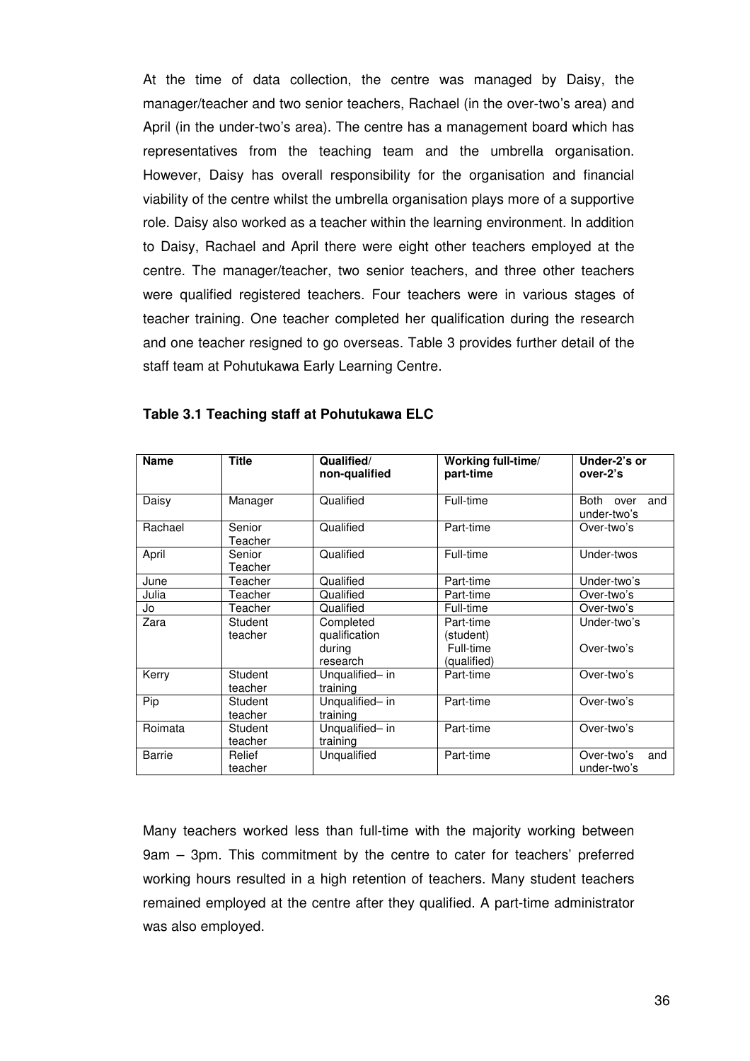At the time of data collection, the centre was managed by Daisy, the manager/teacher and two senior teachers, Rachael (in the over-two's area) and April (in the under-two's area). The centre has a management board which has representatives from the teaching team and the umbrella organisation. However, Daisy has overall responsibility for the organisation and financial viability of the centre whilst the umbrella organisation plays more of a supportive role. Daisy also worked as a teacher within the learning environment. In addition to Daisy, Rachael and April there were eight other teachers employed at the centre. The manager/teacher, two senior teachers, and three other teachers were qualified registered teachers. Four teachers were in various stages of teacher training. One teacher completed her qualification during the research and one teacher resigned to go overseas. Table 3 provides further detail of the staff team at Pohutukawa Early Learning Centre.

**Table 3.1 Teaching staff at Pohutukawa ELC**

| Name | Title | Qualified/ non-qualified | Working full-time/ part-time | Under-2's or over-2's |
|---|---|---|---|---|
| Daisy | Manager | Qualified | Full-time | Both over and under-two's |
| Rachael | Senior Teacher | Qualified | Part-time | Over-two's |
| April | Senior Teacher | Qualified | Full-time | Under-twos |
| June | Teacher | Qualified | Part-time | Under-two's |
| Julia | Teacher | Qualified | Part-time | Over-two's |
| Jo | Teacher | Qualified | Full-time | Over-two's |
| Zara | Student teacher | Completed qualification during research | Part-time (student) Full-time (qualified) | Under-two's Over-two's |
| Kerry | Student teacher | Unqualified– in training | Part-time | Over-two's |
| Pip | Student teacher | Unqualified– in training | Part-time | Over-two's |
| Roimata | Student teacher | Unqualified– in training | Part-time | Over-two's |
| Barrie | Relief teacher | Unqualified | Part-time | Over-two's and under-two's |

Many teachers worked less than full-time with the majority working between 9am – 3pm. This commitment by the centre to cater for teachers' preferred working hours resulted in a high retention of teachers. Many student teachers remained employed at the centre after they qualified. A part-time administrator was also employed.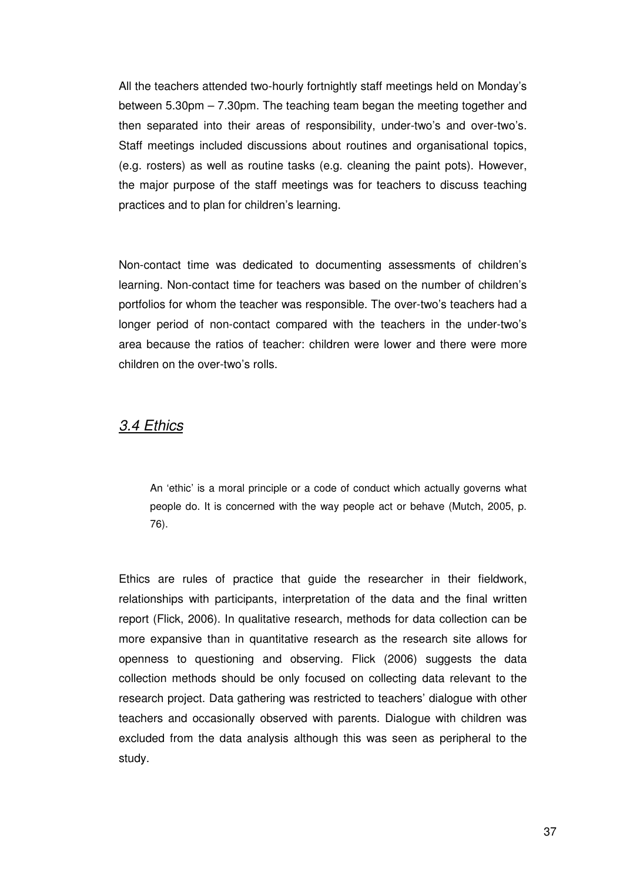All the teachers attended two-hourly fortnightly staff meetings held on Monday's between 5.30pm – 7.30pm. The teaching team began the meeting together and then separated into their areas of responsibility, under-two's and over-two's. Staff meetings included discussions about routines and organisational topics, (e.g. rosters) as well as routine tasks (e.g. cleaning the paint pots). However, the major purpose of the staff meetings was for teachers to discuss teaching practices and to plan for children's learning.

Non-contact time was dedicated to documenting assessments of children's learning. Non-contact time for teachers was based on the number of children's portfolios for whom the teacher was responsible. The over-two's teachers had a longer period of non-contact compared with the teachers in the under-two's area because the ratios of teacher: children were lower and there were more children on the over-two's rolls.

## *3.4 Ethics*

> An 'ethic' is a moral principle or a code of conduct which actually governs what people do. It is concerned with the way people act or behave (Mutch, 2005, p. 76).

Ethics are rules of practice that guide the researcher in their fieldwork, relationships with participants, interpretation of the data and the final written report (Flick, 2006). In qualitative research, methods for data collection can be more expansive than in quantitative research as the research site allows for openness to questioning and observing. Flick (2006) suggests the data collection methods should be only focused on collecting data relevant to the research project. Data gathering was restricted to teachers' dialogue with other teachers and occasionally observed with parents. Dialogue with children was excluded from the data analysis although this was seen as peripheral to the study.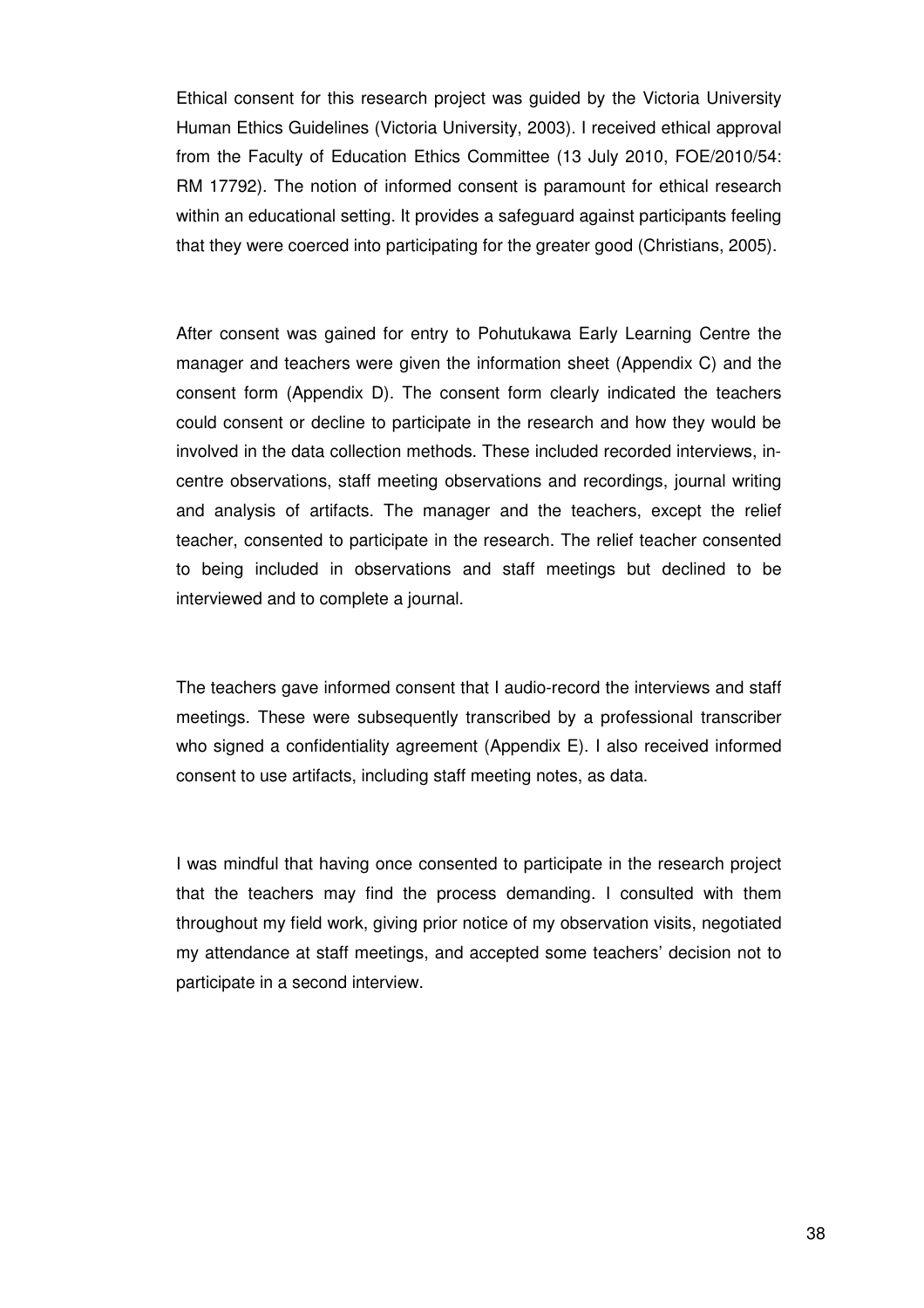Ethical consent for this research project was guided by the Victoria University Human Ethics Guidelines (Victoria University, 2003). I received ethical approval from the Faculty of Education Ethics Committee (13 July 2010, FOE/2010/54: RM 17792). The notion of informed consent is paramount for ethical research within an educational setting. It provides a safeguard against participants feeling that they were coerced into participating for the greater good (Christians, 2005).

After consent was gained for entry to Pohutukawa Early Learning Centre the manager and teachers were given the information sheet (Appendix C) and the consent form (Appendix D). The consent form clearly indicated the teachers could consent or decline to participate in the research and how they would be involved in the data collection methods. These included recorded interviews, in-centre observations, staff meeting observations and recordings, journal writing and analysis of artifacts. The manager and the teachers, except the relief teacher, consented to participate in the research. The relief teacher consented to being included in observations and staff meetings but declined to be interviewed and to complete a journal.

The teachers gave informed consent that I audio-record the interviews and staff meetings. These were subsequently transcribed by a professional transcriber who signed a confidentiality agreement (Appendix E). I also received informed consent to use artifacts, including staff meeting notes, as data.

I was mindful that having once consented to participate in the research project that the teachers may find the process demanding. I consulted with them throughout my field work, giving prior notice of my observation visits, negotiated my attendance at staff meetings, and accepted some teachers' decision not to participate in a second interview.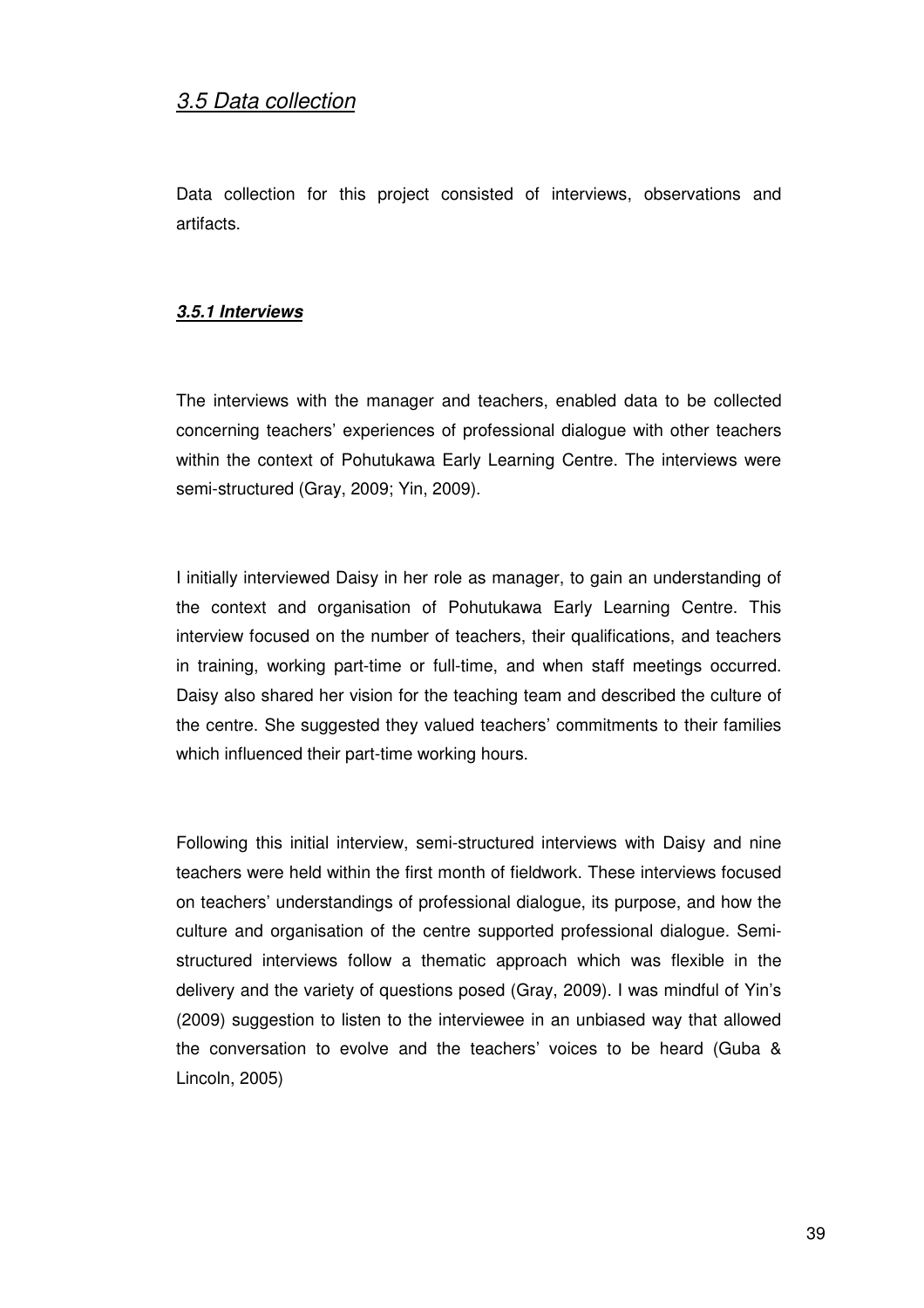## *3.5 Data collection*

Data collection for this project consisted of interviews, observations and artifacts.

### ***3.5.1 Interviews***

The interviews with the manager and teachers, enabled data to be collected concerning teachers' experiences of professional dialogue with other teachers within the context of Pohutukawa Early Learning Centre. The interviews were semi-structured (Gray, 2009; Yin, 2009).

I initially interviewed Daisy in her role as manager, to gain an understanding of the context and organisation of Pohutukawa Early Learning Centre. This interview focused on the number of teachers, their qualifications, and teachers in training, working part-time or full-time, and when staff meetings occurred. Daisy also shared her vision for the teaching team and described the culture of the centre. She suggested they valued teachers' commitments to their families which influenced their part-time working hours.

Following this initial interview, semi-structured interviews with Daisy and nine teachers were held within the first month of fieldwork. These interviews focused on teachers' understandings of professional dialogue, its purpose, and how the culture and organisation of the centre supported professional dialogue. Semi-structured interviews follow a thematic approach which was flexible in the delivery and the variety of questions posed (Gray, 2009). I was mindful of Yin's (2009) suggestion to listen to the interviewee in an unbiased way that allowed the conversation to evolve and the teachers' voices to be heard (Guba & Lincoln, 2005)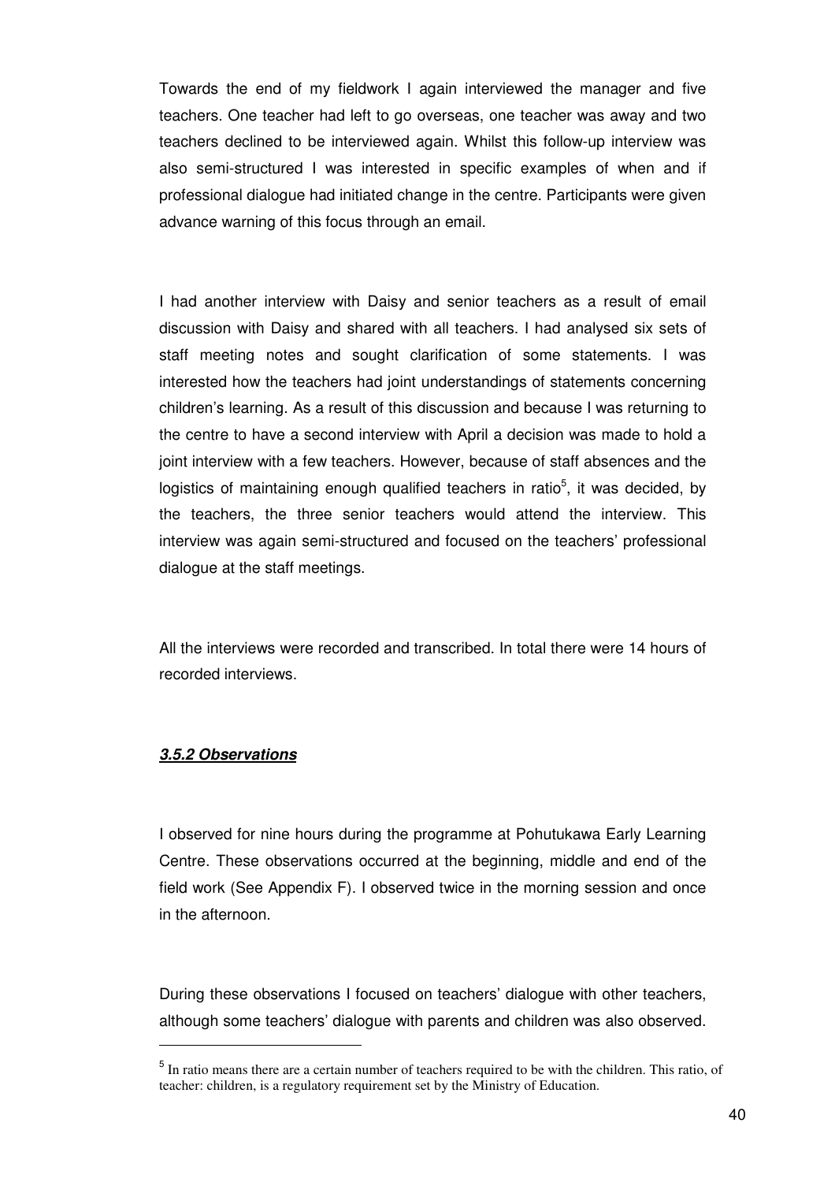Towards the end of my fieldwork I again interviewed the manager and five teachers. One teacher had left to go overseas, one teacher was away and two teachers declined to be interviewed again. Whilst this follow-up interview was also semi-structured I was interested in specific examples of when and if professional dialogue had initiated change in the centre. Participants were given advance warning of this focus through an email.

I had another interview with Daisy and senior teachers as a result of email discussion with Daisy and shared with all teachers. I had analysed six sets of staff meeting notes and sought clarification of some statements. I was interested how the teachers had joint understandings of statements concerning children's learning. As a result of this discussion and because I was returning to the centre to have a second interview with April a decision was made to hold a joint interview with a few teachers. However, because of staff absences and the logistics of maintaining enough qualified teachers in ratio[5], it was decided, by the teachers, the three senior teachers would attend the interview. This interview was again semi-structured and focused on the teachers' professional dialogue at the staff meetings.

All the interviews were recorded and transcribed. In total there were 14 hours of recorded interviews.

### ***3.5.2 Observations***

I observed for nine hours during the programme at Pohutukawa Early Learning Centre. These observations occurred at the beginning, middle and end of the field work (See Appendix F). I observed twice in the morning session and once in the afternoon.

During these observations I focused on teachers' dialogue with other teachers, although some teachers' dialogue with parents and children was also observed.

---

[5] In ratio means there are a certain number of teachers required to be with the children. This ratio, of teacher: children, is a regulatory requirement set by the Ministry of Education.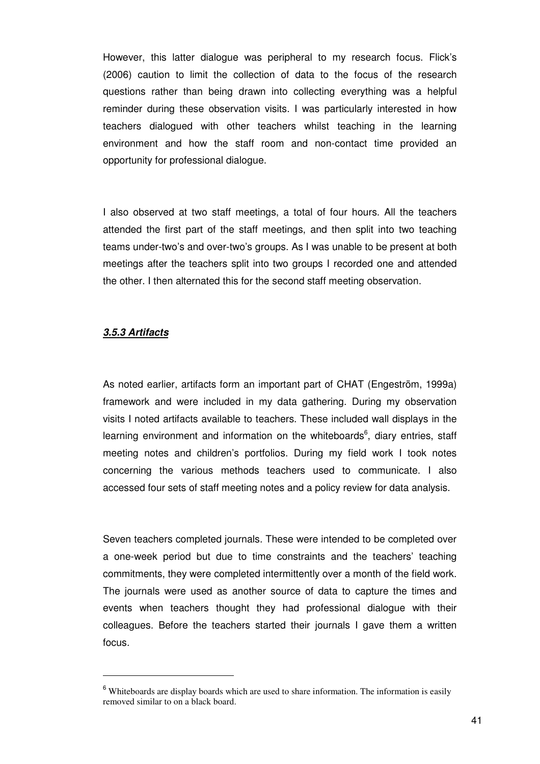However, this latter dialogue was peripheral to my research focus. Flick's (2006) caution to limit the collection of data to the focus of the research questions rather than being drawn into collecting everything was a helpful reminder during these observation visits. I was particularly interested in how teachers dialogued with other teachers whilst teaching in the learning environment and how the staff room and non-contact time provided an opportunity for professional dialogue.

I also observed at two staff meetings, a total of four hours. All the teachers attended the first part of the staff meetings, and then split into two teaching teams under-two's and over-two's groups. As I was unable to be present at both meetings after the teachers split into two groups I recorded one and attended the other. I then alternated this for the second staff meeting observation.

### ***3.5.3 Artifacts***

As noted earlier, artifacts form an important part of CHAT (Engeström, 1999a) framework and were included in my data gathering. During my observation visits I noted artifacts available to teachers. These included wall displays in the learning environment and information on the whiteboards[6], diary entries, staff meeting notes and children's portfolios. During my field work I took notes concerning the various methods teachers used to communicate. I also accessed four sets of staff meeting notes and a policy review for data analysis.

Seven teachers completed journals. These were intended to be completed over a one-week period but due to time constraints and the teachers' teaching commitments, they were completed intermittently over a month of the field work. The journals were used as another source of data to capture the times and events when teachers thought they had professional dialogue with their colleagues. Before the teachers started their journals I gave them a written focus.

---

[6] Whiteboards are display boards which are used to share information. The information is easily removed similar to on a black board.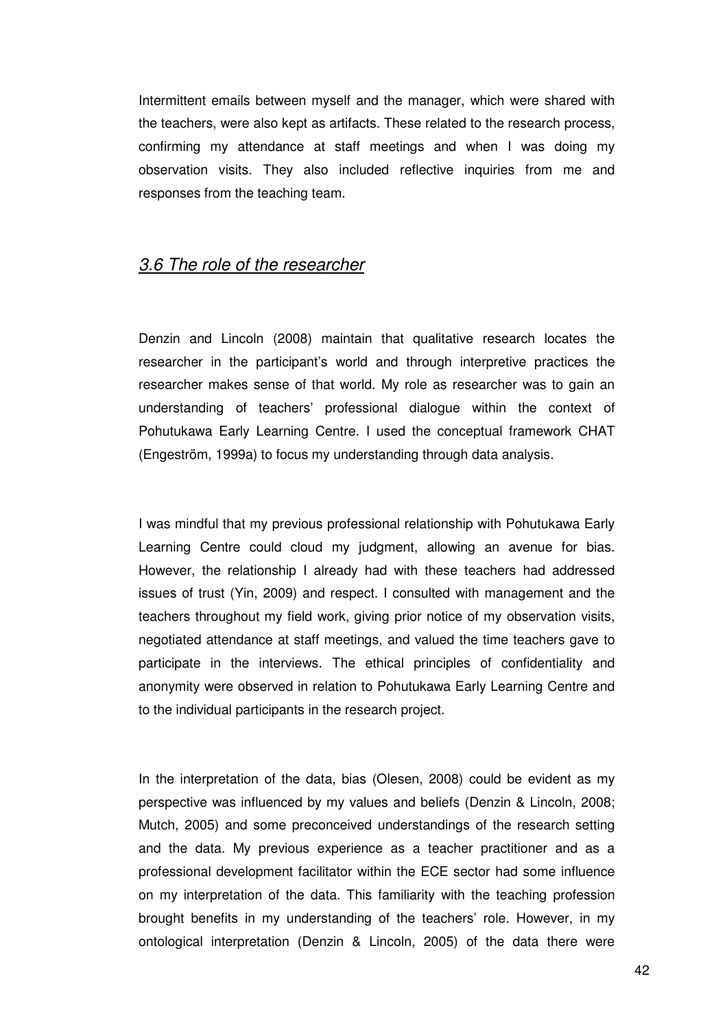Intermittent emails between myself and the manager, which were shared with the teachers, were also kept as artifacts. These related to the research process, confirming my attendance at staff meetings and when I was doing my observation visits. They also included reflective inquiries from me and responses from the teaching team.

### *3.6 The role of the researcher*

Denzin and Lincoln (2008) maintain that qualitative research locates the researcher in the participant's world and through interpretive practices the researcher makes sense of that world. My role as researcher was to gain an understanding of teachers' professional dialogue within the context of Pohutukawa Early Learning Centre. I used the conceptual framework CHAT (Engeström, 1999a) to focus my understanding through data analysis.

I was mindful that my previous professional relationship with Pohutukawa Early Learning Centre could cloud my judgment, allowing an avenue for bias. However, the relationship I already had with these teachers had addressed issues of trust (Yin, 2009) and respect. I consulted with management and the teachers throughout my field work, giving prior notice of my observation visits, negotiated attendance at staff meetings, and valued the time teachers gave to participate in the interviews. The ethical principles of confidentiality and anonymity were observed in relation to Pohutukawa Early Learning Centre and to the individual participants in the research project.

In the interpretation of the data, bias (Olesen, 2008) could be evident as my perspective was influenced by my values and beliefs (Denzin & Lincoln, 2008; Mutch, 2005) and some preconceived understandings of the research setting and the data. My previous experience as a teacher practitioner and as a professional development facilitator within the ECE sector had some influence on my interpretation of the data. This familiarity with the teaching profession brought benefits in my understanding of the teachers' role. However, in my ontological interpretation (Denzin & Lincoln, 2005) of the data there were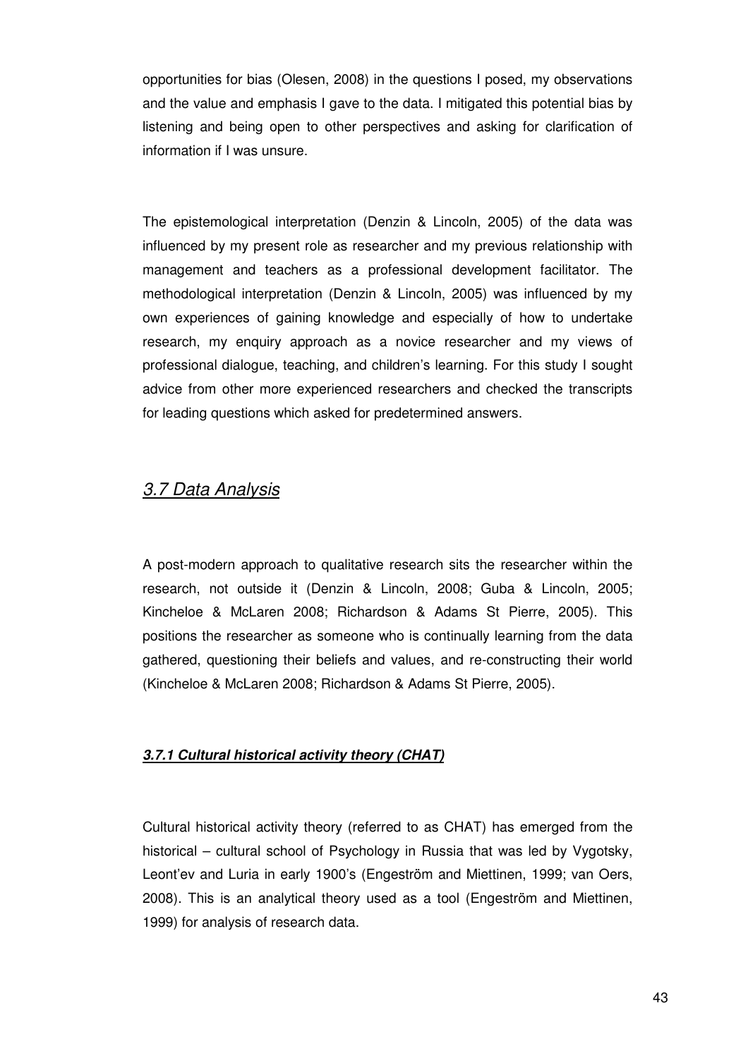opportunities for bias (Olesen, 2008) in the questions I posed, my observations and the value and emphasis I gave to the data. I mitigated this potential bias by listening and being open to other perspectives and asking for clarification of information if I was unsure.

The epistemological interpretation (Denzin & Lincoln, 2005) of the data was influenced by my present role as researcher and my previous relationship with management and teachers as a professional development facilitator. The methodological interpretation (Denzin & Lincoln, 2005) was influenced by my own experiences of gaining knowledge and especially of how to undertake research, my enquiry approach as a novice researcher and my views of professional dialogue, teaching, and children's learning. For this study I sought advice from other more experienced researchers and checked the transcripts for leading questions which asked for predetermined answers.

## *3.7 Data Analysis*

A post-modern approach to qualitative research sits the researcher within the research, not outside it (Denzin & Lincoln, 2008; Guba & Lincoln, 2005; Kincheloe & McLaren 2008; Richardson & Adams St Pierre, 2005). This positions the researcher as someone who is continually learning from the data gathered, questioning their beliefs and values, and re-constructing their world (Kincheloe & McLaren 2008; Richardson & Adams St Pierre, 2005).

### ***3.7.1 Cultural historical activity theory (CHAT)***

Cultural historical activity theory (referred to as CHAT) has emerged from the historical – cultural school of Psychology in Russia that was led by Vygotsky, Leont'ev and Luria in early 1900's (Engeström and Miettinen, 1999; van Oers, 2008). This is an analytical theory used as a tool (Engeström and Miettinen, 1999) for analysis of research data.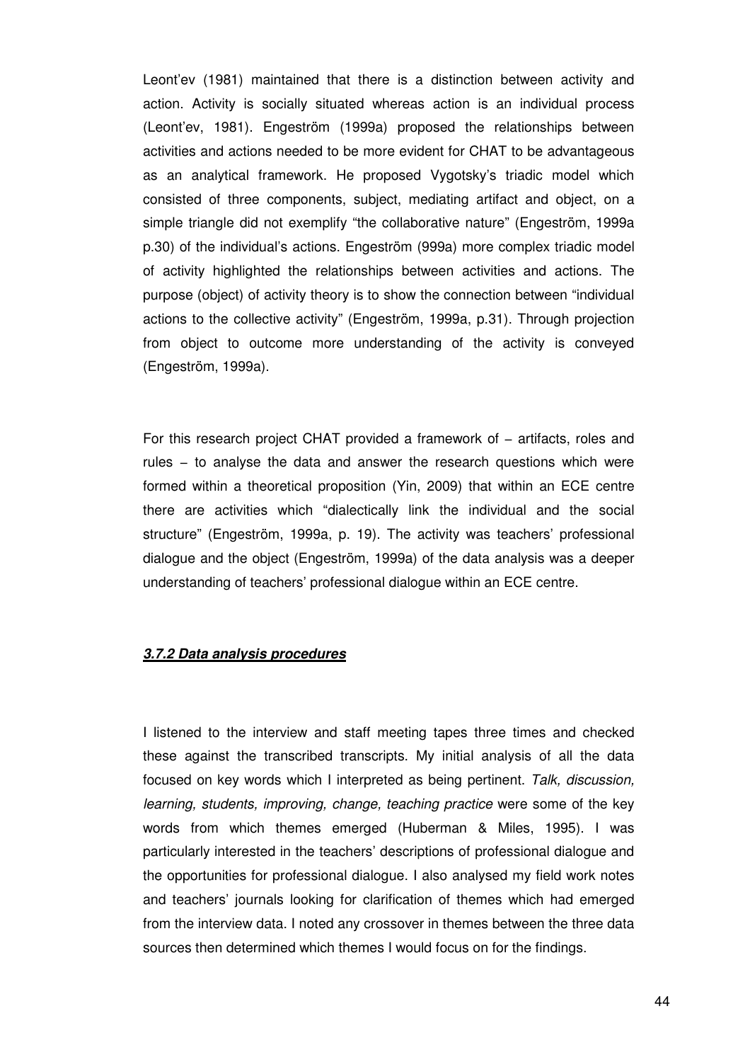Leont'ev (1981) maintained that there is a distinction between activity and action. Activity is socially situated whereas action is an individual process (Leont'ev, 1981). Engeström (1999a) proposed the relationships between activities and actions needed to be more evident for CHAT to be advantageous as an analytical framework. He proposed Vygotsky's triadic model which consisted of three components, subject, mediating artifact and object, on a simple triangle did not exemplify "the collaborative nature" (Engeström, 1999a p.30) of the individual's actions. Engeström (999a) more complex triadic model of activity highlighted the relationships between activities and actions. The purpose (object) of activity theory is to show the connection between "individual actions to the collective activity" (Engeström, 1999a, p.31). Through projection from object to outcome more understanding of the activity is conveyed (Engeström, 1999a).

For this research project CHAT provided a framework of – artifacts, roles and rules – to analyse the data and answer the research questions which were formed within a theoretical proposition (Yin, 2009) that within an ECE centre there are activities which "dialectically link the individual and the social structure" (Engeström, 1999a, p. 19). The activity was teachers' professional dialogue and the object (Engeström, 1999a) of the data analysis was a deeper understanding of teachers' professional dialogue within an ECE centre.

### ***3.7.2 Data analysis procedures***

I listened to the interview and staff meeting tapes three times and checked these against the transcribed transcripts. My initial analysis of all the data focused on key words which I interpreted as being pertinent. *Talk, discussion, learning, students, improving, change, teaching practice* were some of the key words from which themes emerged (Huberman & Miles, 1995). I was particularly interested in the teachers' descriptions of professional dialogue and the opportunities for professional dialogue. I also analysed my field work notes and teachers' journals looking for clarification of themes which had emerged from the interview data. I noted any crossover in themes between the three data sources then determined which themes I would focus on for the findings.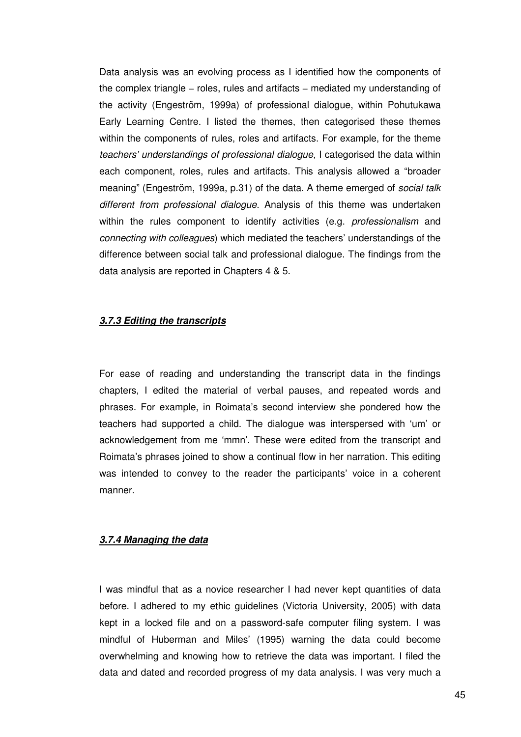Data analysis was an evolving process as I identified how the components of the complex triangle – roles, rules and artifacts – mediated my understanding of the activity (Engeström, 1999a) of professional dialogue, within Pohutukawa Early Learning Centre. I listed the themes, then categorised these themes within the components of rules, roles and artifacts. For example, for the theme *teachers' understandings of professional dialogue,* I categorised the data within each component, roles, rules and artifacts. This analysis allowed a "broader meaning" (Engeström, 1999a, p.31) of the data. A theme emerged of *social talk different from professional dialogue*. Analysis of this theme was undertaken within the rules component to identify activities (e.g. *professionalism* and *connecting with colleagues*) which mediated the teachers' understandings of the difference between social talk and professional dialogue. The findings from the data analysis are reported in Chapters 4 & 5.

### ***3.7.3 Editing the transcripts***

For ease of reading and understanding the transcript data in the findings chapters, I edited the material of verbal pauses, and repeated words and phrases. For example, in Roimata's second interview she pondered how the teachers had supported a child. The dialogue was interspersed with 'um' or acknowledgement from me 'mmn'. These were edited from the transcript and Roimata's phrases joined to show a continual flow in her narration. This editing was intended to convey to the reader the participants' voice in a coherent manner.

### ***3.7.4 Managing the data***

I was mindful that as a novice researcher I had never kept quantities of data before. I adhered to my ethic guidelines (Victoria University, 2005) with data kept in a locked file and on a password-safe computer filing system. I was mindful of Huberman and Miles' (1995) warning the data could become overwhelming and knowing how to retrieve the data was important. I filed the data and dated and recorded progress of my data analysis. I was very much a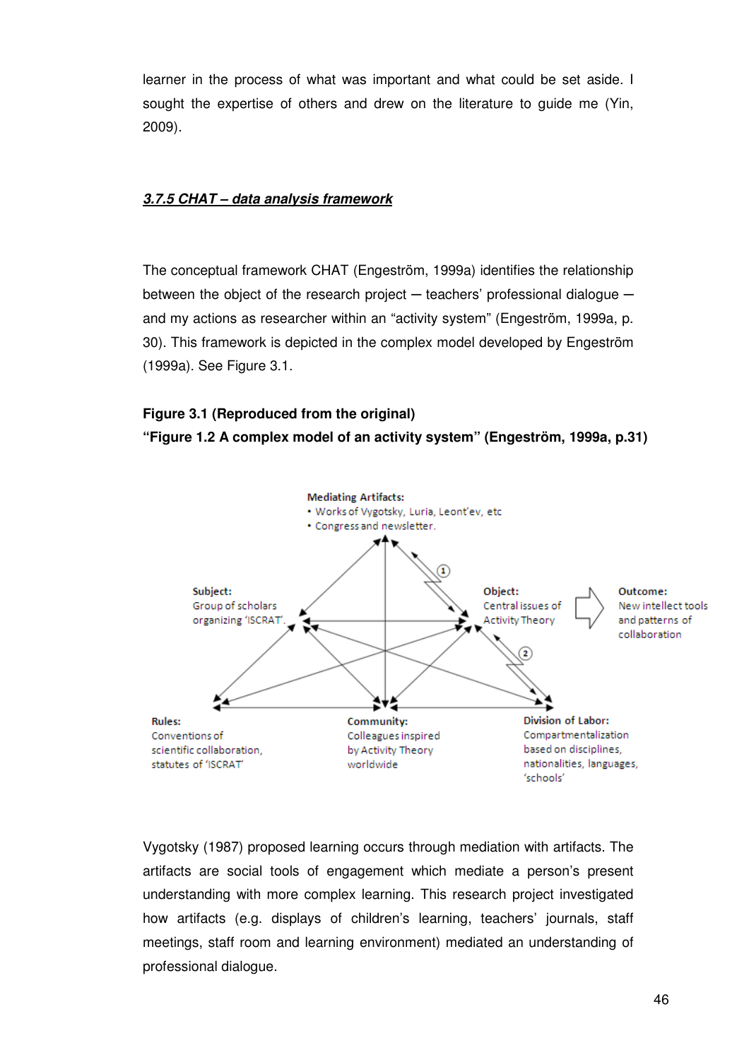learner in the process of what was important and what could be set aside. I sought the expertise of others and drew on the literature to guide me (Yin, 2009).

### ***3.7.5 CHAT – data analysis framework***

The conceptual framework CHAT (Engeström, 1999a) identifies the relationship between the object of the research project — teachers' professional dialogue — and my actions as researcher within an "activity system" (Engeström, 1999a, p. 30). This framework is depicted in the complex model developed by Engeström (1999a). See Figure 3.1.

**Figure 3.1 (Reproduced from the original)**
**"Figure 1.2 A complex model of an activity system" (Engeström, 1999a, p.31)**

**Mediating Artifacts:**
- Works of Vygotsky, Luria, Leont'ev, etc
- Congress and newsletter.

**Subject:** Group of scholars organizing 'ISCRAT'.

**Object:** Central issues of Activity Theory

**Outcome:** New intellect tools and patterns of collaboration

**Rules:** Conventions of scientific collaboration, statutes of 'ISCRAT'

**Community:** Colleagues inspired by Activity Theory worldwide

**Division of Labor:** Compartmentalization based on disciplines, nationalities, languages, 'schools'

Vygotsky (1987) proposed learning occurs through mediation with artifacts. The artifacts are social tools of engagement which mediate a person's present understanding with more complex learning. This research project investigated how artifacts (e.g. displays of children's learning, teachers' journals, staff meetings, staff room and learning environment) mediated an understanding of professional dialogue.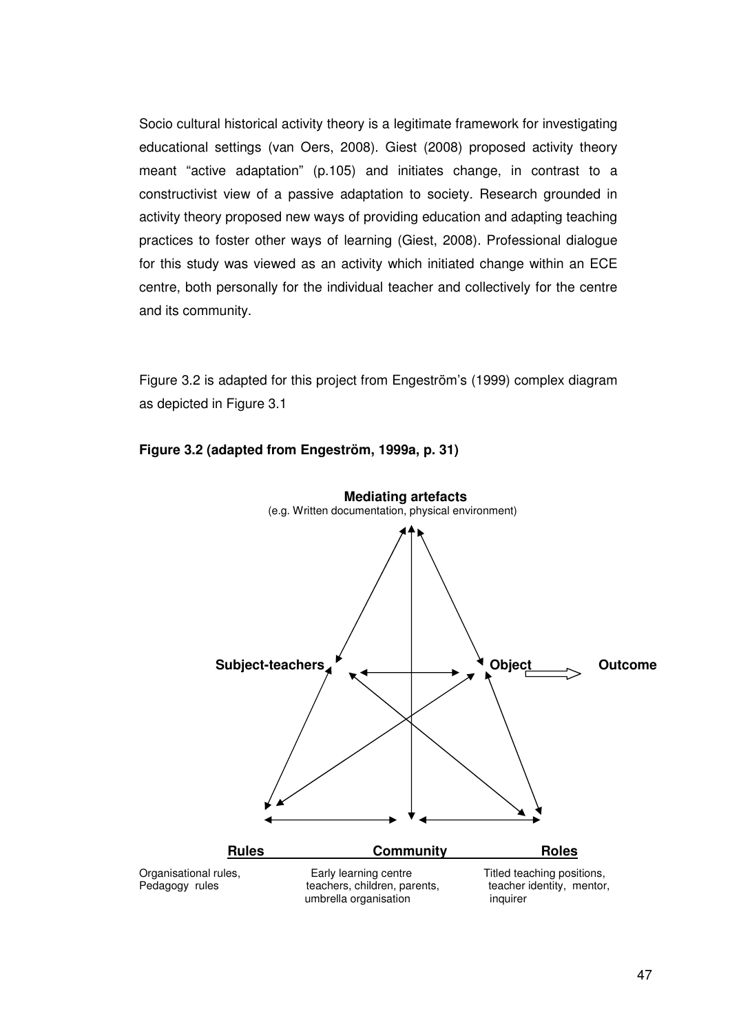Socio cultural historical activity theory is a legitimate framework for investigating educational settings (van Oers, 2008). Giest (2008) proposed activity theory meant "active adaptation" (p.105) and initiates change, in contrast to a constructivist view of a passive adaptation to society. Research grounded in activity theory proposed new ways of providing education and adapting teaching practices to foster other ways of learning (Giest, 2008). Professional dialogue for this study was viewed as an activity which initiated change within an ECE centre, both personally for the individual teacher and collectively for the centre and its community.

Figure 3.2 is adapted for this project from Engeström's (1999) complex diagram as depicted in Figure 3.1

**Figure 3.2 (adapted from Engeström, 1999a, p. 31)**

**Mediating artefacts**
(e.g. Written documentation, physical environment)

**Subject-teachers** **Object** **Outcome**

**Rules** **Community** **Roles**

Organisational rules, Pedagogy rules

Early learning centre teachers, children, parents, umbrella organisation

Titled teaching positions, teacher identity, mentor, inquirer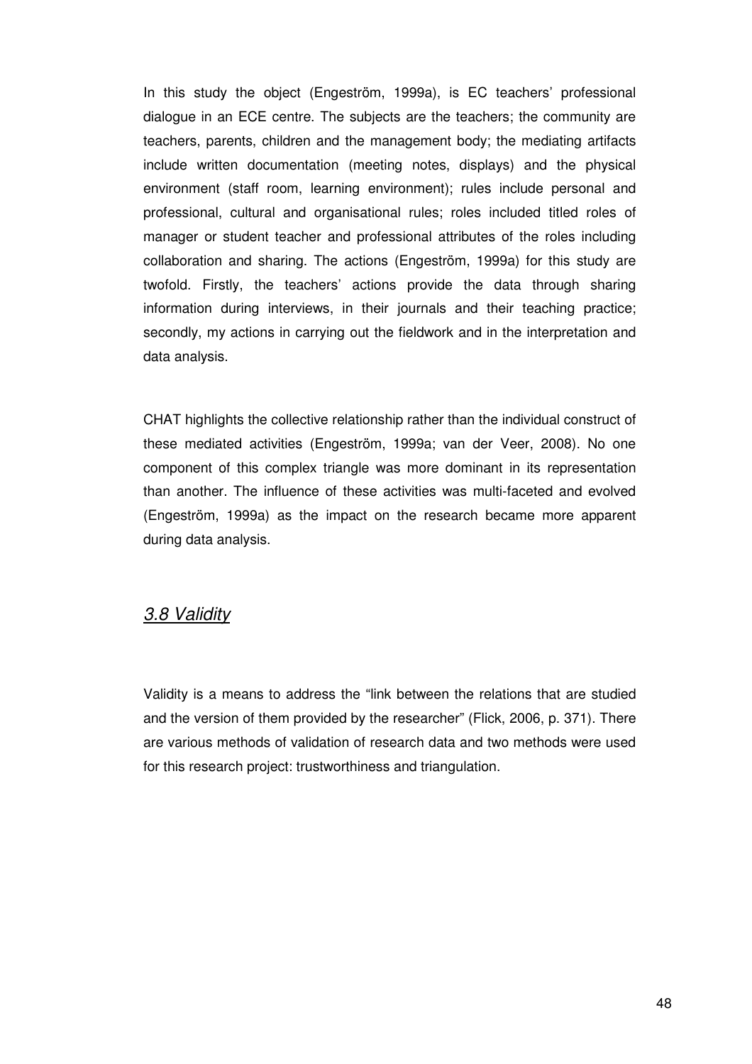In this study the object (Engeström, 1999a), is EC teachers' professional dialogue in an ECE centre. The subjects are the teachers; the community are teachers, parents, children and the management body; the mediating artifacts include written documentation (meeting notes, displays) and the physical environment (staff room, learning environment); rules include personal and professional, cultural and organisational rules; roles included titled roles of manager or student teacher and professional attributes of the roles including collaboration and sharing. The actions (Engeström, 1999a) for this study are twofold. Firstly, the teachers' actions provide the data through sharing information during interviews, in their journals and their teaching practice; secondly, my actions in carrying out the fieldwork and in the interpretation and data analysis.

CHAT highlights the collective relationship rather than the individual construct of these mediated activities (Engeström, 1999a; van der Veer, 2008). No one component of this complex triangle was more dominant in its representation than another. The influence of these activities was multi-faceted and evolved (Engeström, 1999a) as the impact on the research became more apparent during data analysis.

## *3.8 Validity*

Validity is a means to address the "link between the relations that are studied and the version of them provided by the researcher" (Flick, 2006, p. 371). There are various methods of validation of research data and two methods were used for this research project: trustworthiness and triangulation.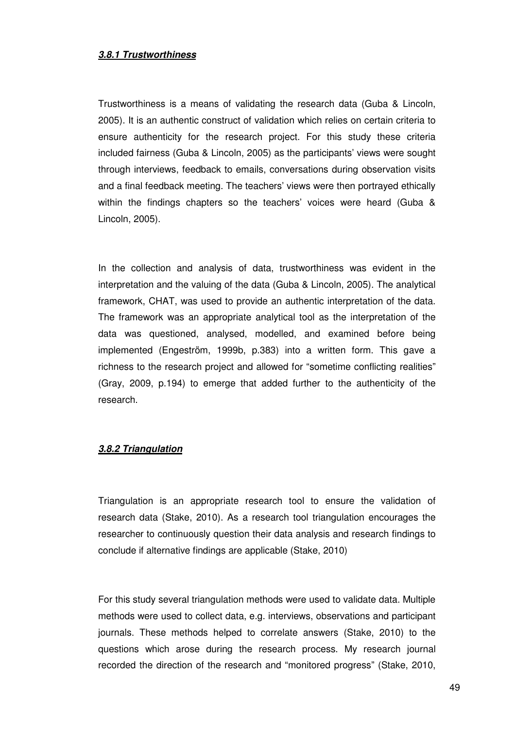### ***3.8.1 Trustworthiness***

Trustworthiness is a means of validating the research data (Guba & Lincoln, 2005). It is an authentic construct of validation which relies on certain criteria to ensure authenticity for the research project. For this study these criteria included fairness (Guba & Lincoln, 2005) as the participants' views were sought through interviews, feedback to emails, conversations during observation visits and a final feedback meeting. The teachers' views were then portrayed ethically within the findings chapters so the teachers' voices were heard (Guba & Lincoln, 2005).

In the collection and analysis of data, trustworthiness was evident in the interpretation and the valuing of the data (Guba & Lincoln, 2005). The analytical framework, CHAT, was used to provide an authentic interpretation of the data. The framework was an appropriate analytical tool as the interpretation of the data was questioned, analysed, modelled, and examined before being implemented (Engeström, 1999b, p.383) into a written form. This gave a richness to the research project and allowed for "sometime conflicting realities" (Gray, 2009, p.194) to emerge that added further to the authenticity of the research.

### ***3.8.2 Triangulation***

Triangulation is an appropriate research tool to ensure the validation of research data (Stake, 2010). As a research tool triangulation encourages the researcher to continuously question their data analysis and research findings to conclude if alternative findings are applicable (Stake, 2010)

For this study several triangulation methods were used to validate data. Multiple methods were used to collect data, e.g. interviews, observations and participant journals. These methods helped to correlate answers (Stake, 2010) to the questions which arose during the research process. My research journal recorded the direction of the research and "monitored progress" (Stake, 2010,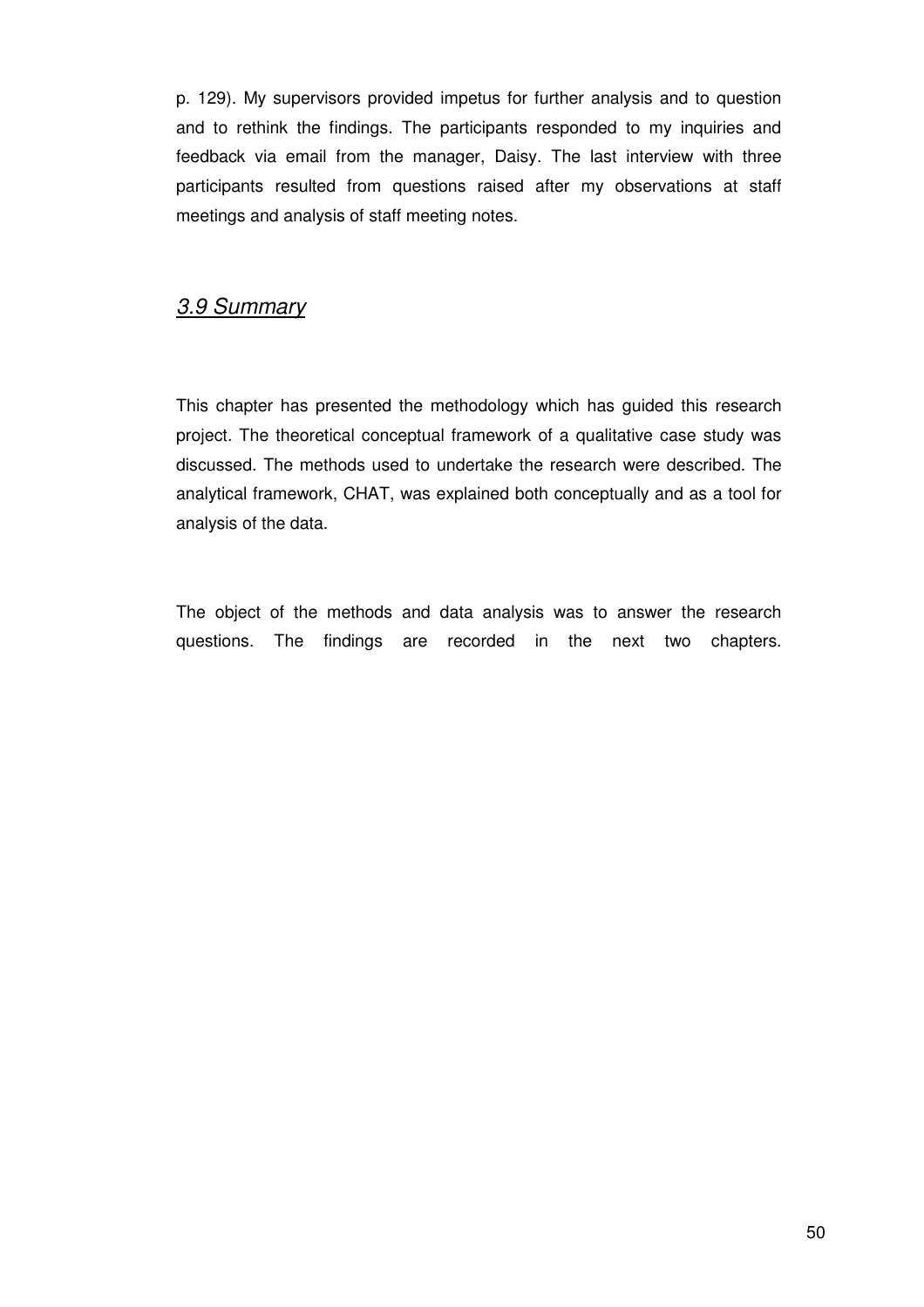p. 129). My supervisors provided impetus for further analysis and to question and to rethink the findings. The participants responded to my inquiries and feedback via email from the manager, Daisy. The last interview with three participants resulted from questions raised after my observations at staff meetings and analysis of staff meeting notes.

## *3.9 Summary*

This chapter has presented the methodology which has guided this research project. The theoretical conceptual framework of a qualitative case study was discussed. The methods used to undertake the research were described. The analytical framework, CHAT, was explained both conceptually and as a tool for analysis of the data.

The object of the methods and data analysis was to answer the research questions. The findings are recorded in the next two chapters.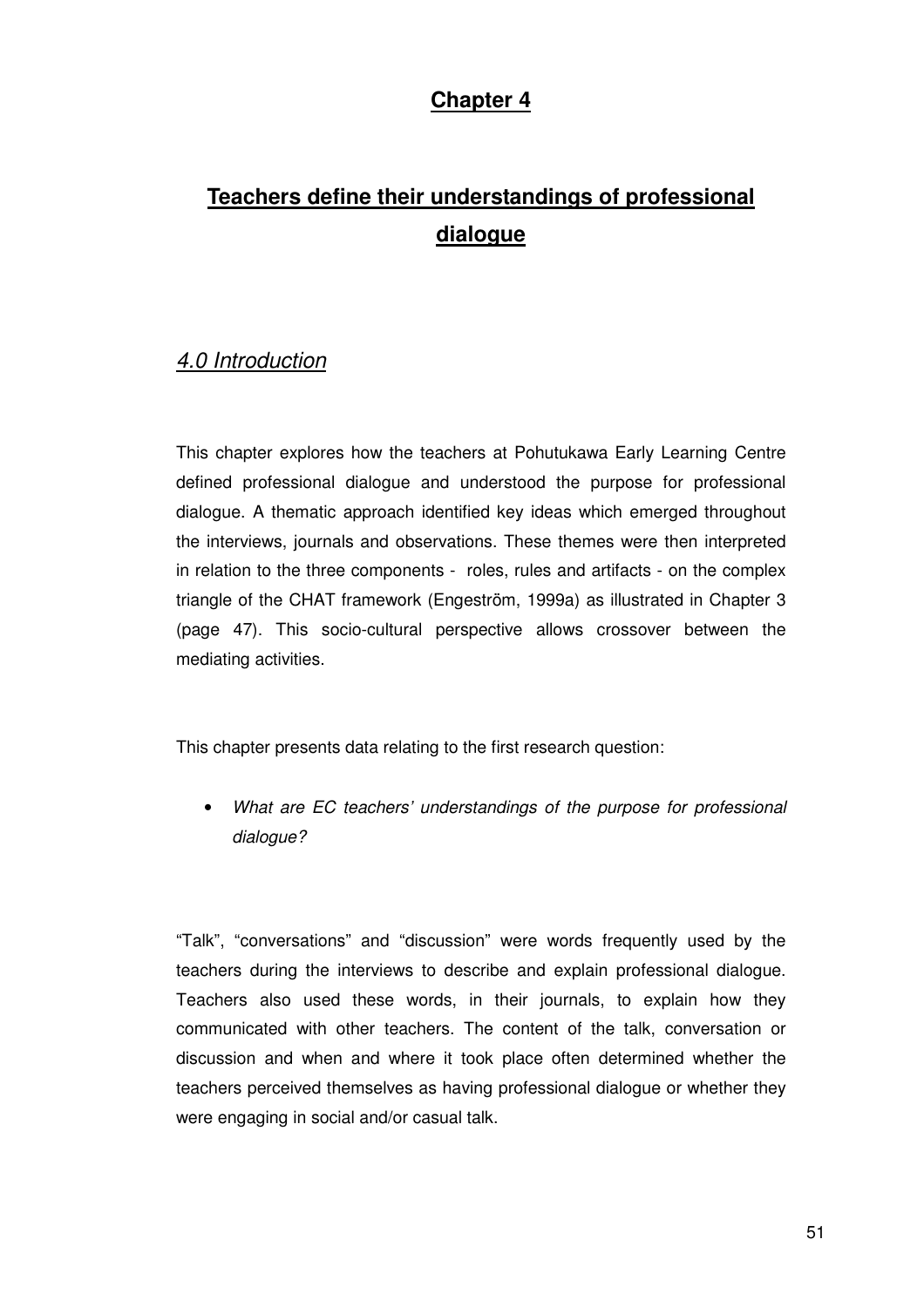# Chapter 4

# Teachers define their understandings of professional dialogue

## *4.0 Introduction*

This chapter explores how the teachers at Pohutukawa Early Learning Centre defined professional dialogue and understood the purpose for professional dialogue. A thematic approach identified key ideas which emerged throughout the interviews, journals and observations. These themes were then interpreted in relation to the three components - roles, rules and artifacts - on the complex triangle of the CHAT framework (Engeström, 1999a) as illustrated in Chapter 3 (page 47). This socio-cultural perspective allows crossover between the mediating activities.

This chapter presents data relating to the first research question:

- *What are EC teachers' understandings of the purpose for professional dialogue?*

"Talk", "conversations" and "discussion" were words frequently used by the teachers during the interviews to describe and explain professional dialogue. Teachers also used these words, in their journals, to explain how they communicated with other teachers. The content of the talk, conversation or discussion and when and where it took place often determined whether the teachers perceived themselves as having professional dialogue or whether they were engaging in social and/or casual talk.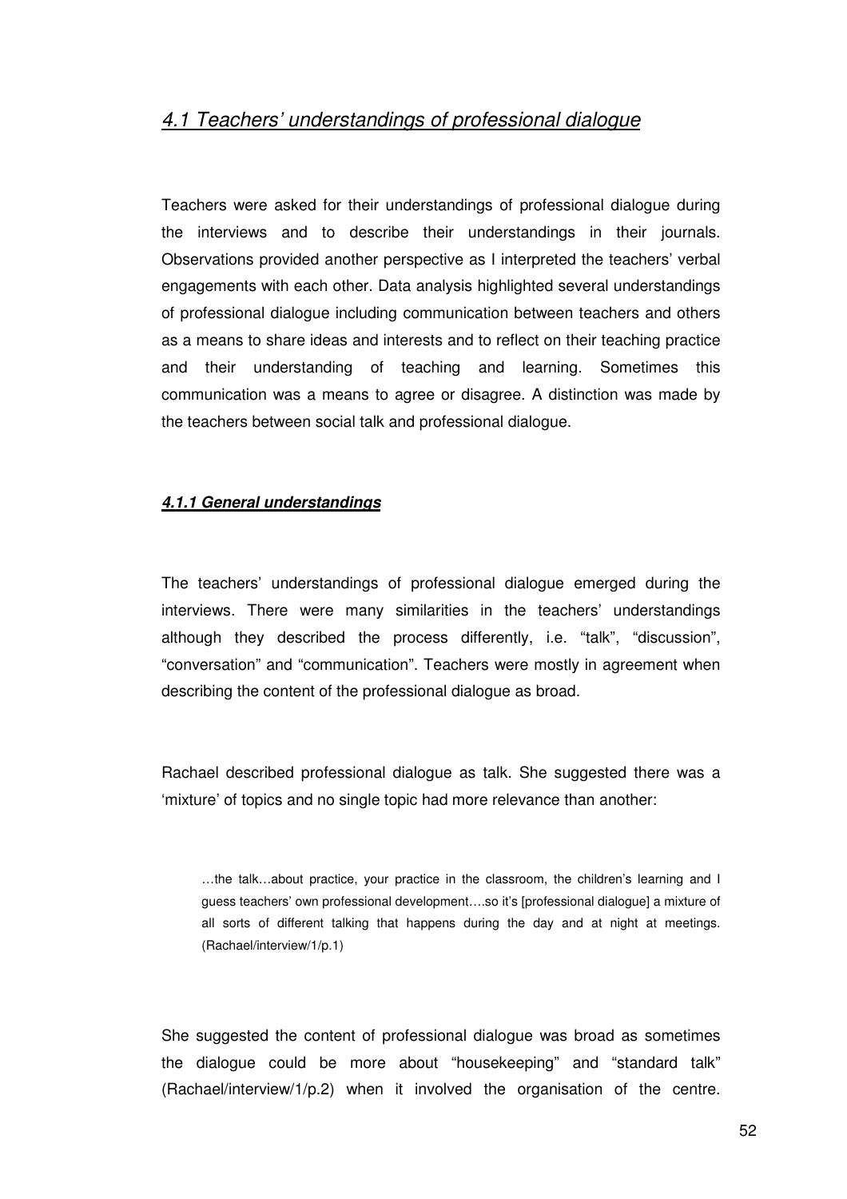## *4.1 Teachers' understandings of professional dialogue*

Teachers were asked for their understandings of professional dialogue during the interviews and to describe their understandings in their journals. Observations provided another perspective as I interpreted the teachers' verbal engagements with each other. Data analysis highlighted several understandings of professional dialogue including communication between teachers and others as a means to share ideas and interests and to reflect on their teaching practice and their understanding of teaching and learning. Sometimes this communication was a means to agree or disagree. A distinction was made by the teachers between social talk and professional dialogue.

### ***4.1.1 General understandings***

The teachers' understandings of professional dialogue emerged during the interviews. There were many similarities in the teachers' understandings although they described the process differently, i.e. "talk", "discussion", "conversation" and "communication". Teachers were mostly in agreement when describing the content of the professional dialogue as broad.

Rachael described professional dialogue as talk. She suggested there was a 'mixture' of topics and no single topic had more relevance than another:

> …the talk…about practice, your practice in the classroom, the children's learning and I guess teachers' own professional development….so it's [professional dialogue] a mixture of all sorts of different talking that happens during the day and at night at meetings. (Rachael/interview/1/p.1)

She suggested the content of professional dialogue was broad as sometimes the dialogue could be more about "housekeeping" and "standard talk" (Rachael/interview/1/p.2) when it involved the organisation of the centre.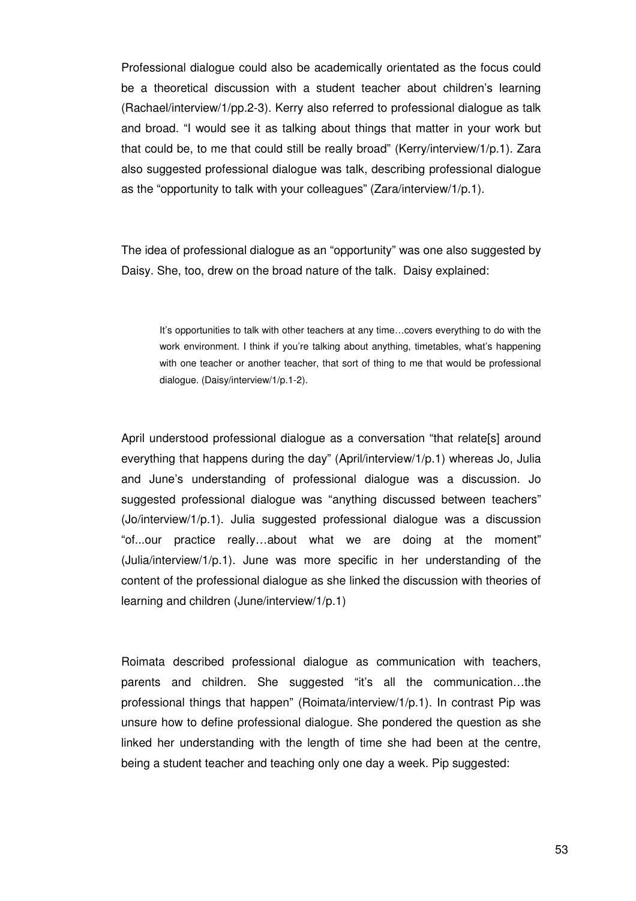Professional dialogue could also be academically orientated as the focus could be a theoretical discussion with a student teacher about children's learning (Rachael/interview/1/pp.2-3). Kerry also referred to professional dialogue as talk and broad. "I would see it as talking about things that matter in your work but that could be, to me that could still be really broad" (Kerry/interview/1/p.1). Zara also suggested professional dialogue was talk, describing professional dialogue as the "opportunity to talk with your colleagues" (Zara/interview/1/p.1).

The idea of professional dialogue as an "opportunity" was one also suggested by Daisy. She, too, drew on the broad nature of the talk. Daisy explained:

> It's opportunities to talk with other teachers at any time…covers everything to do with the work environment. I think if you're talking about anything, timetables, what's happening with one teacher or another teacher, that sort of thing to me that would be professional dialogue. (Daisy/interview/1/p.1-2).

April understood professional dialogue as a conversation "that relate[s] around everything that happens during the day" (April/interview/1/p.1) whereas Jo, Julia and June's understanding of professional dialogue was a discussion. Jo suggested professional dialogue was "anything discussed between teachers" (Jo/interview/1/p.1). Julia suggested professional dialogue was a discussion "of...our practice really…about what we are doing at the moment" (Julia/interview/1/p.1). June was more specific in her understanding of the content of the professional dialogue as she linked the discussion with theories of learning and children (June/interview/1/p.1)

Roimata described professional dialogue as communication with teachers, parents and children. She suggested "it's all the communication…the professional things that happen" (Roimata/interview/1/p.1). In contrast Pip was unsure how to define professional dialogue. She pondered the question as she linked her understanding with the length of time she had been at the centre, being a student teacher and teaching only one day a week. Pip suggested: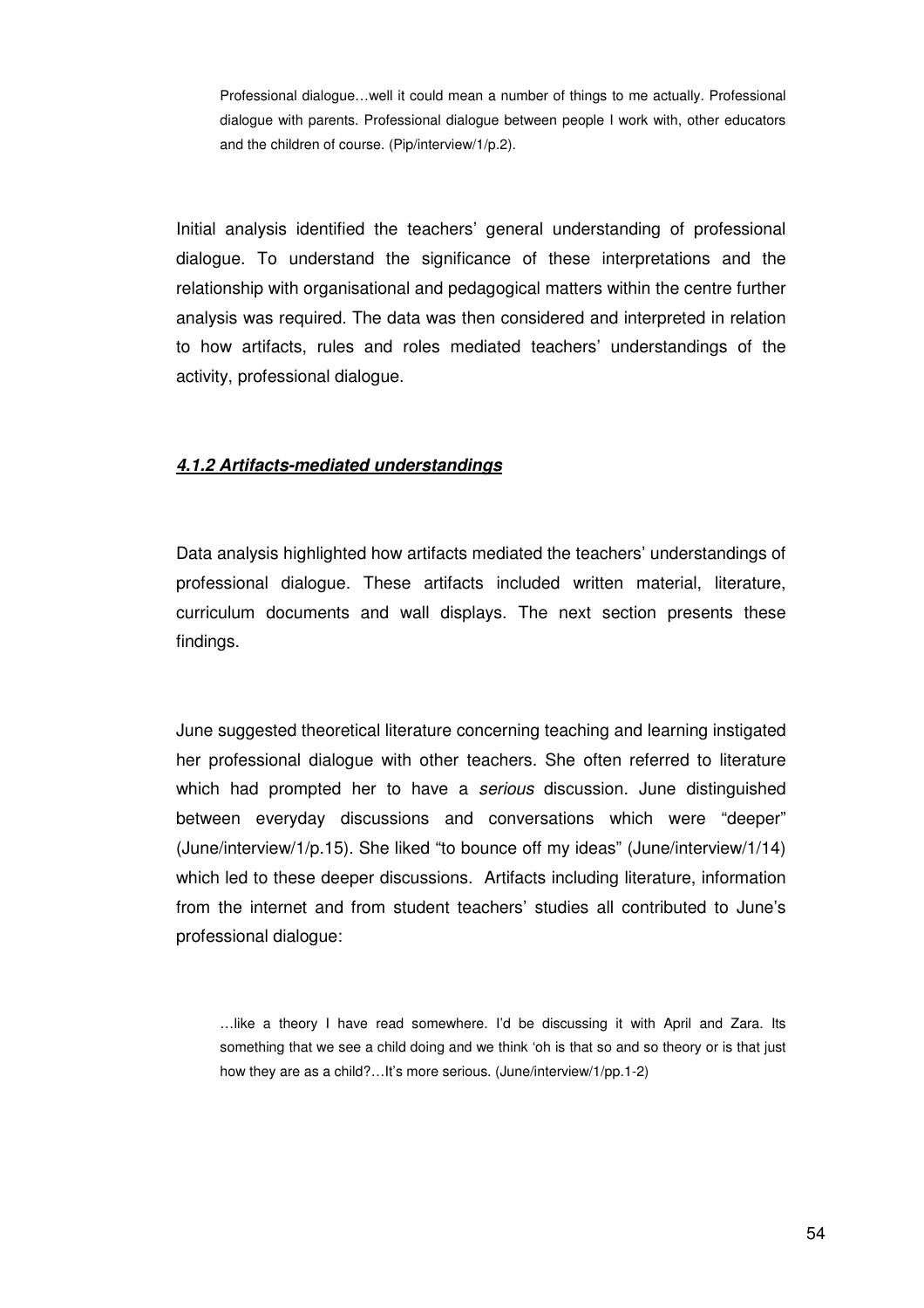> Professional dialogue…well it could mean a number of things to me actually. Professional dialogue with parents. Professional dialogue between people I work with, other educators and the children of course. (Pip/interview/1/p.2).

Initial analysis identified the teachers' general understanding of professional dialogue. To understand the significance of these interpretations and the relationship with organisational and pedagogical matters within the centre further analysis was required. The data was then considered and interpreted in relation to how artifacts, rules and roles mediated teachers' understandings of the activity, professional dialogue.

#### ***4.1.2 Artifacts-mediated understandings***

Data analysis highlighted how artifacts mediated the teachers' understandings of professional dialogue. These artifacts included written material, literature, curriculum documents and wall displays. The next section presents these findings.

June suggested theoretical literature concerning teaching and learning instigated her professional dialogue with other teachers. She often referred to literature which had prompted her to have a *serious* discussion. June distinguished between everyday discussions and conversations which were "deeper" (June/interview/1/p.15). She liked "to bounce off my ideas" (June/interview/1/14) which led to these deeper discussions. Artifacts including literature, information from the internet and from student teachers' studies all contributed to June's professional dialogue:

> …like a theory I have read somewhere. I'd be discussing it with April and Zara. Its something that we see a child doing and we think 'oh is that so and so theory or is that just how they are as a child?…It's more serious. (June/interview/1/pp.1-2)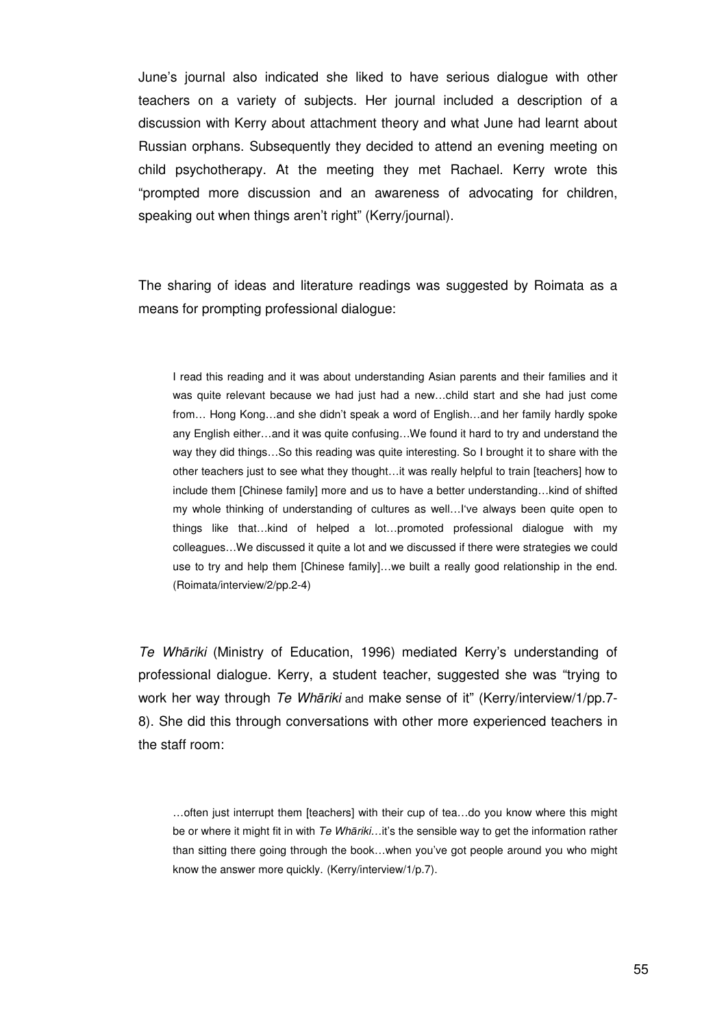June's journal also indicated she liked to have serious dialogue with other teachers on a variety of subjects. Her journal included a description of a discussion with Kerry about attachment theory and what June had learnt about Russian orphans. Subsequently they decided to attend an evening meeting on child psychotherapy. At the meeting they met Rachael. Kerry wrote this "prompted more discussion and an awareness of advocating for children, speaking out when things aren't right" (Kerry/journal).

The sharing of ideas and literature readings was suggested by Roimata as a means for prompting professional dialogue:

> I read this reading and it was about understanding Asian parents and their families and it was quite relevant because we had just had a new…child start and she had just come from… Hong Kong…and she didn't speak a word of English…and her family hardly spoke any English either…and it was quite confusing…We found it hard to try and understand the way they did things…So this reading was quite interesting. So I brought it to share with the other teachers just to see what they thought…it was really helpful to train [teachers] how to include them [Chinese family] more and us to have a better understanding…kind of shifted my whole thinking of understanding of cultures as well…I've always been quite open to things like that…kind of helped a lot…promoted professional dialogue with my colleagues…We discussed it quite a lot and we discussed if there were strategies we could use to try and help them [Chinese family]…we built a really good relationship in the end. (Roimata/interview/2/pp.2-4)

*Te Whāriki* (Ministry of Education, 1996) mediated Kerry's understanding of professional dialogue. Kerry, a student teacher, suggested she was "trying to work her way through *Te Whāriki* and make sense of it" (Kerry/interview/1/pp.7-8). She did this through conversations with other more experienced teachers in the staff room:

> …often just interrupt them [teachers] with their cup of tea…do you know where this might be or where it might fit in with *Te Whāriki*…it's the sensible way to get the information rather than sitting there going through the book…when you've got people around you who might know the answer more quickly. (Kerry/interview/1/p.7).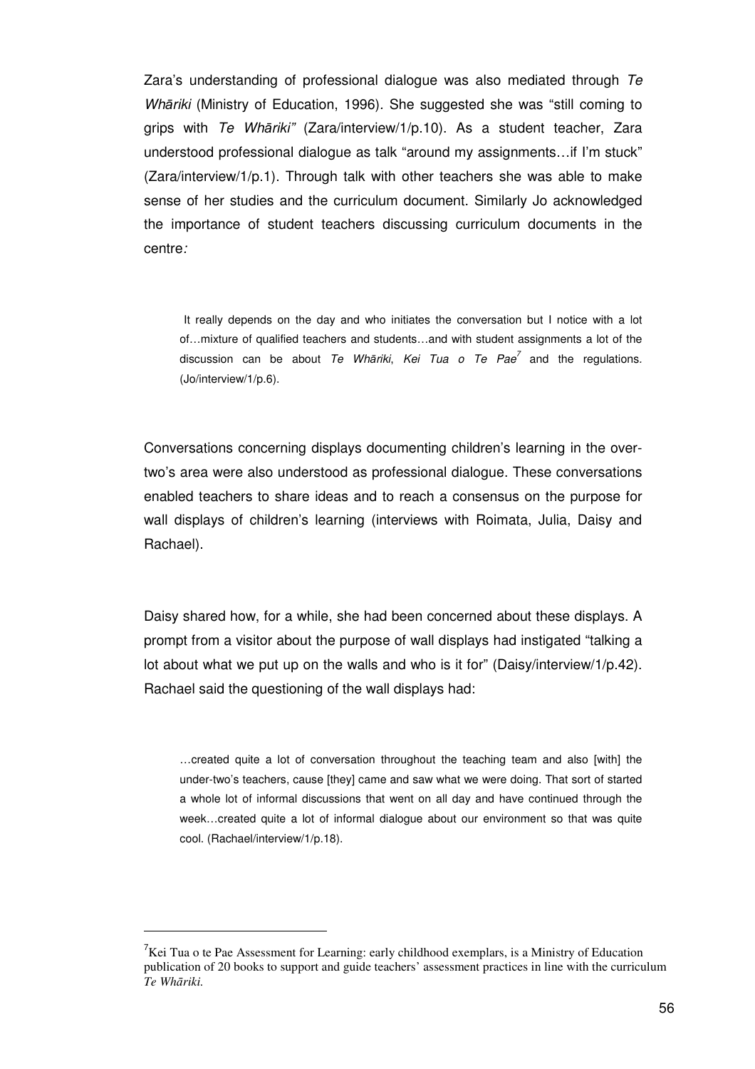Zara's understanding of professional dialogue was also mediated through *Te Whāriki* (Ministry of Education, 1996). She suggested she was "still coming to grips with *Te Whāriki*" (Zara/interview/1/p.10). As a student teacher, Zara understood professional dialogue as talk "around my assignments…if I'm stuck" (Zara/interview/1/p.1). Through talk with other teachers she was able to make sense of her studies and the curriculum document. Similarly Jo acknowledged the importance of student teachers discussing curriculum documents in the centre*:*

> It really depends on the day and who initiates the conversation but I notice with a lot of…mixture of qualified teachers and students…and with student assignments a lot of the discussion can be about *Te Whāriki*, *Kei Tua o Te Pae*[7] and the regulations. (Jo/interview/1/p.6).

Conversations concerning displays documenting children's learning in the over-two's area were also understood as professional dialogue. These conversations enabled teachers to share ideas and to reach a consensus on the purpose for wall displays of children's learning (interviews with Roimata, Julia, Daisy and Rachael).

Daisy shared how, for a while, she had been concerned about these displays. A prompt from a visitor about the purpose of wall displays had instigated "talking a lot about what we put up on the walls and who is it for" (Daisy/interview/1/p.42). Rachael said the questioning of the wall displays had:

> …created quite a lot of conversation throughout the teaching team and also [with] the under-two's teachers, cause [they] came and saw what we were doing. That sort of started a whole lot of informal discussions that went on all day and have continued through the week…created quite a lot of informal dialogue about our environment so that was quite cool. (Rachael/interview/1/p.18).

---

[7]Kei Tua o te Pae Assessment for Learning: early childhood exemplars, is a Ministry of Education publication of 20 books to support and guide teachers' assessment practices in line with the curriculum *Te Whāriki.*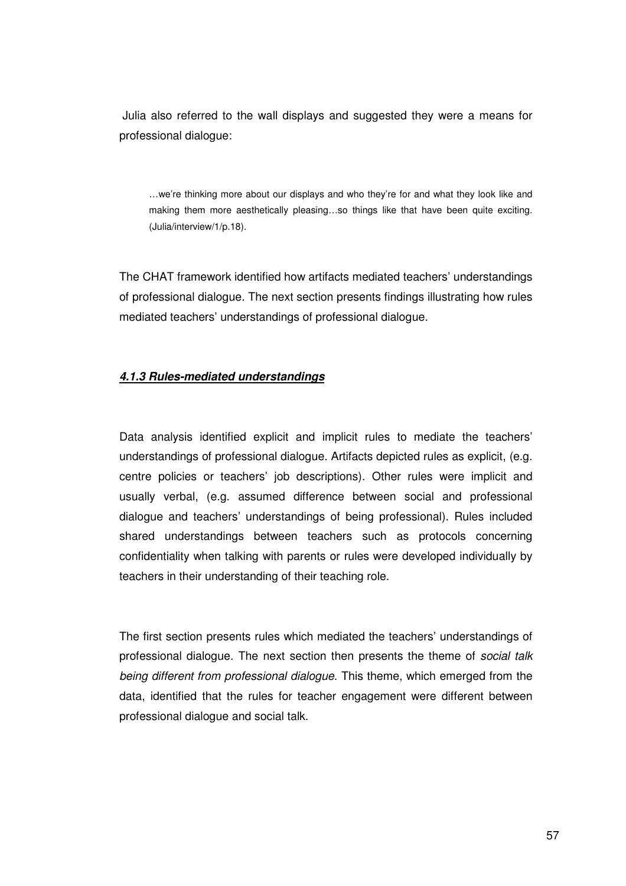Julia also referred to the wall displays and suggested they were a means for professional dialogue:

> …we're thinking more about our displays and who they're for and what they look like and making them more aesthetically pleasing…so things like that have been quite exciting. (Julia/interview/1/p.18).

The CHAT framework identified how artifacts mediated teachers' understandings of professional dialogue. The next section presents findings illustrating how rules mediated teachers' understandings of professional dialogue.

### ***4.1.3 Rules-mediated understandings***

Data analysis identified explicit and implicit rules to mediate the teachers' understandings of professional dialogue. Artifacts depicted rules as explicit, (e.g. centre policies or teachers' job descriptions). Other rules were implicit and usually verbal, (e.g. assumed difference between social and professional dialogue and teachers' understandings of being professional). Rules included shared understandings between teachers such as protocols concerning confidentiality when talking with parents or rules were developed individually by teachers in their understanding of their teaching role.

The first section presents rules which mediated the teachers' understandings of professional dialogue. The next section then presents the theme of *social talk being different from professional dialogue*. This theme, which emerged from the data, identified that the rules for teacher engagement were different between professional dialogue and social talk.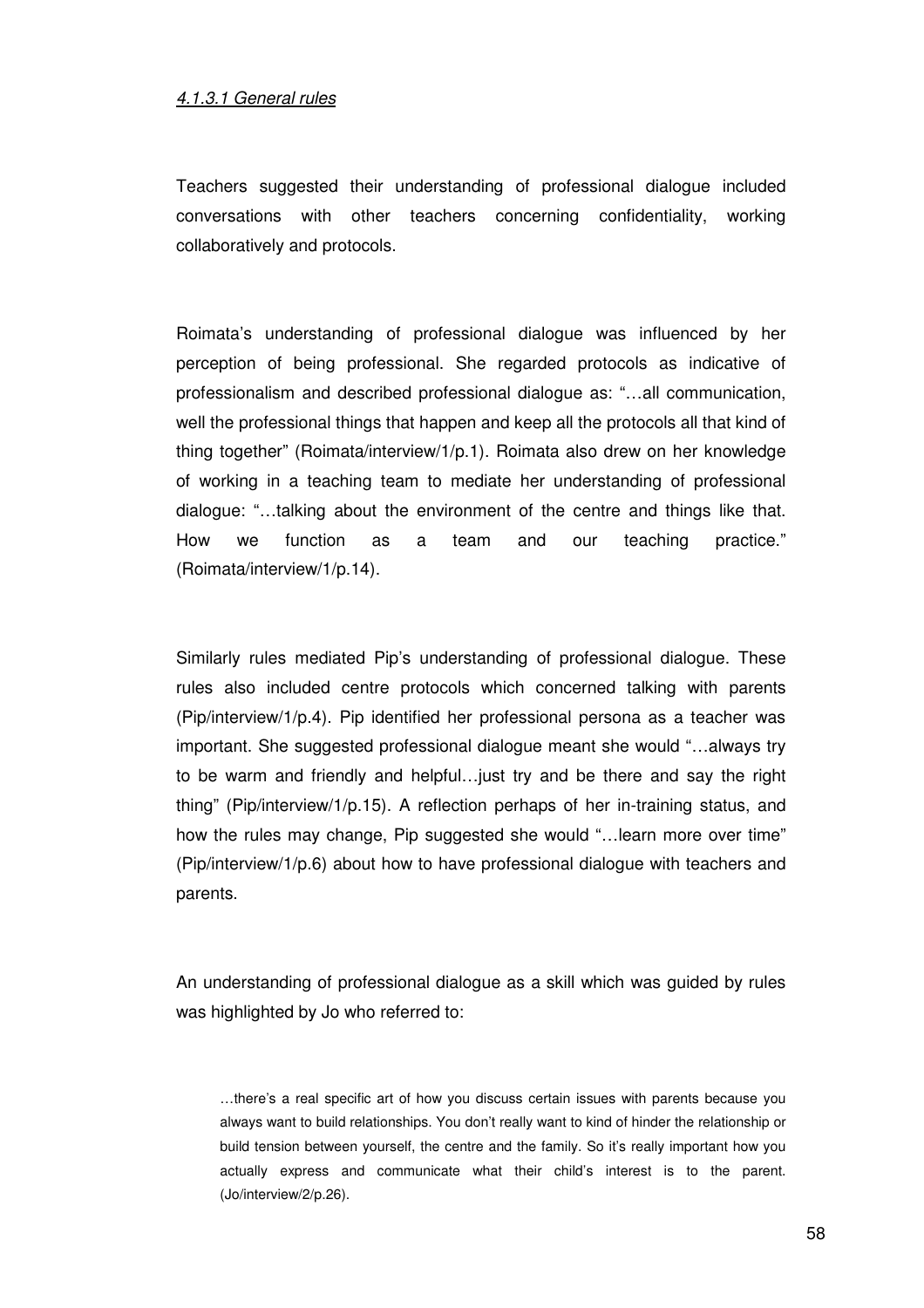#### *4.1.3.1 General rules*

Teachers suggested their understanding of professional dialogue included conversations with other teachers concerning confidentiality, working collaboratively and protocols.

Roimata's understanding of professional dialogue was influenced by her perception of being professional. She regarded protocols as indicative of professionalism and described professional dialogue as: "…all communication, well the professional things that happen and keep all the protocols all that kind of thing together" (Roimata/interview/1/p.1). Roimata also drew on her knowledge of working in a teaching team to mediate her understanding of professional dialogue: "…talking about the environment of the centre and things like that. How we function as a team and our teaching practice." (Roimata/interview/1/p.14).

Similarly rules mediated Pip's understanding of professional dialogue. These rules also included centre protocols which concerned talking with parents (Pip/interview/1/p.4). Pip identified her professional persona as a teacher was important. She suggested professional dialogue meant she would "…always try to be warm and friendly and helpful…just try and be there and say the right thing" (Pip/interview/1/p.15). A reflection perhaps of her in-training status, and how the rules may change, Pip suggested she would "…learn more over time" (Pip/interview/1/p.6) about how to have professional dialogue with teachers and parents.

An understanding of professional dialogue as a skill which was guided by rules was highlighted by Jo who referred to:

> …there's a real specific art of how you discuss certain issues with parents because you always want to build relationships. You don't really want to kind of hinder the relationship or build tension between yourself, the centre and the family. So it's really important how you actually express and communicate what their child's interest is to the parent. (Jo/interview/2/p.26).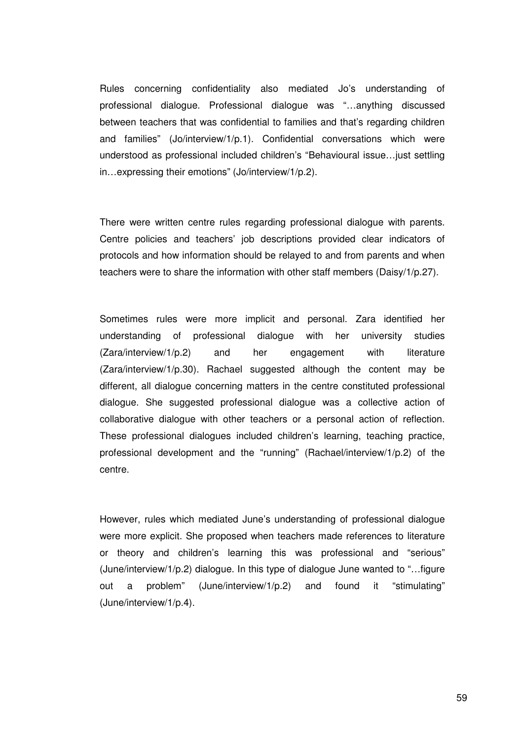Rules concerning confidentiality also mediated Jo's understanding of professional dialogue. Professional dialogue was "…anything discussed between teachers that was confidential to families and that's regarding children and families" (Jo/interview/1/p.1). Confidential conversations which were understood as professional included children's "Behavioural issue…just settling in…expressing their emotions" (Jo/interview/1/p.2).

There were written centre rules regarding professional dialogue with parents. Centre policies and teachers' job descriptions provided clear indicators of protocols and how information should be relayed to and from parents and when teachers were to share the information with other staff members (Daisy/1/p.27).

Sometimes rules were more implicit and personal. Zara identified her understanding of professional dialogue with her university studies (Zara/interview/1/p.2) and her engagement with literature (Zara/interview/1/p.30). Rachael suggested although the content may be different, all dialogue concerning matters in the centre constituted professional dialogue. She suggested professional dialogue was a collective action of collaborative dialogue with other teachers or a personal action of reflection. These professional dialogues included children's learning, teaching practice, professional development and the "running" (Rachael/interview/1/p.2) of the centre.

However, rules which mediated June's understanding of professional dialogue were more explicit. She proposed when teachers made references to literature or theory and children's learning this was professional and "serious" (June/interview/1/p.2) dialogue. In this type of dialogue June wanted to "…figure out a problem" (June/interview/1/p.2) and found it "stimulating" (June/interview/1/p.4).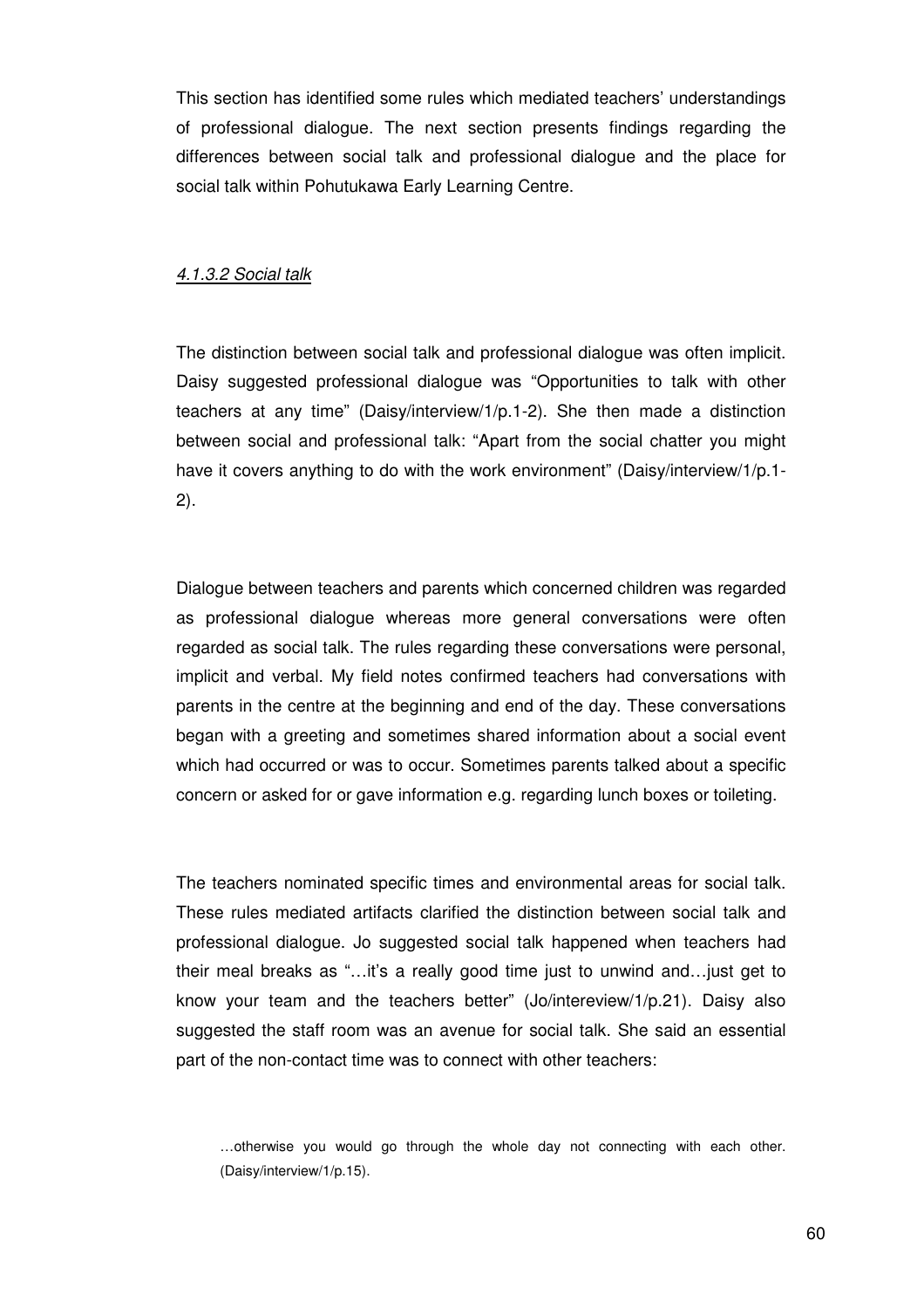This section has identified some rules which mediated teachers' understandings of professional dialogue. The next section presents findings regarding the differences between social talk and professional dialogue and the place for social talk within Pohutukawa Early Learning Centre.

#### *4.1.3.2 Social talk*

The distinction between social talk and professional dialogue was often implicit. Daisy suggested professional dialogue was "Opportunities to talk with other teachers at any time" (Daisy/interview/1/p.1-2). She then made a distinction between social and professional talk: "Apart from the social chatter you might have it covers anything to do with the work environment" (Daisy/interview/1/p.1-2).

Dialogue between teachers and parents which concerned children was regarded as professional dialogue whereas more general conversations were often regarded as social talk. The rules regarding these conversations were personal, implicit and verbal. My field notes confirmed teachers had conversations with parents in the centre at the beginning and end of the day. These conversations began with a greeting and sometimes shared information about a social event which had occurred or was to occur. Sometimes parents talked about a specific concern or asked for or gave information e.g. regarding lunch boxes or toileting.

The teachers nominated specific times and environmental areas for social talk. These rules mediated artifacts clarified the distinction between social talk and professional dialogue. Jo suggested social talk happened when teachers had their meal breaks as "…it's a really good time just to unwind and…just get to know your team and the teachers better" (Jo/intereview/1/p.21). Daisy also suggested the staff room was an avenue for social talk. She said an essential part of the non-contact time was to connect with other teachers:

> …otherwise you would go through the whole day not connecting with each other. (Daisy/interview/1/p.15).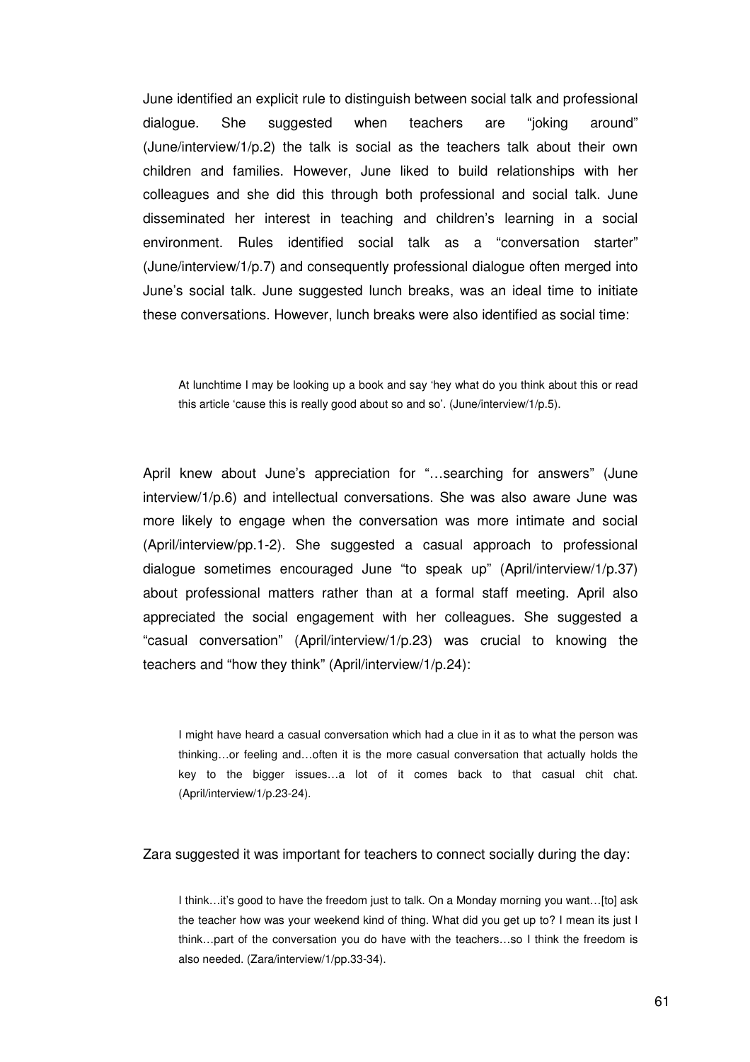June identified an explicit rule to distinguish between social talk and professional dialogue. She suggested when teachers are "joking around" (June/interview/1/p.2) the talk is social as the teachers talk about their own children and families. However, June liked to build relationships with her colleagues and she did this through both professional and social talk. June disseminated her interest in teaching and children's learning in a social environment. Rules identified social talk as a "conversation starter" (June/interview/1/p.7) and consequently professional dialogue often merged into June's social talk. June suggested lunch breaks, was an ideal time to initiate these conversations. However, lunch breaks were also identified as social time:

> At lunchtime I may be looking up a book and say 'hey what do you think about this or read this article 'cause this is really good about so and so'. (June/interview/1/p.5).

April knew about June's appreciation for "…searching for answers" (June interview/1/p.6) and intellectual conversations. She was also aware June was more likely to engage when the conversation was more intimate and social (April/interview/pp.1-2). She suggested a casual approach to professional dialogue sometimes encouraged June "to speak up" (April/interview/1/p.37) about professional matters rather than at a formal staff meeting. April also appreciated the social engagement with her colleagues. She suggested a "casual conversation" (April/interview/1/p.23) was crucial to knowing the teachers and "how they think" (April/interview/1/p.24):

> I might have heard a casual conversation which had a clue in it as to what the person was thinking…or feeling and…often it is the more casual conversation that actually holds the key to the bigger issues…a lot of it comes back to that casual chit chat. (April/interview/1/p.23-24).

Zara suggested it was important for teachers to connect socially during the day:

> I think…it's good to have the freedom just to talk. On a Monday morning you want…[to] ask the teacher how was your weekend kind of thing. What did you get up to? I mean its just I think…part of the conversation you do have with the teachers…so I think the freedom is also needed. (Zara/interview/1/pp.33-34).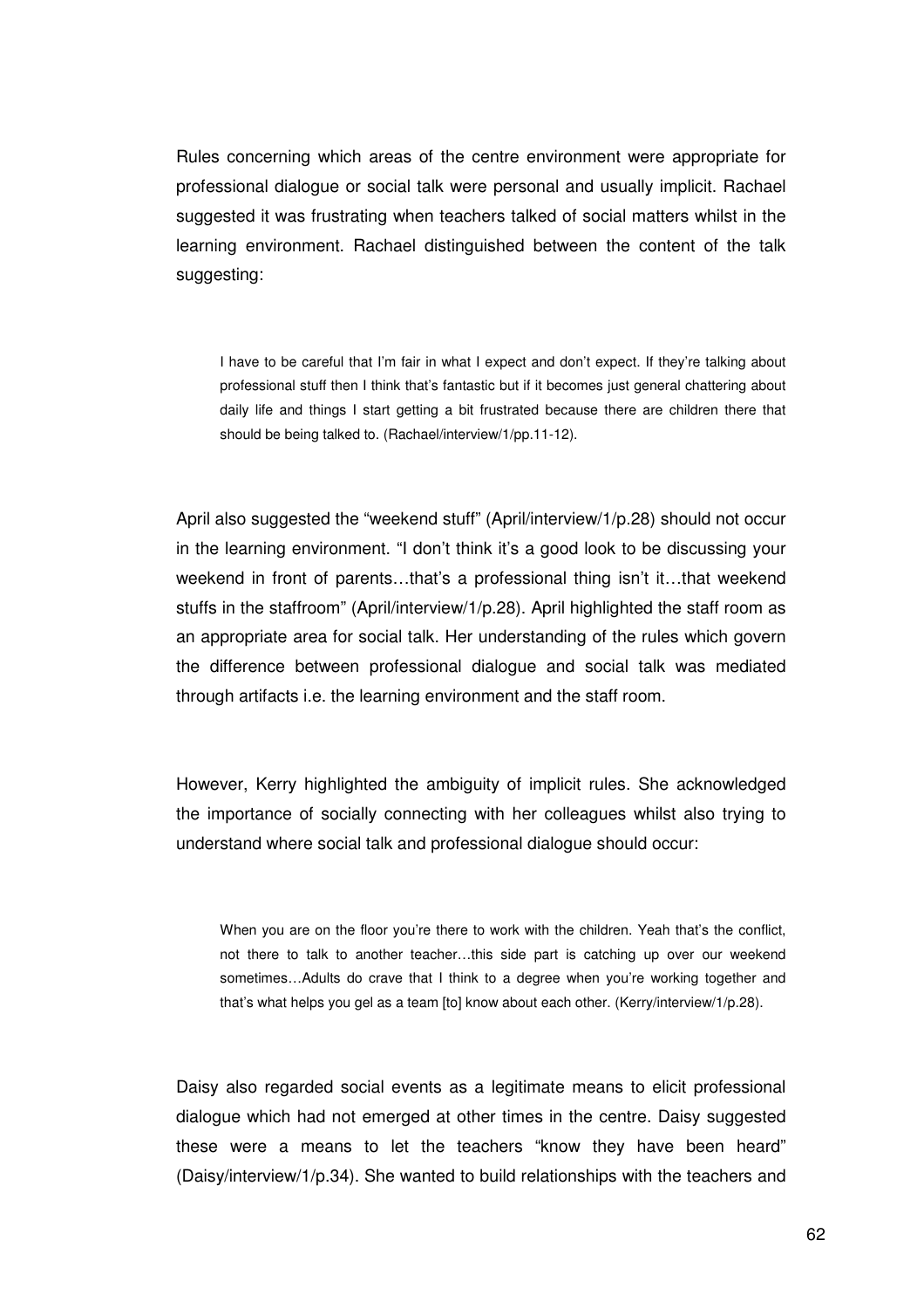Rules concerning which areas of the centre environment were appropriate for professional dialogue or social talk were personal and usually implicit. Rachael suggested it was frustrating when teachers talked of social matters whilst in the learning environment. Rachael distinguished between the content of the talk suggesting:

> I have to be careful that I'm fair in what I expect and don't expect. If they're talking about professional stuff then I think that's fantastic but if it becomes just general chattering about daily life and things I start getting a bit frustrated because there are children there that should be being talked to. (Rachael/interview/1/pp.11-12).

April also suggested the "weekend stuff" (April/interview/1/p.28) should not occur in the learning environment. "I don't think it's a good look to be discussing your weekend in front of parents…that's a professional thing isn't it…that weekend stuffs in the staffroom" (April/interview/1/p.28). April highlighted the staff room as an appropriate area for social talk. Her understanding of the rules which govern the difference between professional dialogue and social talk was mediated through artifacts i.e. the learning environment and the staff room.

However, Kerry highlighted the ambiguity of implicit rules. She acknowledged the importance of socially connecting with her colleagues whilst also trying to understand where social talk and professional dialogue should occur:

> When you are on the floor you're there to work with the children. Yeah that's the conflict, not there to talk to another teacher…this side part is catching up over our weekend sometimes…Adults do crave that I think to a degree when you're working together and that's what helps you gel as a team [to] know about each other. (Kerry/interview/1/p.28).

Daisy also regarded social events as a legitimate means to elicit professional dialogue which had not emerged at other times in the centre. Daisy suggested these were a means to let the teachers "know they have been heard" (Daisy/interview/1/p.34). She wanted to build relationships with the teachers and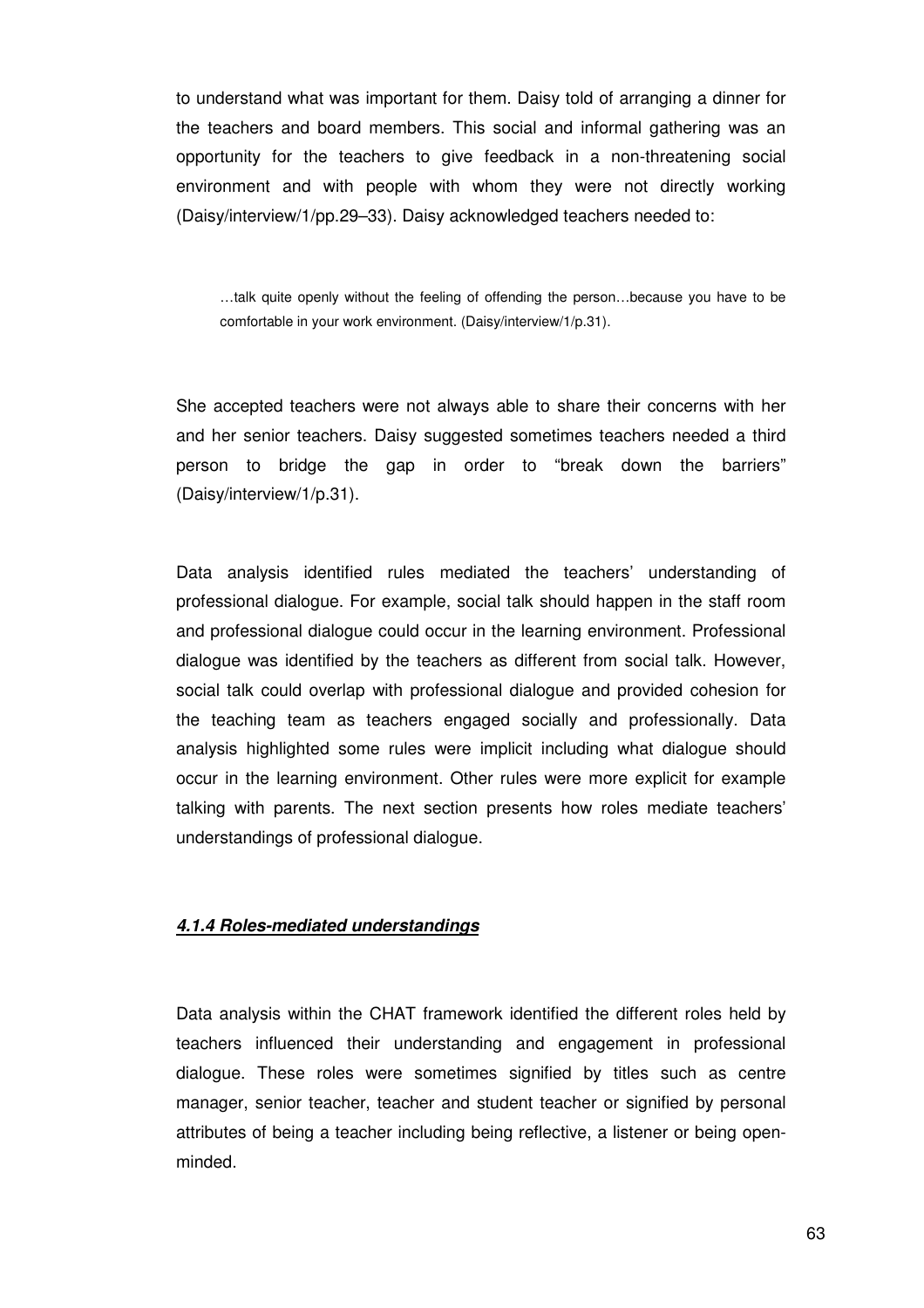to understand what was important for them. Daisy told of arranging a dinner for the teachers and board members. This social and informal gathering was an opportunity for the teachers to give feedback in a non-threatening social environment and with people with whom they were not directly working (Daisy/interview/1/pp.29–33). Daisy acknowledged teachers needed to:

> …talk quite openly without the feeling of offending the person…because you have to be comfortable in your work environment. (Daisy/interview/1/p.31).

She accepted teachers were not always able to share their concerns with her and her senior teachers. Daisy suggested sometimes teachers needed a third person to bridge the gap in order to "break down the barriers" (Daisy/interview/1/p.31).

Data analysis identified rules mediated the teachers' understanding of professional dialogue. For example, social talk should happen in the staff room and professional dialogue could occur in the learning environment. Professional dialogue was identified by the teachers as different from social talk. However, social talk could overlap with professional dialogue and provided cohesion for the teaching team as teachers engaged socially and professionally. Data analysis highlighted some rules were implicit including what dialogue should occur in the learning environment. Other rules were more explicit for example talking with parents. The next section presents how roles mediate teachers' understandings of professional dialogue.

#### ***4.1.4 Roles-mediated understandings***

Data analysis within the CHAT framework identified the different roles held by teachers influenced their understanding and engagement in professional dialogue. These roles were sometimes signified by titles such as centre manager, senior teacher, teacher and student teacher or signified by personal attributes of being a teacher including being reflective, a listener or being open-minded.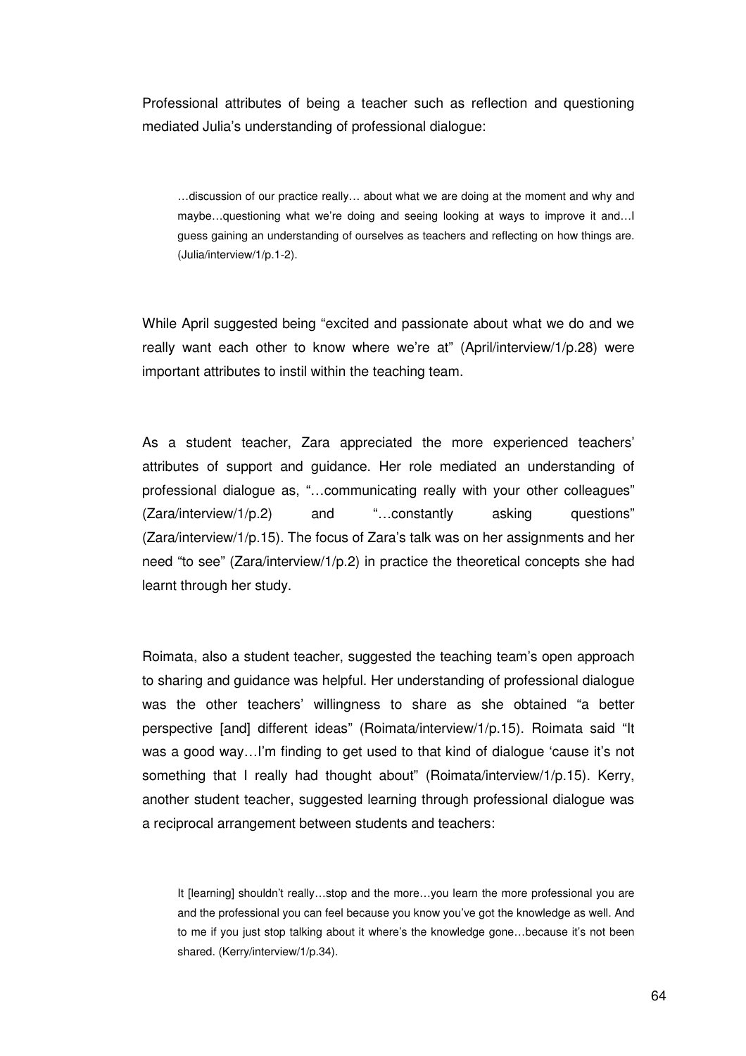Professional attributes of being a teacher such as reflection and questioning mediated Julia's understanding of professional dialogue:

> …discussion of our practice really… about what we are doing at the moment and why and maybe…questioning what we're doing and seeing looking at ways to improve it and…I guess gaining an understanding of ourselves as teachers and reflecting on how things are. (Julia/interview/1/p.1-2).

While April suggested being "excited and passionate about what we do and we really want each other to know where we're at" (April/interview/1/p.28) were important attributes to instil within the teaching team.

As a student teacher, Zara appreciated the more experienced teachers' attributes of support and guidance. Her role mediated an understanding of professional dialogue as, "…communicating really with your other colleagues" (Zara/interview/1/p.2) and "…constantly asking questions" (Zara/interview/1/p.15). The focus of Zara's talk was on her assignments and her need "to see" (Zara/interview/1/p.2) in practice the theoretical concepts she had learnt through her study.

Roimata, also a student teacher, suggested the teaching team's open approach to sharing and guidance was helpful. Her understanding of professional dialogue was the other teachers' willingness to share as she obtained "a better perspective [and] different ideas" (Roimata/interview/1/p.15). Roimata said "It was a good way…I'm finding to get used to that kind of dialogue 'cause it's not something that I really had thought about" (Roimata/interview/1/p.15). Kerry, another student teacher, suggested learning through professional dialogue was a reciprocal arrangement between students and teachers:

> It [learning] shouldn't really…stop and the more…you learn the more professional you are and the professional you can feel because you know you've got the knowledge as well. And to me if you just stop talking about it where's the knowledge gone…because it's not been shared. (Kerry/interview/1/p.34).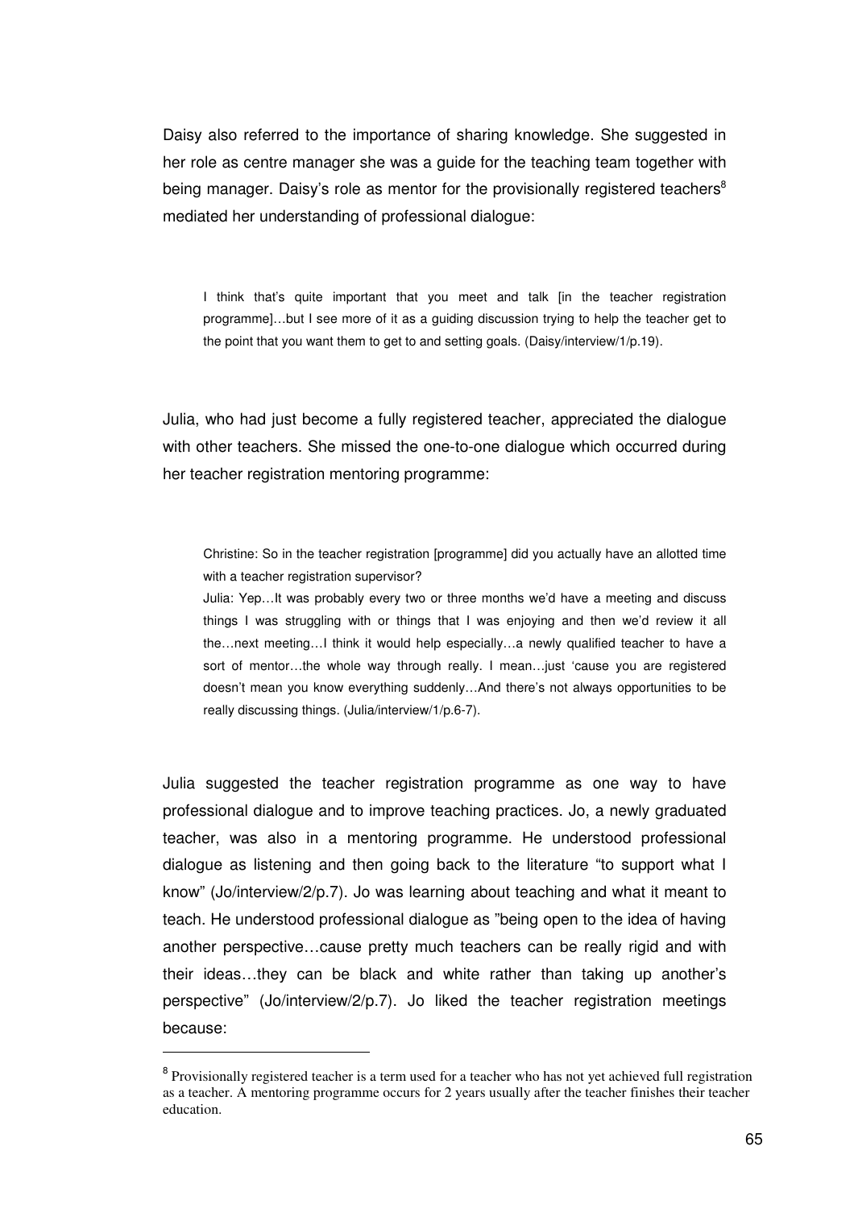Daisy also referred to the importance of sharing knowledge. She suggested in her role as centre manager she was a guide for the teaching team together with being manager. Daisy's role as mentor for the provisionally registered teachers[8] mediated her understanding of professional dialogue:

> I think that's quite important that you meet and talk [in the teacher registration programme]…but I see more of it as a guiding discussion trying to help the teacher get to the point that you want them to get to and setting goals. (Daisy/interview/1/p.19).

Julia, who had just become a fully registered teacher, appreciated the dialogue with other teachers. She missed the one-to-one dialogue which occurred during her teacher registration mentoring programme:

> Christine: So in the teacher registration [programme] did you actually have an allotted time with a teacher registration supervisor?
>
> Julia: Yep…It was probably every two or three months we'd have a meeting and discuss things I was struggling with or things that I was enjoying and then we'd review it all the…next meeting…I think it would help especially…a newly qualified teacher to have a sort of mentor…the whole way through really. I mean…just 'cause you are registered doesn't mean you know everything suddenly…And there's not always opportunities to be really discussing things. (Julia/interview/1/p.6-7).

Julia suggested the teacher registration programme as one way to have professional dialogue and to improve teaching practices. Jo, a newly graduated teacher, was also in a mentoring programme. He understood professional dialogue as listening and then going back to the literature "to support what I know" (Jo/interview/2/p.7). Jo was learning about teaching and what it meant to teach. He understood professional dialogue as "being open to the idea of having another perspective…cause pretty much teachers can be really rigid and with their ideas…they can be black and white rather than taking up another's perspective" (Jo/interview/2/p.7). Jo liked the teacher registration meetings because:

---

[8] Provisionally registered teacher is a term used for a teacher who has not yet achieved full registration as a teacher. A mentoring programme occurs for 2 years usually after the teacher finishes their teacher education.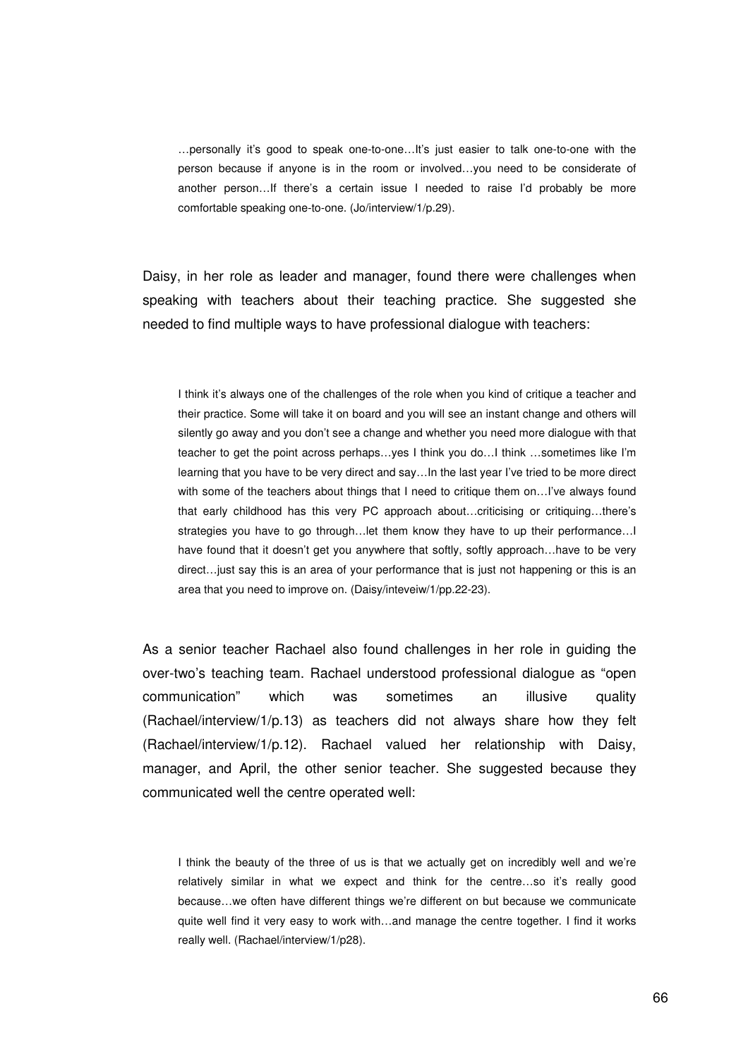> …personally it's good to speak one-to-one…It's just easier to talk one-to-one with the person because if anyone is in the room or involved…you need to be considerate of another person…If there's a certain issue I needed to raise I'd probably be more comfortable speaking one-to-one. (Jo/interview/1/p.29).

Daisy, in her role as leader and manager, found there were challenges when speaking with teachers about their teaching practice. She suggested she needed to find multiple ways to have professional dialogue with teachers:

> I think it's always one of the challenges of the role when you kind of critique a teacher and their practice. Some will take it on board and you will see an instant change and others will silently go away and you don't see a change and whether you need more dialogue with that teacher to get the point across perhaps…yes I think you do…I think …sometimes like I'm learning that you have to be very direct and say…In the last year I've tried to be more direct with some of the teachers about things that I need to critique them on…I've always found that early childhood has this very PC approach about…criticising or critiquing…there's strategies you have to go through…let them know they have to up their performance…I have found that it doesn't get you anywhere that softly, softly approach…have to be very direct…just say this is an area of your performance that is just not happening or this is an area that you need to improve on. (Daisy/inteveiw/1/pp.22-23).

As a senior teacher Rachael also found challenges in her role in guiding the over-two's teaching team. Rachael understood professional dialogue as "open communication" which was sometimes an illusive quality (Rachael/interview/1/p.13) as teachers did not always share how they felt (Rachael/interview/1/p.12). Rachael valued her relationship with Daisy, manager, and April, the other senior teacher. She suggested because they communicated well the centre operated well:

> I think the beauty of the three of us is that we actually get on incredibly well and we're relatively similar in what we expect and think for the centre…so it's really good because…we often have different things we're different on but because we communicate quite well find it very easy to work with…and manage the centre together. I find it works really well. (Rachael/interview/1/p28).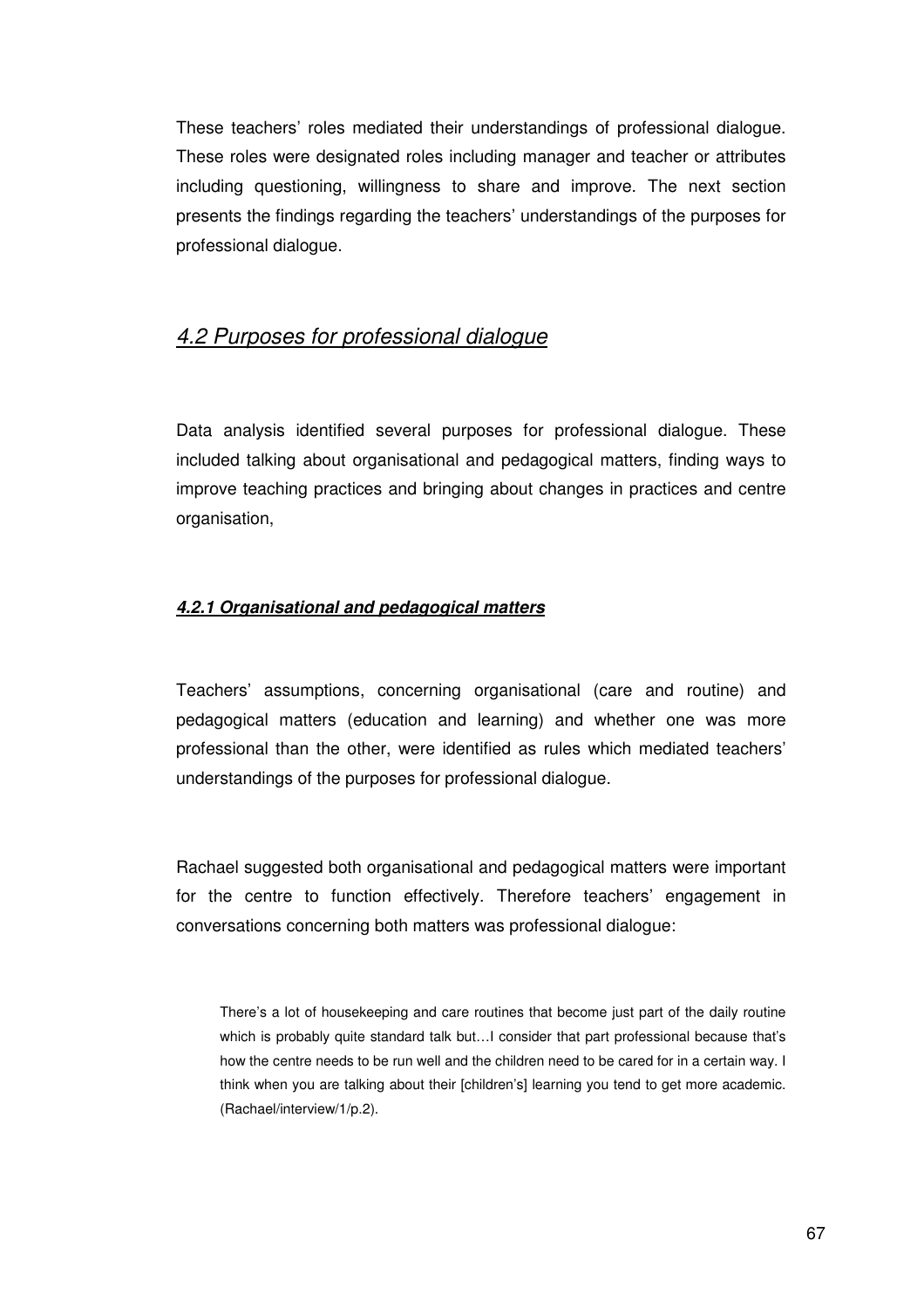These teachers' roles mediated their understandings of professional dialogue. These roles were designated roles including manager and teacher or attributes including questioning, willingness to share and improve. The next section presents the findings regarding the teachers' understandings of the purposes for professional dialogue.

## *4.2 Purposes for professional dialogue*

Data analysis identified several purposes for professional dialogue. These included talking about organisational and pedagogical matters, finding ways to improve teaching practices and bringing about changes in practices and centre organisation,

### ***4.2.1 Organisational and pedagogical matters***

Teachers' assumptions, concerning organisational (care and routine) and pedagogical matters (education and learning) and whether one was more professional than the other, were identified as rules which mediated teachers' understandings of the purposes for professional dialogue.

Rachael suggested both organisational and pedagogical matters were important for the centre to function effectively. Therefore teachers' engagement in conversations concerning both matters was professional dialogue:

> There's a lot of housekeeping and care routines that become just part of the daily routine which is probably quite standard talk but…I consider that part professional because that's how the centre needs to be run well and the children need to be cared for in a certain way. I think when you are talking about their [children's] learning you tend to get more academic. (Rachael/interview/1/p.2).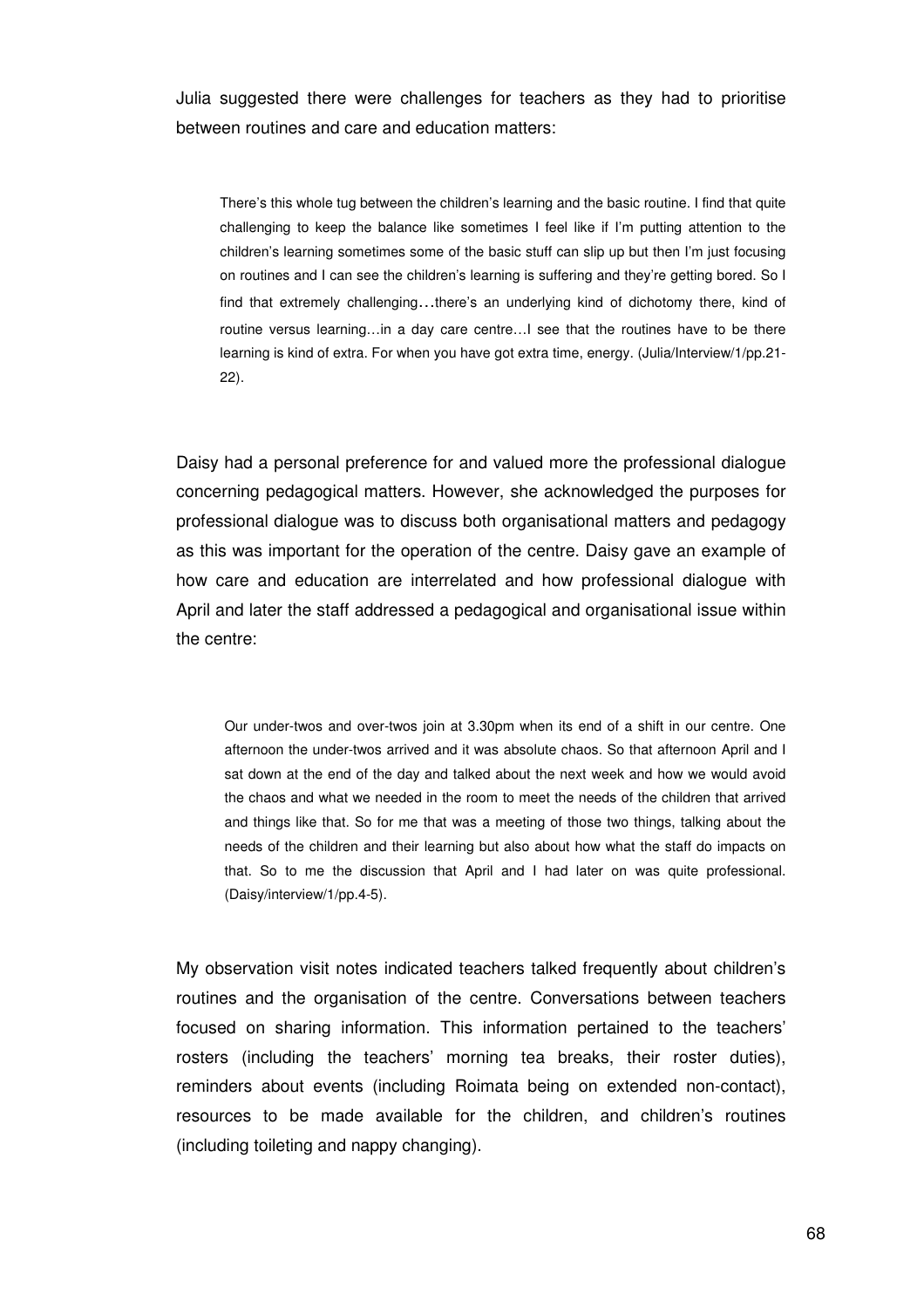Julia suggested there were challenges for teachers as they had to prioritise between routines and care and education matters:

> There's this whole tug between the children's learning and the basic routine. I find that quite challenging to keep the balance like sometimes I feel like if I'm putting attention to the children's learning sometimes some of the basic stuff can slip up but then I'm just focusing on routines and I can see the children's learning is suffering and they're getting bored. So I find that extremely challenging…there's an underlying kind of dichotomy there, kind of routine versus learning…in a day care centre…I see that the routines have to be there learning is kind of extra. For when you have got extra time, energy. (Julia/Interview/1/pp.21-22).

Daisy had a personal preference for and valued more the professional dialogue concerning pedagogical matters. However, she acknowledged the purposes for professional dialogue was to discuss both organisational matters and pedagogy as this was important for the operation of the centre. Daisy gave an example of how care and education are interrelated and how professional dialogue with April and later the staff addressed a pedagogical and organisational issue within the centre:

> Our under-twos and over-twos join at 3.30pm when its end of a shift in our centre. One afternoon the under-twos arrived and it was absolute chaos. So that afternoon April and I sat down at the end of the day and talked about the next week and how we would avoid the chaos and what we needed in the room to meet the needs of the children that arrived and things like that. So for me that was a meeting of those two things, talking about the needs of the children and their learning but also about how what the staff do impacts on that. So to me the discussion that April and I had later on was quite professional. (Daisy/interview/1/pp.4-5).

My observation visit notes indicated teachers talked frequently about children's routines and the organisation of the centre. Conversations between teachers focused on sharing information. This information pertained to the teachers' rosters (including the teachers' morning tea breaks, their roster duties), reminders about events (including Roimata being on extended non-contact), resources to be made available for the children, and children's routines (including toileting and nappy changing).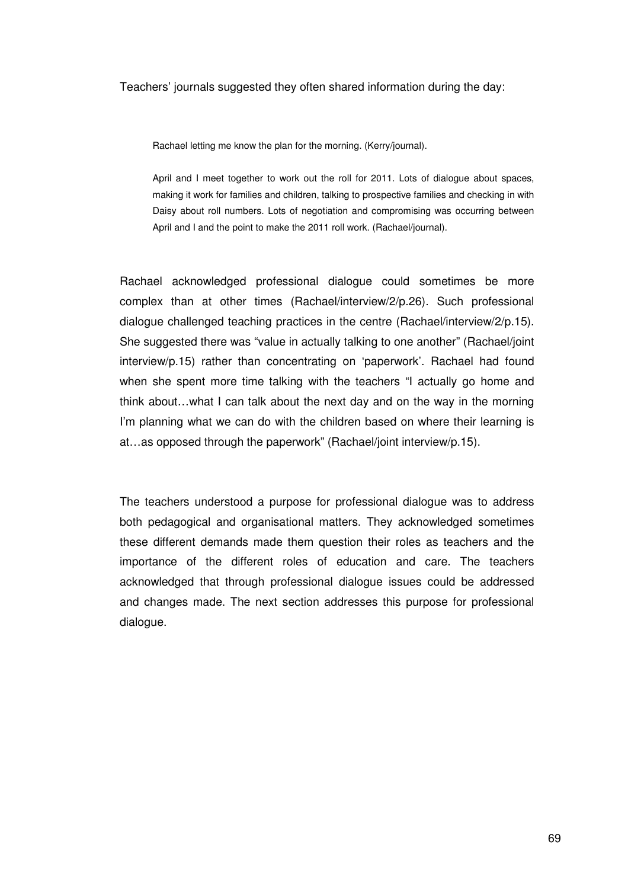Teachers' journals suggested they often shared information during the day:

> Rachael letting me know the plan for the morning. (Kerry/journal).
>
> April and I meet together to work out the roll for 2011. Lots of dialogue about spaces, making it work for families and children, talking to prospective families and checking in with Daisy about roll numbers. Lots of negotiation and compromising was occurring between April and I and the point to make the 2011 roll work. (Rachael/journal).

Rachael acknowledged professional dialogue could sometimes be more complex than at other times (Rachael/interview/2/p.26). Such professional dialogue challenged teaching practices in the centre (Rachael/interview/2/p.15). She suggested there was "value in actually talking to one another" (Rachael/joint interview/p.15) rather than concentrating on 'paperwork'. Rachael had found when she spent more time talking with the teachers "I actually go home and think about…what I can talk about the next day and on the way in the morning I'm planning what we can do with the children based on where their learning is at…as opposed through the paperwork" (Rachael/joint interview/p.15).

The teachers understood a purpose for professional dialogue was to address both pedagogical and organisational matters. They acknowledged sometimes these different demands made them question their roles as teachers and the importance of the different roles of education and care. The teachers acknowledged that through professional dialogue issues could be addressed and changes made. The next section addresses this purpose for professional dialogue.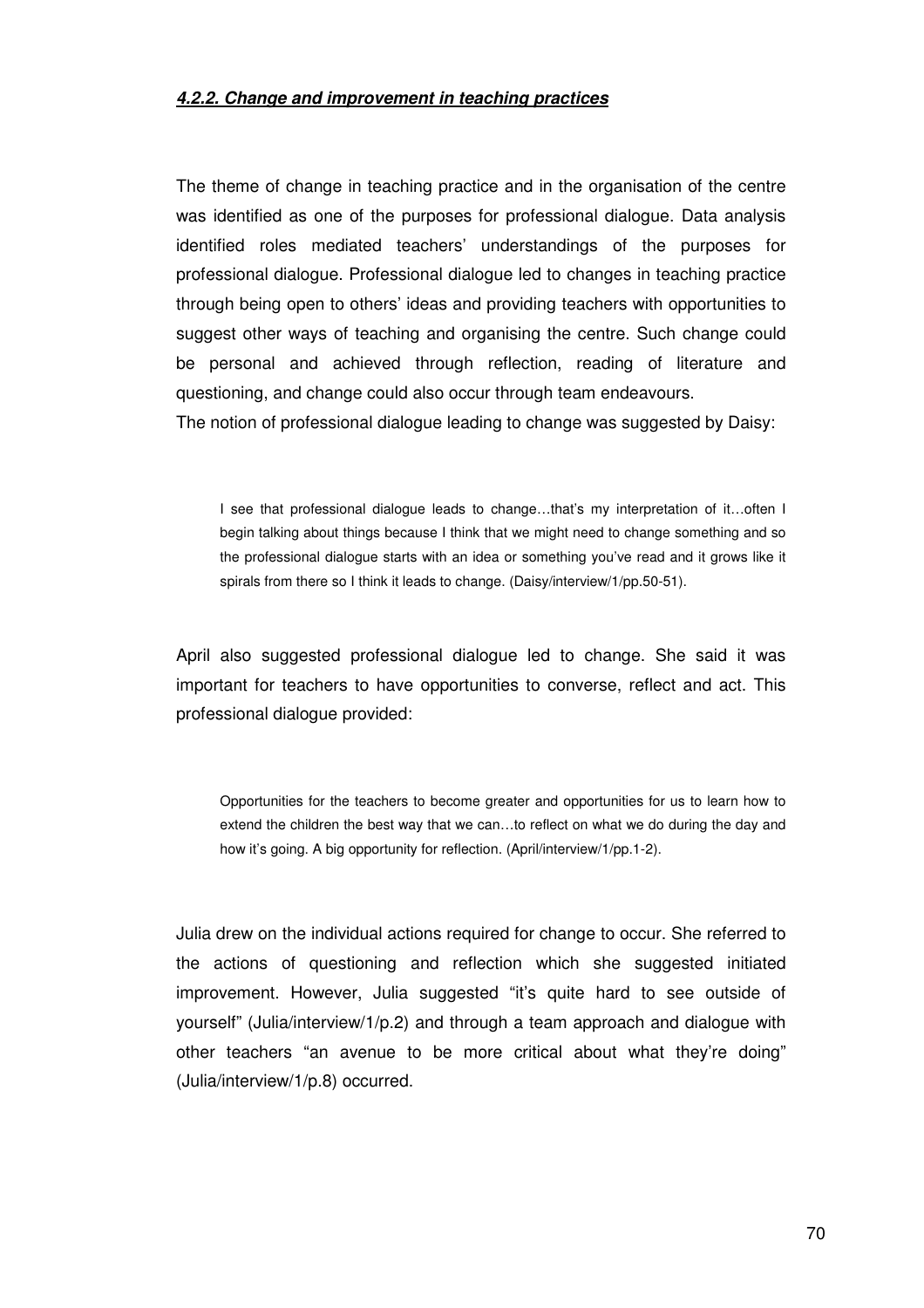#### ***4.2.2. Change and improvement in teaching practices***

The theme of change in teaching practice and in the organisation of the centre was identified as one of the purposes for professional dialogue. Data analysis identified roles mediated teachers' understandings of the purposes for professional dialogue. Professional dialogue led to changes in teaching practice through being open to others' ideas and providing teachers with opportunities to suggest other ways of teaching and organising the centre. Such change could be personal and achieved through reflection, reading of literature and questioning, and change could also occur through team endeavours.
The notion of professional dialogue leading to change was suggested by Daisy:

> I see that professional dialogue leads to change…that's my interpretation of it…often I begin talking about things because I think that we might need to change something and so the professional dialogue starts with an idea or something you've read and it grows like it spirals from there so I think it leads to change. (Daisy/interview/1/pp.50-51).

April also suggested professional dialogue led to change. She said it was important for teachers to have opportunities to converse, reflect and act. This professional dialogue provided:

> Opportunities for the teachers to become greater and opportunities for us to learn how to extend the children the best way that we can…to reflect on what we do during the day and how it's going. A big opportunity for reflection. (April/interview/1/pp.1-2).

Julia drew on the individual actions required for change to occur. She referred to the actions of questioning and reflection which she suggested initiated improvement. However, Julia suggested "it's quite hard to see outside of yourself" (Julia/interview/1/p.2) and through a team approach and dialogue with other teachers "an avenue to be more critical about what they're doing" (Julia/interview/1/p.8) occurred.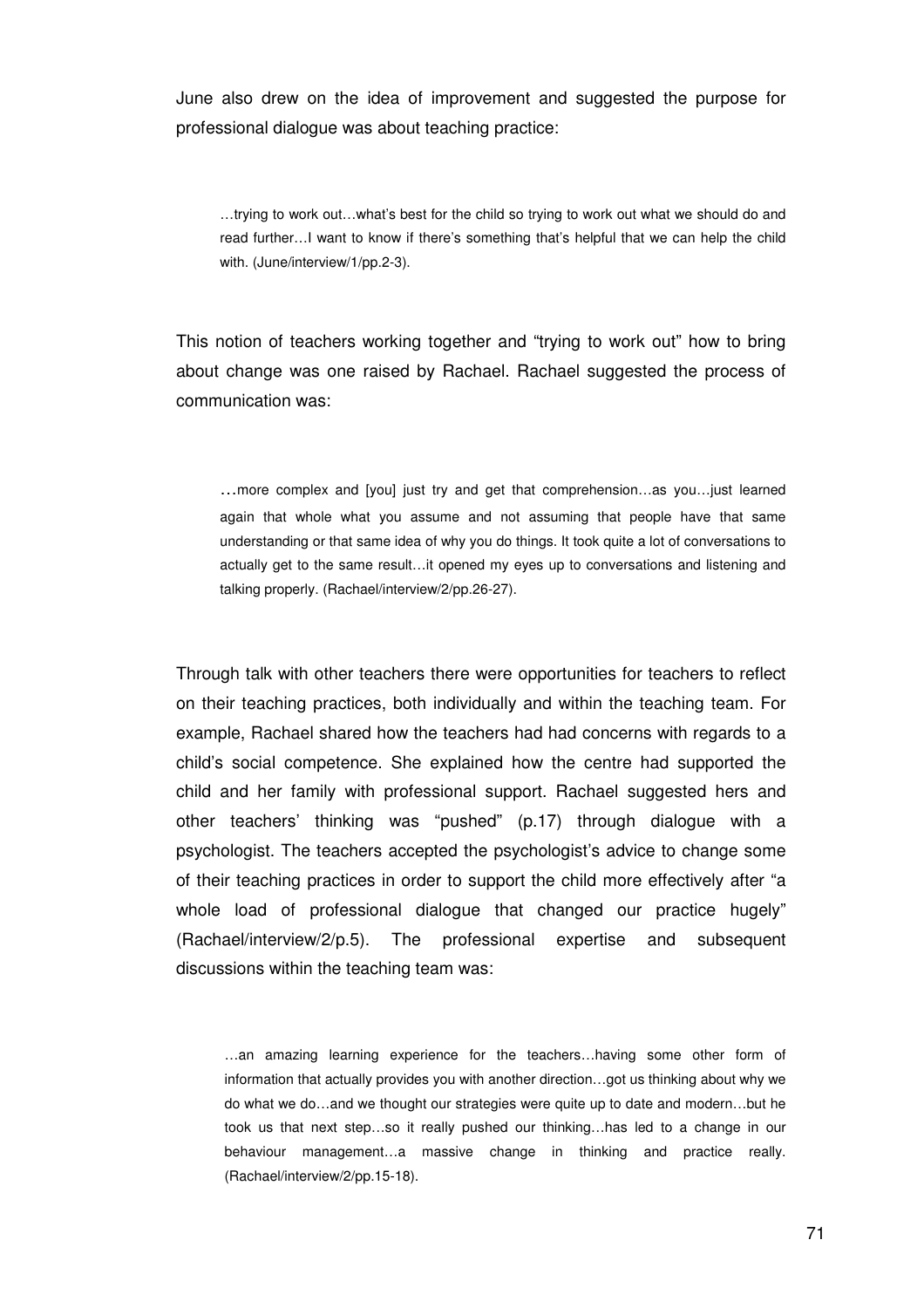June also drew on the idea of improvement and suggested the purpose for professional dialogue was about teaching practice:

> …trying to work out…what's best for the child so trying to work out what we should do and read further…I want to know if there's something that's helpful that we can help the child with. (June/interview/1/pp.2-3).

This notion of teachers working together and "trying to work out" how to bring about change was one raised by Rachael. Rachael suggested the process of communication was:

> …more complex and [you] just try and get that comprehension…as you…just learned again that whole what you assume and not assuming that people have that same understanding or that same idea of why you do things. It took quite a lot of conversations to actually get to the same result…it opened my eyes up to conversations and listening and talking properly. (Rachael/interview/2/pp.26-27).

Through talk with other teachers there were opportunities for teachers to reflect on their teaching practices, both individually and within the teaching team. For example, Rachael shared how the teachers had had concerns with regards to a child's social competence. She explained how the centre had supported the child and her family with professional support. Rachael suggested hers and other teachers' thinking was "pushed" (p.17) through dialogue with a psychologist. The teachers accepted the psychologist's advice to change some of their teaching practices in order to support the child more effectively after "a whole load of professional dialogue that changed our practice hugely" (Rachael/interview/2/p.5). The professional expertise and subsequent discussions within the teaching team was:

> …an amazing learning experience for the teachers…having some other form of information that actually provides you with another direction…got us thinking about why we do what we do…and we thought our strategies were quite up to date and modern…but he took us that next step…so it really pushed our thinking…has led to a change in our behaviour management…a massive change in thinking and practice really. (Rachael/interview/2/pp.15-18).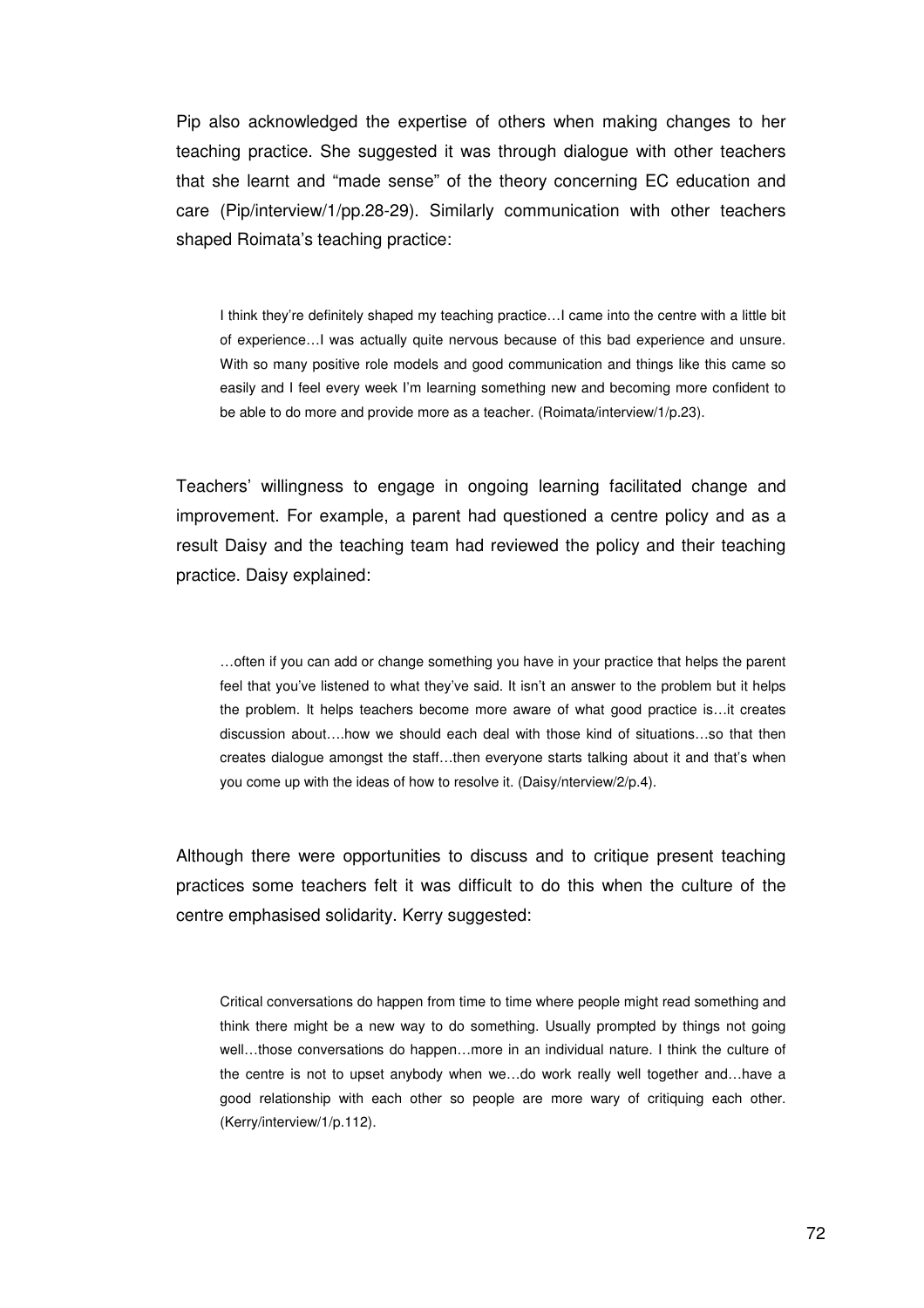Pip also acknowledged the expertise of others when making changes to her teaching practice. She suggested it was through dialogue with other teachers that she learnt and "made sense" of the theory concerning EC education and care (Pip/interview/1/pp.28-29). Similarly communication with other teachers shaped Roimata's teaching practice:

> I think they're definitely shaped my teaching practice…I came into the centre with a little bit of experience…I was actually quite nervous because of this bad experience and unsure. With so many positive role models and good communication and things like this came so easily and I feel every week I'm learning something new and becoming more confident to be able to do more and provide more as a teacher. (Roimata/interview/1/p.23).

Teachers' willingness to engage in ongoing learning facilitated change and improvement. For example, a parent had questioned a centre policy and as a result Daisy and the teaching team had reviewed the policy and their teaching practice. Daisy explained:

> …often if you can add or change something you have in your practice that helps the parent feel that you've listened to what they've said. It isn't an answer to the problem but it helps the problem. It helps teachers become more aware of what good practice is…it creates discussion about….how we should each deal with those kind of situations…so that then creates dialogue amongst the staff…then everyone starts talking about it and that's when you come up with the ideas of how to resolve it. (Daisy/nterview/2/p.4).

Although there were opportunities to discuss and to critique present teaching practices some teachers felt it was difficult to do this when the culture of the centre emphasised solidarity. Kerry suggested:

> Critical conversations do happen from time to time where people might read something and think there might be a new way to do something. Usually prompted by things not going well…those conversations do happen…more in an individual nature. I think the culture of the centre is not to upset anybody when we…do work really well together and…have a good relationship with each other so people are more wary of critiquing each other. (Kerry/interview/1/p.112).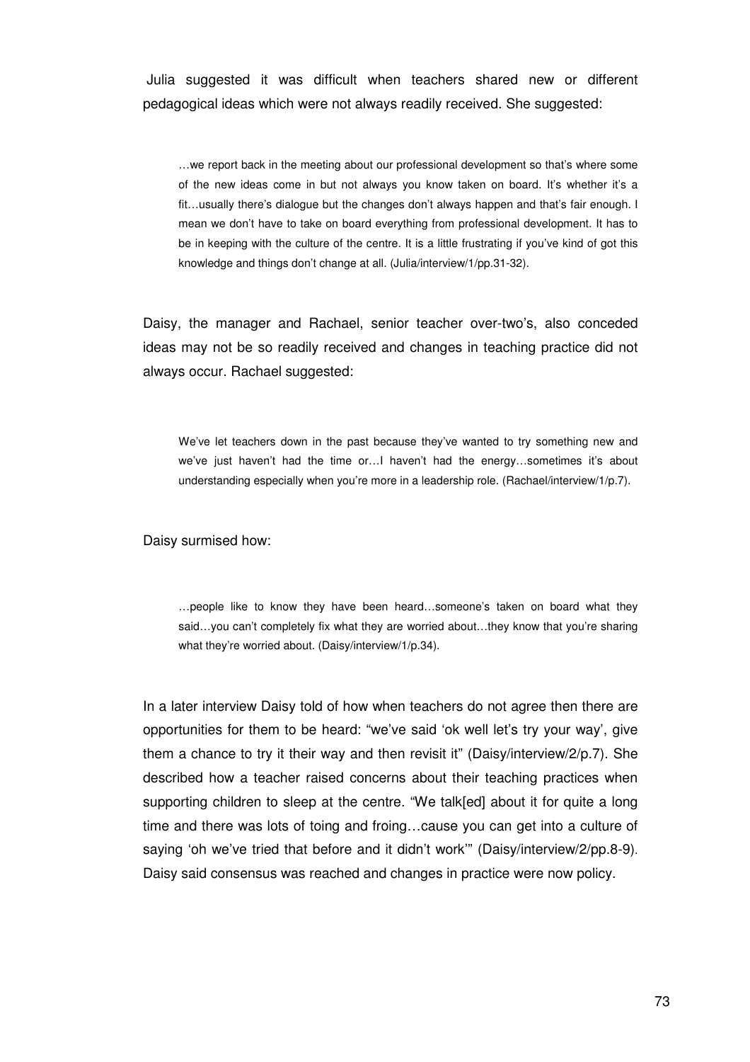Julia suggested it was difficult when teachers shared new or different pedagogical ideas which were not always readily received. She suggested:

> …we report back in the meeting about our professional development so that's where some of the new ideas come in but not always you know taken on board. It's whether it's a fit…usually there's dialogue but the changes don't always happen and that's fair enough. I mean we don't have to take on board everything from professional development. It has to be in keeping with the culture of the centre. It is a little frustrating if you've kind of got this knowledge and things don't change at all. (Julia/interview/1/pp.31-32).

Daisy, the manager and Rachael, senior teacher over-two's, also conceded ideas may not be so readily received and changes in teaching practice did not always occur. Rachael suggested:

> We've let teachers down in the past because they've wanted to try something new and we've just haven't had the time or…I haven't had the energy…sometimes it's about understanding especially when you're more in a leadership role. (Rachael/interview/1/p.7).

Daisy surmised how:

> …people like to know they have been heard…someone's taken on board what they said…you can't completely fix what they are worried about…they know that you're sharing what they're worried about. (Daisy/interview/1/p.34).

In a later interview Daisy told of how when teachers do not agree then there are opportunities for them to be heard: "we've said 'ok well let's try your way', give them a chance to try it their way and then revisit it" (Daisy/interview/2/p.7). She described how a teacher raised concerns about their teaching practices when supporting children to sleep at the centre. "We talk[ed] about it for quite a long time and there was lots of toing and froing…cause you can get into a culture of saying 'oh we've tried that before and it didn't work'" (Daisy/interview/2/pp.8-9). Daisy said consensus was reached and changes in practice were now policy.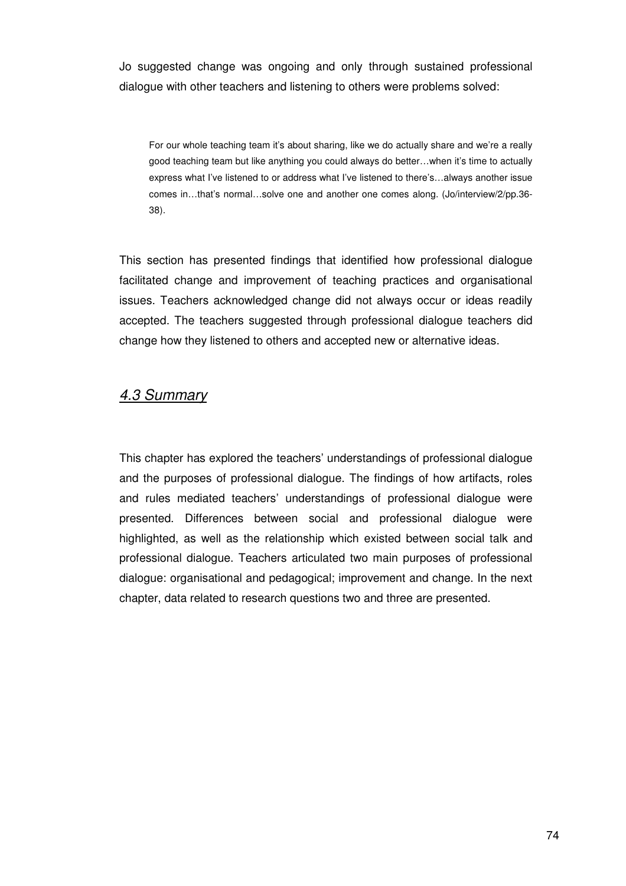Jo suggested change was ongoing and only through sustained professional dialogue with other teachers and listening to others were problems solved:

> For our whole teaching team it's about sharing, like we do actually share and we're a really good teaching team but like anything you could always do better…when it's time to actually express what I've listened to or address what I've listened to there's…always another issue comes in…that's normal…solve one and another one comes along. (Jo/interview/2/pp.36-38).

This section has presented findings that identified how professional dialogue facilitated change and improvement of teaching practices and organisational issues. Teachers acknowledged change did not always occur or ideas readily accepted. The teachers suggested through professional dialogue teachers did change how they listened to others and accepted new or alternative ideas.

## *4.3 Summary*

This chapter has explored the teachers' understandings of professional dialogue and the purposes of professional dialogue. The findings of how artifacts, roles and rules mediated teachers' understandings of professional dialogue were presented. Differences between social and professional dialogue were highlighted, as well as the relationship which existed between social talk and professional dialogue. Teachers articulated two main purposes of professional dialogue: organisational and pedagogical; improvement and change. In the next chapter, data related to research questions two and three are presented.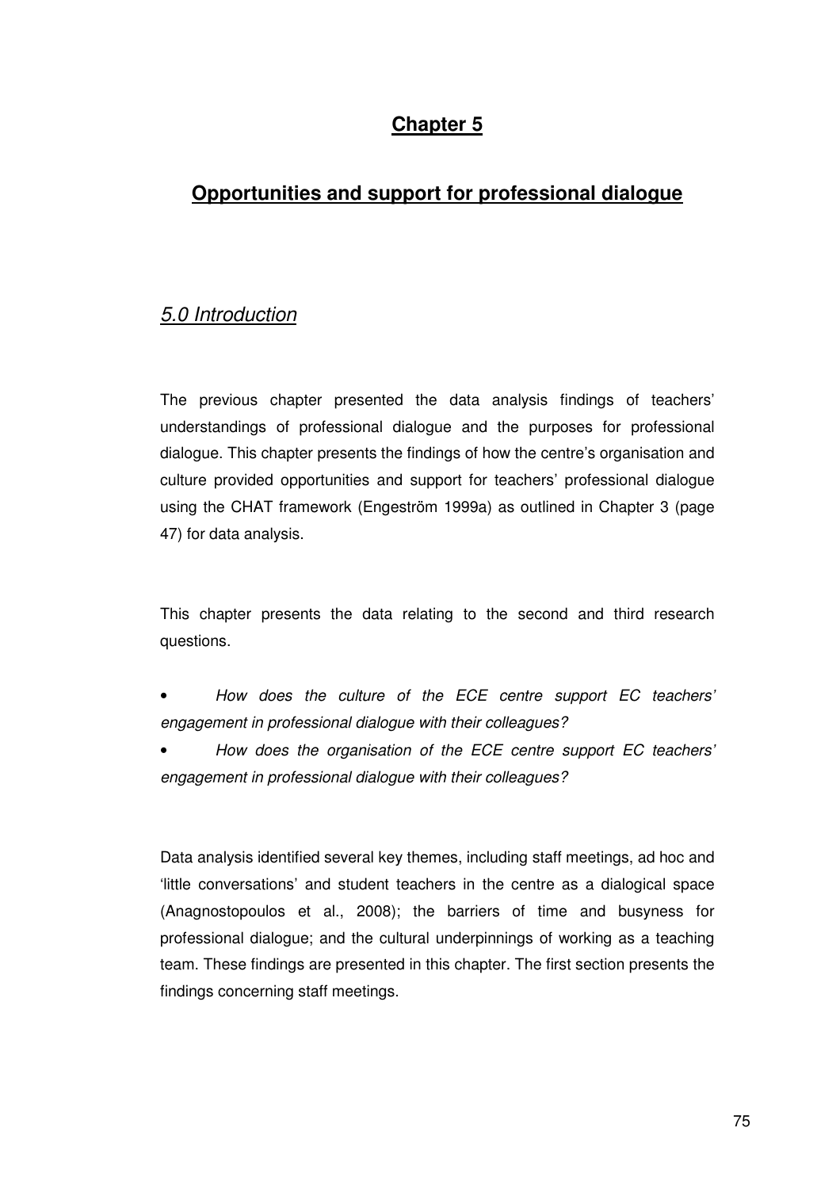# Chapter 5

## Opportunities and support for professional dialogue

### *5.0 Introduction*

The previous chapter presented the data analysis findings of teachers' understandings of professional dialogue and the purposes for professional dialogue. This chapter presents the findings of how the centre's organisation and culture provided opportunities and support for teachers' professional dialogue using the CHAT framework (Engeström 1999a) as outlined in Chapter 3 (page 47) for data analysis.

This chapter presents the data relating to the second and third research questions.

- *How does the culture of the ECE centre support EC teachers' engagement in professional dialogue with their colleagues?*
- *How does the organisation of the ECE centre support EC teachers' engagement in professional dialogue with their colleagues?*

Data analysis identified several key themes, including staff meetings, ad hoc and 'little conversations' and student teachers in the centre as a dialogical space (Anagnostopoulos et al., 2008); the barriers of time and busyness for professional dialogue; and the cultural underpinnings of working as a teaching team. These findings are presented in this chapter. The first section presents the findings concerning staff meetings.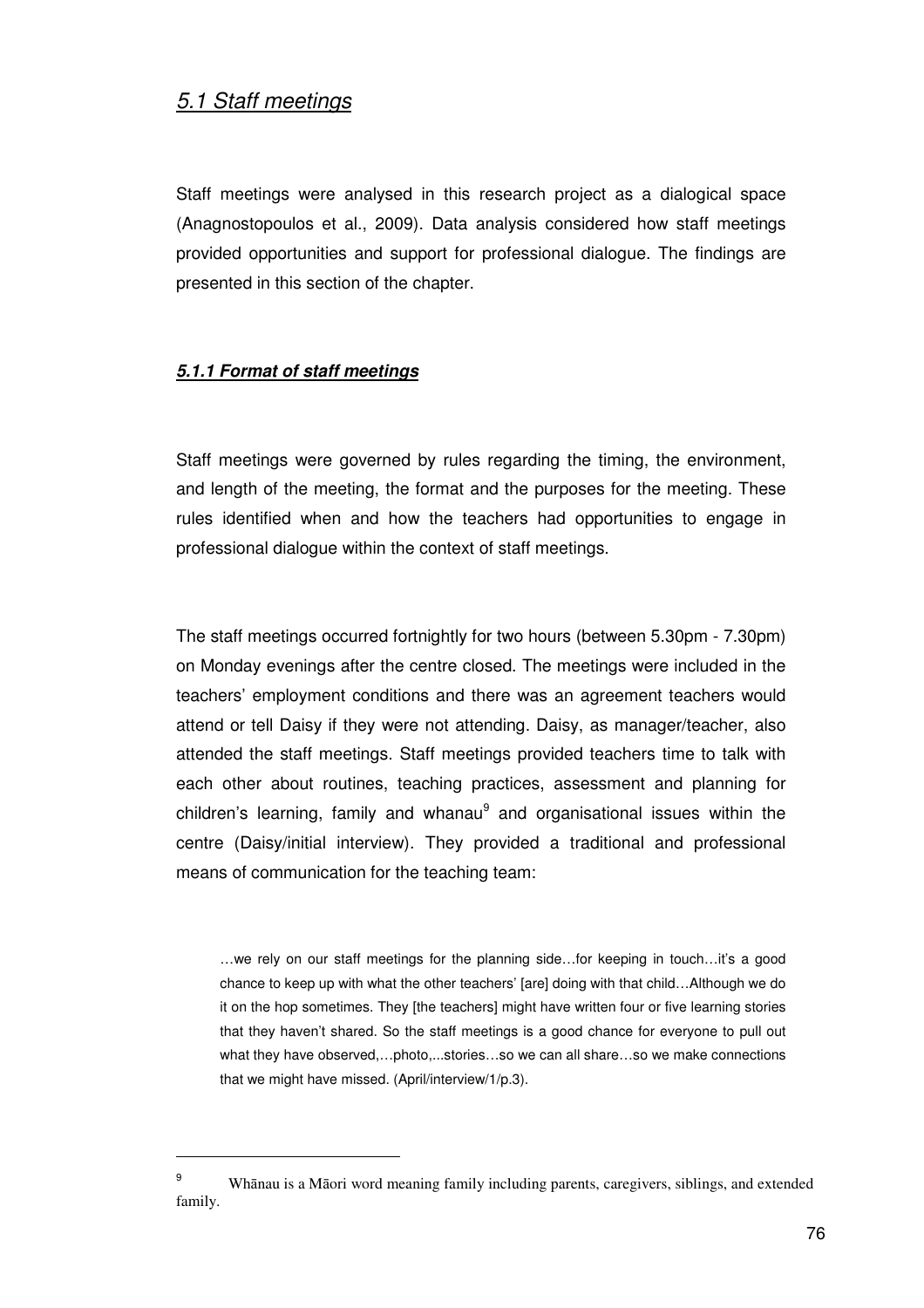## *5.1 Staff meetings*

Staff meetings were analysed in this research project as a dialogical space (Anagnostopoulos et al., 2009). Data analysis considered how staff meetings provided opportunities and support for professional dialogue. The findings are presented in this section of the chapter.

### ***5.1.1 Format of staff meetings***

Staff meetings were governed by rules regarding the timing, the environment, and length of the meeting, the format and the purposes for the meeting. These rules identified when and how the teachers had opportunities to engage in professional dialogue within the context of staff meetings.

The staff meetings occurred fortnightly for two hours (between 5.30pm - 7.30pm) on Monday evenings after the centre closed. The meetings were included in the teachers' employment conditions and there was an agreement teachers would attend or tell Daisy if they were not attending. Daisy, as manager/teacher, also attended the staff meetings. Staff meetings provided teachers time to talk with each other about routines, teaching practices, assessment and planning for children's learning, family and whanau[9] and organisational issues within the centre (Daisy/initial interview). They provided a traditional and professional means of communication for the teaching team:

> …we rely on our staff meetings for the planning side…for keeping in touch…it's a good chance to keep up with what the other teachers' [are] doing with that child…Although we do it on the hop sometimes. They [the teachers] might have written four or five learning stories that they haven't shared. So the staff meetings is a good chance for everyone to pull out what they have observed,…photo,...stories…so we can all share…so we make connections that we might have missed. (April/interview/1/p.3).

---

[9] Whānau is a Māori word meaning family including parents, caregivers, siblings, and extended family.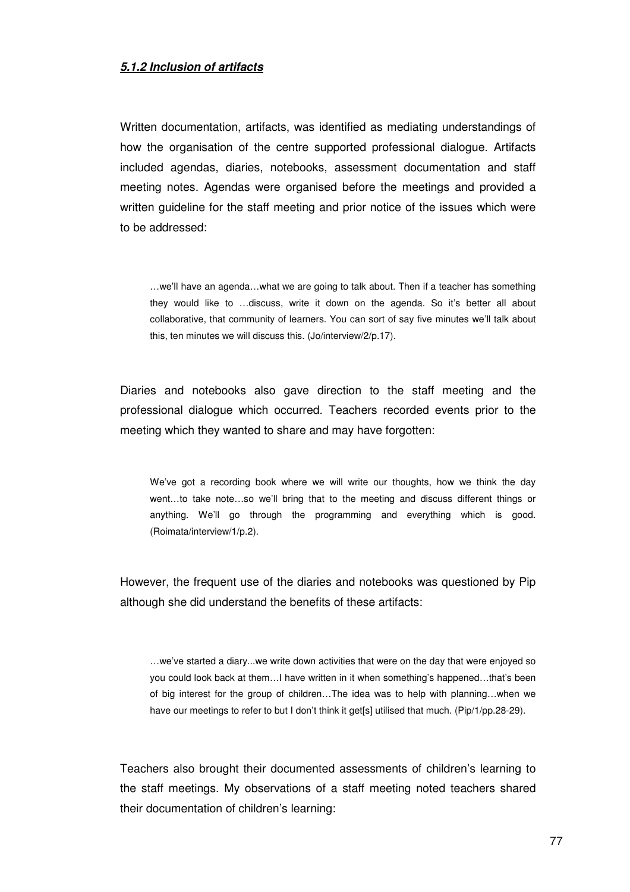### ***5.1.2 Inclusion of artifacts***

Written documentation, artifacts, was identified as mediating understandings of how the organisation of the centre supported professional dialogue. Artifacts included agendas, diaries, notebooks, assessment documentation and staff meeting notes. Agendas were organised before the meetings and provided a written guideline for the staff meeting and prior notice of the issues which were to be addressed:

> …we'll have an agenda…what we are going to talk about. Then if a teacher has something they would like to …discuss, write it down on the agenda. So it's better all about collaborative, that community of learners. You can sort of say five minutes we'll talk about this, ten minutes we will discuss this. (Jo/interview/2/p.17).

Diaries and notebooks also gave direction to the staff meeting and the professional dialogue which occurred. Teachers recorded events prior to the meeting which they wanted to share and may have forgotten:

> We've got a recording book where we will write our thoughts, how we think the day went…to take note…so we'll bring that to the meeting and discuss different things or anything. We'll go through the programming and everything which is good. (Roimata/interview/1/p.2).

However, the frequent use of the diaries and notebooks was questioned by Pip although she did understand the benefits of these artifacts:

> …we've started a diary...we write down activities that were on the day that were enjoyed so you could look back at them…I have written in it when something's happened…that's been of big interest for the group of children…The idea was to help with planning…when we have our meetings to refer to but I don't think it get[s] utilised that much. (Pip/1/pp.28-29).

Teachers also brought their documented assessments of children's learning to the staff meetings. My observations of a staff meeting noted teachers shared their documentation of children's learning: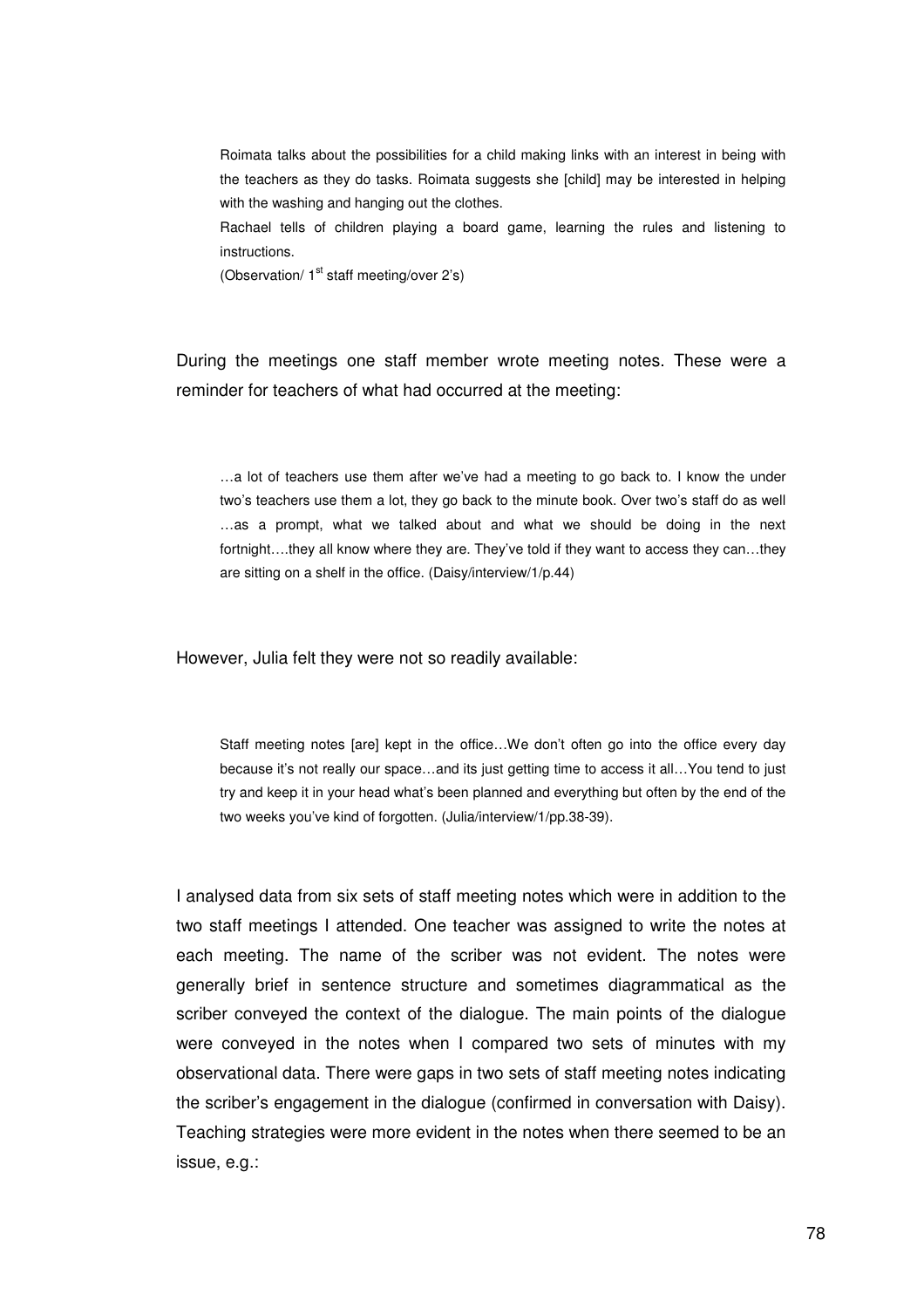> Roimata talks about the possibilities for a child making links with an interest in being with the teachers as they do tasks. Roimata suggests she [child] may be interested in helping with the washing and hanging out the clothes.
>
> Rachael tells of children playing a board game, learning the rules and listening to instructions.
>
> (Observation/ 1st staff meeting/over 2's)

During the meetings one staff member wrote meeting notes. These were a reminder for teachers of what had occurred at the meeting:

> …a lot of teachers use them after we've had a meeting to go back to. I know the under two's teachers use them a lot, they go back to the minute book. Over two's staff do as well …as a prompt, what we talked about and what we should be doing in the next fortnight….they all know where they are. They've told if they want to access they can…they are sitting on a shelf in the office. (Daisy/interview/1/p.44)

However, Julia felt they were not so readily available:

> Staff meeting notes [are] kept in the office…We don't often go into the office every day because it's not really our space…and its just getting time to access it all…You tend to just try and keep it in your head what's been planned and everything but often by the end of the two weeks you've kind of forgotten. (Julia/interview/1/pp.38-39).

I analysed data from six sets of staff meeting notes which were in addition to the two staff meetings I attended. One teacher was assigned to write the notes at each meeting. The name of the scriber was not evident. The notes were generally brief in sentence structure and sometimes diagrammatical as the scriber conveyed the context of the dialogue. The main points of the dialogue were conveyed in the notes when I compared two sets of minutes with my observational data. There were gaps in two sets of staff meeting notes indicating the scriber's engagement in the dialogue (confirmed in conversation with Daisy). Teaching strategies were more evident in the notes when there seemed to be an issue, e.g.: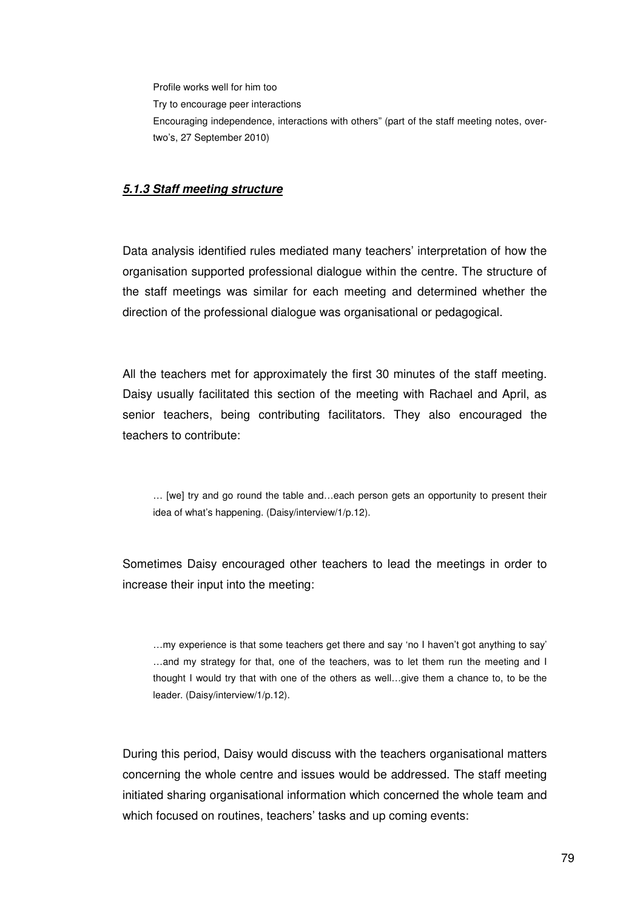> Profile works well for him too
>
> Try to encourage peer interactions
>
> Encouraging independence, interactions with others" (part of the staff meeting notes, over-two's, 27 September 2010)

#### ***5.1.3 Staff meeting structure***

Data analysis identified rules mediated many teachers' interpretation of how the organisation supported professional dialogue within the centre. The structure of the staff meetings was similar for each meeting and determined whether the direction of the professional dialogue was organisational or pedagogical.

All the teachers met for approximately the first 30 minutes of the staff meeting. Daisy usually facilitated this section of the meeting with Rachael and April, as senior teachers, being contributing facilitators. They also encouraged the teachers to contribute:

> … [we] try and go round the table and…each person gets an opportunity to present their idea of what's happening. (Daisy/interview/1/p.12).

Sometimes Daisy encouraged other teachers to lead the meetings in order to increase their input into the meeting:

> …my experience is that some teachers get there and say 'no I haven't got anything to say' …and my strategy for that, one of the teachers, was to let them run the meeting and I thought I would try that with one of the others as well…give them a chance to, to be the leader. (Daisy/interview/1/p.12).

During this period, Daisy would discuss with the teachers organisational matters concerning the whole centre and issues would be addressed. The staff meeting initiated sharing organisational information which concerned the whole team and which focused on routines, teachers' tasks and up coming events: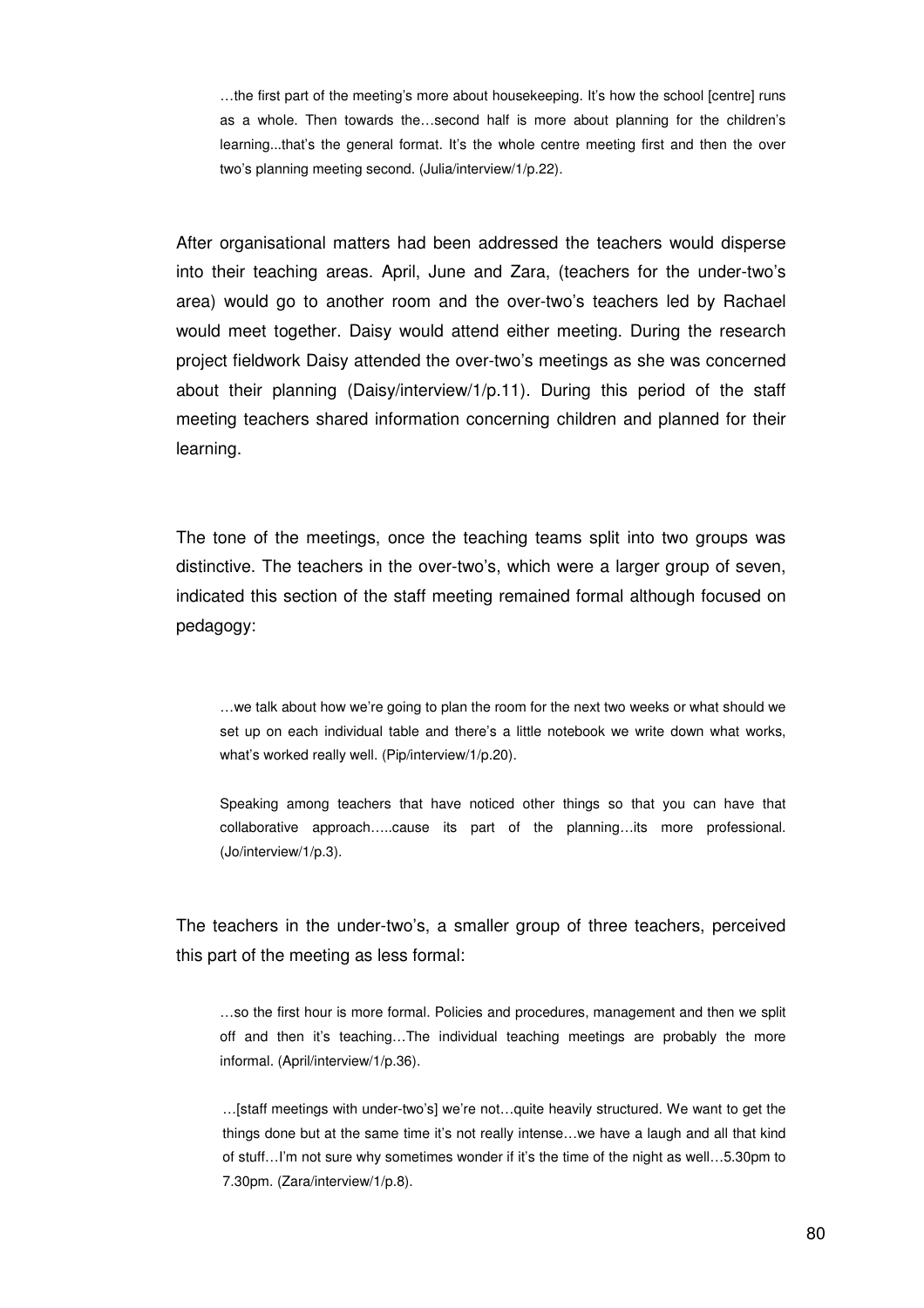> …the first part of the meeting's more about housekeeping. It's how the school [centre] runs as a whole. Then towards the…second half is more about planning for the children's learning...that's the general format. It's the whole centre meeting first and then the over two's planning meeting second. (Julia/interview/1/p.22).

After organisational matters had been addressed the teachers would disperse into their teaching areas. April, June and Zara, (teachers for the under-two's area) would go to another room and the over-two's teachers led by Rachael would meet together. Daisy would attend either meeting. During the research project fieldwork Daisy attended the over-two's meetings as she was concerned about their planning (Daisy/interview/1/p.11). During this period of the staff meeting teachers shared information concerning children and planned for their learning.

The tone of the meetings, once the teaching teams split into two groups was distinctive. The teachers in the over-two's, which were a larger group of seven, indicated this section of the staff meeting remained formal although focused on pedagogy:

> …we talk about how we're going to plan the room for the next two weeks or what should we set up on each individual table and there's a little notebook we write down what works, what's worked really well. (Pip/interview/1/p.20).

> Speaking among teachers that have noticed other things so that you can have that collaborative approach…..cause its part of the planning…its more professional. (Jo/interview/1/p.3).

The teachers in the under-two's, a smaller group of three teachers, perceived this part of the meeting as less formal:

> …so the first hour is more formal. Policies and procedures, management and then we split off and then it's teaching…The individual teaching meetings are probably the more informal. (April/interview/1/p.36).

> …[staff meetings with under-two's] we're not…quite heavily structured. We want to get the things done but at the same time it's not really intense…we have a laugh and all that kind of stuff…I'm not sure why sometimes wonder if it's the time of the night as well…5.30pm to 7.30pm. (Zara/interview/1/p.8).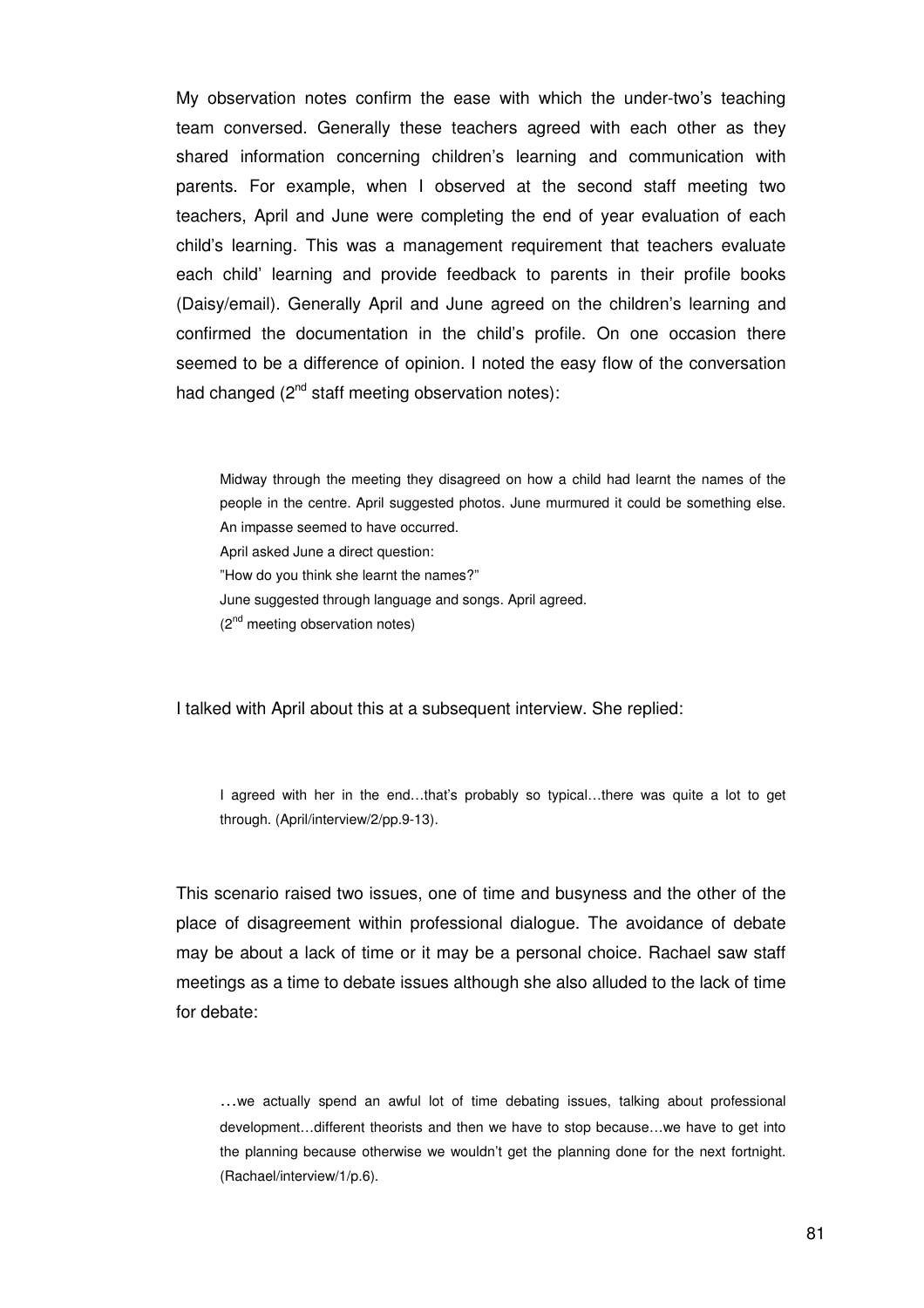My observation notes confirm the ease with which the under-two's teaching team conversed. Generally these teachers agreed with each other as they shared information concerning children's learning and communication with parents. For example, when I observed at the second staff meeting two teachers, April and June were completing the end of year evaluation of each child's learning. This was a management requirement that teachers evaluate each child' learning and provide feedback to parents in their profile books (Daisy/email). Generally April and June agreed on the children's learning and confirmed the documentation in the child's profile. On one occasion there seemed to be a difference of opinion. I noted the easy flow of the conversation had changed (2nd staff meeting observation notes):

> Midway through the meeting they disagreed on how a child had learnt the names of the people in the centre. April suggested photos. June murmured it could be something else. An impasse seemed to have occurred.
> April asked June a direct question:
> "How do you think she learnt the names?"
> June suggested through language and songs. April agreed.
> (2nd meeting observation notes)

I talked with April about this at a subsequent interview. She replied:

> I agreed with her in the end…that's probably so typical…there was quite a lot to get through. (April/interview/2/pp.9-13).

This scenario raised two issues, one of time and busyness and the other of the place of disagreement within professional dialogue. The avoidance of debate may be about a lack of time or it may be a personal choice. Rachael saw staff meetings as a time to debate issues although she also alluded to the lack of time for debate:

> …we actually spend an awful lot of time debating issues, talking about professional development…different theorists and then we have to stop because…we have to get into the planning because otherwise we wouldn't get the planning done for the next fortnight. (Rachael/interview/1/p.6).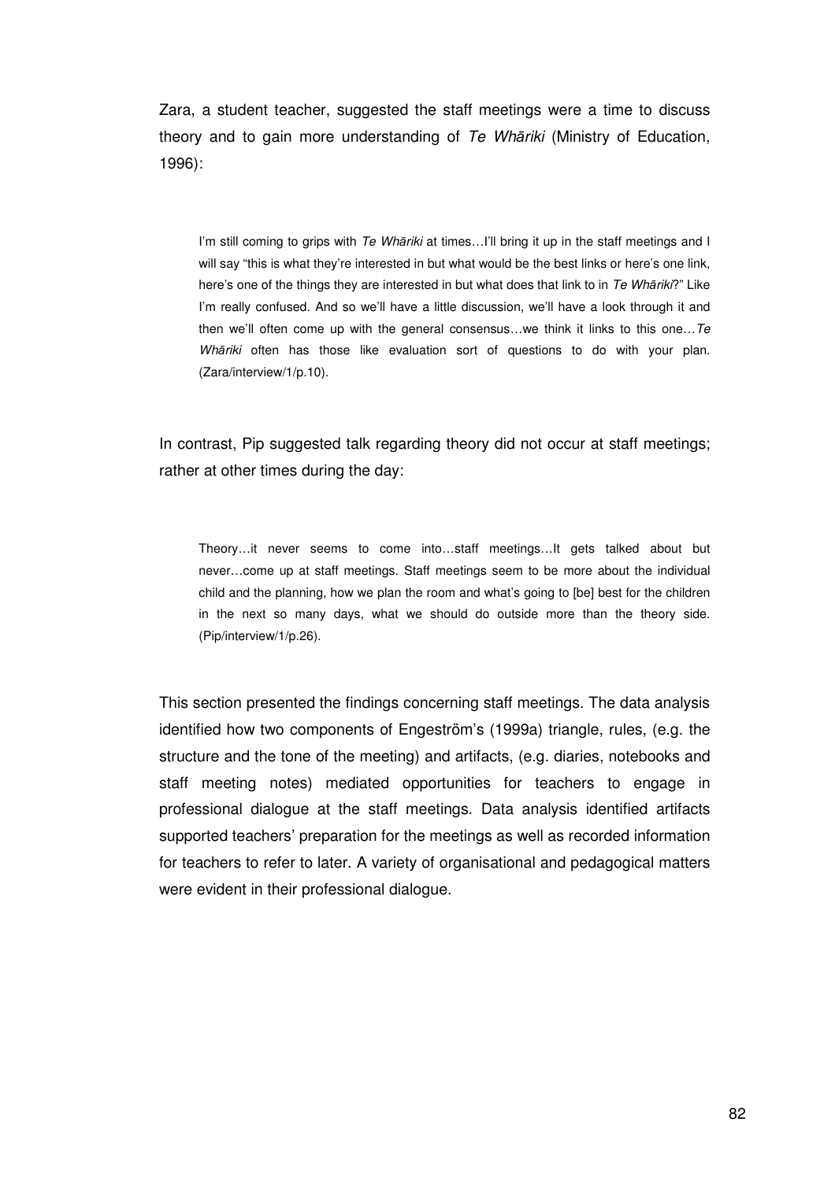Zara, a student teacher, suggested the staff meetings were a time to discuss theory and to gain more understanding of *Te Whāriki* (Ministry of Education, 1996):

> I'm still coming to grips with *Te Whāriki* at times…I'll bring it up in the staff meetings and I will say "this is what they're interested in but what would be the best links or here's one link, here's one of the things they are interested in but what does that link to in *Te Whāriki*?" Like I'm really confused. And so we'll have a little discussion, we'll have a look through it and then we'll often come up with the general consensus…we think it links to this one…*Te Whāriki* often has those like evaluation sort of questions to do with your plan. (Zara/interview/1/p.10).

In contrast, Pip suggested talk regarding theory did not occur at staff meetings; rather at other times during the day:

> Theory…it never seems to come into…staff meetings…It gets talked about but never…come up at staff meetings. Staff meetings seem to be more about the individual child and the planning, how we plan the room and what's going to [be] best for the children in the next so many days, what we should do outside more than the theory side. (Pip/interview/1/p.26).

This section presented the findings concerning staff meetings. The data analysis identified how two components of Engeström's (1999a) triangle, rules, (e.g. the structure and the tone of the meeting) and artifacts, (e.g. diaries, notebooks and staff meeting notes) mediated opportunities for teachers to engage in professional dialogue at the staff meetings. Data analysis identified artifacts supported teachers' preparation for the meetings as well as recorded information for teachers to refer to later. A variety of organisational and pedagogical matters were evident in their professional dialogue.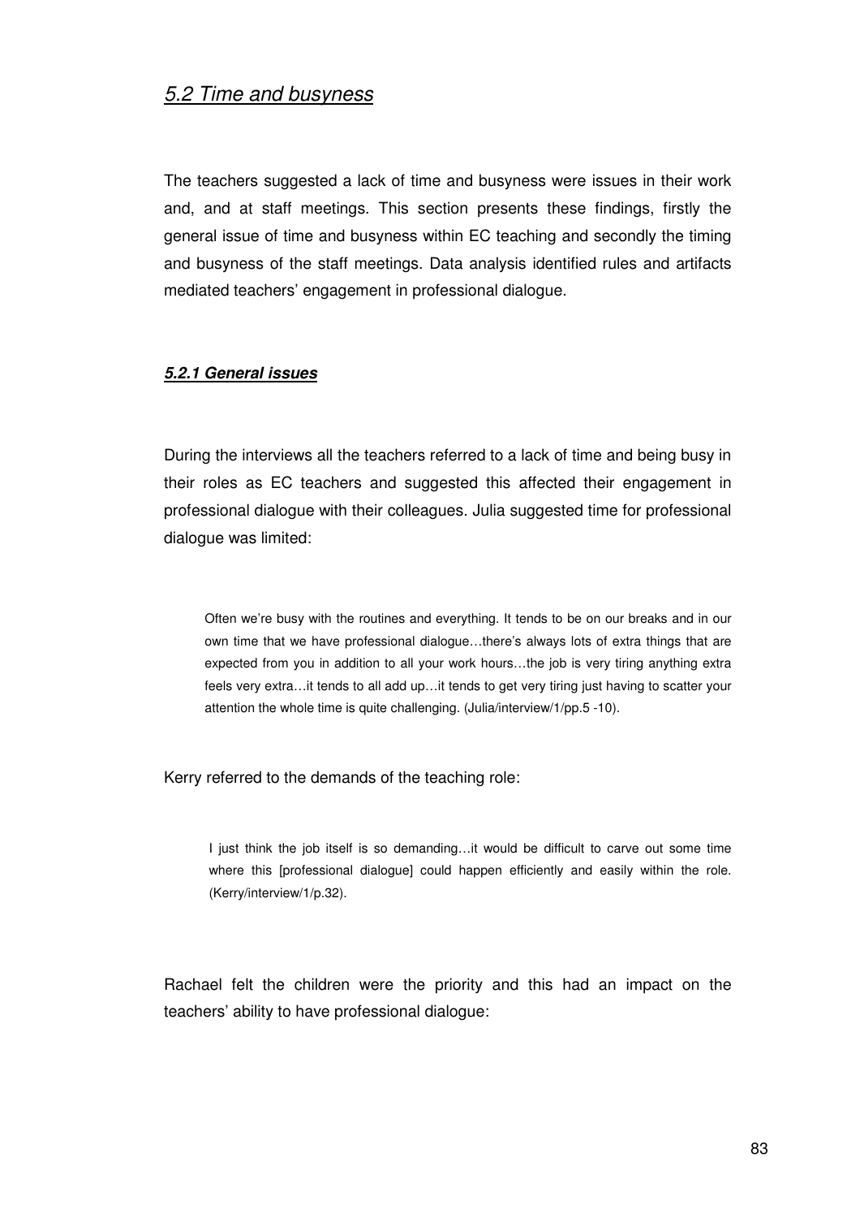## *5.2 Time and busyness*

The teachers suggested a lack of time and busyness were issues in their work and, and at staff meetings. This section presents these findings, firstly the general issue of time and busyness within EC teaching and secondly the timing and busyness of the staff meetings. Data analysis identified rules and artifacts mediated teachers' engagement in professional dialogue.

### ***5.2.1 General issues***

During the interviews all the teachers referred to a lack of time and being busy in their roles as EC teachers and suggested this affected their engagement in professional dialogue with their colleagues. Julia suggested time for professional dialogue was limited:

> Often we're busy with the routines and everything. It tends to be on our breaks and in our own time that we have professional dialogue…there's always lots of extra things that are expected from you in addition to all your work hours…the job is very tiring anything extra feels very extra…it tends to all add up…it tends to get very tiring just having to scatter your attention the whole time is quite challenging. (Julia/interview/1/pp.5 -10).

Kerry referred to the demands of the teaching role:

> I just think the job itself is so demanding…it would be difficult to carve out some time where this [professional dialogue] could happen efficiently and easily within the role. (Kerry/interview/1/p.32).

Rachael felt the children were the priority and this had an impact on the teachers' ability to have professional dialogue: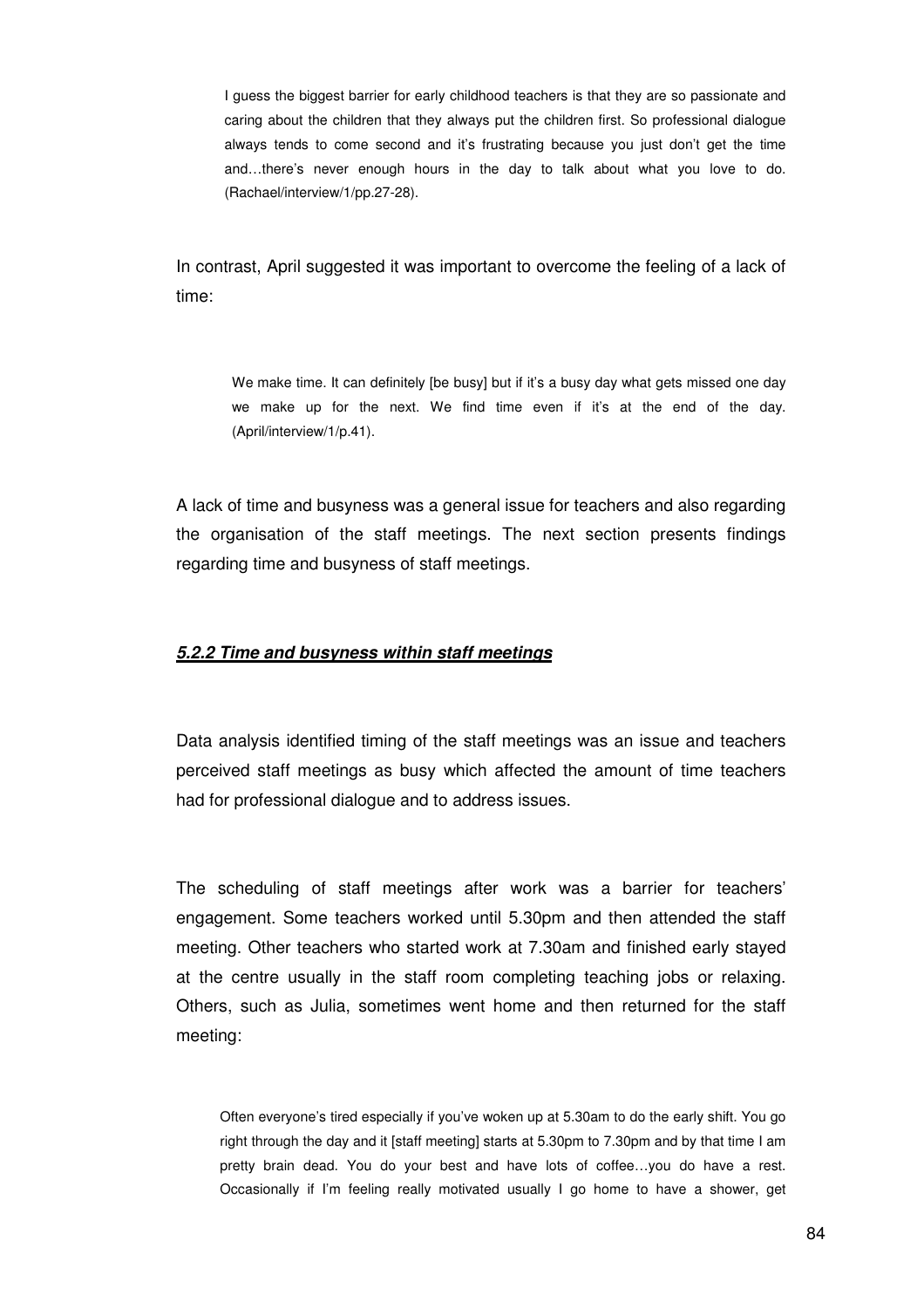> I guess the biggest barrier for early childhood teachers is that they are so passionate and caring about the children that they always put the children first. So professional dialogue always tends to come second and it's frustrating because you just don't get the time and…there's never enough hours in the day to talk about what you love to do. (Rachael/interview/1/pp.27-28).

In contrast, April suggested it was important to overcome the feeling of a lack of time:

> We make time. It can definitely [be busy] but if it's a busy day what gets missed one day we make up for the next. We find time even if it's at the end of the day. (April/interview/1/p.41).

A lack of time and busyness was a general issue for teachers and also regarding the organisation of the staff meetings. The next section presents findings regarding time and busyness of staff meetings.

#### ***5.2.2 Time and busyness within staff meetings***

Data analysis identified timing of the staff meetings was an issue and teachers perceived staff meetings as busy which affected the amount of time teachers had for professional dialogue and to address issues.

The scheduling of staff meetings after work was a barrier for teachers' engagement. Some teachers worked until 5.30pm and then attended the staff meeting. Other teachers who started work at 7.30am and finished early stayed at the centre usually in the staff room completing teaching jobs or relaxing. Others, such as Julia, sometimes went home and then returned for the staff meeting:

> Often everyone's tired especially if you've woken up at 5.30am to do the early shift. You go right through the day and it [staff meeting] starts at 5.30pm to 7.30pm and by that time I am pretty brain dead. You do your best and have lots of coffee…you do have a rest. Occasionally if I'm feeling really motivated usually I go home to have a shower, get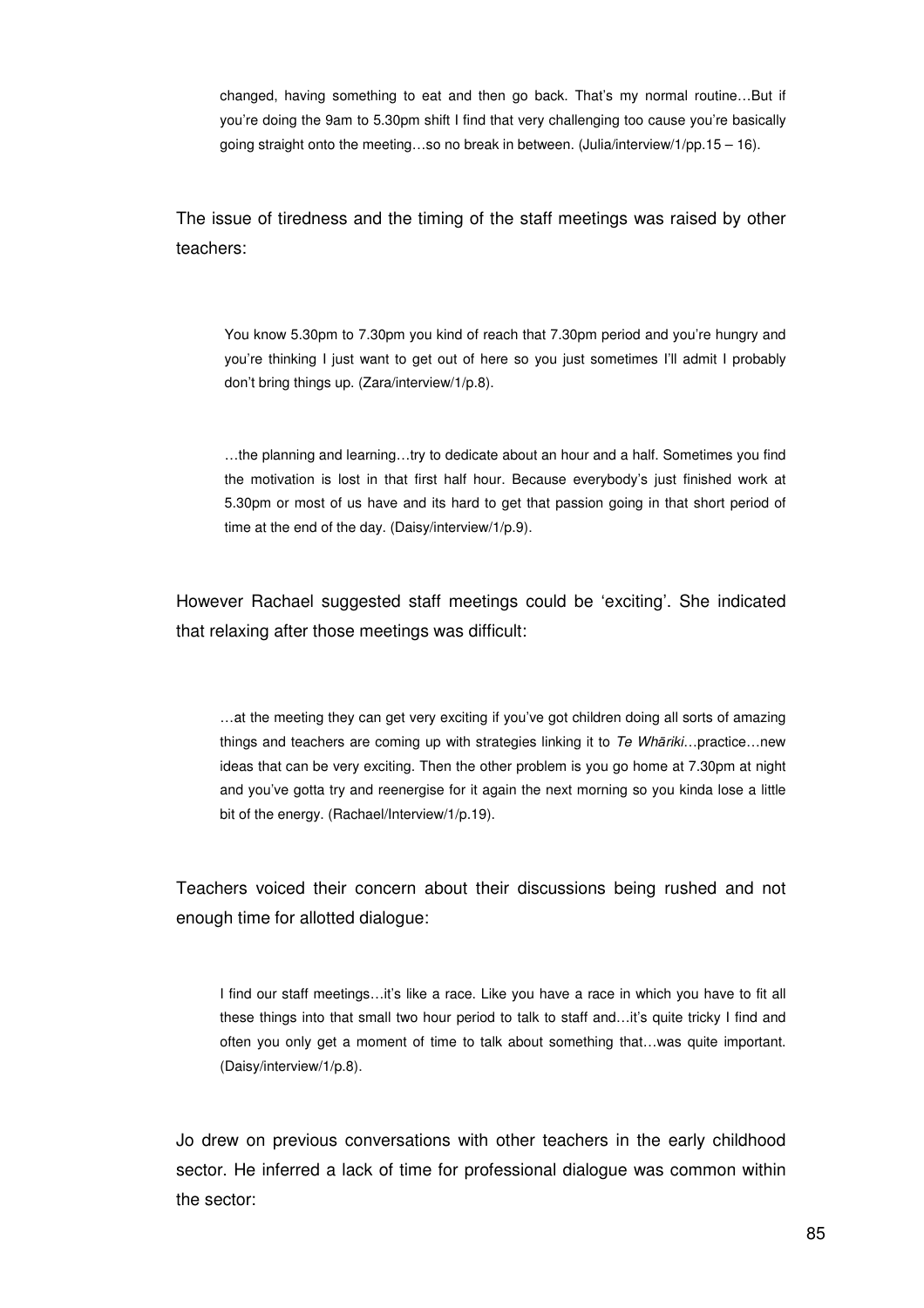> changed, having something to eat and then go back. That's my normal routine…But if you're doing the 9am to 5.30pm shift I find that very challenging too cause you're basically going straight onto the meeting…so no break in between. (Julia/interview/1/pp.15 – 16).

The issue of tiredness and the timing of the staff meetings was raised by other teachers:

> You know 5.30pm to 7.30pm you kind of reach that 7.30pm period and you're hungry and you're thinking I just want to get out of here so you just sometimes I'll admit I probably don't bring things up. (Zara/interview/1/p.8).

> …the planning and learning…try to dedicate about an hour and a half. Sometimes you find the motivation is lost in that first half hour. Because everybody's just finished work at 5.30pm or most of us have and its hard to get that passion going in that short period of time at the end of the day. (Daisy/interview/1/p.9).

However Rachael suggested staff meetings could be 'exciting'. She indicated that relaxing after those meetings was difficult:

> …at the meeting they can get very exciting if you've got children doing all sorts of amazing things and teachers are coming up with strategies linking it to *Te Whāriki*…practice…new ideas that can be very exciting. Then the other problem is you go home at 7.30pm at night and you've gotta try and reenergise for it again the next morning so you kinda lose a little bit of the energy. (Rachael/Interview/1/p.19).

Teachers voiced their concern about their discussions being rushed and not enough time for allotted dialogue:

> I find our staff meetings…it's like a race. Like you have a race in which you have to fit all these things into that small two hour period to talk to staff and…it's quite tricky I find and often you only get a moment of time to talk about something that…was quite important. (Daisy/interview/1/p.8).

Jo drew on previous conversations with other teachers in the early childhood sector. He inferred a lack of time for professional dialogue was common within the sector: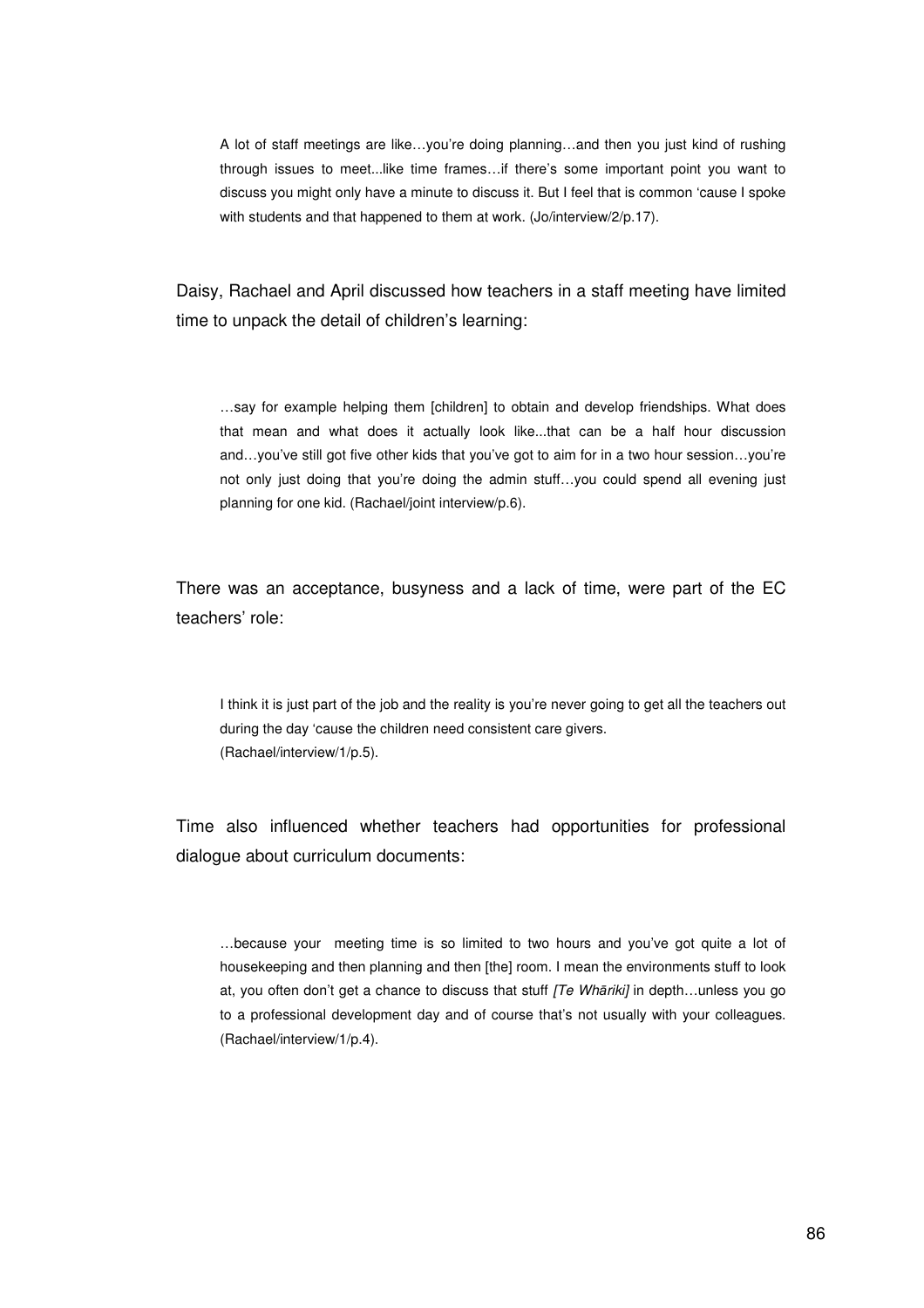> A lot of staff meetings are like…you're doing planning…and then you just kind of rushing through issues to meet...like time frames…if there's some important point you want to discuss you might only have a minute to discuss it. But I feel that is common 'cause I spoke with students and that happened to them at work. (Jo/interview/2/p.17).

Daisy, Rachael and April discussed how teachers in a staff meeting have limited time to unpack the detail of children's learning:

> …say for example helping them [children] to obtain and develop friendships. What does that mean and what does it actually look like...that can be a half hour discussion and…you've still got five other kids that you've got to aim for in a two hour session…you're not only just doing that you're doing the admin stuff…you could spend all evening just planning for one kid. (Rachael/joint interview/p.6).

There was an acceptance, busyness and a lack of time, were part of the EC teachers' role:

> I think it is just part of the job and the reality is you're never going to get all the teachers out during the day 'cause the children need consistent care givers.
> (Rachael/interview/1/p.5).

Time also influenced whether teachers had opportunities for professional dialogue about curriculum documents:

> …because your meeting time is so limited to two hours and you've got quite a lot of housekeeping and then planning and then [the] room. I mean the environments stuff to look at, you often don't get a chance to discuss that stuff *[Te Whāriki]* in depth…unless you go to a professional development day and of course that's not usually with your colleagues. (Rachael/interview/1/p.4).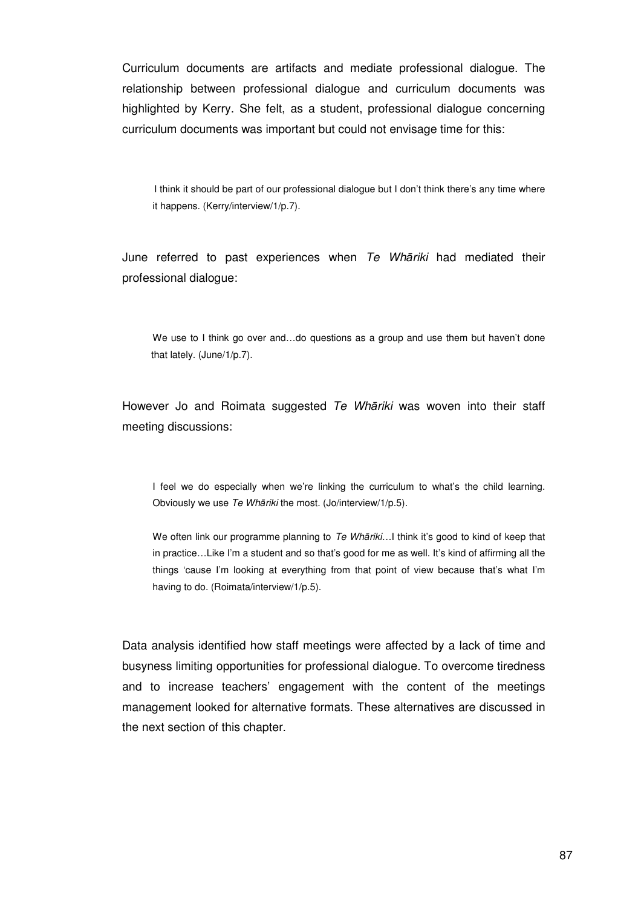Curriculum documents are artifacts and mediate professional dialogue. The relationship between professional dialogue and curriculum documents was highlighted by Kerry. She felt, as a student, professional dialogue concerning curriculum documents was important but could not envisage time for this:

> I think it should be part of our professional dialogue but I don't think there's any time where it happens. (Kerry/interview/1/p.7).

June referred to past experiences when *Te Whāriki* had mediated their professional dialogue:

> We use to I think go over and…do questions as a group and use them but haven't done that lately. (June/1/p.7).

However Jo and Roimata suggested *Te Whāriki* was woven into their staff meeting discussions:

> I feel we do especially when we're linking the curriculum to what's the child learning. Obviously we use *Te Whāriki* the most. (Jo/interview/1/p.5).
>
> We often link our programme planning to *Te Whāriki*…I think it's good to kind of keep that in practice…Like I'm a student and so that's good for me as well. It's kind of affirming all the things 'cause I'm looking at everything from that point of view because that's what I'm having to do. (Roimata/interview/1/p.5).

Data analysis identified how staff meetings were affected by a lack of time and busyness limiting opportunities for professional dialogue. To overcome tiredness and to increase teachers' engagement with the content of the meetings management looked for alternative formats. These alternatives are discussed in the next section of this chapter.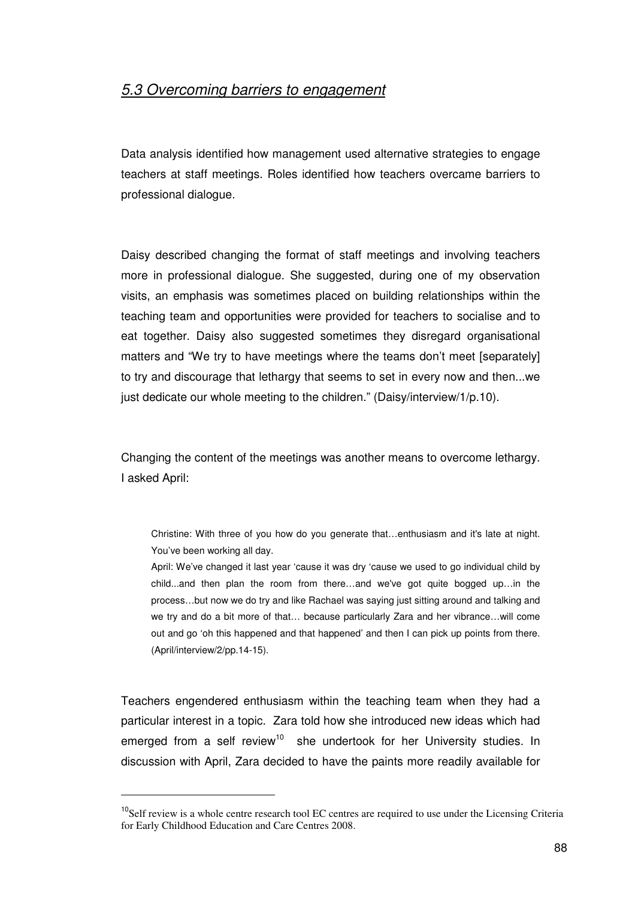## *5.3 Overcoming barriers to engagement*

Data analysis identified how management used alternative strategies to engage teachers at staff meetings. Roles identified how teachers overcame barriers to professional dialogue.

Daisy described changing the format of staff meetings and involving teachers more in professional dialogue. She suggested, during one of my observation visits, an emphasis was sometimes placed on building relationships within the teaching team and opportunities were provided for teachers to socialise and to eat together. Daisy also suggested sometimes they disregard organisational matters and "We try to have meetings where the teams don't meet [separately] to try and discourage that lethargy that seems to set in every now and then...we just dedicate our whole meeting to the children." (Daisy/interview/1/p.10).

Changing the content of the meetings was another means to overcome lethargy. I asked April:

> Christine: With three of you how do you generate that…enthusiasm and it's late at night. You've been working all day.
>
> April: We've changed it last year 'cause it was dry 'cause we used to go individual child by child...and then plan the room from there…and we've got quite bogged up…in the process…but now we do try and like Rachael was saying just sitting around and talking and we try and do a bit more of that… because particularly Zara and her vibrance…will come out and go 'oh this happened and that happened' and then I can pick up points from there. (April/interview/2/pp.14-15).

Teachers engendered enthusiasm within the teaching team when they had a particular interest in a topic. Zara told how she introduced new ideas which had emerged from a self review[10] she undertook for her University studies. In discussion with April, Zara decided to have the paints more readily available for

[10] Self review is a whole centre research tool EC centres are required to use under the Licensing Criteria for Early Childhood Education and Care Centres 2008.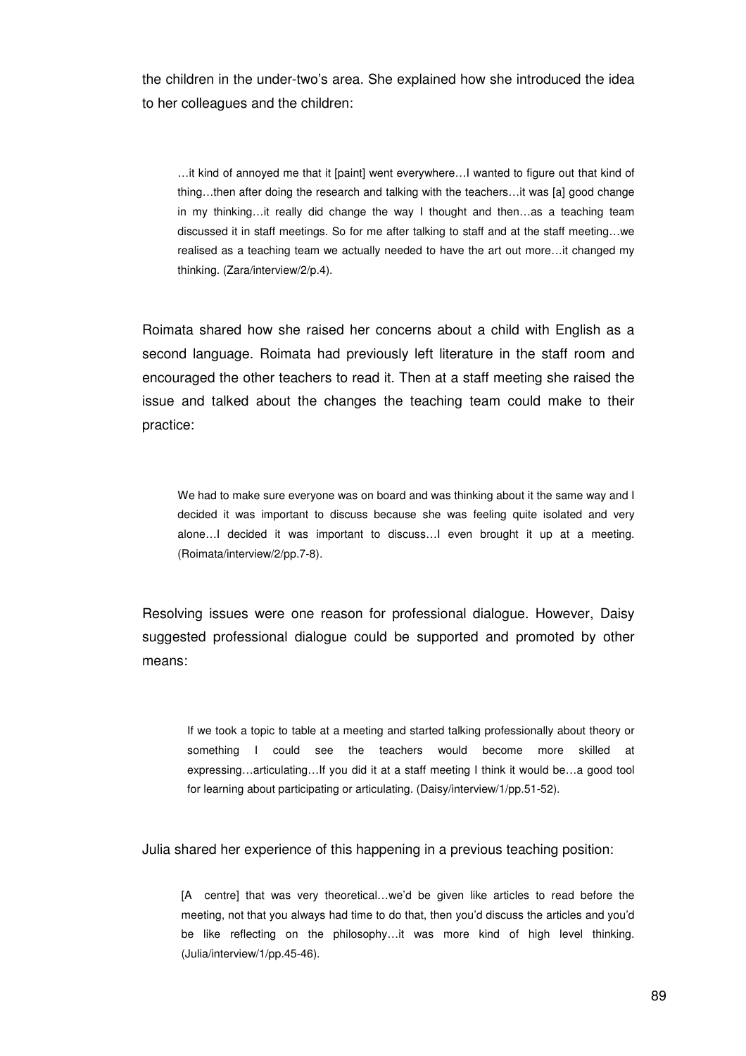the children in the under-two's area. She explained how she introduced the idea to her colleagues and the children:

> …it kind of annoyed me that it [paint] went everywhere…I wanted to figure out that kind of thing…then after doing the research and talking with the teachers…it was [a] good change in my thinking…it really did change the way I thought and then…as a teaching team discussed it in staff meetings. So for me after talking to staff and at the staff meeting…we realised as a teaching team we actually needed to have the art out more…it changed my thinking. (Zara/interview/2/p.4).

Roimata shared how she raised her concerns about a child with English as a second language. Roimata had previously left literature in the staff room and encouraged the other teachers to read it. Then at a staff meeting she raised the issue and talked about the changes the teaching team could make to their practice:

> We had to make sure everyone was on board and was thinking about it the same way and I decided it was important to discuss because she was feeling quite isolated and very alone…I decided it was important to discuss…I even brought it up at a meeting. (Roimata/interview/2/pp.7-8).

Resolving issues were one reason for professional dialogue. However, Daisy suggested professional dialogue could be supported and promoted by other means:

> If we took a topic to table at a meeting and started talking professionally about theory or something I could see the teachers would become more skilled at expressing…articulating…If you did it at a staff meeting I think it would be…a good tool for learning about participating or articulating. (Daisy/interview/1/pp.51-52).

Julia shared her experience of this happening in a previous teaching position:

> [A centre] that was very theoretical…we'd be given like articles to read before the meeting, not that you always had time to do that, then you'd discuss the articles and you'd be like reflecting on the philosophy…it was more kind of high level thinking. (Julia/interview/1/pp.45-46).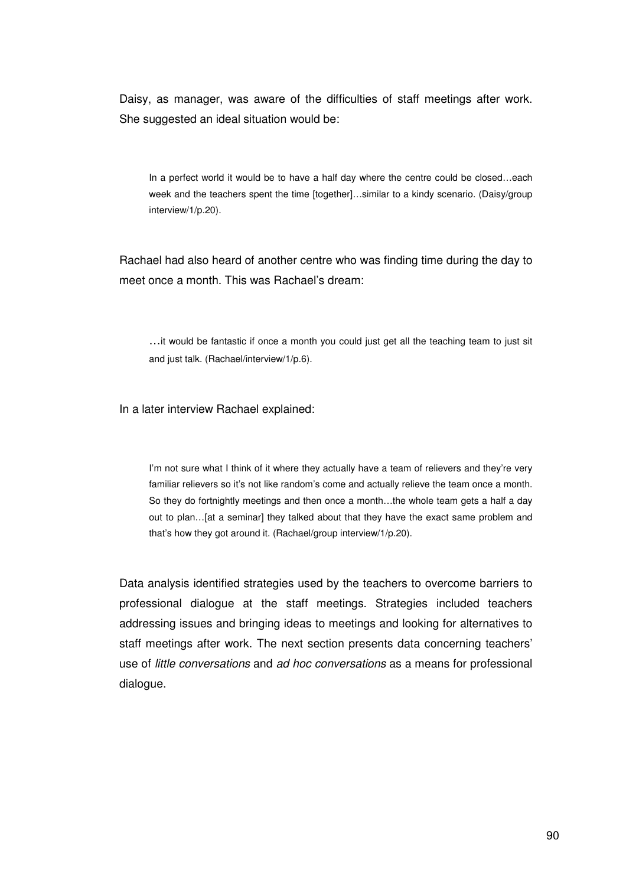Daisy, as manager, was aware of the difficulties of staff meetings after work. She suggested an ideal situation would be:

> In a perfect world it would be to have a half day where the centre could be closed…each week and the teachers spent the time [together]…similar to a kindy scenario. (Daisy/group interview/1/p.20).

Rachael had also heard of another centre who was finding time during the day to meet once a month. This was Rachael's dream:

> …it would be fantastic if once a month you could just get all the teaching team to just sit and just talk. (Rachael/interview/1/p.6).

In a later interview Rachael explained:

> I'm not sure what I think of it where they actually have a team of relievers and they're very familiar relievers so it's not like random's come and actually relieve the team once a month. So they do fortnightly meetings and then once a month…the whole team gets a half a day out to plan…[at a seminar] they talked about that they have the exact same problem and that's how they got around it. (Rachael/group interview/1/p.20).

Data analysis identified strategies used by the teachers to overcome barriers to professional dialogue at the staff meetings. Strategies included teachers addressing issues and bringing ideas to meetings and looking for alternatives to staff meetings after work. The next section presents data concerning teachers' use of *little conversations* and *ad hoc conversations* as a means for professional dialogue.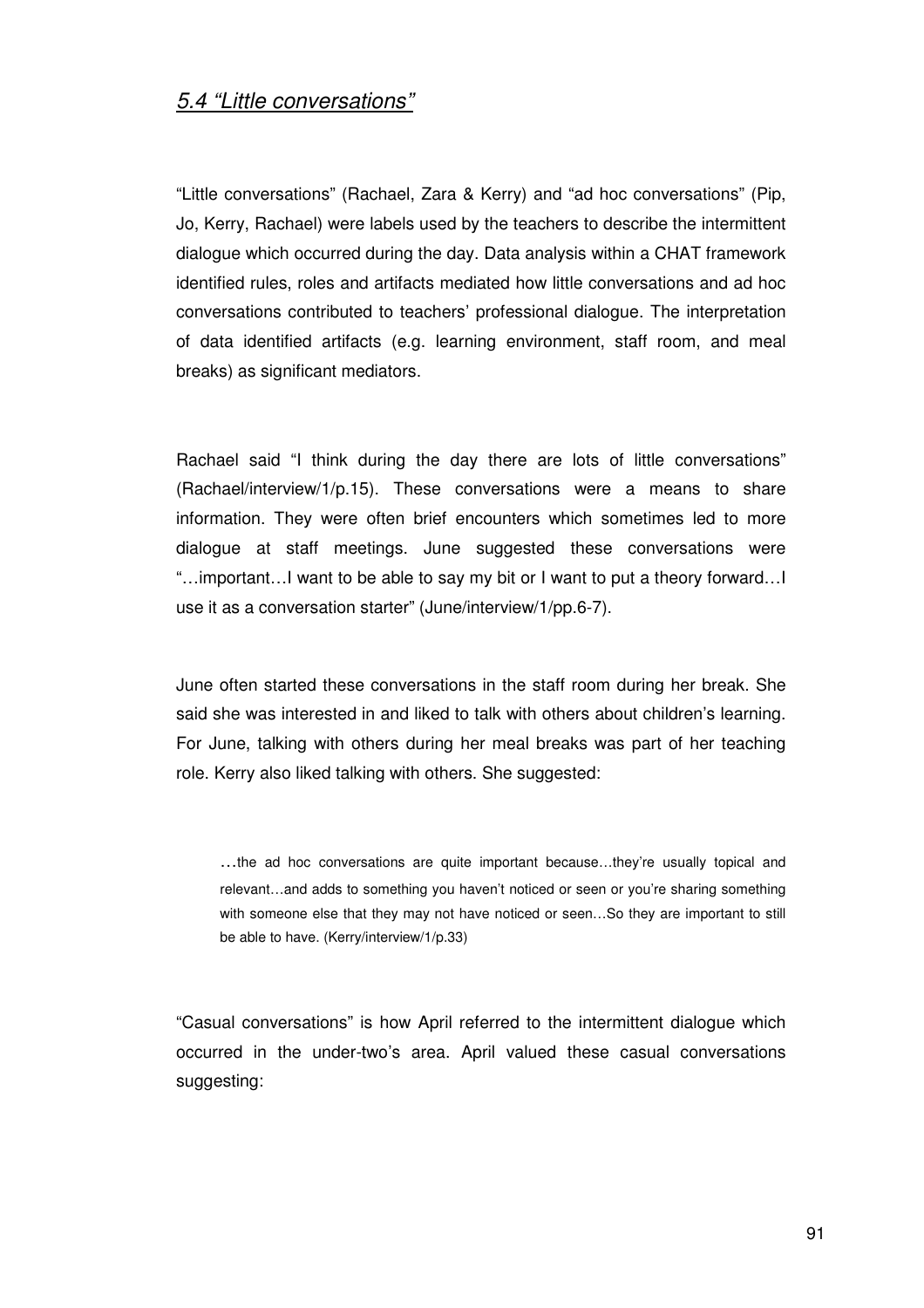## *5.4 "Little conversations"*

"Little conversations" (Rachael, Zara & Kerry) and "ad hoc conversations" (Pip, Jo, Kerry, Rachael) were labels used by the teachers to describe the intermittent dialogue which occurred during the day. Data analysis within a CHAT framework identified rules, roles and artifacts mediated how little conversations and ad hoc conversations contributed to teachers' professional dialogue. The interpretation of data identified artifacts (e.g. learning environment, staff room, and meal breaks) as significant mediators.

Rachael said "I think during the day there are lots of little conversations" (Rachael/interview/1/p.15). These conversations were a means to share information. They were often brief encounters which sometimes led to more dialogue at staff meetings. June suggested these conversations were "…important…I want to be able to say my bit or I want to put a theory forward…I use it as a conversation starter" (June/interview/1/pp.6-7).

June often started these conversations in the staff room during her break. She said she was interested in and liked to talk with others about children's learning. For June, talking with others during her meal breaks was part of her teaching role. Kerry also liked talking with others. She suggested:

> …the ad hoc conversations are quite important because…they're usually topical and relevant…and adds to something you haven't noticed or seen or you're sharing something with someone else that they may not have noticed or seen…So they are important to still be able to have. (Kerry/interview/1/p.33)

"Casual conversations" is how April referred to the intermittent dialogue which occurred in the under-two's area. April valued these casual conversations suggesting: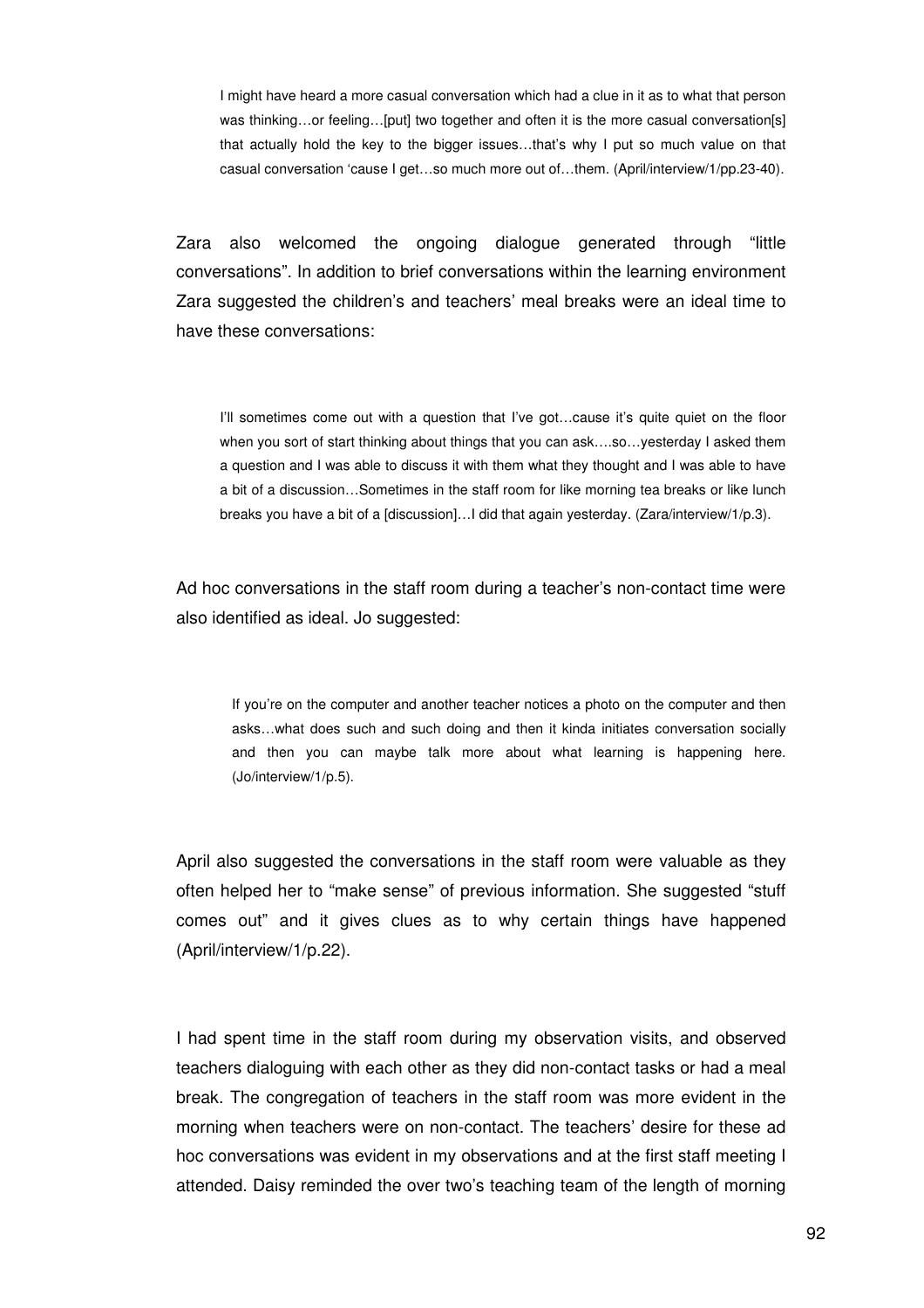> I might have heard a more casual conversation which had a clue in it as to what that person was thinking…or feeling…[put] two together and often it is the more casual conversation[s] that actually hold the key to the bigger issues…that's why I put so much value on that casual conversation 'cause I get…so much more out of…them. (April/interview/1/pp.23-40).

Zara also welcomed the ongoing dialogue generated through "little conversations". In addition to brief conversations within the learning environment Zara suggested the children's and teachers' meal breaks were an ideal time to have these conversations:

> I'll sometimes come out with a question that I've got…cause it's quite quiet on the floor when you sort of start thinking about things that you can ask….so…yesterday I asked them a question and I was able to discuss it with them what they thought and I was able to have a bit of a discussion…Sometimes in the staff room for like morning tea breaks or like lunch breaks you have a bit of a [discussion]…I did that again yesterday. (Zara/interview/1/p.3).

Ad hoc conversations in the staff room during a teacher's non-contact time were also identified as ideal. Jo suggested:

> If you're on the computer and another teacher notices a photo on the computer and then asks…what does such and such doing and then it kinda initiates conversation socially and then you can maybe talk more about what learning is happening here. (Jo/interview/1/p.5).

April also suggested the conversations in the staff room were valuable as they often helped her to "make sense" of previous information. She suggested "stuff comes out" and it gives clues as to why certain things have happened (April/interview/1/p.22).

I had spent time in the staff room during my observation visits, and observed teachers dialoguing with each other as they did non-contact tasks or had a meal break. The congregation of teachers in the staff room was more evident in the morning when teachers were on non-contact. The teachers' desire for these ad hoc conversations was evident in my observations and at the first staff meeting I attended. Daisy reminded the over two's teaching team of the length of morning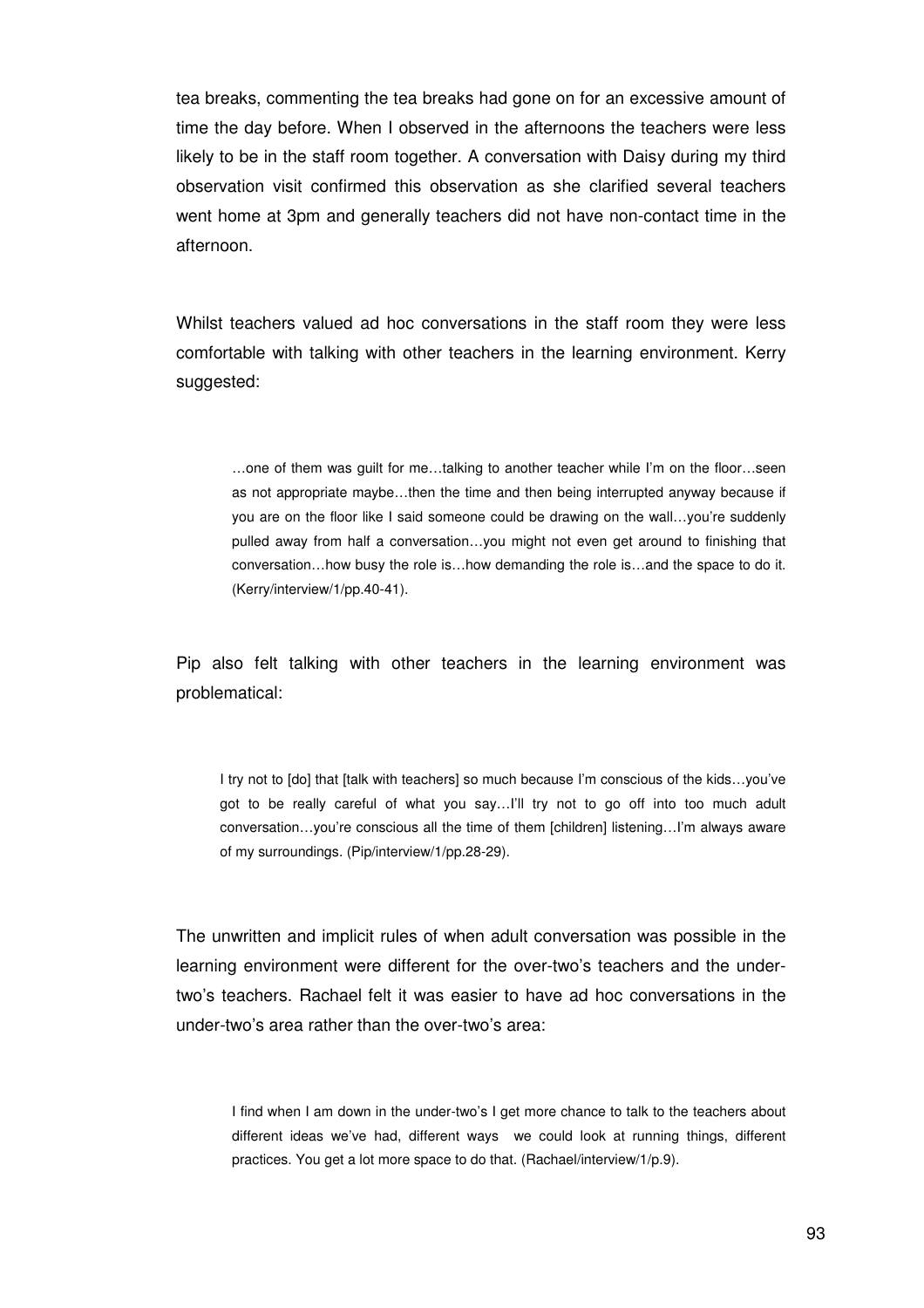tea breaks, commenting the tea breaks had gone on for an excessive amount of time the day before. When I observed in the afternoons the teachers were less likely to be in the staff room together. A conversation with Daisy during my third observation visit confirmed this observation as she clarified several teachers went home at 3pm and generally teachers did not have non-contact time in the afternoon.

Whilst teachers valued ad hoc conversations in the staff room they were less comfortable with talking with other teachers in the learning environment. Kerry suggested:

> …one of them was guilt for me…talking to another teacher while I'm on the floor…seen as not appropriate maybe…then the time and then being interrupted anyway because if you are on the floor like I said someone could be drawing on the wall…you're suddenly pulled away from half a conversation…you might not even get around to finishing that conversation…how busy the role is…how demanding the role is…and the space to do it. (Kerry/interview/1/pp.40-41).

Pip also felt talking with other teachers in the learning environment was problematical:

> I try not to [do] that [talk with teachers] so much because I'm conscious of the kids…you've got to be really careful of what you say…I'll try not to go off into too much adult conversation…you're conscious all the time of them [children] listening…I'm always aware of my surroundings. (Pip/interview/1/pp.28-29).

The unwritten and implicit rules of when adult conversation was possible in the learning environment were different for the over-two's teachers and the under-two's teachers. Rachael felt it was easier to have ad hoc conversations in the under-two's area rather than the over-two's area:

> I find when I am down in the under-two's I get more chance to talk to the teachers about different ideas we've had, different ways we could look at running things, different practices. You get a lot more space to do that. (Rachael/interview/1/p.9).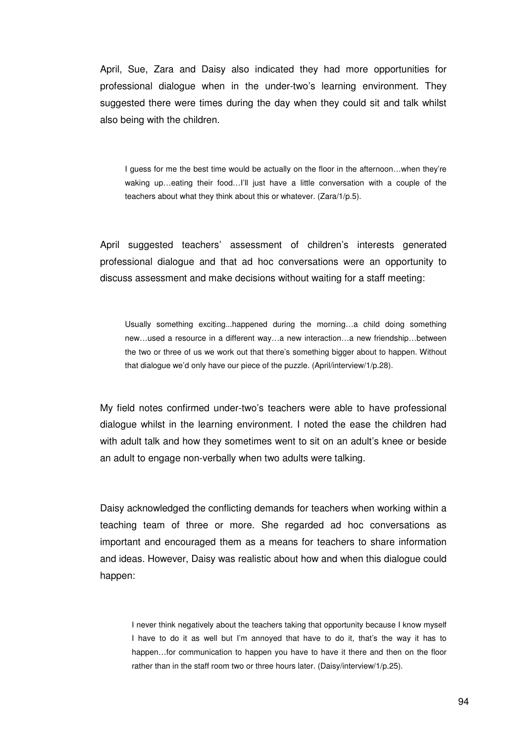April, Sue, Zara and Daisy also indicated they had more opportunities for professional dialogue when in the under-two's learning environment. They suggested there were times during the day when they could sit and talk whilst also being with the children.

> I guess for me the best time would be actually on the floor in the afternoon…when they're waking up…eating their food…I'll just have a little conversation with a couple of the teachers about what they think about this or whatever. (Zara/1/p.5).

April suggested teachers' assessment of children's interests generated professional dialogue and that ad hoc conversations were an opportunity to discuss assessment and make decisions without waiting for a staff meeting:

> Usually something exciting...happened during the morning…a child doing something new…used a resource in a different way…a new interaction…a new friendship…between the two or three of us we work out that there's something bigger about to happen. Without that dialogue we'd only have our piece of the puzzle. (April/interview/1/p.28).

My field notes confirmed under-two's teachers were able to have professional dialogue whilst in the learning environment. I noted the ease the children had with adult talk and how they sometimes went to sit on an adult's knee or beside an adult to engage non-verbally when two adults were talking.

Daisy acknowledged the conflicting demands for teachers when working within a teaching team of three or more. She regarded ad hoc conversations as important and encouraged them as a means for teachers to share information and ideas. However, Daisy was realistic about how and when this dialogue could happen:

> I never think negatively about the teachers taking that opportunity because I know myself I have to do it as well but I'm annoyed that have to do it, that's the way it has to happen…for communication to happen you have to have it there and then on the floor rather than in the staff room two or three hours later. (Daisy/interview/1/p.25).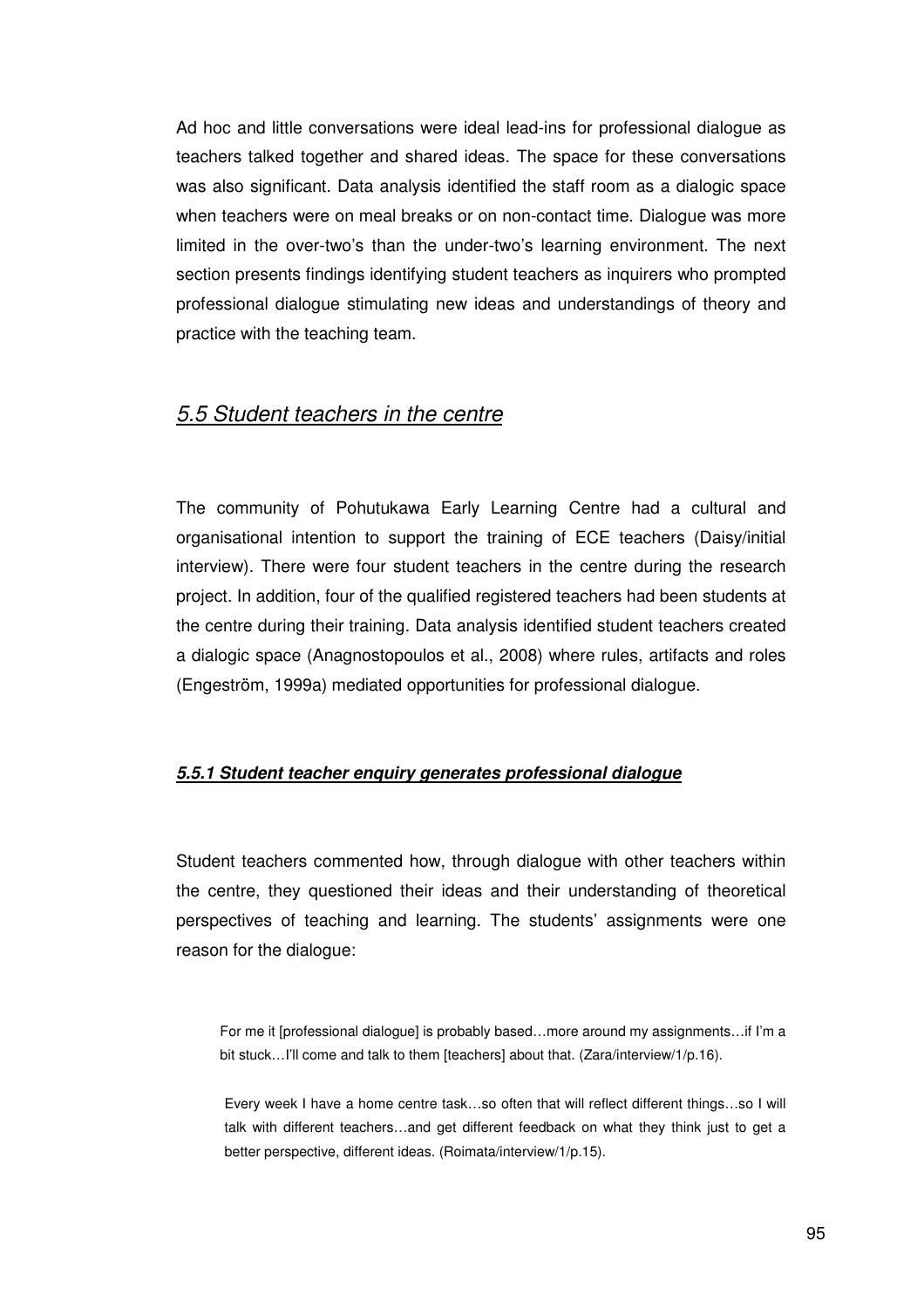Ad hoc and little conversations were ideal lead-ins for professional dialogue as teachers talked together and shared ideas. The space for these conversations was also significant. Data analysis identified the staff room as a dialogic space when teachers were on meal breaks or on non-contact time. Dialogue was more limited in the over-two's than the under-two's learning environment. The next section presents findings identifying student teachers as inquirers who prompted professional dialogue stimulating new ideas and understandings of theory and practice with the teaching team.

## *5.5 Student teachers in the centre*

The community of Pohutukawa Early Learning Centre had a cultural and organisational intention to support the training of ECE teachers (Daisy/initial interview). There were four student teachers in the centre during the research project. In addition, four of the qualified registered teachers had been students at the centre during their training. Data analysis identified student teachers created a dialogic space (Anagnostopoulos et al., 2008) where rules, artifacts and roles (Engeström, 1999a) mediated opportunities for professional dialogue.

### ***5.5.1 Student teacher enquiry generates professional dialogue***

Student teachers commented how, through dialogue with other teachers within the centre, they questioned their ideas and their understanding of theoretical perspectives of teaching and learning. The students' assignments were one reason for the dialogue:

> For me it [professional dialogue] is probably based…more around my assignments…if I'm a bit stuck…I'll come and talk to them [teachers] about that. (Zara/interview/1/p.16).

> Every week I have a home centre task…so often that will reflect different things…so I will talk with different teachers…and get different feedback on what they think just to get a better perspective, different ideas. (Roimata/interview/1/p.15).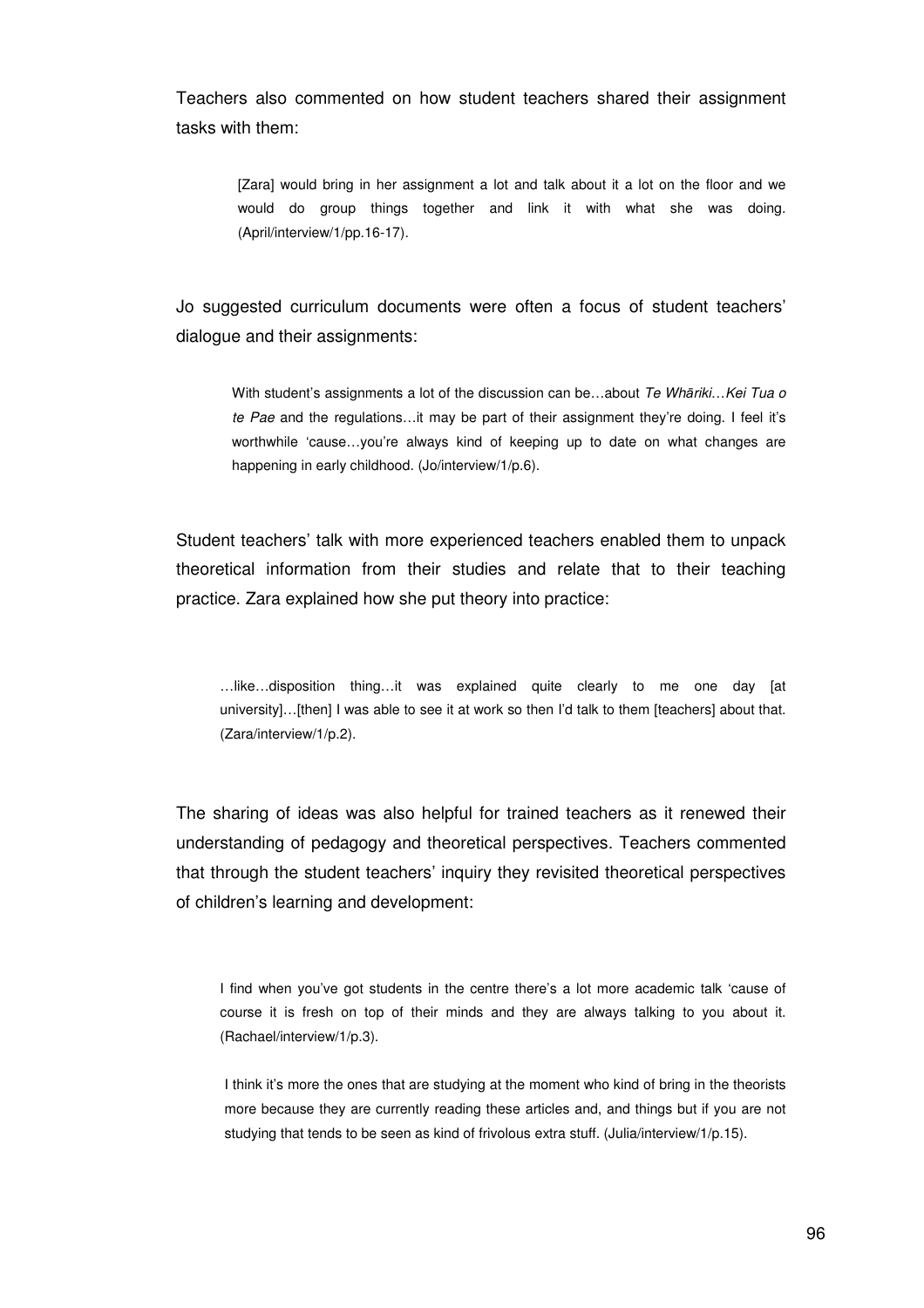Teachers also commented on how student teachers shared their assignment tasks with them:

> [Zara] would bring in her assignment a lot and talk about it a lot on the floor and we would do group things together and link it with what she was doing. (April/interview/1/pp.16-17).

Jo suggested curriculum documents were often a focus of student teachers' dialogue and their assignments:

> With student's assignments a lot of the discussion can be…about *Te Whāriki*…*Kei Tua o te Pae* and the regulations…it may be part of their assignment they're doing. I feel it's worthwhile 'cause…you're always kind of keeping up to date on what changes are happening in early childhood. (Jo/interview/1/p.6).

Student teachers' talk with more experienced teachers enabled them to unpack theoretical information from their studies and relate that to their teaching practice. Zara explained how she put theory into practice:

> …like…disposition thing…it was explained quite clearly to me one day [at university]…[then] I was able to see it at work so then I'd talk to them [teachers] about that. (Zara/interview/1/p.2).

The sharing of ideas was also helpful for trained teachers as it renewed their understanding of pedagogy and theoretical perspectives. Teachers commented that through the student teachers' inquiry they revisited theoretical perspectives of children's learning and development:

> I find when you've got students in the centre there's a lot more academic talk 'cause of course it is fresh on top of their minds and they are always talking to you about it. (Rachael/interview/1/p.3).

> I think it's more the ones that are studying at the moment who kind of bring in the theorists more because they are currently reading these articles and, and things but if you are not studying that tends to be seen as kind of frivolous extra stuff. (Julia/interview/1/p.15).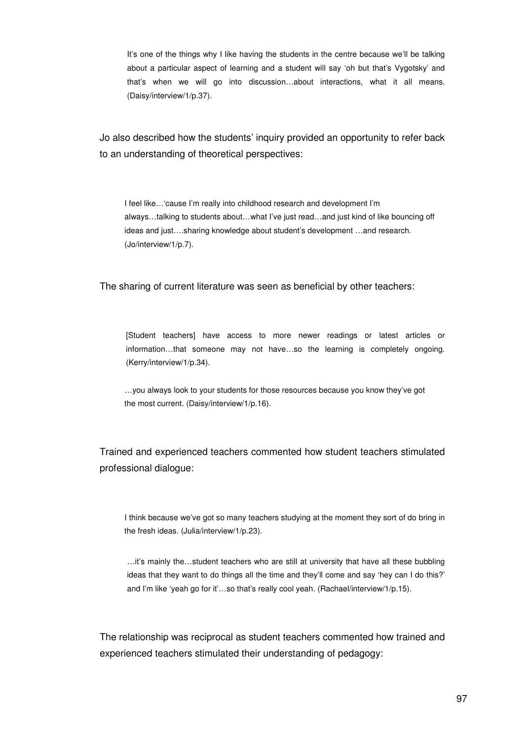> It's one of the things why I like having the students in the centre because we'll be talking about a particular aspect of learning and a student will say 'oh but that's Vygotsky' and that's when we will go into discussion…about interactions, what it all means. (Daisy/interview/1/p.37).

Jo also described how the students' inquiry provided an opportunity to refer back to an understanding of theoretical perspectives:

> I feel like…'cause I'm really into childhood research and development I'm always…talking to students about…what I've just read…and just kind of like bouncing off ideas and just….sharing knowledge about student's development …and research. (Jo/interview/1/p.7).

The sharing of current literature was seen as beneficial by other teachers:

> [Student teachers] have access to more newer readings or latest articles or information…that someone may not have…so the learning is completely ongoing. (Kerry/interview/1/p.34).

> …you always look to your students for those resources because you know they've got the most current. (Daisy/interview/1/p.16).

Trained and experienced teachers commented how student teachers stimulated professional dialogue:

> I think because we've got so many teachers studying at the moment they sort of do bring in the fresh ideas. (Julia/interview/1/p.23).

> …it's mainly the…student teachers who are still at university that have all these bubbling ideas that they want to do things all the time and they'll come and say 'hey can I do this?' and I'm like 'yeah go for it'…so that's really cool yeah. (Rachael/interview/1/p.15).

The relationship was reciprocal as student teachers commented how trained and experienced teachers stimulated their understanding of pedagogy: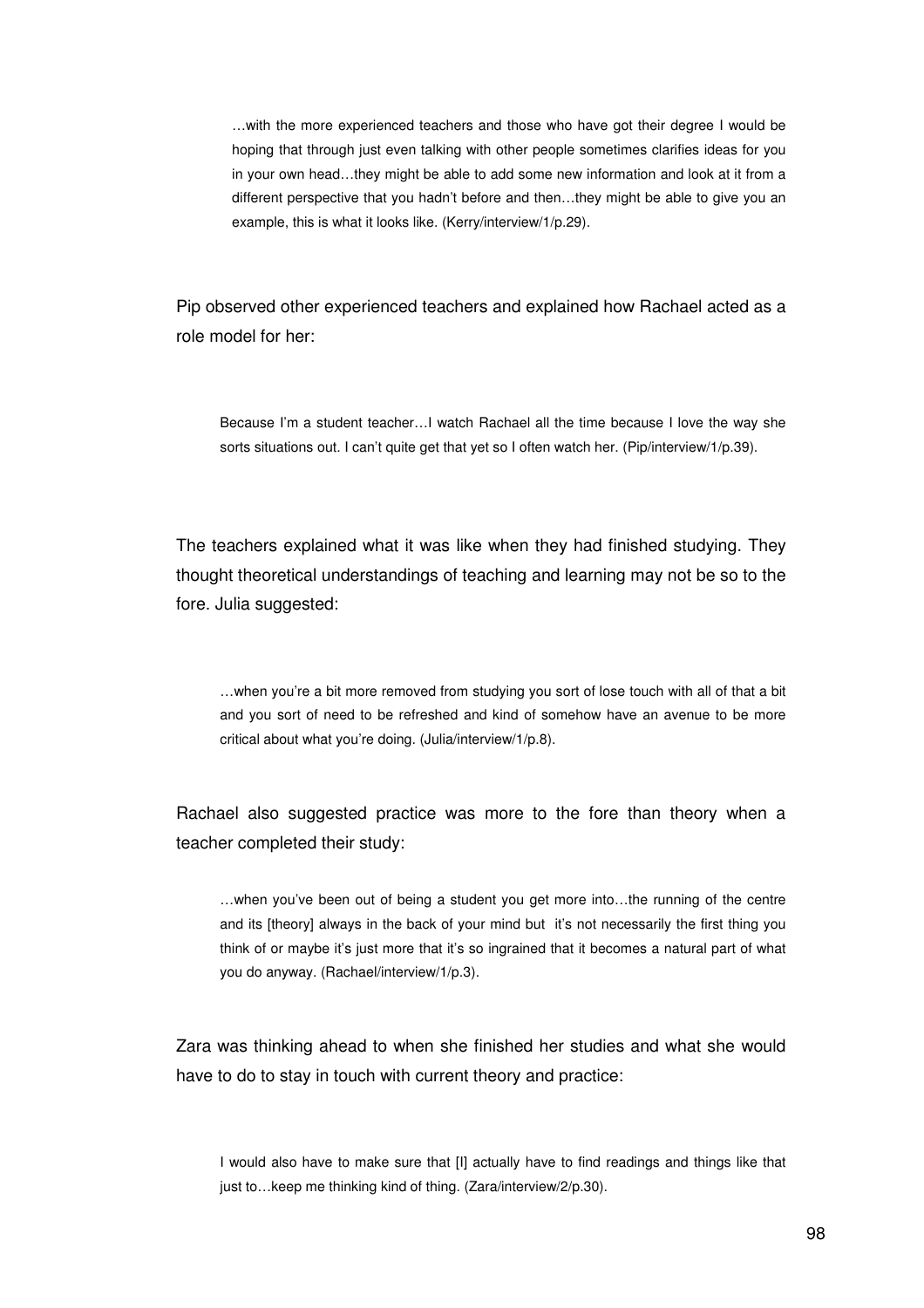> …with the more experienced teachers and those who have got their degree I would be hoping that through just even talking with other people sometimes clarifies ideas for you in your own head…they might be able to add some new information and look at it from a different perspective that you hadn't before and then…they might be able to give you an example, this is what it looks like. (Kerry/interview/1/p.29).

Pip observed other experienced teachers and explained how Rachael acted as a role model for her:

> Because I'm a student teacher…I watch Rachael all the time because I love the way she sorts situations out. I can't quite get that yet so I often watch her. (Pip/interview/1/p.39).

The teachers explained what it was like when they had finished studying. They thought theoretical understandings of teaching and learning may not be so to the fore. Julia suggested:

> …when you're a bit more removed from studying you sort of lose touch with all of that a bit and you sort of need to be refreshed and kind of somehow have an avenue to be more critical about what you're doing. (Julia/interview/1/p.8).

Rachael also suggested practice was more to the fore than theory when a teacher completed their study:

> …when you've been out of being a student you get more into…the running of the centre and its [theory] always in the back of your mind but it's not necessarily the first thing you think of or maybe it's just more that it's so ingrained that it becomes a natural part of what you do anyway. (Rachael/interview/1/p.3).

Zara was thinking ahead to when she finished her studies and what she would have to do to stay in touch with current theory and practice:

> I would also have to make sure that [I] actually have to find readings and things like that just to…keep me thinking kind of thing. (Zara/interview/2/p.30).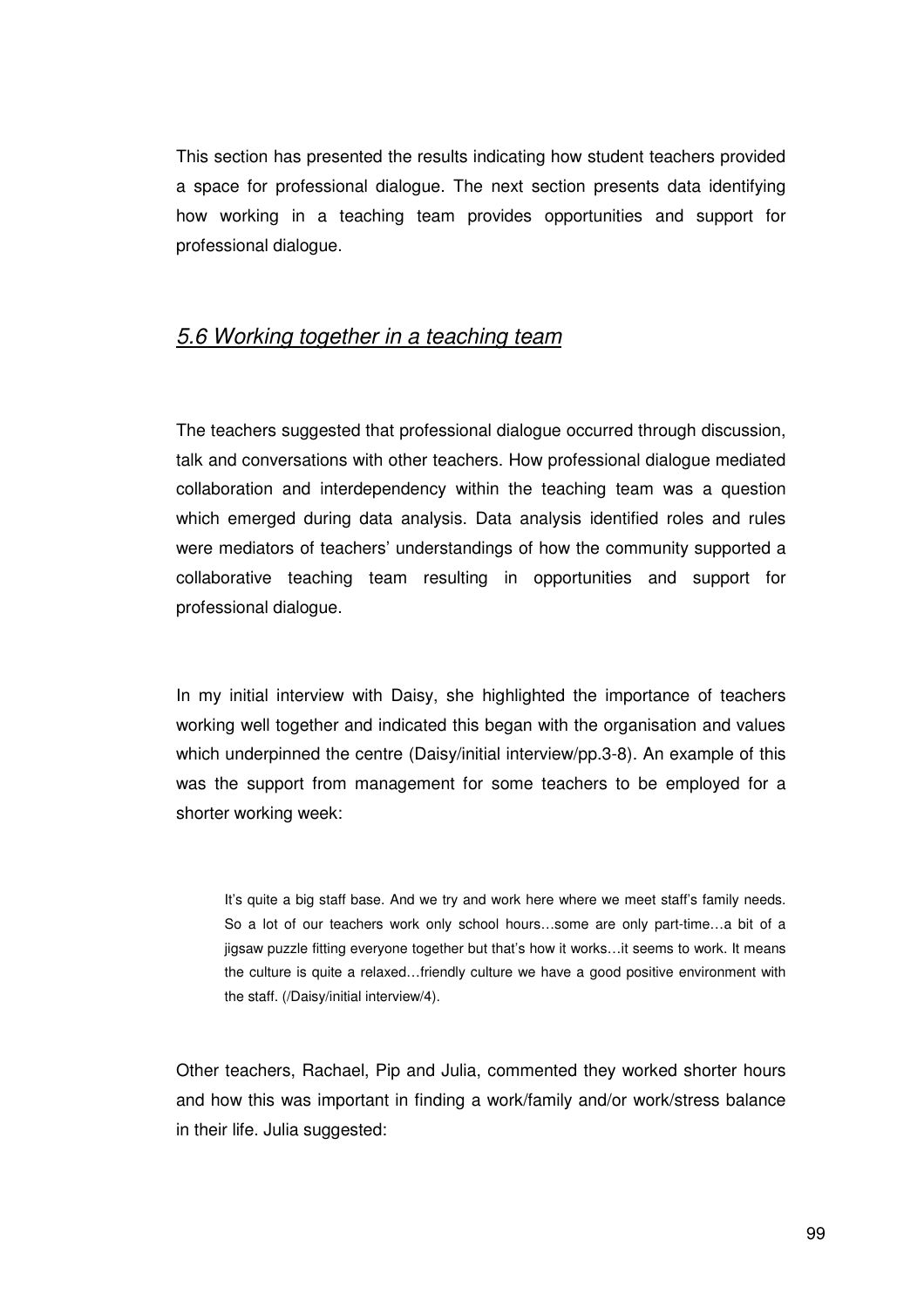This section has presented the results indicating how student teachers provided a space for professional dialogue. The next section presents data identifying how working in a teaching team provides opportunities and support for professional dialogue.

## *5.6 Working together in a teaching team*

The teachers suggested that professional dialogue occurred through discussion, talk and conversations with other teachers. How professional dialogue mediated collaboration and interdependency within the teaching team was a question which emerged during data analysis. Data analysis identified roles and rules were mediators of teachers' understandings of how the community supported a collaborative teaching team resulting in opportunities and support for professional dialogue.

In my initial interview with Daisy, she highlighted the importance of teachers working well together and indicated this began with the organisation and values which underpinned the centre (Daisy/initial interview/pp.3-8). An example of this was the support from management for some teachers to be employed for a shorter working week:

> It's quite a big staff base. And we try and work here where we meet staff's family needs. So a lot of our teachers work only school hours…some are only part-time…a bit of a jigsaw puzzle fitting everyone together but that's how it works…it seems to work. It means the culture is quite a relaxed…friendly culture we have a good positive environment with the staff. (/Daisy/initial interview/4).

Other teachers, Rachael, Pip and Julia, commented they worked shorter hours and how this was important in finding a work/family and/or work/stress balance in their life. Julia suggested: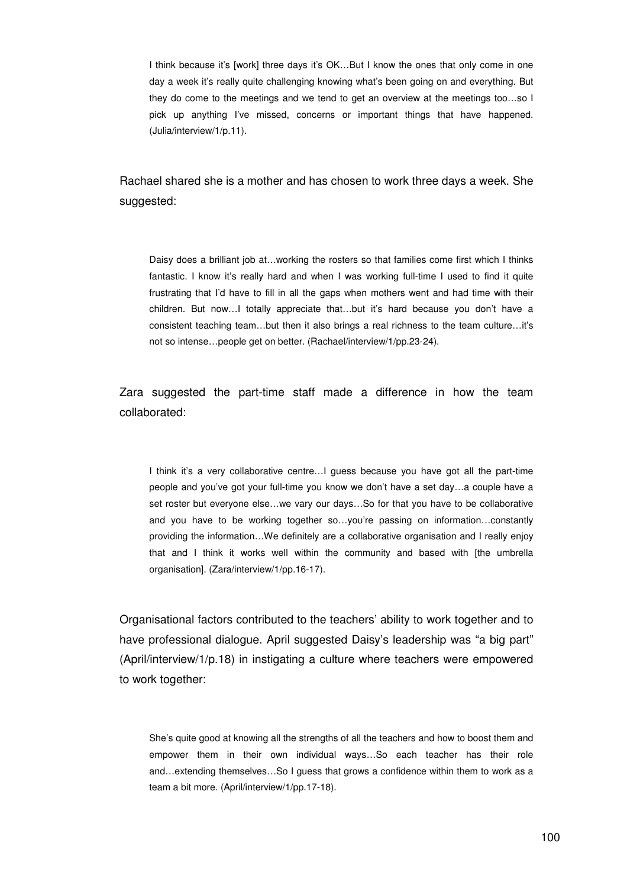> I think because it's [work] three days it's OK…But I know the ones that only come in one day a week it's really quite challenging knowing what's been going on and everything. But they do come to the meetings and we tend to get an overview at the meetings too…so I pick up anything I've missed, concerns or important things that have happened. (Julia/interview/1/p.11).

Rachael shared she is a mother and has chosen to work three days a week. She suggested:

> Daisy does a brilliant job at…working the rosters so that families come first which I thinks fantastic. I know it's really hard and when I was working full-time I used to find it quite frustrating that I'd have to fill in all the gaps when mothers went and had time with their children. But now…I totally appreciate that…but it's hard because you don't have a consistent teaching team…but then it also brings a real richness to the team culture…it's not so intense…people get on better. (Rachael/interview/1/pp.23-24).

Zara suggested the part-time staff made a difference in how the team collaborated:

> I think it's a very collaborative centre…I guess because you have got all the part-time people and you've got your full-time you know we don't have a set day…a couple have a set roster but everyone else…we vary our days…So for that you have to be collaborative and you have to be working together so…you're passing on information…constantly providing the information…We definitely are a collaborative organisation and I really enjoy that and I think it works well within the community and based with [the umbrella organisation]. (Zara/interview/1/pp.16-17).

Organisational factors contributed to the teachers' ability to work together and to have professional dialogue. April suggested Daisy's leadership was "a big part" (April/interview/1/p.18) in instigating a culture where teachers were empowered to work together:

> She's quite good at knowing all the strengths of all the teachers and how to boost them and empower them in their own individual ways…So each teacher has their role and…extending themselves…So I guess that grows a confidence within them to work as a team a bit more. (April/interview/1/pp.17-18).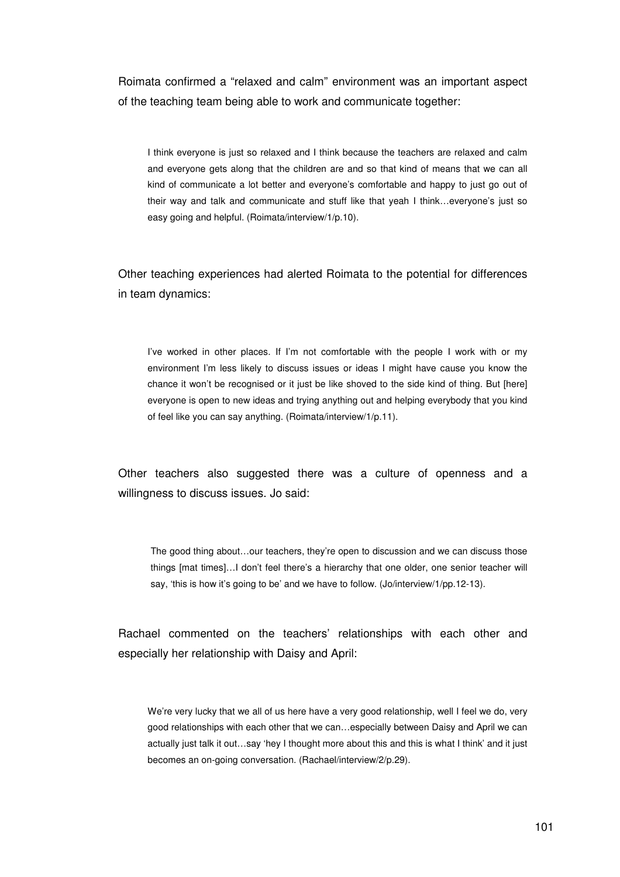Roimata confirmed a "relaxed and calm" environment was an important aspect of the teaching team being able to work and communicate together:

> I think everyone is just so relaxed and I think because the teachers are relaxed and calm and everyone gets along that the children are and so that kind of means that we can all kind of communicate a lot better and everyone's comfortable and happy to just go out of their way and talk and communicate and stuff like that yeah I think…everyone's just so easy going and helpful. (Roimata/interview/1/p.10).

Other teaching experiences had alerted Roimata to the potential for differences in team dynamics:

> I've worked in other places. If I'm not comfortable with the people I work with or my environment I'm less likely to discuss issues or ideas I might have cause you know the chance it won't be recognised or it just be like shoved to the side kind of thing. But [here] everyone is open to new ideas and trying anything out and helping everybody that you kind of feel like you can say anything. (Roimata/interview/1/p.11).

Other teachers also suggested there was a culture of openness and a willingness to discuss issues. Jo said:

> The good thing about…our teachers, they're open to discussion and we can discuss those things [mat times]…I don't feel there's a hierarchy that one older, one senior teacher will say, 'this is how it's going to be' and we have to follow. (Jo/interview/1/pp.12-13).

Rachael commented on the teachers' relationships with each other and especially her relationship with Daisy and April:

> We're very lucky that we all of us here have a very good relationship, well I feel we do, very good relationships with each other that we can…especially between Daisy and April we can actually just talk it out…say 'hey I thought more about this and this is what I think' and it just becomes an on-going conversation. (Rachael/interview/2/p.29).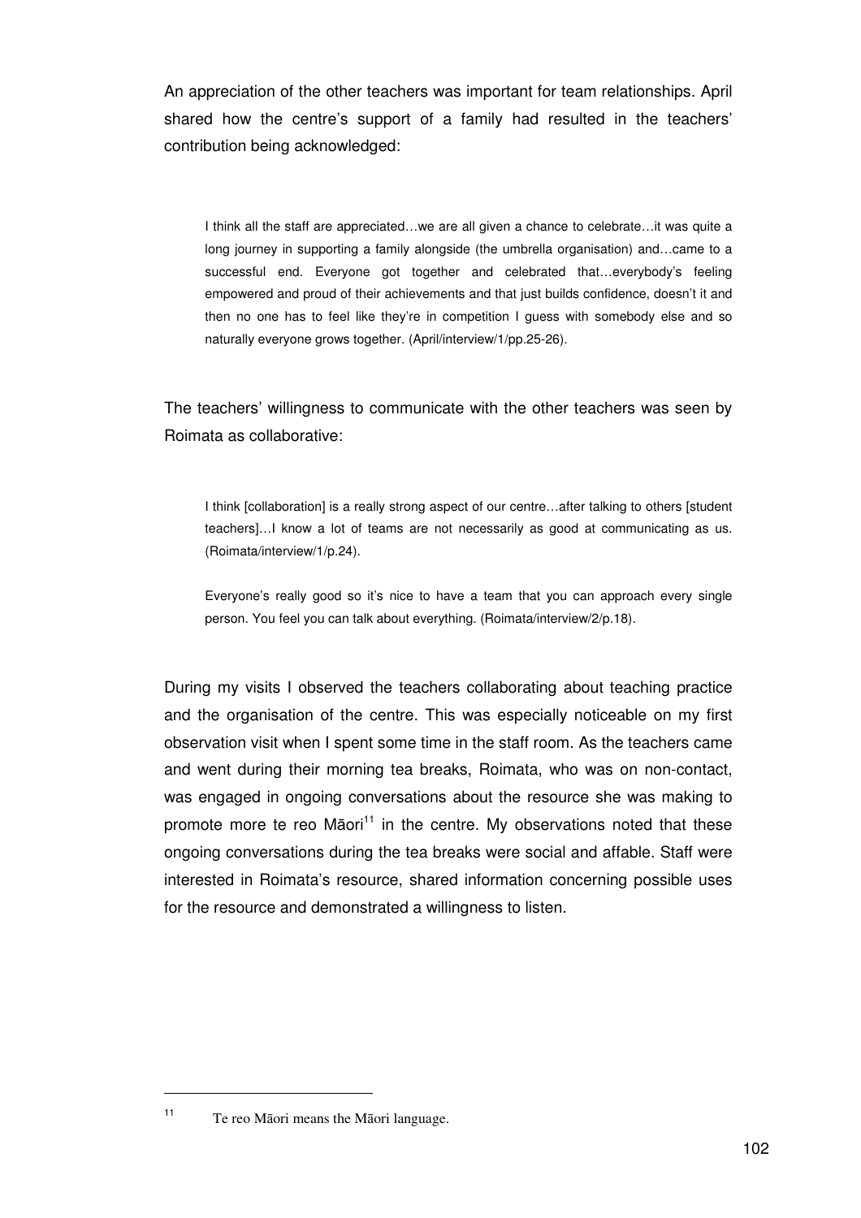An appreciation of the other teachers was important for team relationships. April shared how the centre's support of a family had resulted in the teachers' contribution being acknowledged:

> I think all the staff are appreciated…we are all given a chance to celebrate…it was quite a long journey in supporting a family alongside (the umbrella organisation) and…came to a successful end. Everyone got together and celebrated that…everybody's feeling empowered and proud of their achievements and that just builds confidence, doesn't it and then no one has to feel like they're in competition I guess with somebody else and so naturally everyone grows together. (April/interview/1/pp.25-26).

The teachers' willingness to communicate with the other teachers was seen by Roimata as collaborative:

> I think [collaboration] is a really strong aspect of our centre…after talking to others [student teachers]…I know a lot of teams are not necessarily as good at communicating as us. (Roimata/interview/1/p.24).
>
> Everyone's really good so it's nice to have a team that you can approach every single person. You feel you can talk about everything. (Roimata/interview/2/p.18).

During my visits I observed the teachers collaborating about teaching practice and the organisation of the centre. This was especially noticeable on my first observation visit when I spent some time in the staff room. As the teachers came and went during their morning tea breaks, Roimata, who was on non-contact, was engaged in ongoing conversations about the resource she was making to promote more te reo Māori[11] in the centre. My observations noted that these ongoing conversations during the tea breaks were social and affable. Staff were interested in Roimata's resource, shared information concerning possible uses for the resource and demonstrated a willingness to listen.

---

[11] Te reo Māori means the Māori language.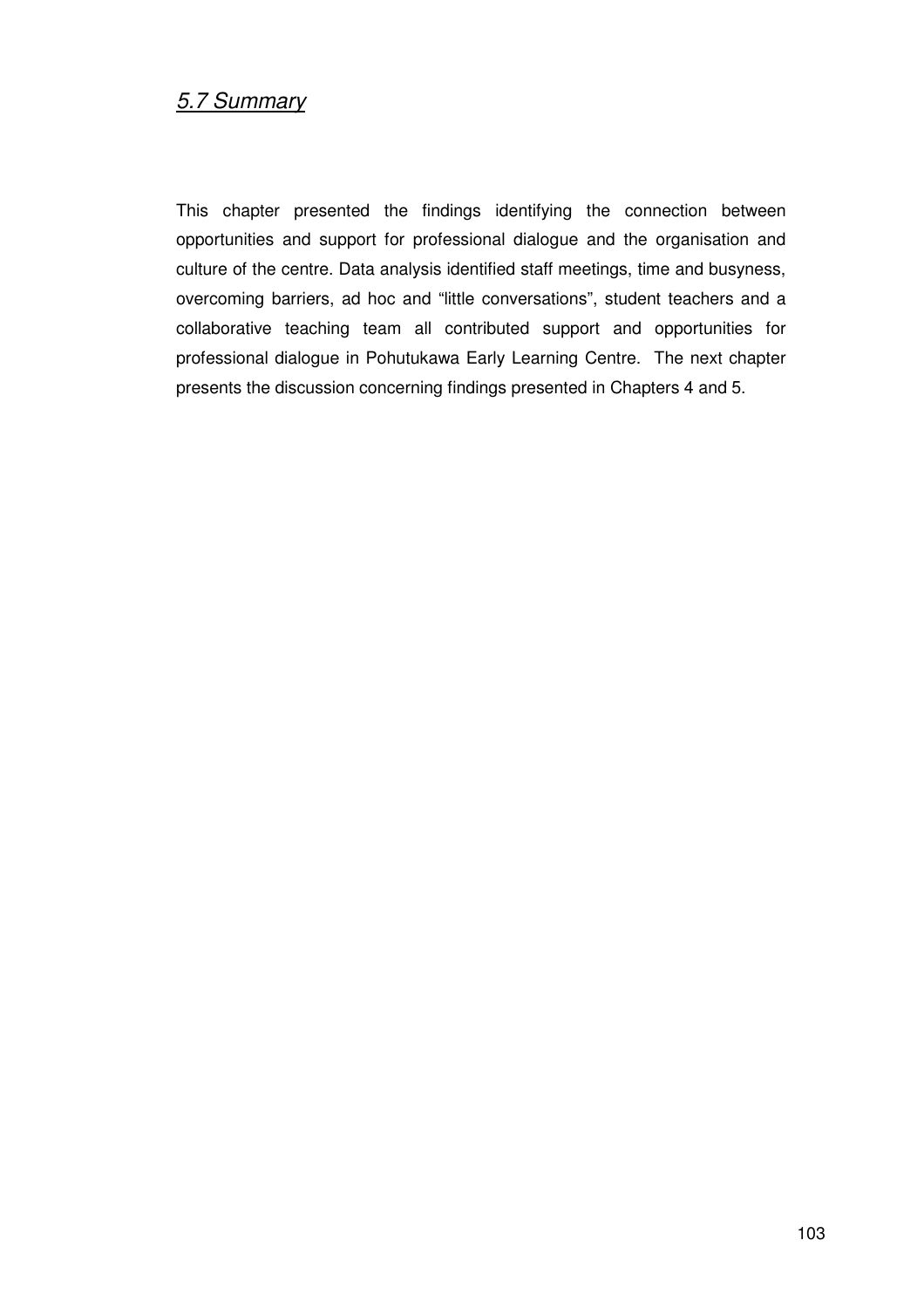## *5.7 Summary*

This chapter presented the findings identifying the connection between opportunities and support for professional dialogue and the organisation and culture of the centre. Data analysis identified staff meetings, time and busyness, overcoming barriers, ad hoc and "little conversations", student teachers and a collaborative teaching team all contributed support and opportunities for professional dialogue in Pohutukawa Early Learning Centre. The next chapter presents the discussion concerning findings presented in Chapters 4 and 5.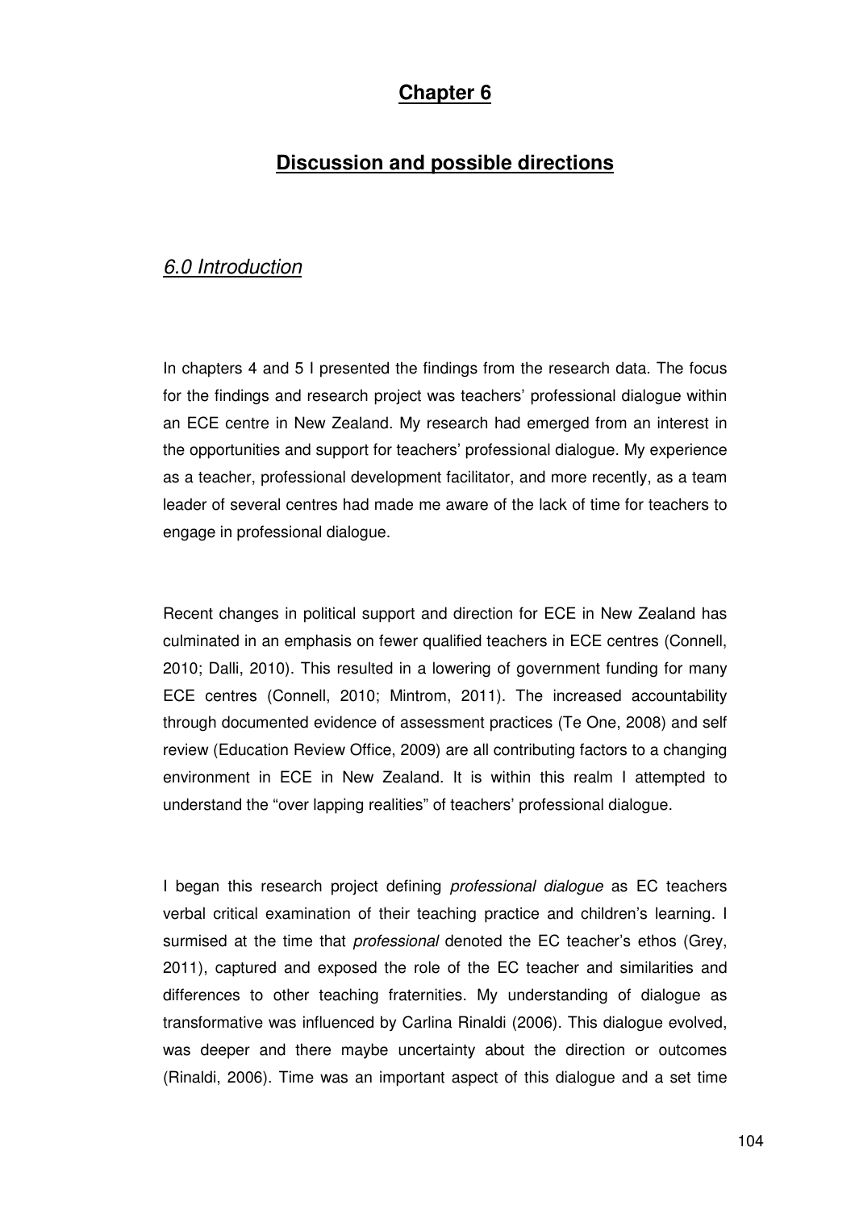# Chapter 6

## Discussion and possible directions

### *6.0 Introduction*

In chapters 4 and 5 I presented the findings from the research data. The focus for the findings and research project was teachers' professional dialogue within an ECE centre in New Zealand. My research had emerged from an interest in the opportunities and support for teachers' professional dialogue. My experience as a teacher, professional development facilitator, and more recently, as a team leader of several centres had made me aware of the lack of time for teachers to engage in professional dialogue.

Recent changes in political support and direction for ECE in New Zealand has culminated in an emphasis on fewer qualified teachers in ECE centres (Connell, 2010; Dalli, 2010). This resulted in a lowering of government funding for many ECE centres (Connell, 2010; Mintrom, 2011). The increased accountability through documented evidence of assessment practices (Te One, 2008) and self review (Education Review Office, 2009) are all contributing factors to a changing environment in ECE in New Zealand. It is within this realm I attempted to understand the "over lapping realities" of teachers' professional dialogue.

I began this research project defining *professional dialogue* as EC teachers verbal critical examination of their teaching practice and children's learning. I surmised at the time that *professional* denoted the EC teacher's ethos (Grey, 2011), captured and exposed the role of the EC teacher and similarities and differences to other teaching fraternities. My understanding of dialogue as transformative was influenced by Carlina Rinaldi (2006). This dialogue evolved, was deeper and there maybe uncertainty about the direction or outcomes (Rinaldi, 2006). Time was an important aspect of this dialogue and a set time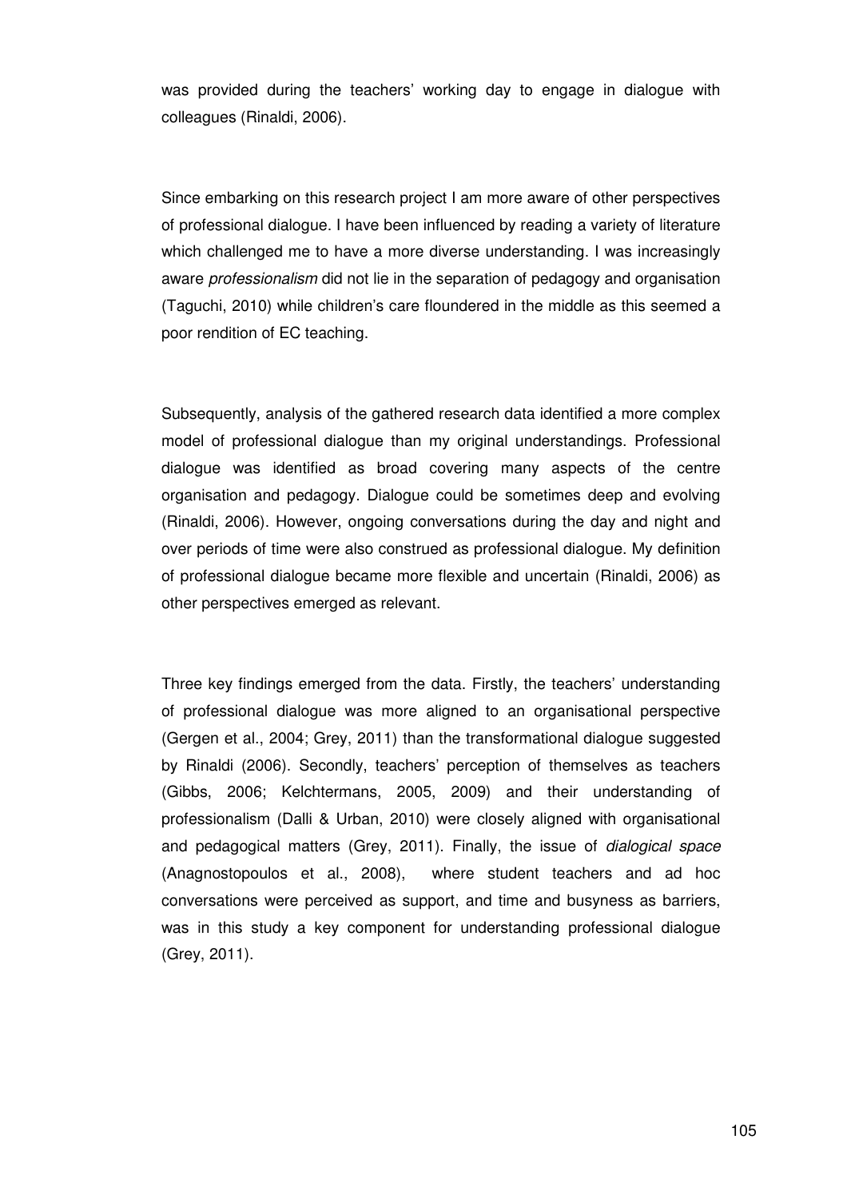was provided during the teachers' working day to engage in dialogue with colleagues (Rinaldi, 2006).

Since embarking on this research project I am more aware of other perspectives of professional dialogue. I have been influenced by reading a variety of literature which challenged me to have a more diverse understanding. I was increasingly aware *professionalism* did not lie in the separation of pedagogy and organisation (Taguchi, 2010) while children's care floundered in the middle as this seemed a poor rendition of EC teaching.

Subsequently, analysis of the gathered research data identified a more complex model of professional dialogue than my original understandings. Professional dialogue was identified as broad covering many aspects of the centre organisation and pedagogy. Dialogue could be sometimes deep and evolving (Rinaldi, 2006). However, ongoing conversations during the day and night and over periods of time were also construed as professional dialogue. My definition of professional dialogue became more flexible and uncertain (Rinaldi, 2006) as other perspectives emerged as relevant.

Three key findings emerged from the data. Firstly, the teachers' understanding of professional dialogue was more aligned to an organisational perspective (Gergen et al., 2004; Grey, 2011) than the transformational dialogue suggested by Rinaldi (2006). Secondly, teachers' perception of themselves as teachers (Gibbs, 2006; Kelchtermans, 2005, 2009) and their understanding of professionalism (Dalli & Urban, 2010) were closely aligned with organisational and pedagogical matters (Grey, 2011). Finally, the issue of *dialogical space* (Anagnostopoulos et al., 2008), where student teachers and ad hoc conversations were perceived as support, and time and busyness as barriers, was in this study a key component for understanding professional dialogue (Grey, 2011).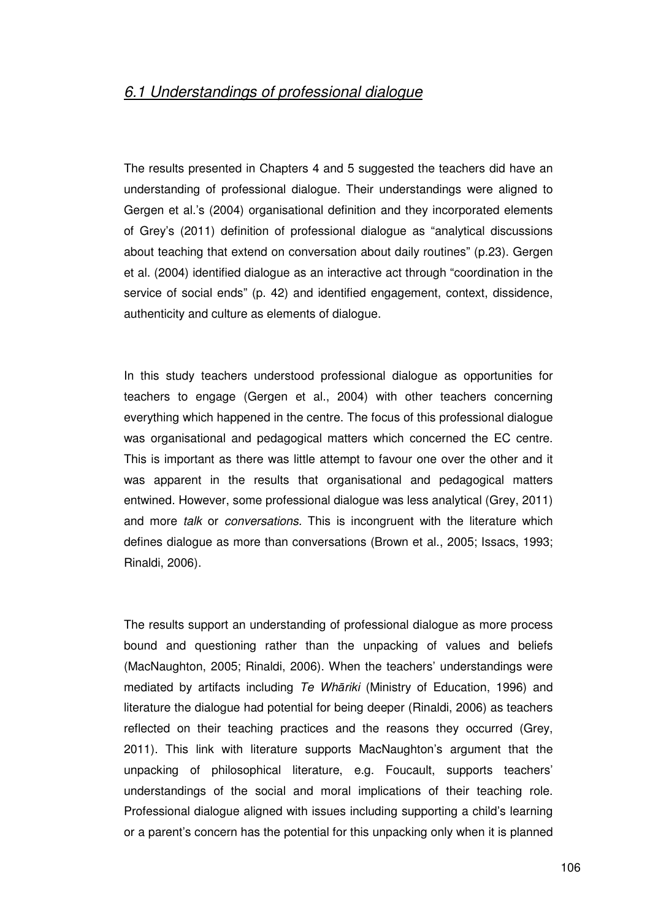## *6.1 Understandings of professional dialogue*

The results presented in Chapters 4 and 5 suggested the teachers did have an understanding of professional dialogue. Their understandings were aligned to Gergen et al.'s (2004) organisational definition and they incorporated elements of Grey's (2011) definition of professional dialogue as "analytical discussions about teaching that extend on conversation about daily routines" (p.23). Gergen et al. (2004) identified dialogue as an interactive act through "coordination in the service of social ends" (p. 42) and identified engagement, context, dissidence, authenticity and culture as elements of dialogue.

In this study teachers understood professional dialogue as opportunities for teachers to engage (Gergen et al., 2004) with other teachers concerning everything which happened in the centre. The focus of this professional dialogue was organisational and pedagogical matters which concerned the EC centre. This is important as there was little attempt to favour one over the other and it was apparent in the results that organisational and pedagogical matters entwined. However, some professional dialogue was less analytical (Grey, 2011) and more *talk* or *conversations.* This is incongruent with the literature which defines dialogue as more than conversations (Brown et al., 2005; Issacs, 1993; Rinaldi, 2006).

The results support an understanding of professional dialogue as more process bound and questioning rather than the unpacking of values and beliefs (MacNaughton, 2005; Rinaldi, 2006). When the teachers' understandings were mediated by artifacts including *Te Whāriki* (Ministry of Education, 1996) and literature the dialogue had potential for being deeper (Rinaldi, 2006) as teachers reflected on their teaching practices and the reasons they occurred (Grey, 2011). This link with literature supports MacNaughton's argument that the unpacking of philosophical literature, e.g. Foucault, supports teachers' understandings of the social and moral implications of their teaching role. Professional dialogue aligned with issues including supporting a child's learning or a parent's concern has the potential for this unpacking only when it is planned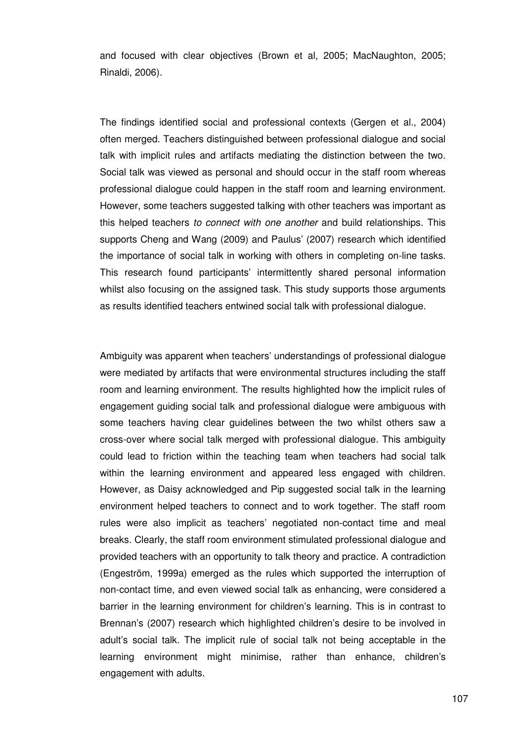and focused with clear objectives (Brown et al, 2005; MacNaughton, 2005; Rinaldi, 2006).

The findings identified social and professional contexts (Gergen et al., 2004) often merged. Teachers distinguished between professional dialogue and social talk with implicit rules and artifacts mediating the distinction between the two. Social talk was viewed as personal and should occur in the staff room whereas professional dialogue could happen in the staff room and learning environment. However, some teachers suggested talking with other teachers was important as this helped teachers *to connect with one another* and build relationships. This supports Cheng and Wang (2009) and Paulus' (2007) research which identified the importance of social talk in working with others in completing on-line tasks. This research found participants' intermittently shared personal information whilst also focusing on the assigned task. This study supports those arguments as results identified teachers entwined social talk with professional dialogue.

Ambiguity was apparent when teachers' understandings of professional dialogue were mediated by artifacts that were environmental structures including the staff room and learning environment. The results highlighted how the implicit rules of engagement guiding social talk and professional dialogue were ambiguous with some teachers having clear guidelines between the two whilst others saw a cross-over where social talk merged with professional dialogue. This ambiguity could lead to friction within the teaching team when teachers had social talk within the learning environment and appeared less engaged with children. However, as Daisy acknowledged and Pip suggested social talk in the learning environment helped teachers to connect and to work together. The staff room rules were also implicit as teachers' negotiated non-contact time and meal breaks. Clearly, the staff room environment stimulated professional dialogue and provided teachers with an opportunity to talk theory and practice. A contradiction (Engeström, 1999a) emerged as the rules which supported the interruption of non-contact time, and even viewed social talk as enhancing, were considered a barrier in the learning environment for children's learning. This is in contrast to Brennan's (2007) research which highlighted children's desire to be involved in adult's social talk. The implicit rule of social talk not being acceptable in the learning environment might minimise, rather than enhance, children's engagement with adults.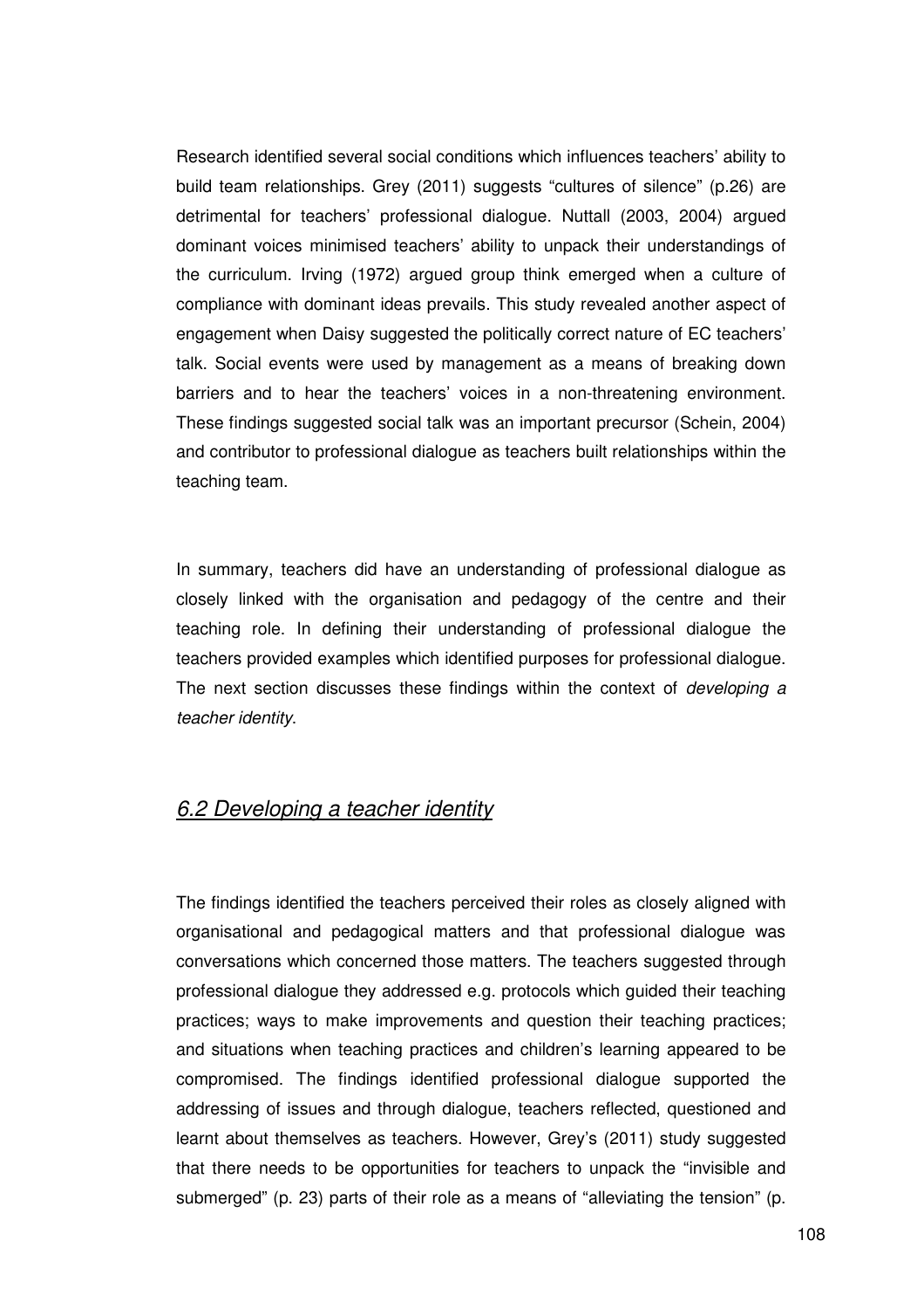Research identified several social conditions which influences teachers' ability to build team relationships. Grey (2011) suggests "cultures of silence" (p.26) are detrimental for teachers' professional dialogue. Nuttall (2003, 2004) argued dominant voices minimised teachers' ability to unpack their understandings of the curriculum. Irving (1972) argued group think emerged when a culture of compliance with dominant ideas prevails. This study revealed another aspect of engagement when Daisy suggested the politically correct nature of EC teachers' talk. Social events were used by management as a means of breaking down barriers and to hear the teachers' voices in a non-threatening environment. These findings suggested social talk was an important precursor (Schein, 2004) and contributor to professional dialogue as teachers built relationships within the teaching team.

In summary, teachers did have an understanding of professional dialogue as closely linked with the organisation and pedagogy of the centre and their teaching role. In defining their understanding of professional dialogue the teachers provided examples which identified purposes for professional dialogue. The next section discusses these findings within the context of *developing a teacher identity*.

## *6.2 Developing a teacher identity*

The findings identified the teachers perceived their roles as closely aligned with organisational and pedagogical matters and that professional dialogue was conversations which concerned those matters. The teachers suggested through professional dialogue they addressed e.g. protocols which guided their teaching practices; ways to make improvements and question their teaching practices; and situations when teaching practices and children's learning appeared to be compromised. The findings identified professional dialogue supported the addressing of issues and through dialogue, teachers reflected, questioned and learnt about themselves as teachers. However, Grey's (2011) study suggested that there needs to be opportunities for teachers to unpack the "invisible and submerged" (p. 23) parts of their role as a means of "alleviating the tension" (p.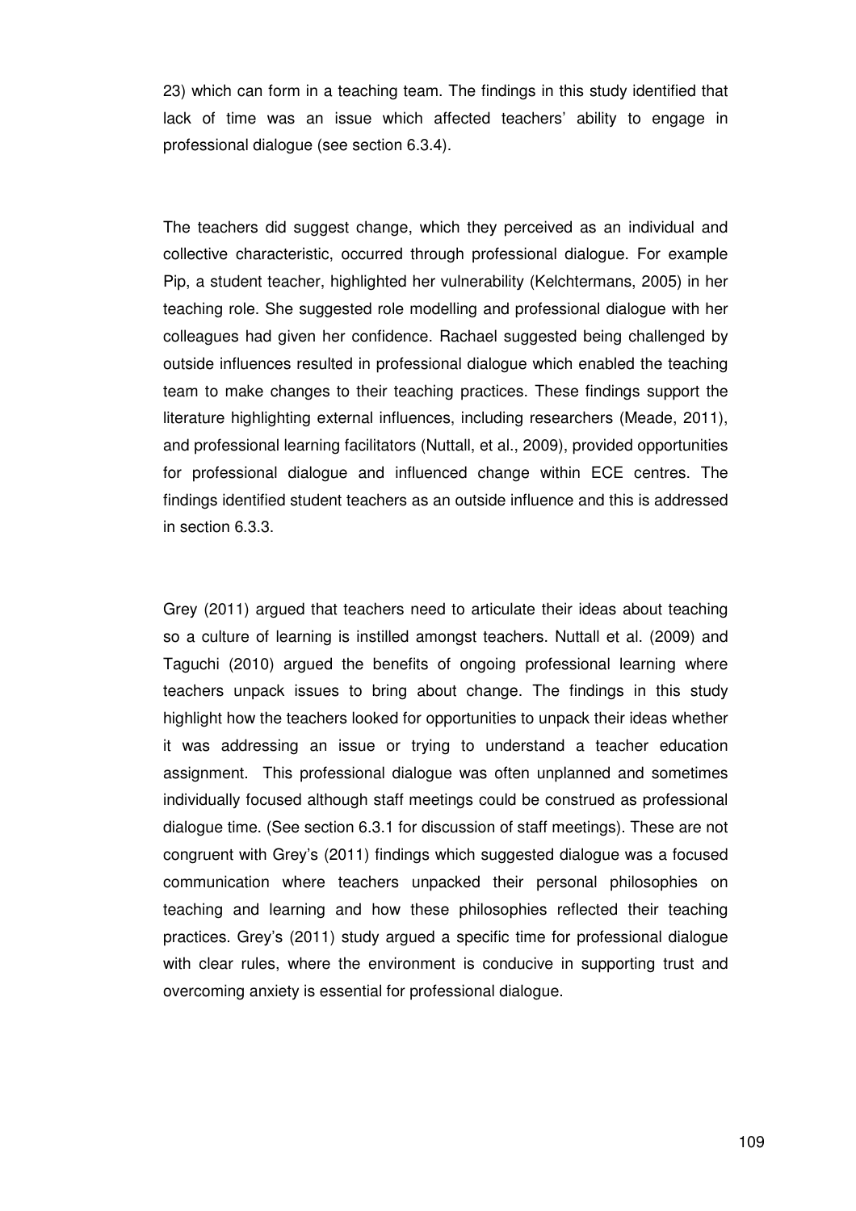23) which can form in a teaching team. The findings in this study identified that lack of time was an issue which affected teachers' ability to engage in professional dialogue (see section 6.3.4).

The teachers did suggest change, which they perceived as an individual and collective characteristic, occurred through professional dialogue. For example Pip, a student teacher, highlighted her vulnerability (Kelchtermans, 2005) in her teaching role. She suggested role modelling and professional dialogue with her colleagues had given her confidence. Rachael suggested being challenged by outside influences resulted in professional dialogue which enabled the teaching team to make changes to their teaching practices. These findings support the literature highlighting external influences, including researchers (Meade, 2011), and professional learning facilitators (Nuttall, et al., 2009), provided opportunities for professional dialogue and influenced change within ECE centres. The findings identified student teachers as an outside influence and this is addressed in section 6.3.3.

Grey (2011) argued that teachers need to articulate their ideas about teaching so a culture of learning is instilled amongst teachers. Nuttall et al. (2009) and Taguchi (2010) argued the benefits of ongoing professional learning where teachers unpack issues to bring about change. The findings in this study highlight how the teachers looked for opportunities to unpack their ideas whether it was addressing an issue or trying to understand a teacher education assignment. This professional dialogue was often unplanned and sometimes individually focused although staff meetings could be construed as professional dialogue time. (See section 6.3.1 for discussion of staff meetings). These are not congruent with Grey's (2011) findings which suggested dialogue was a focused communication where teachers unpacked their personal philosophies on teaching and learning and how these philosophies reflected their teaching practices. Grey's (2011) study argued a specific time for professional dialogue with clear rules, where the environment is conducive in supporting trust and overcoming anxiety is essential for professional dialogue.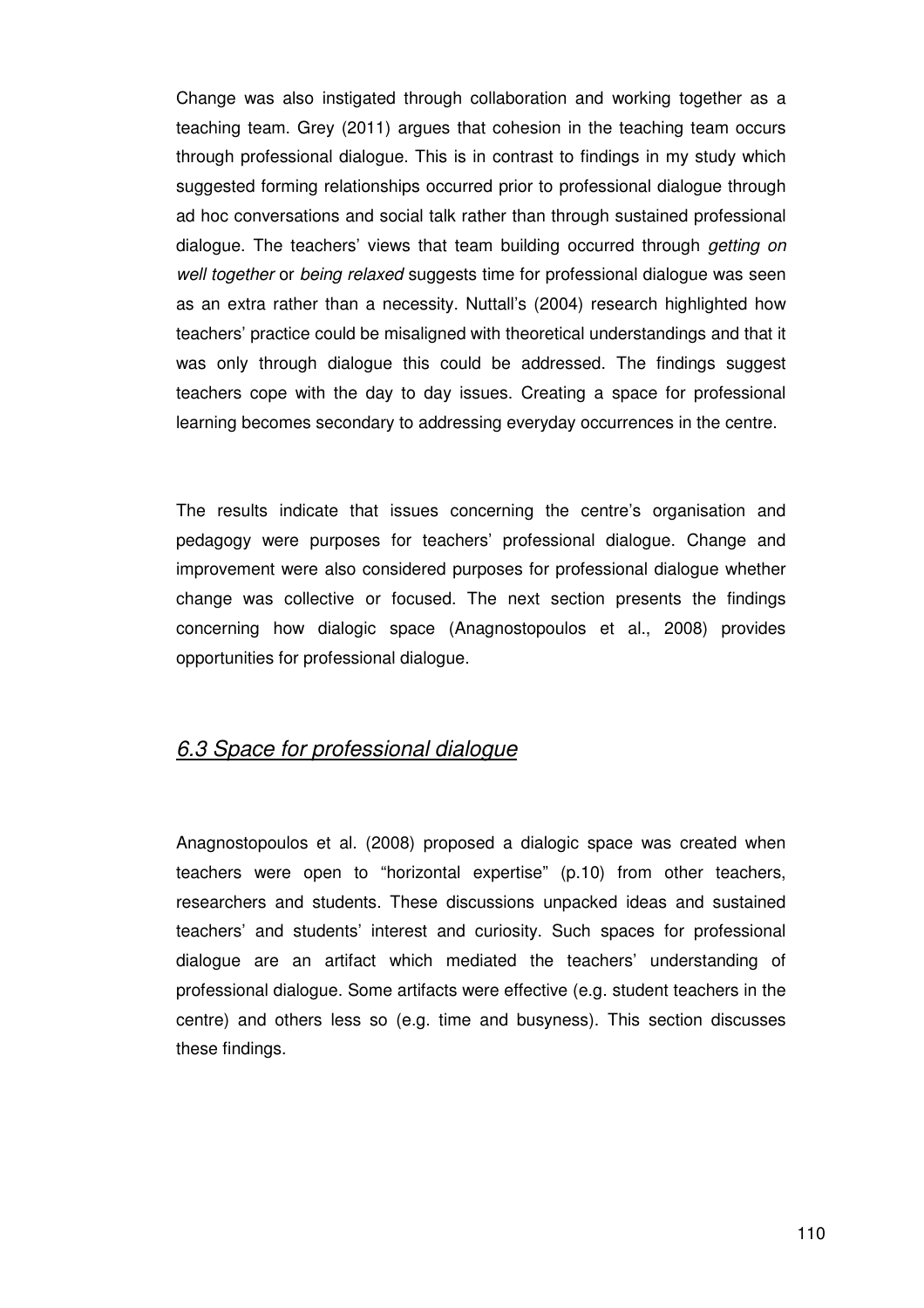Change was also instigated through collaboration and working together as a teaching team. Grey (2011) argues that cohesion in the teaching team occurs through professional dialogue. This is in contrast to findings in my study which suggested forming relationships occurred prior to professional dialogue through ad hoc conversations and social talk rather than through sustained professional dialogue. The teachers' views that team building occurred through *getting on well together* or *being relaxed* suggests time for professional dialogue was seen as an extra rather than a necessity. Nuttall's (2004) research highlighted how teachers' practice could be misaligned with theoretical understandings and that it was only through dialogue this could be addressed. The findings suggest teachers cope with the day to day issues. Creating a space for professional learning becomes secondary to addressing everyday occurrences in the centre.

The results indicate that issues concerning the centre's organisation and pedagogy were purposes for teachers' professional dialogue. Change and improvement were also considered purposes for professional dialogue whether change was collective or focused. The next section presents the findings concerning how dialogic space (Anagnostopoulos et al., 2008) provides opportunities for professional dialogue.

## *6.3 Space for professional dialogue*

Anagnostopoulos et al. (2008) proposed a dialogic space was created when teachers were open to "horizontal expertise" (p.10) from other teachers, researchers and students. These discussions unpacked ideas and sustained teachers' and students' interest and curiosity. Such spaces for professional dialogue are an artifact which mediated the teachers' understanding of professional dialogue. Some artifacts were effective (e.g. student teachers in the centre) and others less so (e.g. time and busyness). This section discusses these findings.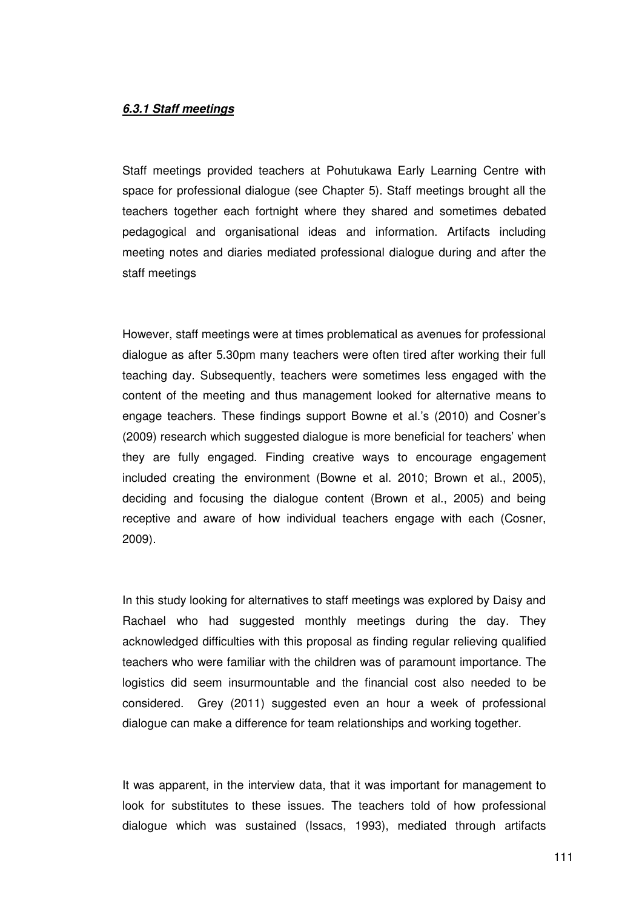#### ***6.3.1 Staff meetings***

Staff meetings provided teachers at Pohutukawa Early Learning Centre with space for professional dialogue (see Chapter 5). Staff meetings brought all the teachers together each fortnight where they shared and sometimes debated pedagogical and organisational ideas and information. Artifacts including meeting notes and diaries mediated professional dialogue during and after the staff meetings

However, staff meetings were at times problematical as avenues for professional dialogue as after 5.30pm many teachers were often tired after working their full teaching day. Subsequently, teachers were sometimes less engaged with the content of the meeting and thus management looked for alternative means to engage teachers. These findings support Bowne et al.'s (2010) and Cosner's (2009) research which suggested dialogue is more beneficial for teachers' when they are fully engaged. Finding creative ways to encourage engagement included creating the environment (Bowne et al. 2010; Brown et al., 2005), deciding and focusing the dialogue content (Brown et al., 2005) and being receptive and aware of how individual teachers engage with each (Cosner, 2009).

In this study looking for alternatives to staff meetings was explored by Daisy and Rachael who had suggested monthly meetings during the day. They acknowledged difficulties with this proposal as finding regular relieving qualified teachers who were familiar with the children was of paramount importance. The logistics did seem insurmountable and the financial cost also needed to be considered. Grey (2011) suggested even an hour a week of professional dialogue can make a difference for team relationships and working together.

It was apparent, in the interview data, that it was important for management to look for substitutes to these issues. The teachers told of how professional dialogue which was sustained (Issacs, 1993), mediated through artifacts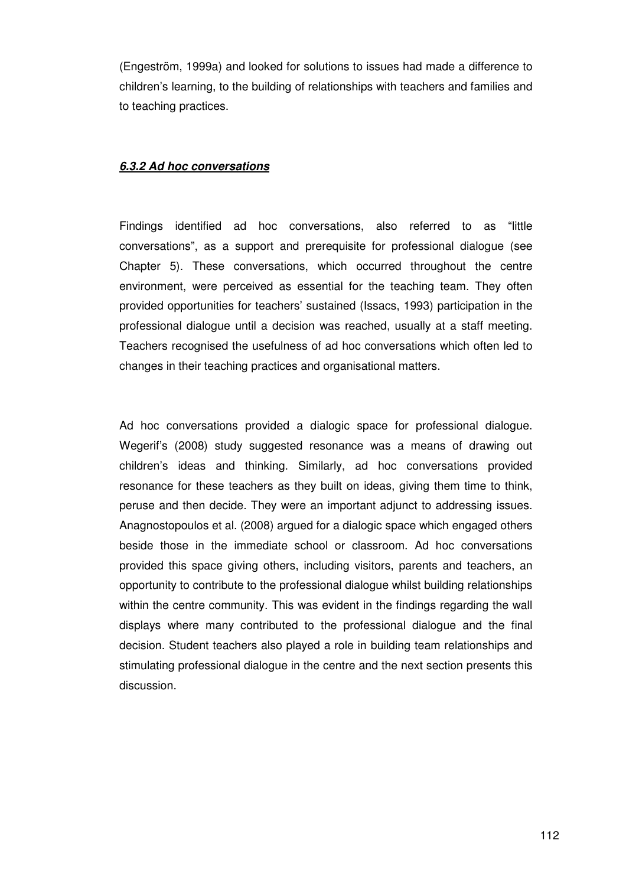(Engeström, 1999a) and looked for solutions to issues had made a difference to children's learning, to the building of relationships with teachers and families and to teaching practices.

### ***6.3.2 Ad hoc conversations***

Findings identified ad hoc conversations, also referred to as "little conversations", as a support and prerequisite for professional dialogue (see Chapter 5). These conversations, which occurred throughout the centre environment, were perceived as essential for the teaching team. They often provided opportunities for teachers' sustained (Issacs, 1993) participation in the professional dialogue until a decision was reached, usually at a staff meeting. Teachers recognised the usefulness of ad hoc conversations which often led to changes in their teaching practices and organisational matters.

Ad hoc conversations provided a dialogic space for professional dialogue. Wegerif's (2008) study suggested resonance was a means of drawing out children's ideas and thinking. Similarly, ad hoc conversations provided resonance for these teachers as they built on ideas, giving them time to think, peruse and then decide. They were an important adjunct to addressing issues. Anagnostopoulos et al. (2008) argued for a dialogic space which engaged others beside those in the immediate school or classroom. Ad hoc conversations provided this space giving others, including visitors, parents and teachers, an opportunity to contribute to the professional dialogue whilst building relationships within the centre community. This was evident in the findings regarding the wall displays where many contributed to the professional dialogue and the final decision. Student teachers also played a role in building team relationships and stimulating professional dialogue in the centre and the next section presents this discussion.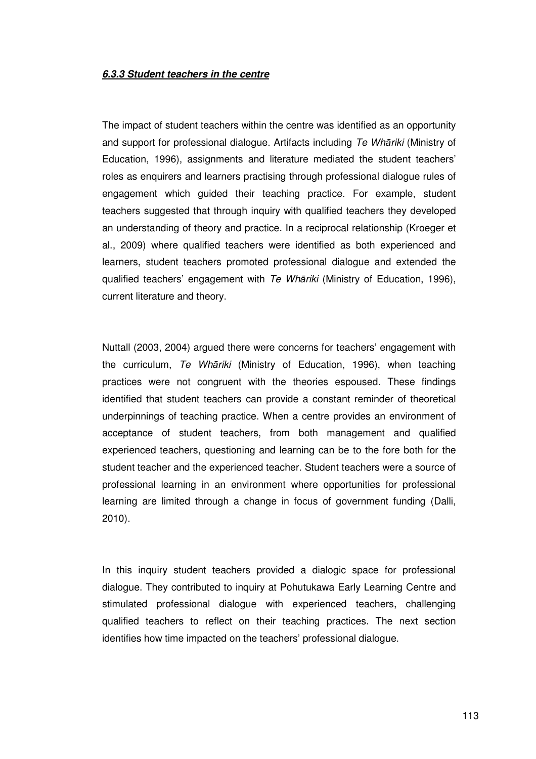#### ***6.3.3 Student teachers in the centre***

The impact of student teachers within the centre was identified as an opportunity and support for professional dialogue. Artifacts including *Te Whāriki* (Ministry of Education, 1996), assignments and literature mediated the student teachers' roles as enquirers and learners practising through professional dialogue rules of engagement which guided their teaching practice. For example, student teachers suggested that through inquiry with qualified teachers they developed an understanding of theory and practice. In a reciprocal relationship (Kroeger et al., 2009) where qualified teachers were identified as both experienced and learners, student teachers promoted professional dialogue and extended the qualified teachers' engagement with *Te Whāriki* (Ministry of Education, 1996), current literature and theory.

Nuttall (2003, 2004) argued there were concerns for teachers' engagement with the curriculum, *Te Whāriki* (Ministry of Education, 1996), when teaching practices were not congruent with the theories espoused. These findings identified that student teachers can provide a constant reminder of theoretical underpinnings of teaching practice. When a centre provides an environment of acceptance of student teachers, from both management and qualified experienced teachers, questioning and learning can be to the fore both for the student teacher and the experienced teacher. Student teachers were a source of professional learning in an environment where opportunities for professional learning are limited through a change in focus of government funding (Dalli, 2010).

In this inquiry student teachers provided a dialogic space for professional dialogue. They contributed to inquiry at Pohutukawa Early Learning Centre and stimulated professional dialogue with experienced teachers, challenging qualified teachers to reflect on their teaching practices. The next section identifies how time impacted on the teachers' professional dialogue.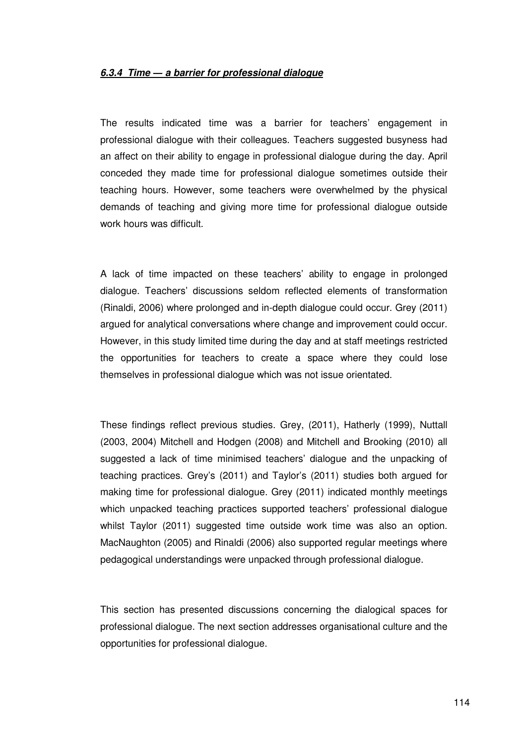#### ***6.3.4 Time — a barrier for professional dialogue***

The results indicated time was a barrier for teachers' engagement in professional dialogue with their colleagues. Teachers suggested busyness had an affect on their ability to engage in professional dialogue during the day. April conceded they made time for professional dialogue sometimes outside their teaching hours. However, some teachers were overwhelmed by the physical demands of teaching and giving more time for professional dialogue outside work hours was difficult.

A lack of time impacted on these teachers' ability to engage in prolonged dialogue. Teachers' discussions seldom reflected elements of transformation (Rinaldi, 2006) where prolonged and in-depth dialogue could occur. Grey (2011) argued for analytical conversations where change and improvement could occur. However, in this study limited time during the day and at staff meetings restricted the opportunities for teachers to create a space where they could lose themselves in professional dialogue which was not issue orientated.

These findings reflect previous studies. Grey, (2011), Hatherly (1999), Nuttall (2003, 2004) Mitchell and Hodgen (2008) and Mitchell and Brooking (2010) all suggested a lack of time minimised teachers' dialogue and the unpacking of teaching practices. Grey's (2011) and Taylor's (2011) studies both argued for making time for professional dialogue. Grey (2011) indicated monthly meetings which unpacked teaching practices supported teachers' professional dialogue whilst Taylor (2011) suggested time outside work time was also an option. MacNaughton (2005) and Rinaldi (2006) also supported regular meetings where pedagogical understandings were unpacked through professional dialogue.

This section has presented discussions concerning the dialogical spaces for professional dialogue. The next section addresses organisational culture and the opportunities for professional dialogue.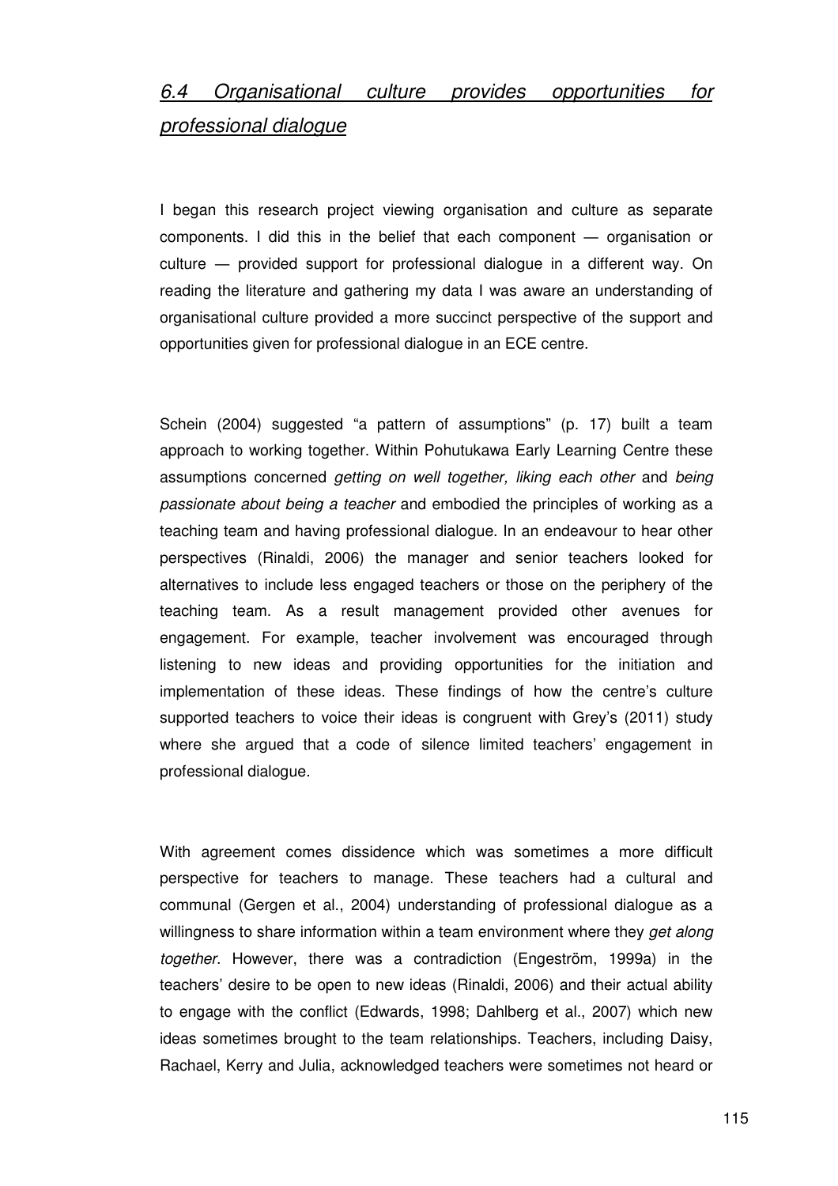## *6.4 Organisational culture provides opportunities for professional dialogue*

I began this research project viewing organisation and culture as separate components. I did this in the belief that each component — organisation or culture — provided support for professional dialogue in a different way. On reading the literature and gathering my data I was aware an understanding of organisational culture provided a more succinct perspective of the support and opportunities given for professional dialogue in an ECE centre.

Schein (2004) suggested "a pattern of assumptions" (p. 17) built a team approach to working together. Within Pohutukawa Early Learning Centre these assumptions concerned *getting on well together, liking each other* and *being passionate about being a teacher* and embodied the principles of working as a teaching team and having professional dialogue. In an endeavour to hear other perspectives (Rinaldi, 2006) the manager and senior teachers looked for alternatives to include less engaged teachers or those on the periphery of the teaching team. As a result management provided other avenues for engagement. For example, teacher involvement was encouraged through listening to new ideas and providing opportunities for the initiation and implementation of these ideas. These findings of how the centre's culture supported teachers to voice their ideas is congruent with Grey's (2011) study where she argued that a code of silence limited teachers' engagement in professional dialogue.

With agreement comes dissidence which was sometimes a more difficult perspective for teachers to manage. These teachers had a cultural and communal (Gergen et al., 2004) understanding of professional dialogue as a willingness to share information within a team environment where they *get along together*. However, there was a contradiction (Engeström, 1999a) in the teachers' desire to be open to new ideas (Rinaldi, 2006) and their actual ability to engage with the conflict (Edwards, 1998; Dahlberg et al., 2007) which new ideas sometimes brought to the team relationships. Teachers, including Daisy, Rachael, Kerry and Julia, acknowledged teachers were sometimes not heard or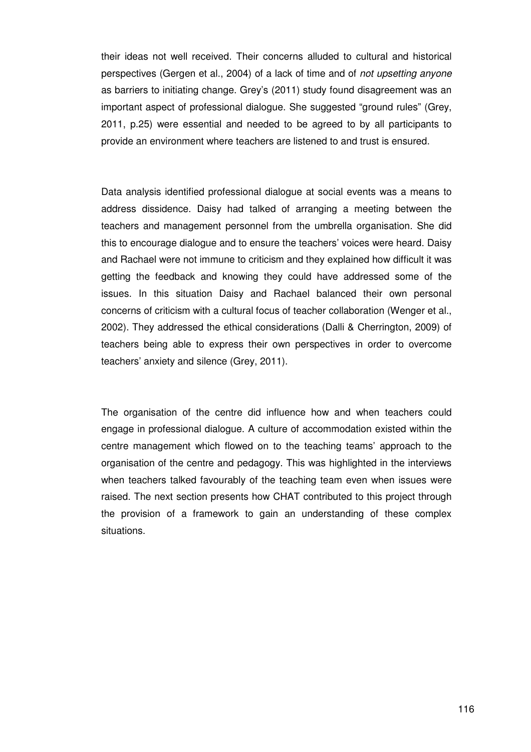their ideas not well received. Their concerns alluded to cultural and historical perspectives (Gergen et al., 2004) of a lack of time and of *not upsetting anyone* as barriers to initiating change. Grey's (2011) study found disagreement was an important aspect of professional dialogue. She suggested "ground rules" (Grey, 2011, p.25) were essential and needed to be agreed to by all participants to provide an environment where teachers are listened to and trust is ensured.

Data analysis identified professional dialogue at social events was a means to address dissidence. Daisy had talked of arranging a meeting between the teachers and management personnel from the umbrella organisation. She did this to encourage dialogue and to ensure the teachers' voices were heard. Daisy and Rachael were not immune to criticism and they explained how difficult it was getting the feedback and knowing they could have addressed some of the issues. In this situation Daisy and Rachael balanced their own personal concerns of criticism with a cultural focus of teacher collaboration (Wenger et al., 2002). They addressed the ethical considerations (Dalli & Cherrington, 2009) of teachers being able to express their own perspectives in order to overcome teachers' anxiety and silence (Grey, 2011).

The organisation of the centre did influence how and when teachers could engage in professional dialogue. A culture of accommodation existed within the centre management which flowed on to the teaching teams' approach to the organisation of the centre and pedagogy. This was highlighted in the interviews when teachers talked favourably of the teaching team even when issues were raised. The next section presents how CHAT contributed to this project through the provision of a framework to gain an understanding of these complex situations.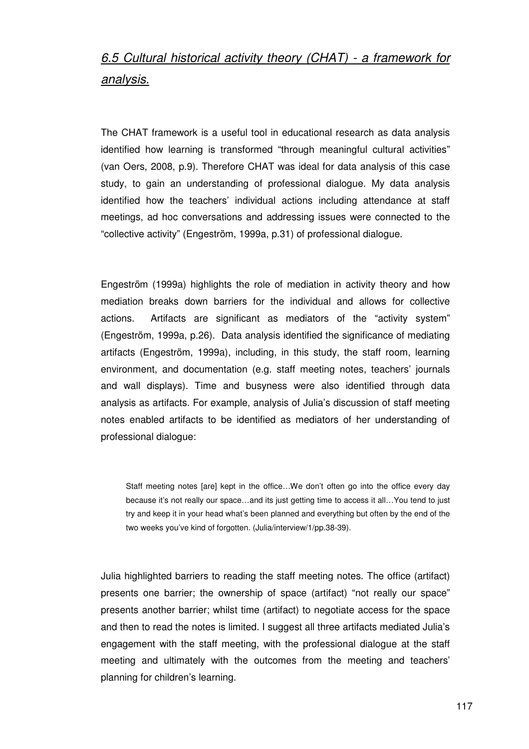## *6.5 Cultural historical activity theory (CHAT) - a framework for analysis.*

The CHAT framework is a useful tool in educational research as data analysis identified how learning is transformed "through meaningful cultural activities" (van Oers, 2008, p.9). Therefore CHAT was ideal for data analysis of this case study, to gain an understanding of professional dialogue. My data analysis identified how the teachers' individual actions including attendance at staff meetings, ad hoc conversations and addressing issues were connected to the "collective activity" (Engeström, 1999a, p.31) of professional dialogue.

Engeström (1999a) highlights the role of mediation in activity theory and how mediation breaks down barriers for the individual and allows for collective actions. Artifacts are significant as mediators of the "activity system" (Engeström, 1999a, p.26). Data analysis identified the significance of mediating artifacts (Engeström, 1999a), including, in this study, the staff room, learning environment, and documentation (e.g. staff meeting notes, teachers' journals and wall displays). Time and busyness were also identified through data analysis as artifacts. For example, analysis of Julia's discussion of staff meeting notes enabled artifacts to be identified as mediators of her understanding of professional dialogue:

> Staff meeting notes [are] kept in the office…We don't often go into the office every day because it's not really our space…and its just getting time to access it all…You tend to just try and keep it in your head what's been planned and everything but often by the end of the two weeks you've kind of forgotten. (Julia/interview/1/pp.38-39).

Julia highlighted barriers to reading the staff meeting notes. The office (artifact) presents one barrier; the ownership of space (artifact) "not really our space" presents another barrier; whilst time (artifact) to negotiate access for the space and then to read the notes is limited. I suggest all three artifacts mediated Julia's engagement with the staff meeting, with the professional dialogue at the staff meeting and ultimately with the outcomes from the meeting and teachers' planning for children's learning.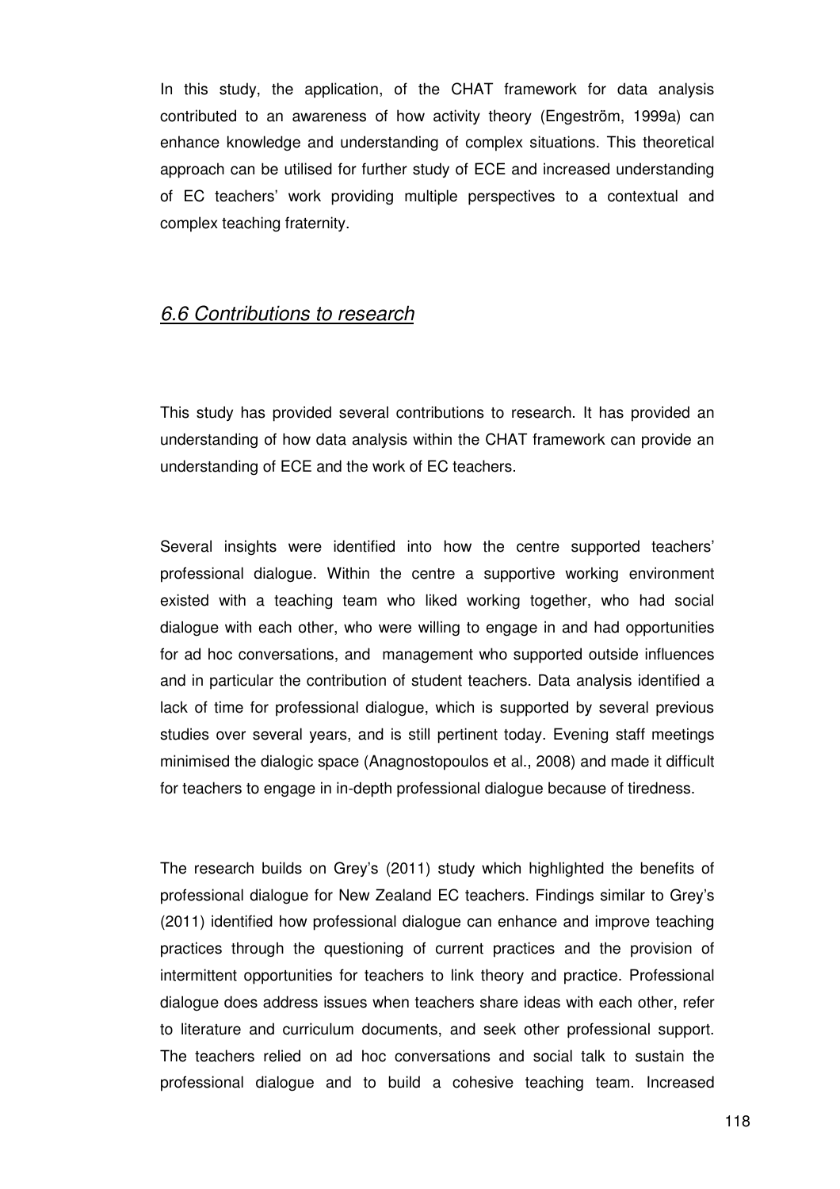In this study, the application, of the CHAT framework for data analysis contributed to an awareness of how activity theory (Engeström, 1999a) can enhance knowledge and understanding of complex situations. This theoretical approach can be utilised for further study of ECE and increased understanding of EC teachers' work providing multiple perspectives to a contextual and complex teaching fraternity.

## *6.6 Contributions to research*

This study has provided several contributions to research. It has provided an understanding of how data analysis within the CHAT framework can provide an understanding of ECE and the work of EC teachers.

Several insights were identified into how the centre supported teachers' professional dialogue. Within the centre a supportive working environment existed with a teaching team who liked working together, who had social dialogue with each other, who were willing to engage in and had opportunities for ad hoc conversations, and management who supported outside influences and in particular the contribution of student teachers. Data analysis identified a lack of time for professional dialogue, which is supported by several previous studies over several years, and is still pertinent today. Evening staff meetings minimised the dialogic space (Anagnostopoulos et al., 2008) and made it difficult for teachers to engage in in-depth professional dialogue because of tiredness.

The research builds on Grey's (2011) study which highlighted the benefits of professional dialogue for New Zealand EC teachers. Findings similar to Grey's (2011) identified how professional dialogue can enhance and improve teaching practices through the questioning of current practices and the provision of intermittent opportunities for teachers to link theory and practice. Professional dialogue does address issues when teachers share ideas with each other, refer to literature and curriculum documents, and seek other professional support. The teachers relied on ad hoc conversations and social talk to sustain the professional dialogue and to build a cohesive teaching team. Increased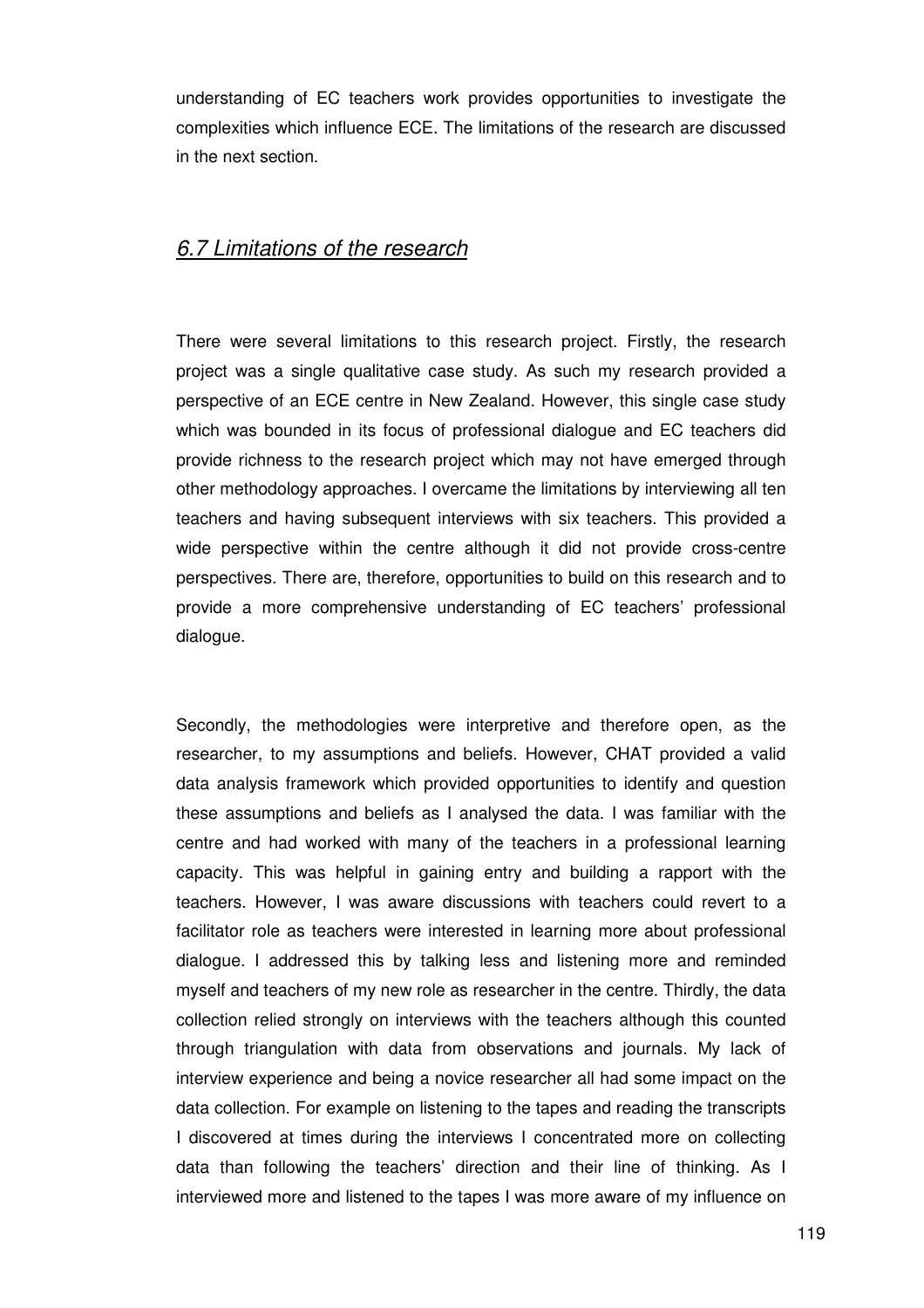understanding of EC teachers work provides opportunities to investigate the complexities which influence ECE. The limitations of the research are discussed in the next section.

## *6.7 Limitations of the research*

There were several limitations to this research project. Firstly, the research project was a single qualitative case study. As such my research provided a perspective of an ECE centre in New Zealand. However, this single case study which was bounded in its focus of professional dialogue and EC teachers did provide richness to the research project which may not have emerged through other methodology approaches. I overcame the limitations by interviewing all ten teachers and having subsequent interviews with six teachers. This provided a wide perspective within the centre although it did not provide cross-centre perspectives. There are, therefore, opportunities to build on this research and to provide a more comprehensive understanding of EC teachers' professional dialogue.

Secondly, the methodologies were interpretive and therefore open, as the researcher, to my assumptions and beliefs. However, CHAT provided a valid data analysis framework which provided opportunities to identify and question these assumptions and beliefs as I analysed the data. I was familiar with the centre and had worked with many of the teachers in a professional learning capacity. This was helpful in gaining entry and building a rapport with the teachers. However, I was aware discussions with teachers could revert to a facilitator role as teachers were interested in learning more about professional dialogue. I addressed this by talking less and listening more and reminded myself and teachers of my new role as researcher in the centre. Thirdly, the data collection relied strongly on interviews with the teachers although this counted through triangulation with data from observations and journals. My lack of interview experience and being a novice researcher all had some impact on the data collection. For example on listening to the tapes and reading the transcripts I discovered at times during the interviews I concentrated more on collecting data than following the teachers' direction and their line of thinking. As I interviewed more and listened to the tapes I was more aware of my influence on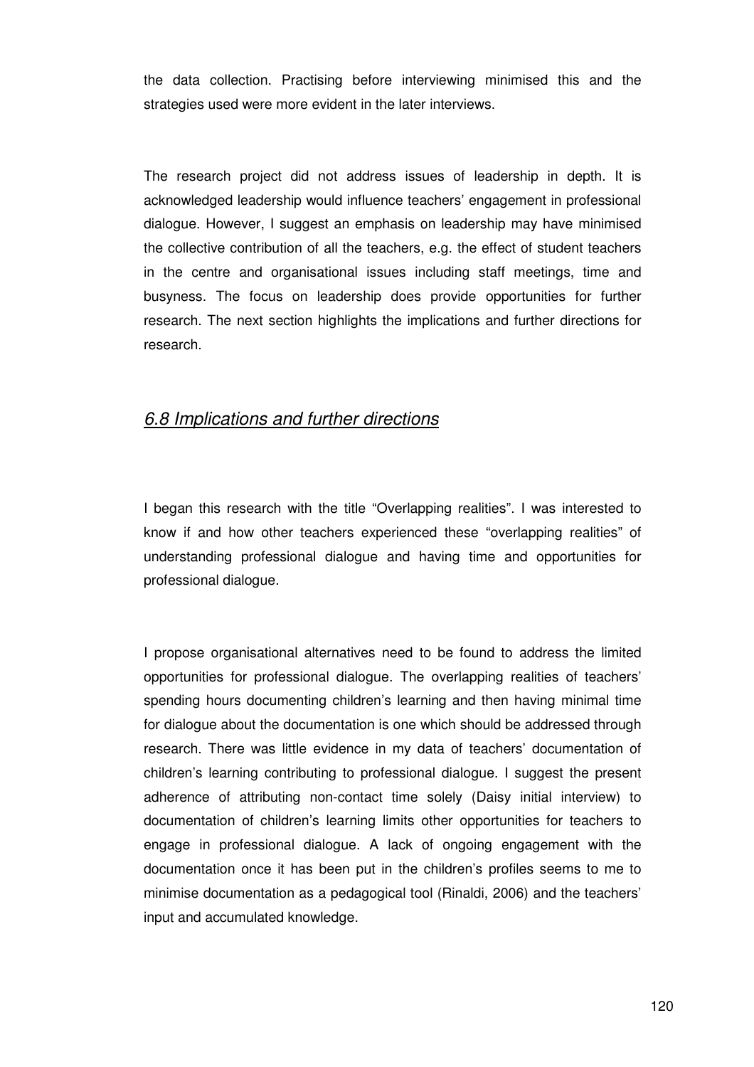the data collection. Practising before interviewing minimised this and the strategies used were more evident in the later interviews.

The research project did not address issues of leadership in depth. It is acknowledged leadership would influence teachers' engagement in professional dialogue. However, I suggest an emphasis on leadership may have minimised the collective contribution of all the teachers, e.g. the effect of student teachers in the centre and organisational issues including staff meetings, time and busyness. The focus on leadership does provide opportunities for further research. The next section highlights the implications and further directions for research.

## *6.8 Implications and further directions*

I began this research with the title "Overlapping realities". I was interested to know if and how other teachers experienced these "overlapping realities" of understanding professional dialogue and having time and opportunities for professional dialogue.

I propose organisational alternatives need to be found to address the limited opportunities for professional dialogue. The overlapping realities of teachers' spending hours documenting children's learning and then having minimal time for dialogue about the documentation is one which should be addressed through research. There was little evidence in my data of teachers' documentation of children's learning contributing to professional dialogue. I suggest the present adherence of attributing non-contact time solely (Daisy initial interview) to documentation of children's learning limits other opportunities for teachers to engage in professional dialogue. A lack of ongoing engagement with the documentation once it has been put in the children's profiles seems to me to minimise documentation as a pedagogical tool (Rinaldi, 2006) and the teachers' input and accumulated knowledge.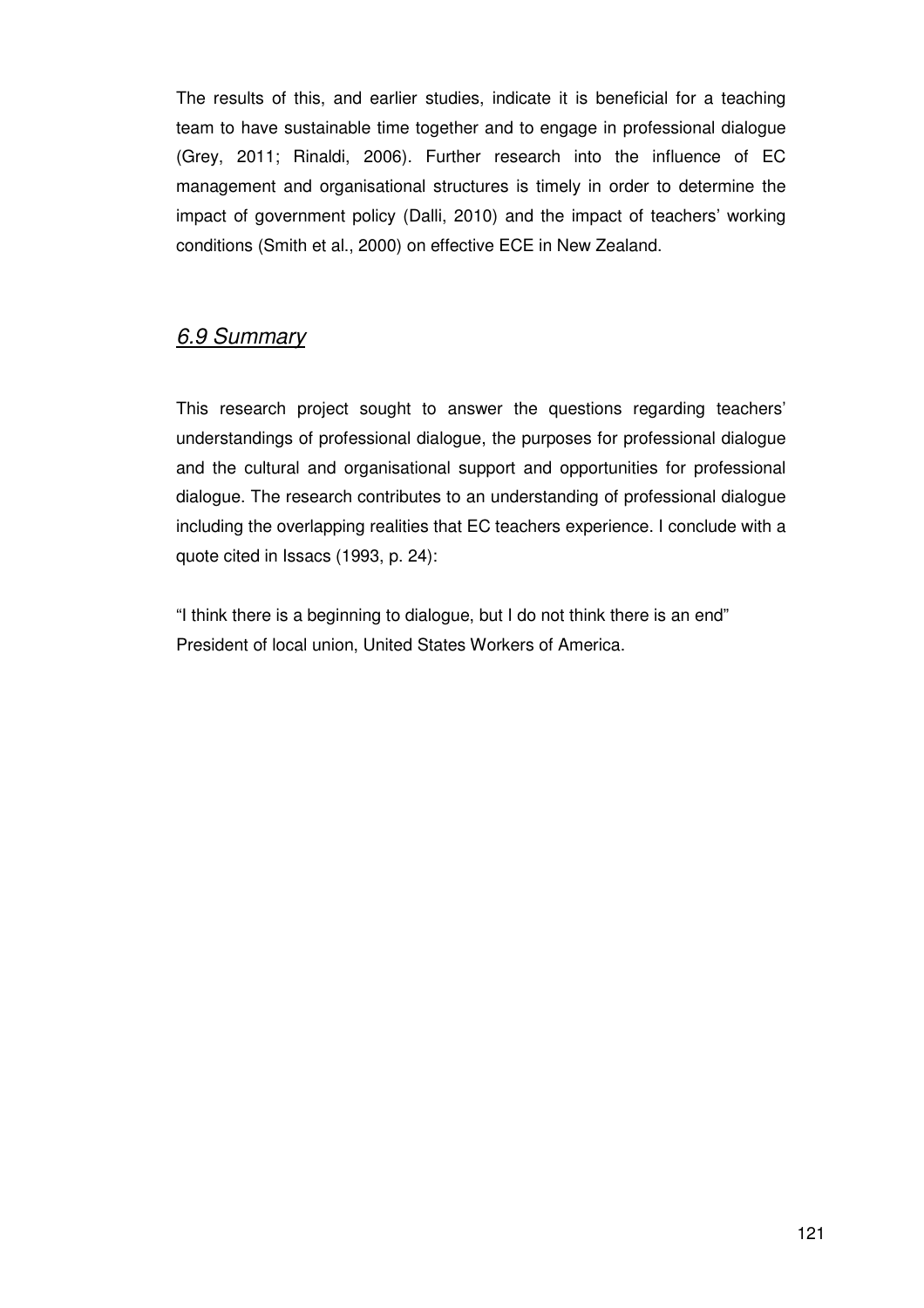The results of this, and earlier studies, indicate it is beneficial for a teaching team to have sustainable time together and to engage in professional dialogue (Grey, 2011; Rinaldi, 2006). Further research into the influence of EC management and organisational structures is timely in order to determine the impact of government policy (Dalli, 2010) and the impact of teachers' working conditions (Smith et al., 2000) on effective ECE in New Zealand.

## *6.9 Summary*

This research project sought to answer the questions regarding teachers' understandings of professional dialogue, the purposes for professional dialogue and the cultural and organisational support and opportunities for professional dialogue. The research contributes to an understanding of professional dialogue including the overlapping realities that EC teachers experience. I conclude with a quote cited in Issacs (1993, p. 24):

"I think there is a beginning to dialogue, but I do not think there is an end"
President of local union, United States Workers of America.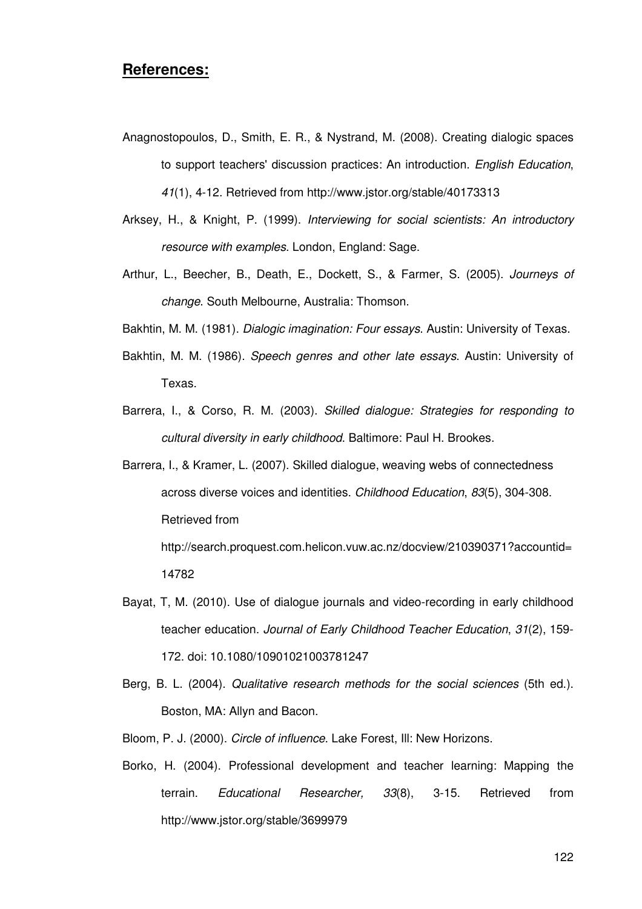## **References:**

Anagnostopoulos, D., Smith, E. R., & Nystrand, M. (2008). Creating dialogic spaces to support teachers' discussion practices: An introduction. *English Education*, *41*(1), 4-12. Retrieved from http://www.jstor.org/stable/40173313

Arksey, H., & Knight, P. (1999). *Interviewing for social scientists: An introductory resource with examples*. London, England: Sage.

Arthur, L., Beecher, B., Death, E., Dockett, S., & Farmer, S. (2005). *Journeys of change*. South Melbourne, Australia: Thomson.

Bakhtin, M. M. (1981). *Dialogic imagination: Four essays*. Austin: University of Texas.

Bakhtin, M. M. (1986). *Speech genres and other late essays*. Austin: University of Texas.

Barrera, I., & Corso, R. M. (2003). *Skilled dialogue: Strategies for responding to cultural diversity in early childhood*. Baltimore: Paul H. Brookes.

Barrera, I., & Kramer, L. (2007). Skilled dialogue, weaving webs of connectedness across diverse voices and identities. *Childhood Education*, *83*(5), 304-308. Retrieved from http://search.proquest.com.helicon.vuw.ac.nz/docview/210390371?accountid=14782

Bayat, T, M. (2010). Use of dialogue journals and video-recording in early childhood teacher education. *Journal of Early Childhood Teacher Education*, *31*(2), 159-172. doi: 10.1080/10901021003781247

Berg, B. L. (2004). *Qualitative research methods for the social sciences* (5th ed.). Boston, MA: Allyn and Bacon.

Bloom, P. J. (2000). *Circle of influence*. Lake Forest, Ill: New Horizons.

Borko, H. (2004). Professional development and teacher learning: Mapping the terrain. *Educational Researcher, 33*(8), 3-15. Retrieved from http://www.jstor.org/stable/3699979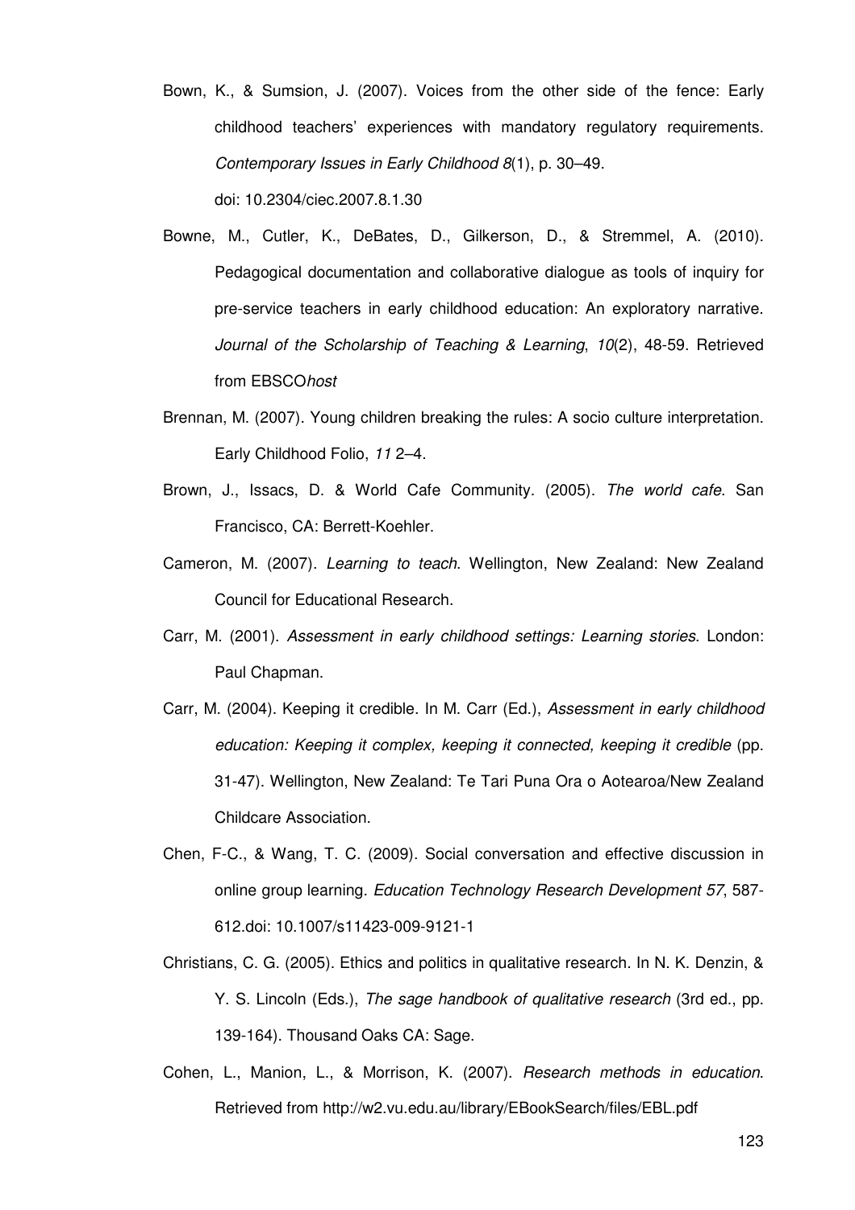Bown, K., & Sumsion, J. (2007). Voices from the other side of the fence: Early childhood teachers' experiences with mandatory regulatory requirements. *Contemporary Issues in Early Childhood 8*(1), p. 30–49. doi: 10.2304/ciec.2007.8.1.30

Bowne, M., Cutler, K., DeBates, D., Gilkerson, D., & Stremmel, A. (2010). Pedagogical documentation and collaborative dialogue as tools of inquiry for pre-service teachers in early childhood education: An exploratory narrative. *Journal of the Scholarship of Teaching & Learning*, *10*(2), 48-59. Retrieved from EBSCO*host*

Brennan, M. (2007). Young children breaking the rules: A socio culture interpretation. Early Childhood Folio, *11* 2–4.

Brown, J., Issacs, D. & World Cafe Community. (2005). *The world cafe*. San Francisco, CA: Berrett-Koehler.

Cameron, M. (2007). *Learning to teach*. Wellington, New Zealand: New Zealand Council for Educational Research.

Carr, M. (2001). *Assessment in early childhood settings: Learning stories*. London: Paul Chapman.

Carr, M. (2004). Keeping it credible. In M. Carr (Ed.), *Assessment in early childhood education: Keeping it complex, keeping it connected, keeping it credible* (pp. 31-47). Wellington, New Zealand: Te Tari Puna Ora o Aotearoa/New Zealand Childcare Association.

Chen, F-C., & Wang, T. C. (2009). Social conversation and effective discussion in online group learning. *Education Technology Research Development 57*, 587-612.doi: 10.1007/s11423-009-9121-1

Christians, C. G. (2005). Ethics and politics in qualitative research. In N. K. Denzin, & Y. S. Lincoln (Eds.), *The sage handbook of qualitative research* (3rd ed., pp. 139-164). Thousand Oaks CA: Sage.

Cohen, L., Manion, L., & Morrison, K. (2007). *Research methods in education*. Retrieved from http://w2.vu.edu.au/library/EBookSearch/files/EBL.pdf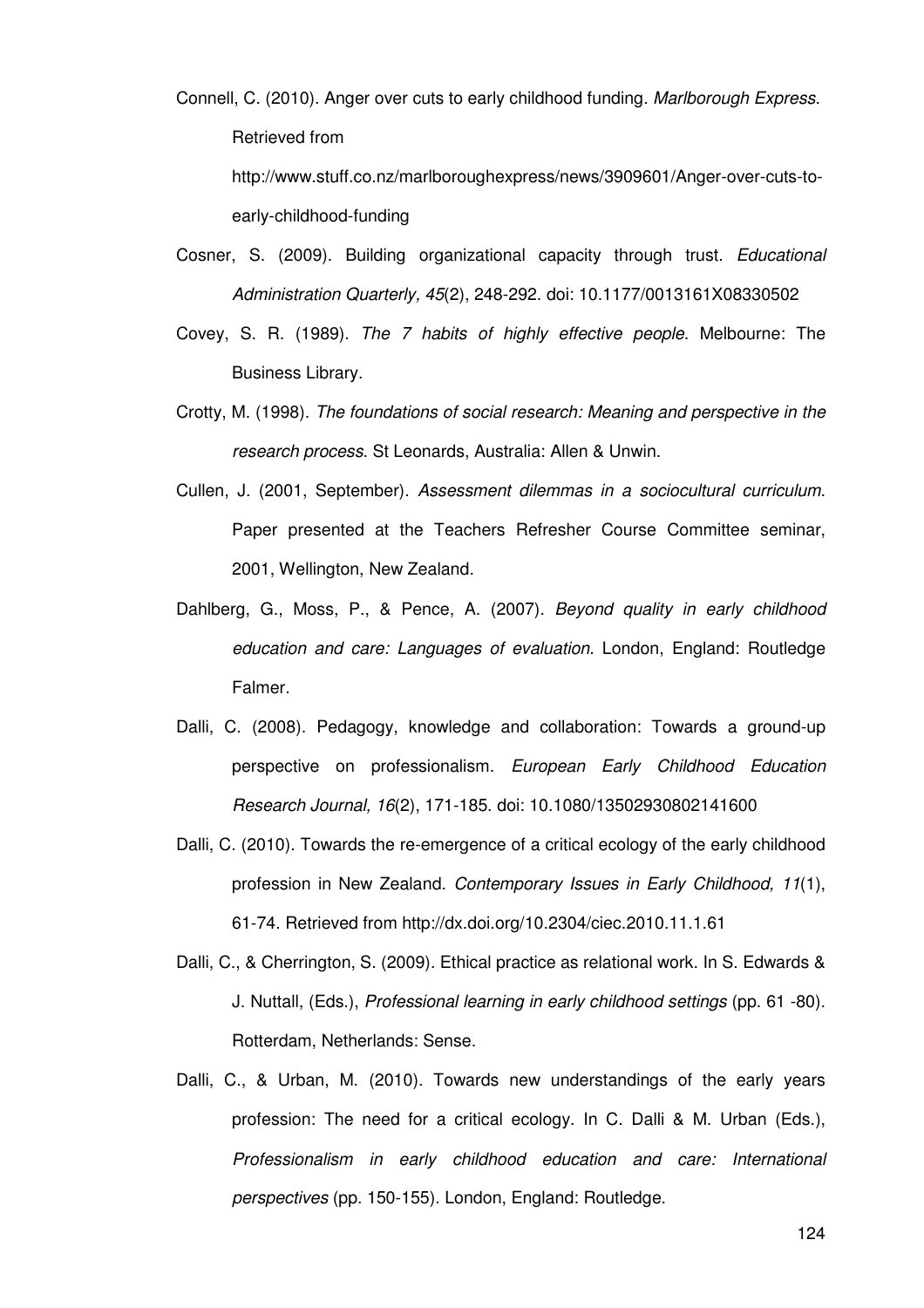Connell, C. (2010). Anger over cuts to early childhood funding. *Marlborough Express.* Retrieved from http://www.stuff.co.nz/marlboroughexpress/news/3909601/Anger-over-cuts-to-early-childhood-funding

Cosner, S. (2009). Building organizational capacity through trust. *Educational Administration Quarterly, 45*(2), 248-292. doi: 10.1177/0013161X08330502

Covey, S. R. (1989). *The 7 habits of highly effective people*. Melbourne: The Business Library.

Crotty, M. (1998). *The foundations of social research: Meaning and perspective in the research process*. St Leonards, Australia: Allen & Unwin.

Cullen, J. (2001, September). *Assessment dilemmas in a sociocultural curriculum*. Paper presented at the Teachers Refresher Course Committee seminar, 2001, Wellington, New Zealand.

Dahlberg, G., Moss, P., & Pence, A. (2007). *Beyond quality in early childhood education and care: Languages of evaluation*. London, England: Routledge Falmer.

Dalli, C. (2008). Pedagogy, knowledge and collaboration: Towards a ground-up perspective on professionalism. *European Early Childhood Education Research Journal, 16*(2), 171-185. doi: 10.1080/13502930802141600

Dalli, C. (2010). Towards the re-emergence of a critical ecology of the early childhood profession in New Zealand. *Contemporary Issues in Early Childhood, 11*(1), 61-74. Retrieved from http://dx.doi.org/10.2304/ciec.2010.11.1.61

Dalli, C., & Cherrington, S. (2009). Ethical practice as relational work. In S. Edwards & J. Nuttall, (Eds.), *Professional learning in early childhood settings* (pp. 61 -80). Rotterdam, Netherlands: Sense.

Dalli, C., & Urban, M. (2010). Towards new understandings of the early years profession: The need for a critical ecology. In C. Dalli & M. Urban (Eds.), *Professionalism in early childhood education and care: International perspectives* (pp. 150-155). London, England: Routledge.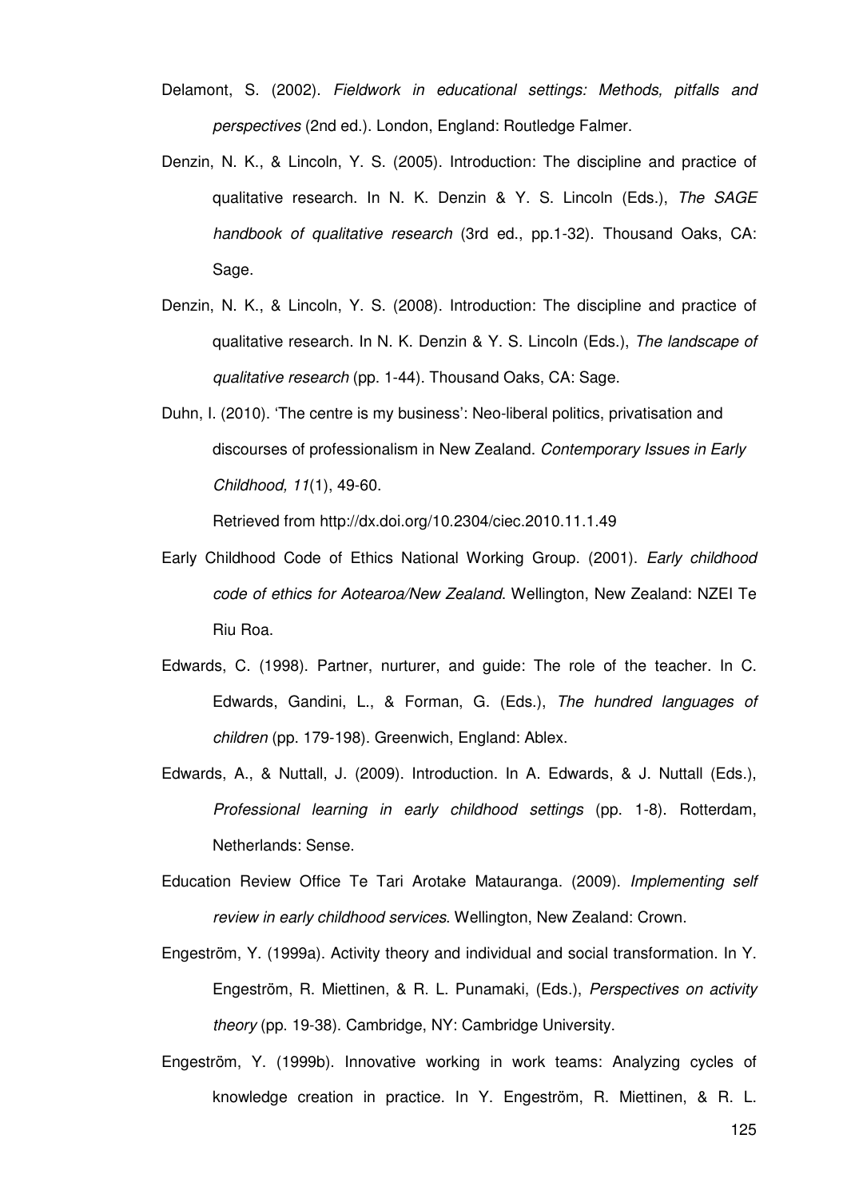Delamont, S. (2002). *Fieldwork in educational settings: Methods, pitfalls and perspectives* (2nd ed.). London, England: Routledge Falmer.

Denzin, N. K., & Lincoln, Y. S. (2005). Introduction: The discipline and practice of qualitative research. In N. K. Denzin & Y. S. Lincoln (Eds.), *The SAGE handbook of qualitative research* (3rd ed., pp.1-32). Thousand Oaks, CA: Sage.

Denzin, N. K., & Lincoln, Y. S. (2008). Introduction: The discipline and practice of qualitative research. In N. K. Denzin & Y. S. Lincoln (Eds.), *The landscape of qualitative research* (pp. 1-44). Thousand Oaks, CA: Sage.

Duhn, I. (2010). 'The centre is my business': Neo-liberal politics, privatisation and discourses of professionalism in New Zealand. *Contemporary Issues in Early Childhood, 11*(1), 49-60.

Retrieved from http://dx.doi.org/10.2304/ciec.2010.11.1.49

Early Childhood Code of Ethics National Working Group. (2001). *Early childhood code of ethics for Aotearoa/New Zealand*. Wellington, New Zealand: NZEI Te Riu Roa.

Edwards, C. (1998). Partner, nurturer, and guide: The role of the teacher. In C. Edwards, Gandini, L., & Forman, G. (Eds.), *The hundred languages of children* (pp. 179-198). Greenwich, England: Ablex.

Edwards, A., & Nuttall, J. (2009). Introduction. In A. Edwards, & J. Nuttall (Eds.), *Professional learning in early childhood settings* (pp. 1-8). Rotterdam, Netherlands: Sense.

Education Review Office Te Tari Arotake Matauranga. (2009). *Implementing self review in early childhood services*. Wellington, New Zealand: Crown.

Engeström, Y. (1999a). Activity theory and individual and social transformation. In Y. Engeström, R. Miettinen, & R. L. Punamaki, (Eds.), *Perspectives on activity theory* (pp. 19-38). Cambridge, NY: Cambridge University.

Engeström, Y. (1999b). Innovative working in work teams: Analyzing cycles of knowledge creation in practice. In Y. Engeström, R. Miettinen, & R. L.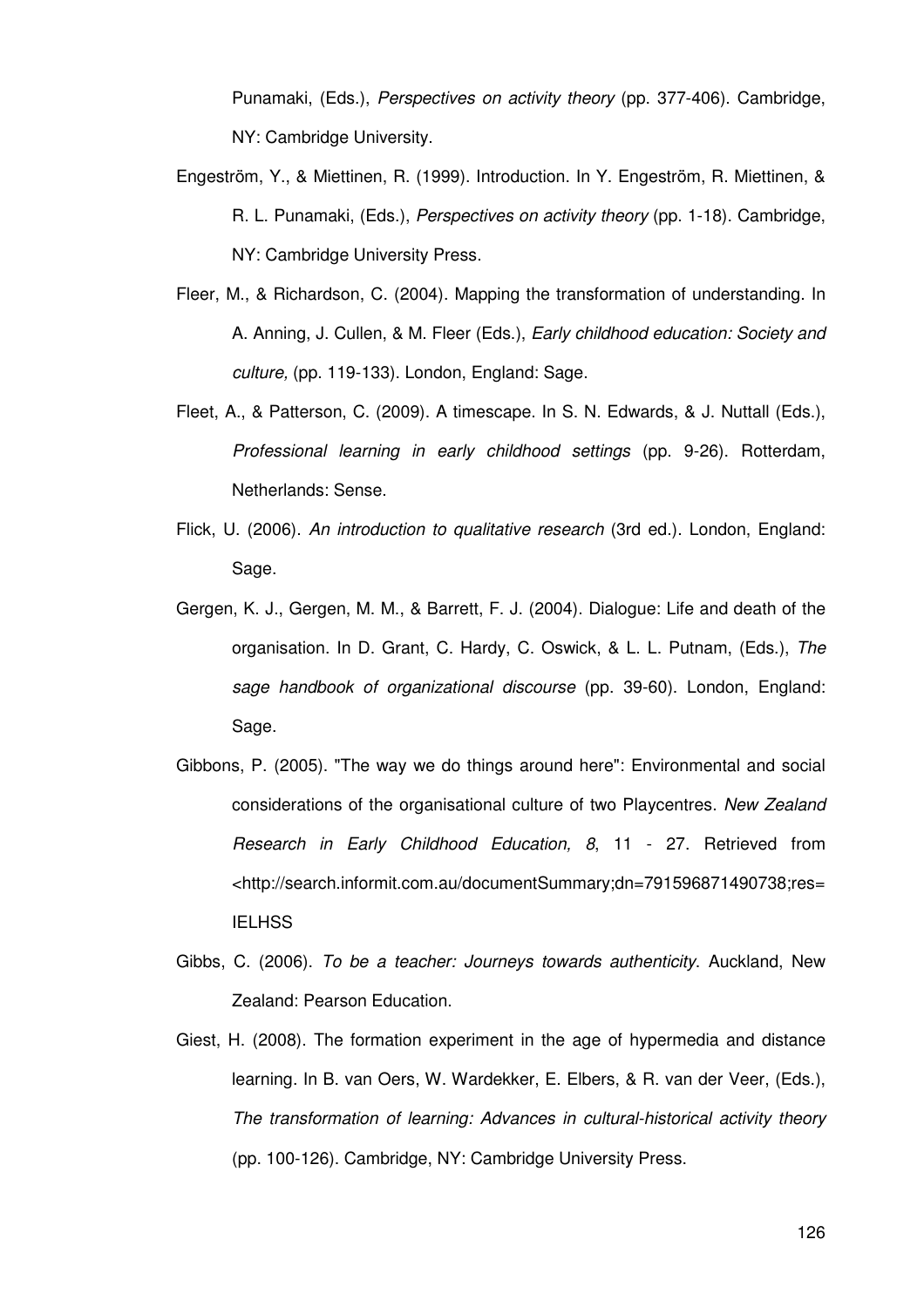Punamaki, (Eds.), *Perspectives on activity theory* (pp. 377-406). Cambridge, NY: Cambridge University.

Engeström, Y., & Miettinen, R. (1999). Introduction. In Y. Engeström, R. Miettinen, & R. L. Punamaki, (Eds.), *Perspectives on activity theory* (pp. 1-18). Cambridge, NY: Cambridge University Press.

Fleer, M., & Richardson, C. (2004). Mapping the transformation of understanding. In A. Anning, J. Cullen, & M. Fleer (Eds.), *Early childhood education: Society and culture,* (pp. 119-133). London, England: Sage.

Fleet, A., & Patterson, C. (2009). A timescape. In S. N. Edwards, & J. Nuttall (Eds.), *Professional learning in early childhood settings* (pp. 9-26). Rotterdam, Netherlands: Sense.

Flick, U. (2006). *An introduction to qualitative research* (3rd ed.). London, England: Sage.

Gergen, K. J., Gergen, M. M., & Barrett, F. J. (2004). Dialogue: Life and death of the organisation. In D. Grant, C. Hardy, C. Oswick, & L. L. Putnam, (Eds.), *The sage handbook of organizational discourse* (pp. 39-60). London, England: Sage.

Gibbons, P. (2005). "The way we do things around here": Environmental and social considerations of the organisational culture of two Playcentres. *New Zealand Research in Early Childhood Education, 8*, 11 - 27. Retrieved from <http://search.informit.com.au/documentSummary;dn=791596871490738;res=IELHSS

Gibbs, C. (2006). *To be a teacher: Journeys towards authenticity*. Auckland, New Zealand: Pearson Education.

Giest, H. (2008). The formation experiment in the age of hypermedia and distance learning. In B. van Oers, W. Wardekker, E. Elbers, & R. van der Veer, (Eds.), *The transformation of learning: Advances in cultural-historical activity theory* (pp. 100-126). Cambridge, NY: Cambridge University Press.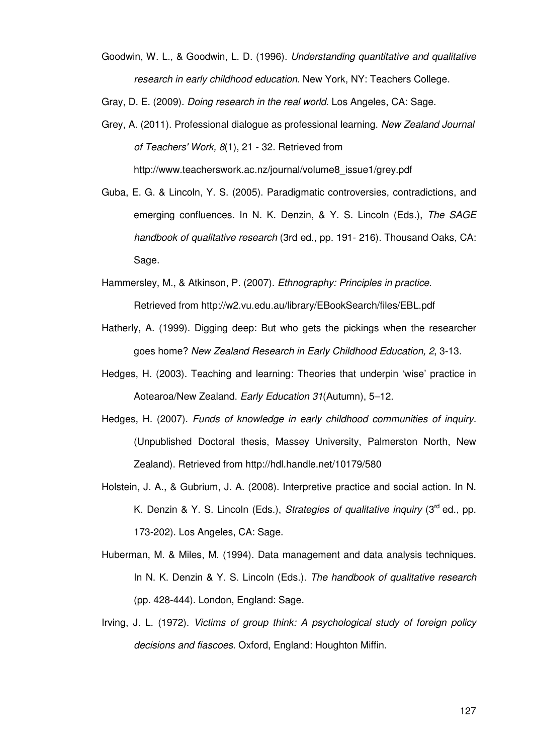Goodwin, W. L., & Goodwin, L. D. (1996). *Understanding quantitative and qualitative research in early childhood education.* New York, NY: Teachers College.

Gray, D. E. (2009). *Doing research in the real world*. Los Angeles, CA: Sage.

Grey, A. (2011). Professional dialogue as professional learning. *New Zealand Journal of Teachers' Work, 8*(1), 21 - 32. Retrieved from http://www.teacherswork.ac.nz/journal/volume8_issue1/grey.pdf

Guba, E. G. & Lincoln, Y. S. (2005). Paradigmatic controversies, contradictions, and emerging confluences. In N. K. Denzin, & Y. S. Lincoln (Eds.), *The SAGE handbook of qualitative research* (3rd ed., pp. 191- 216). Thousand Oaks, CA: Sage.

Hammersley, M., & Atkinson, P. (2007). *Ethnography: Principles in practice*. Retrieved from http://w2.vu.edu.au/library/EBookSearch/files/EBL.pdf

Hatherly, A. (1999). Digging deep: But who gets the pickings when the researcher goes home? *New Zealand Research in Early Childhood Education, 2*, 3-13.

Hedges, H. (2003). Teaching and learning: Theories that underpin 'wise' practice in Aotearoa/New Zealand. *Early Education 31*(Autumn), 5–12.

Hedges, H. (2007). *Funds of knowledge in early childhood communities of inquiry.* (Unpublished Doctoral thesis, Massey University, Palmerston North, New Zealand). Retrieved from http://hdl.handle.net/10179/580

Holstein, J. A., & Gubrium, J. A. (2008). Interpretive practice and social action. In N. K. Denzin & Y. S. Lincoln (Eds.), *Strategies of qualitative inquiry* (3rd ed., pp. 173-202). Los Angeles, CA: Sage.

Huberman, M. & Miles, M. (1994). Data management and data analysis techniques. In N. K. Denzin & Y. S. Lincoln (Eds.). *The handbook of qualitative research* (pp. 428-444). London, England: Sage.

Irving, J. L. (1972). *Victims of group think: A psychological study of foreign policy decisions and fiascoes*. Oxford, England: Houghton Mifflin.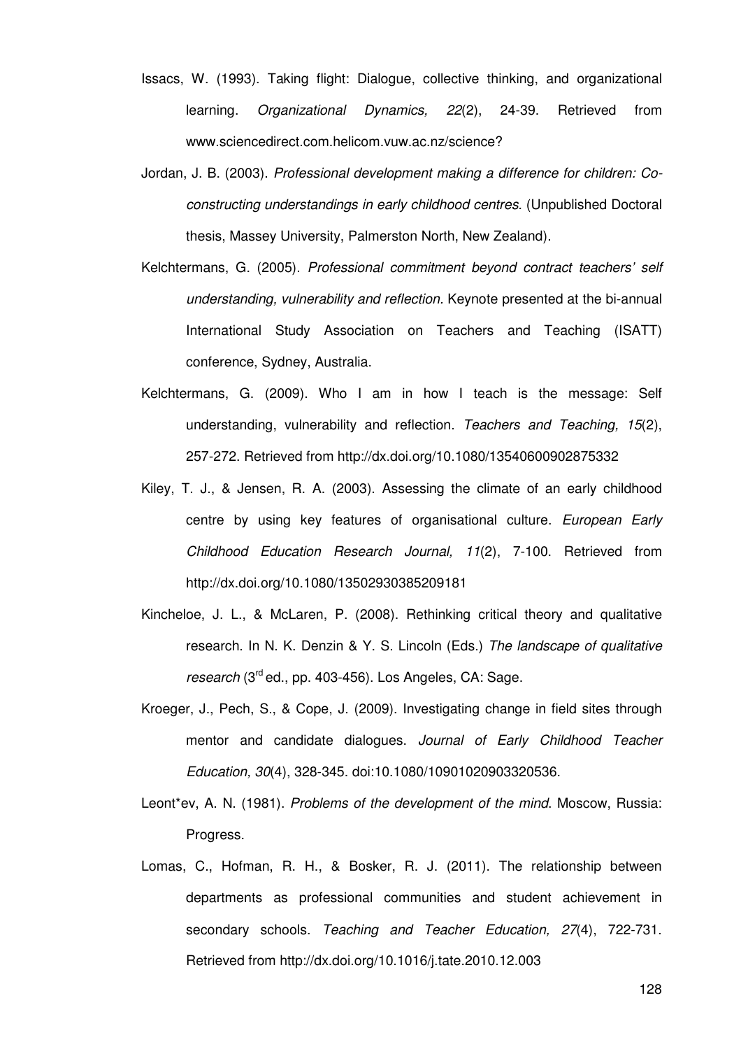Issacs, W. (1993). Taking flight: Dialogue, collective thinking, and organizational learning. *Organizational Dynamics, 22*(2), 24-39. Retrieved from www.sciencedirect.com.helicom.vuw.ac.nz/science?

Jordan, J. B. (2003). *Professional development making a difference for children: Co-constructing understandings in early childhood centres.* (Unpublished Doctoral thesis, Massey University, Palmerston North, New Zealand).

Kelchtermans, G. (2005). *Professional commitment beyond contract teachers' self understanding, vulnerability and reflection.* Keynote presented at the bi-annual International Study Association on Teachers and Teaching (ISATT) conference, Sydney, Australia.

Kelchtermans, G. (2009). Who I am in how I teach is the message: Self understanding, vulnerability and reflection. *Teachers and Teaching, 15*(2), 257-272. Retrieved from http://dx.doi.org/10.1080/13540600902875332

Kiley, T. J., & Jensen, R. A. (2003). Assessing the climate of an early childhood centre by using key features of organisational culture. *European Early Childhood Education Research Journal, 11*(2), 7-100. Retrieved from http://dx.doi.org/10.1080/13502930385209181

Kincheloe, J. L., & McLaren, P. (2008). Rethinking critical theory and qualitative research. In N. K. Denzin & Y. S. Lincoln (Eds.) *The landscape of qualitative research* (3rd ed., pp. 403-456). Los Angeles, CA: Sage.

Kroeger, J., Pech, S., & Cope, J. (2009). Investigating change in field sites through mentor and candidate dialogues. *Journal of Early Childhood Teacher Education, 30*(4), 328-345. doi:10.1080/10901020903320536.

Leont*ev, A. N. (1981). *Problems of the development of the mind*. Moscow, Russia: Progress.

Lomas, C., Hofman, R. H., & Bosker, R. J. (2011). The relationship between departments as professional communities and student achievement in secondary schools. *Teaching and Teacher Education, 27*(4), 722-731. Retrieved from http://dx.doi.org/10.1016/j.tate.2010.12.003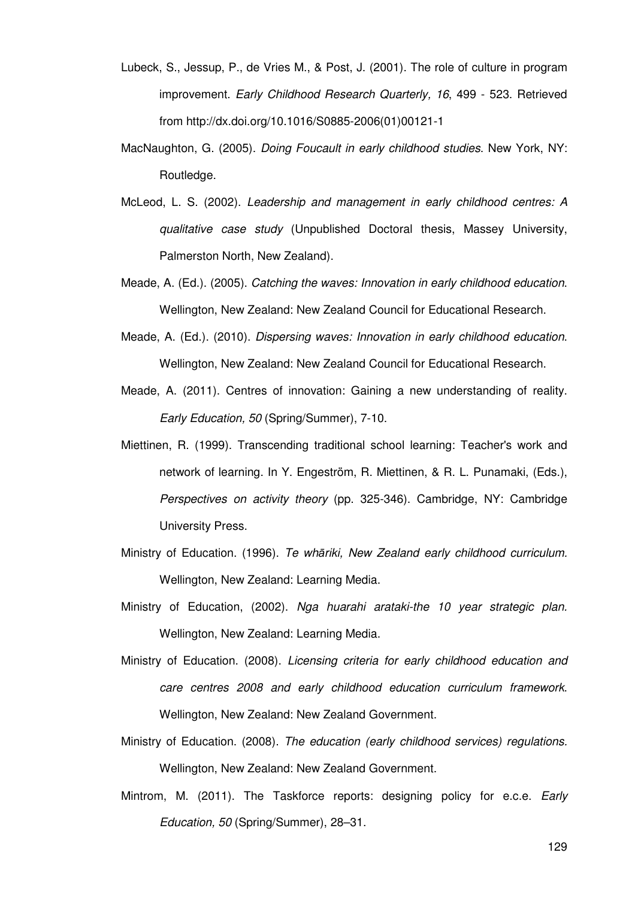Lubeck, S., Jessup, P., de Vries M., & Post, J. (2001). The role of culture in program improvement. *Early Childhood Research Quarterly, 16*, 499 - 523. Retrieved from http://dx.doi.org/10.1016/S0885-2006(01)00121-1

MacNaughton, G. (2005). *Doing Foucault in early childhood studies*. New York, NY: Routledge.

McLeod, L. S. (2002). *Leadership and management in early childhood centres: A qualitative case study* (Unpublished Doctoral thesis, Massey University, Palmerston North, New Zealand).

Meade, A. (Ed.). (2005). *Catching the waves: Innovation in early childhood education*. Wellington, New Zealand: New Zealand Council for Educational Research.

Meade, A. (Ed.). (2010). *Dispersing waves: Innovation in early childhood education*. Wellington, New Zealand: New Zealand Council for Educational Research.

Meade, A. (2011). Centres of innovation: Gaining a new understanding of reality. *Early Education, 50* (Spring/Summer), 7-10.

Miettinen, R. (1999). Transcending traditional school learning: Teacher's work and network of learning. In Y. Engeström, R. Miettinen, & R. L. Punamaki, (Eds.), *Perspectives on activity theory* (pp. 325-346). Cambridge, NY: Cambridge University Press.

Ministry of Education. (1996). *Te whāriki, New Zealand early childhood curriculum.* Wellington, New Zealand: Learning Media.

Ministry of Education, (2002). *Nga huarahi arataki-the 10 year strategic plan.* Wellington, New Zealand: Learning Media.

Ministry of Education. (2008). *Licensing criteria for early childhood education and care centres 2008 and early childhood education curriculum framework*. Wellington, New Zealand: New Zealand Government.

Ministry of Education. (2008). *The education (early childhood services) regulations*. Wellington, New Zealand: New Zealand Government.

Mintrom, M. (2011). The Taskforce reports: designing policy for e.c.e. *Early Education, 50* (Spring/Summer), 28–31.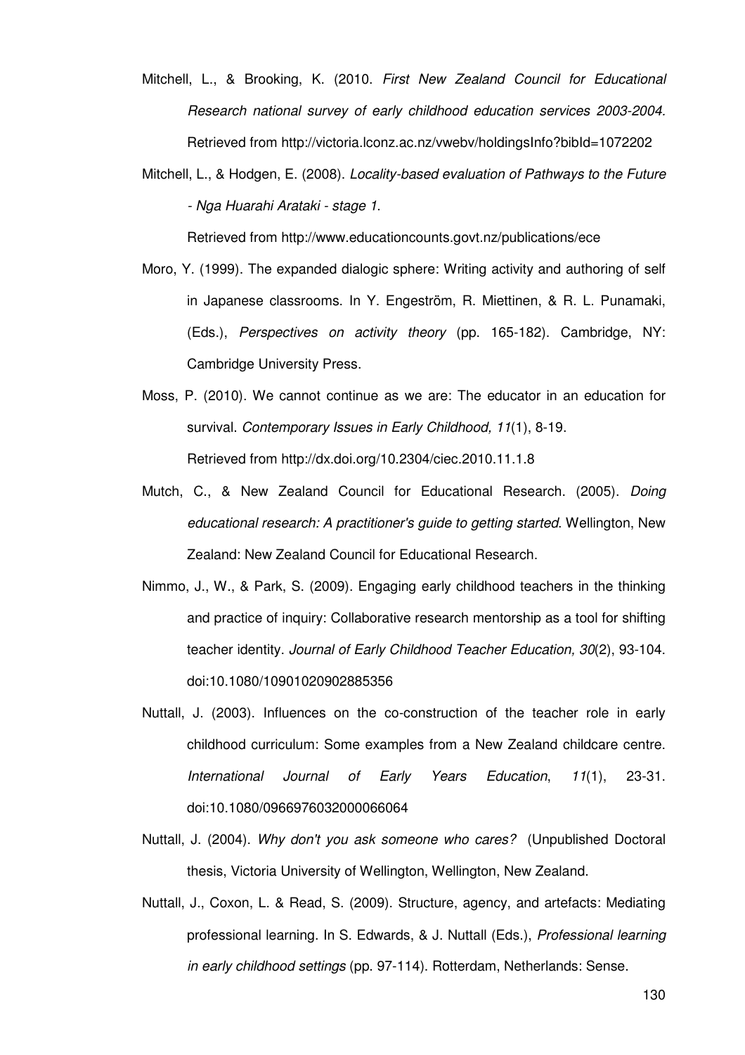Mitchell, L., & Brooking, K. (2010. *First New Zealand Council for Educational Research national survey of early childhood education services 2003-2004.* Retrieved from http://victoria.lconz.ac.nz/vwebv/holdingsInfo?bibId=1072202

Mitchell, L., & Hodgen, E. (2008). *Locality-based evaluation of Pathways to the Future - Nga Huarahi Arataki - stage 1*.

Retrieved from http://www.educationcounts.govt.nz/publications/ece

Moro, Y. (1999). The expanded dialogic sphere: Writing activity and authoring of self in Japanese classrooms. In Y. Engeström, R. Miettinen, & R. L. Punamaki, (Eds.), *Perspectives on activity theory* (pp. 165-182). Cambridge, NY: Cambridge University Press.

Moss, P. (2010). We cannot continue as we are: The educator in an education for survival. *Contemporary Issues in Early Childhood, 11*(1), 8-19.

Retrieved from http://dx.doi.org/10.2304/ciec.2010.11.1.8

Mutch, C., & New Zealand Council for Educational Research. (2005). *Doing educational research: A practitioner's guide to getting started*. Wellington, New Zealand: New Zealand Council for Educational Research.

Nimmo, J., W., & Park, S. (2009). Engaging early childhood teachers in the thinking and practice of inquiry: Collaborative research mentorship as a tool for shifting teacher identity. *Journal of Early Childhood Teacher Education, 30*(2), 93-104. doi:10.1080/10901020902885356

Nuttall, J. (2003). Influences on the co-construction of the teacher role in early childhood curriculum: Some examples from a New Zealand childcare centre. *International Journal of Early Years Education*, *11*(1), 23-31. doi:10.1080/0966976032000066064

Nuttall, J. (2004). *Why don't you ask someone who cares?* (Unpublished Doctoral thesis, Victoria University of Wellington, Wellington, New Zealand.

Nuttall, J., Coxon, L. & Read, S. (2009). Structure, agency, and artefacts: Mediating professional learning. In S. Edwards, & J. Nuttall (Eds.), *Professional learning in early childhood settings* (pp. 97-114). Rotterdam, Netherlands: Sense.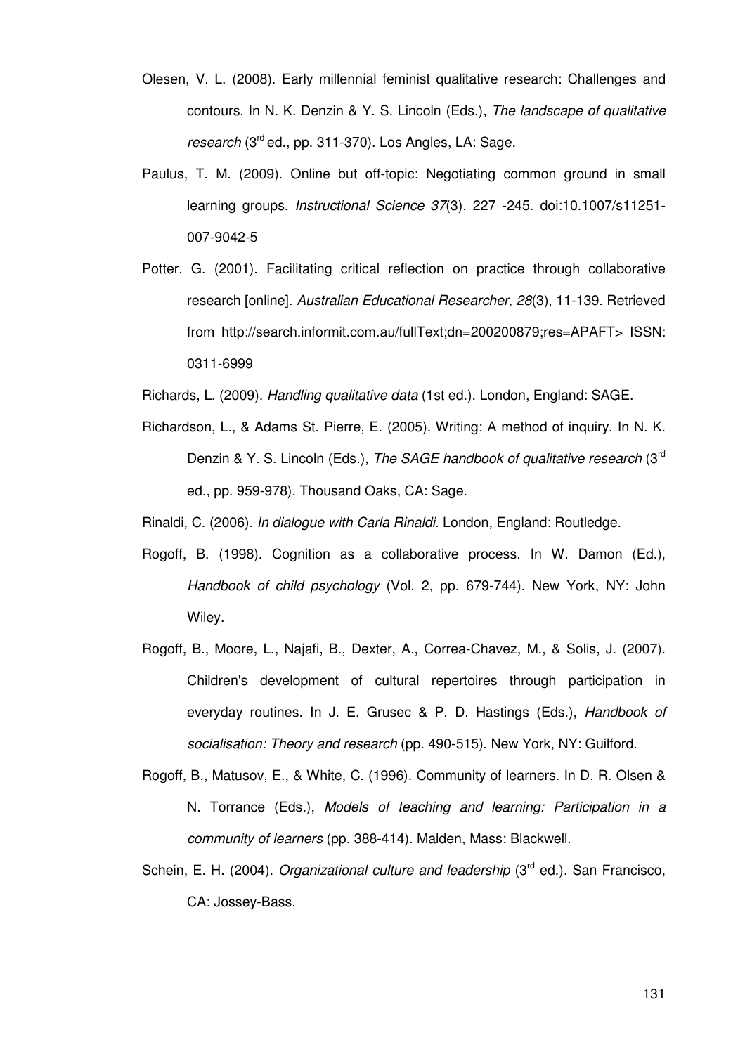Olesen, V. L. (2008). Early millennial feminist qualitative research: Challenges and contours. In N. K. Denzin & Y. S. Lincoln (Eds.), *The landscape of qualitative research* (3rd ed., pp. 311-370). Los Angles, LA: Sage.

Paulus, T. M. (2009). Online but off-topic: Negotiating common ground in small learning groups. *Instructional Science 37*(3), 227 -245. doi:10.1007/s11251-007-9042-5

Potter, G. (2001). Facilitating critical reflection on practice through collaborative research [online]. *Australian Educational Researcher, 28*(3), 11-139. Retrieved from http://search.informit.com.au/fullText;dn=200200879;res=APAFT> ISSN: 0311-6999

Richards, L. (2009). *Handling qualitative data* (1st ed.). London, England: SAGE.

Richardson, L., & Adams St. Pierre, E. (2005). Writing: A method of inquiry. In N. K. Denzin & Y. S. Lincoln (Eds.), *The SAGE handbook of qualitative research* (3rd ed., pp. 959-978). Thousand Oaks, CA: Sage.

Rinaldi, C. (2006). *In dialogue with Carla Rinaldi*. London, England: Routledge.

Rogoff, B. (1998). Cognition as a collaborative process. In W. Damon (Ed.), *Handbook of child psychology* (Vol. 2, pp. 679-744). New York, NY: John Wiley.

Rogoff, B., Moore, L., Najafi, B., Dexter, A., Correa-Chavez, M., & Solis, J. (2007). Children's development of cultural repertoires through participation in everyday routines. In J. E. Grusec & P. D. Hastings (Eds.), *Handbook of socialisation: Theory and research* (pp. 490-515). New York, NY: Guilford.

Rogoff, B., Matusov, E., & White, C. (1996). Community of learners. In D. R. Olsen & N. Torrance (Eds.), *Models of teaching and learning: Participation in a community of learners* (pp. 388-414). Malden, Mass: Blackwell.

Schein, E. H. (2004). *Organizational culture and leadership* (3rd ed.). San Francisco, CA: Jossey-Bass.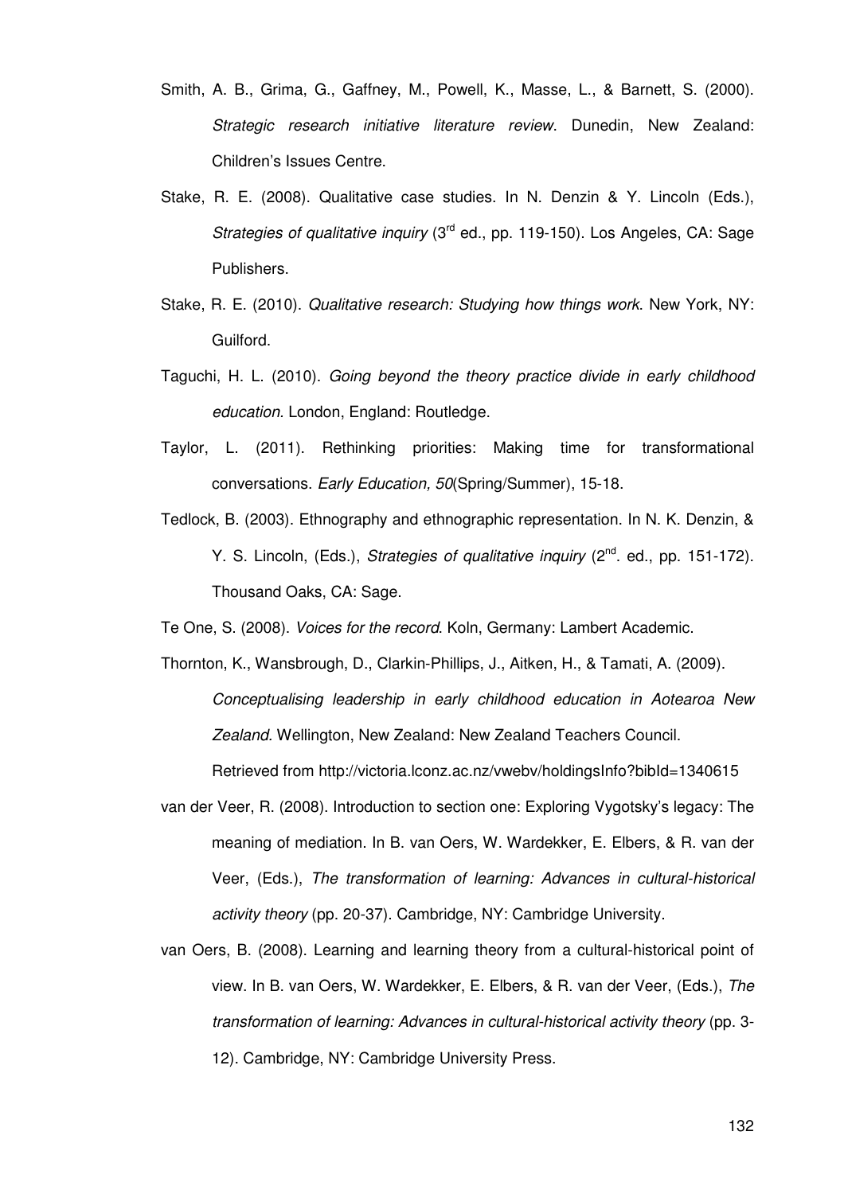Smith, A. B., Grima, G., Gaffney, M., Powell, K., Masse, L., & Barnett, S. (2000). *Strategic research initiative literature review*. Dunedin, New Zealand: Children's Issues Centre.

Stake, R. E. (2008). Qualitative case studies. In N. Denzin & Y. Lincoln (Eds.), *Strategies of qualitative inquiry* (3rd ed., pp. 119-150). Los Angeles, CA: Sage Publishers.

Stake, R. E. (2010). *Qualitative research: Studying how things work*. New York, NY: Guilford.

Taguchi, H. L. (2010). *Going beyond the theory practice divide in early childhood education*. London, England: Routledge.

Taylor, L. (2011). Rethinking priorities: Making time for transformational conversations. *Early Education, 50*(Spring/Summer), 15-18.

Tedlock, B. (2003). Ethnography and ethnographic representation. In N. K. Denzin, & Y. S. Lincoln, (Eds.), *Strategies of qualitative inquiry* (2nd. ed., pp. 151-172). Thousand Oaks, CA: Sage.

Te One, S. (2008). *Voices for the record*. Koln, Germany: Lambert Academic.

Thornton, K., Wansbrough, D., Clarkin-Phillips, J., Aitken, H., & Tamati, A. (2009). *Conceptualising leadership in early childhood education in Aotearoa New Zealand*. Wellington, New Zealand: New Zealand Teachers Council. Retrieved from http://victoria.lconz.ac.nz/vwebv/holdingsInfo?bibId=1340615

van der Veer, R. (2008). Introduction to section one: Exploring Vygotsky's legacy: The meaning of mediation. In B. van Oers, W. Wardekker, E. Elbers, & R. van der Veer, (Eds.), *The transformation of learning: Advances in cultural-historical activity theory* (pp. 20-37). Cambridge, NY: Cambridge University.

van Oers, B. (2008). Learning and learning theory from a cultural-historical point of view. In B. van Oers, W. Wardekker, E. Elbers, & R. van der Veer, (Eds.), *The transformation of learning: Advances in cultural-historical activity theory* (pp. 3-12). Cambridge, NY: Cambridge University Press.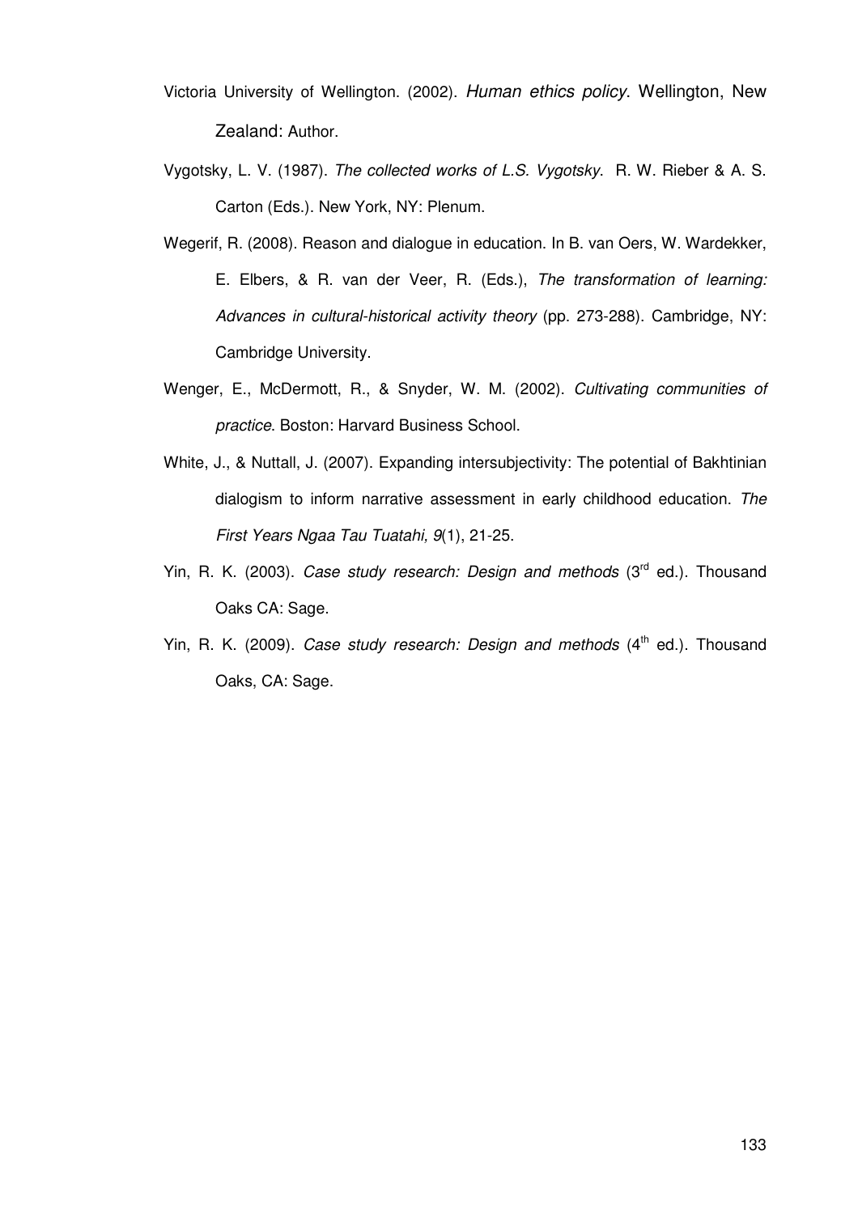Victoria University of Wellington. (2002). *Human ethics policy*. Wellington, New Zealand: Author.

Vygotsky, L. V. (1987). *The collected works of L.S. Vygotsky*. R. W. Rieber & A. S. Carton (Eds.). New York, NY: Plenum.

Wegerif, R. (2008). Reason and dialogue in education. In B. van Oers, W. Wardekker, E. Elbers, & R. van der Veer, R. (Eds.), *The transformation of learning: Advances in cultural-historical activity theory* (pp. 273-288). Cambridge, NY: Cambridge University.

Wenger, E., McDermott, R., & Snyder, W. M. (2002). *Cultivating communities of practice*. Boston: Harvard Business School.

White, J., & Nuttall, J. (2007). Expanding intersubjectivity: The potential of Bakhtinian dialogism to inform narrative assessment in early childhood education. *The First Years Ngaa Tau Tuatahi, 9*(1), 21-25.

Yin, R. K. (2003). *Case study research: Design and methods* (3rd ed.). Thousand Oaks CA: Sage.

Yin, R. K. (2009). *Case study research: Design and methods* (4th ed.). Thousand Oaks, CA: Sage.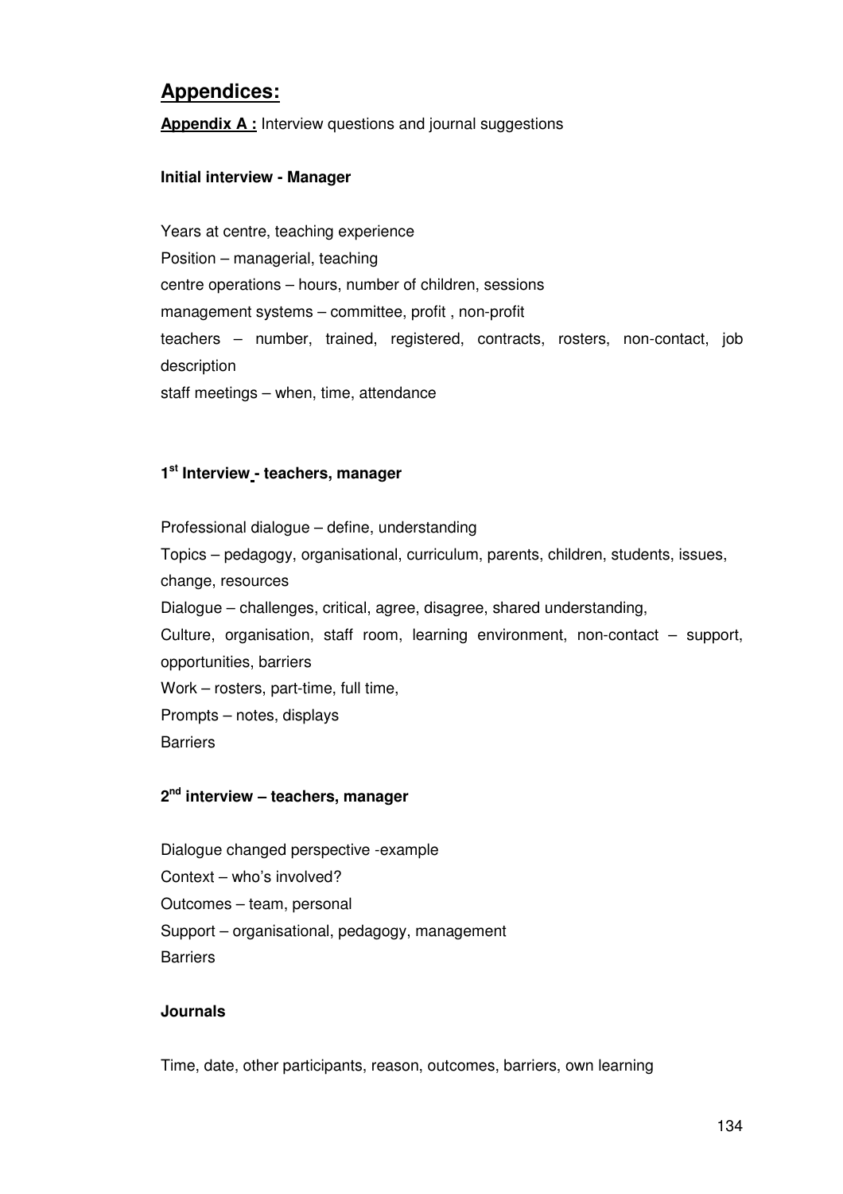## Appendices:

**Appendix A :** Interview questions and journal suggestions

**Initial interview - Manager**

Years at centre, teaching experience
Position – managerial, teaching
centre operations – hours, number of children, sessions
management systems – committee, profit , non-profit
teachers – number, trained, registered, contracts, rosters, non-contact, job description
staff meetings – when, time, attendance

**1st Interview - teachers, manager**

Professional dialogue – define, understanding
Topics – pedagogy, organisational, curriculum, parents, children, students, issues, change, resources
Dialogue – challenges, critical, agree, disagree, shared understanding,
Culture, organisation, staff room, learning environment, non-contact – support, opportunities, barriers
Work – rosters, part-time, full time,
Prompts – notes, displays
Barriers

**2nd interview – teachers, manager**

Dialogue changed perspective -example
Context – who's involved?
Outcomes – team, personal
Support – organisational, pedagogy, management
Barriers

**Journals**

Time, date, other participants, reason, outcomes, barriers, own learning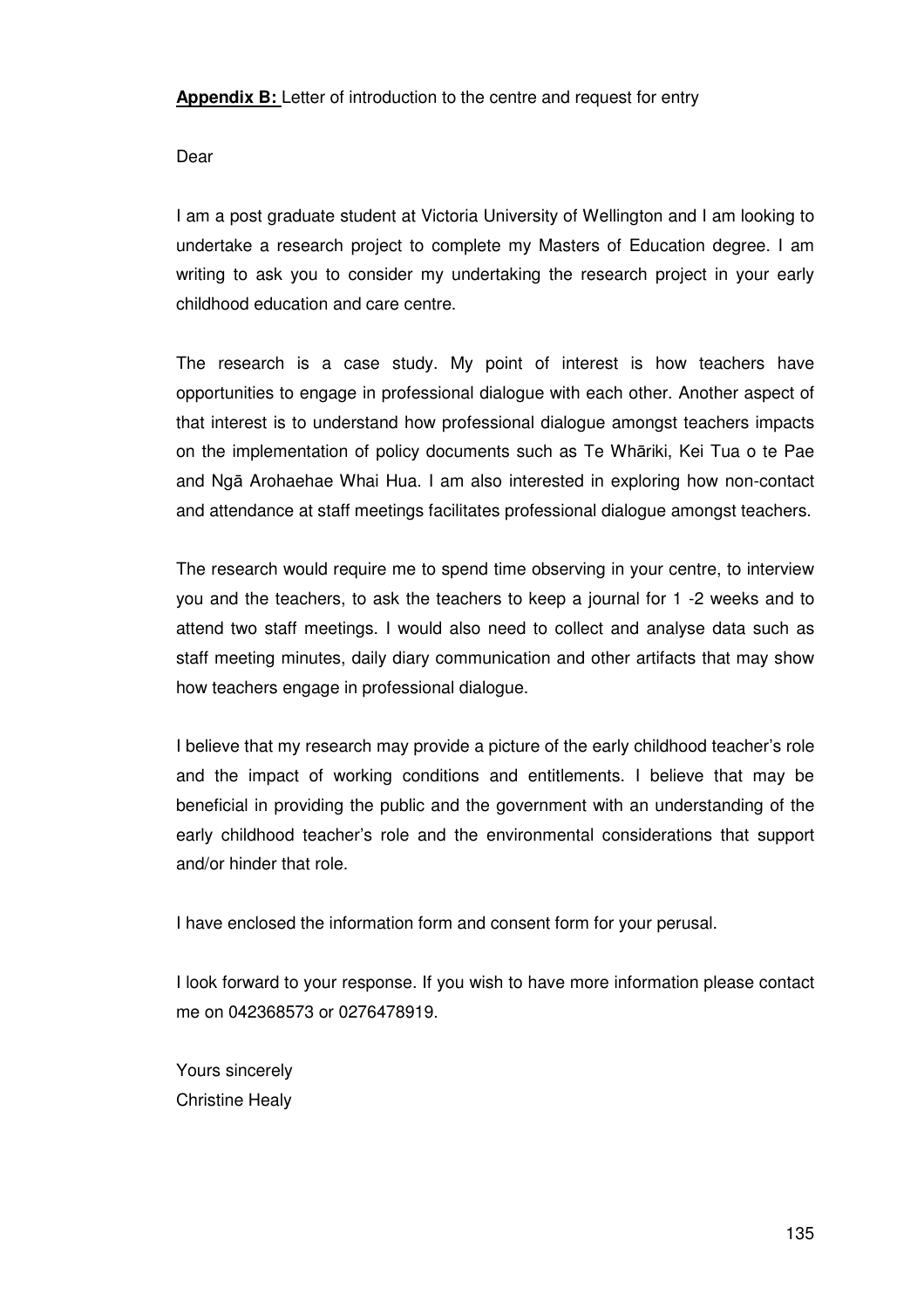**Appendix B:** Letter of introduction to the centre and request for entry

Dear

I am a post graduate student at Victoria University of Wellington and I am looking to undertake a research project to complete my Masters of Education degree. I am writing to ask you to consider my undertaking the research project in your early childhood education and care centre.

The research is a case study. My point of interest is how teachers have opportunities to engage in professional dialogue with each other. Another aspect of that interest is to understand how professional dialogue amongst teachers impacts on the implementation of policy documents such as Te Whāriki, Kei Tua o te Pae and Ngā Arohaehae Whai Hua. I am also interested in exploring how non-contact and attendance at staff meetings facilitates professional dialogue amongst teachers.

The research would require me to spend time observing in your centre, to interview you and the teachers, to ask the teachers to keep a journal for 1 -2 weeks and to attend two staff meetings. I would also need to collect and analyse data such as staff meeting minutes, daily diary communication and other artifacts that may show how teachers engage in professional dialogue.

I believe that my research may provide a picture of the early childhood teacher's role and the impact of working conditions and entitlements. I believe that may be beneficial in providing the public and the government with an understanding of the early childhood teacher's role and the environmental considerations that support and/or hinder that role.

I have enclosed the information form and consent form for your perusal.

I look forward to your response. If you wish to have more information please contact me on 042368573 or 0276478919.

Yours sincerely
Christine Healy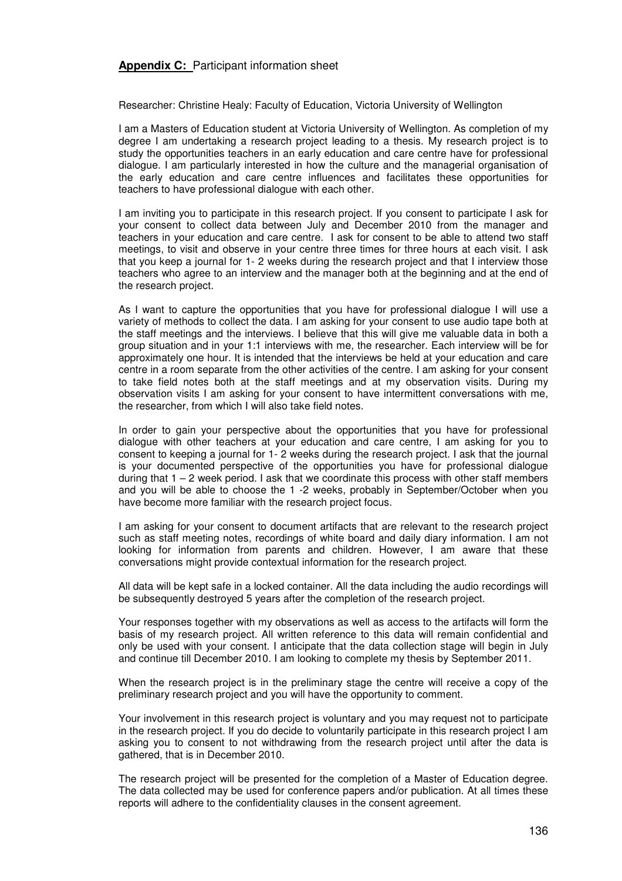**Appendix C:** Participant information sheet

Researcher: Christine Healy: Faculty of Education, Victoria University of Wellington

I am a Masters of Education student at Victoria University of Wellington. As completion of my degree I am undertaking a research project leading to a thesis. My research project is to study the opportunities teachers in an early education and care centre have for professional dialogue. I am particularly interested in how the culture and the managerial organisation of the early education and care centre influences and facilitates these opportunities for teachers to have professional dialogue with each other.

I am inviting you to participate in this research project. If you consent to participate I ask for your consent to collect data between July and December 2010 from the manager and teachers in your education and care centre. I ask for consent to be able to attend two staff meetings, to visit and observe in your centre three times for three hours at each visit. I ask that you keep a journal for 1- 2 weeks during the research project and that I interview those teachers who agree to an interview and the manager both at the beginning and at the end of the research project.

As I want to capture the opportunities that you have for professional dialogue I will use a variety of methods to collect the data. I am asking for your consent to use audio tape both at the staff meetings and the interviews. I believe that this will give me valuable data in both a group situation and in your 1:1 interviews with me, the researcher. Each interview will be for approximately one hour. It is intended that the interviews be held at your education and care centre in a room separate from the other activities of the centre. I am asking for your consent to take field notes both at the staff meetings and at my observation visits. During my observation visits I am asking for your consent to have intermittent conversations with me, the researcher, from which I will also take field notes.

In order to gain your perspective about the opportunities that you have for professional dialogue with other teachers at your education and care centre, I am asking for you to consent to keeping a journal for 1- 2 weeks during the research project. I ask that the journal is your documented perspective of the opportunities you have for professional dialogue during that 1 – 2 week period. I ask that we coordinate this process with other staff members and you will be able to choose the 1 -2 weeks, probably in September/October when you have become more familiar with the research project focus.

I am asking for your consent to document artifacts that are relevant to the research project such as staff meeting notes, recordings of white board and daily diary information. I am not looking for information from parents and children. However, I am aware that these conversations might provide contextual information for the research project.

All data will be kept safe in a locked container. All the data including the audio recordings will be subsequently destroyed 5 years after the completion of the research project.

Your responses together with my observations as well as access to the artifacts will form the basis of my research project. All written reference to this data will remain confidential and only be used with your consent. I anticipate that the data collection stage will begin in July and continue till December 2010. I am looking to complete my thesis by September 2011.

When the research project is in the preliminary stage the centre will receive a copy of the preliminary research project and you will have the opportunity to comment.

Your involvement in this research project is voluntary and you may request not to participate in the research project. If you do decide to voluntarily participate in this research project I am asking you to consent to not withdrawing from the research project until after the data is gathered, that is in December 2010.

The research project will be presented for the completion of a Master of Education degree. The data collected may be used for conference papers and/or publication. At all times these reports will adhere to the confidentiality clauses in the consent agreement.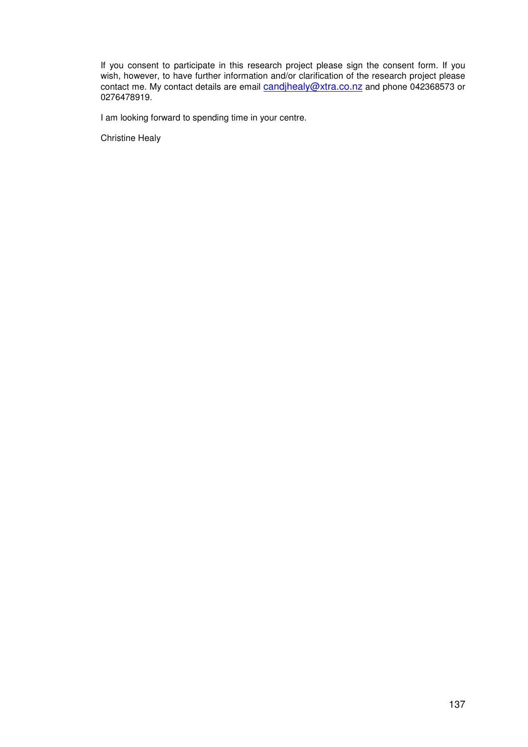If you consent to participate in this research project please sign the consent form. If you wish, however, to have further information and/or clarification of the research project please contact me. My contact details are email candjhealy@xtra.co.nz and phone 042368573 or 0276478919.

I am looking forward to spending time in your centre.

Christine Healy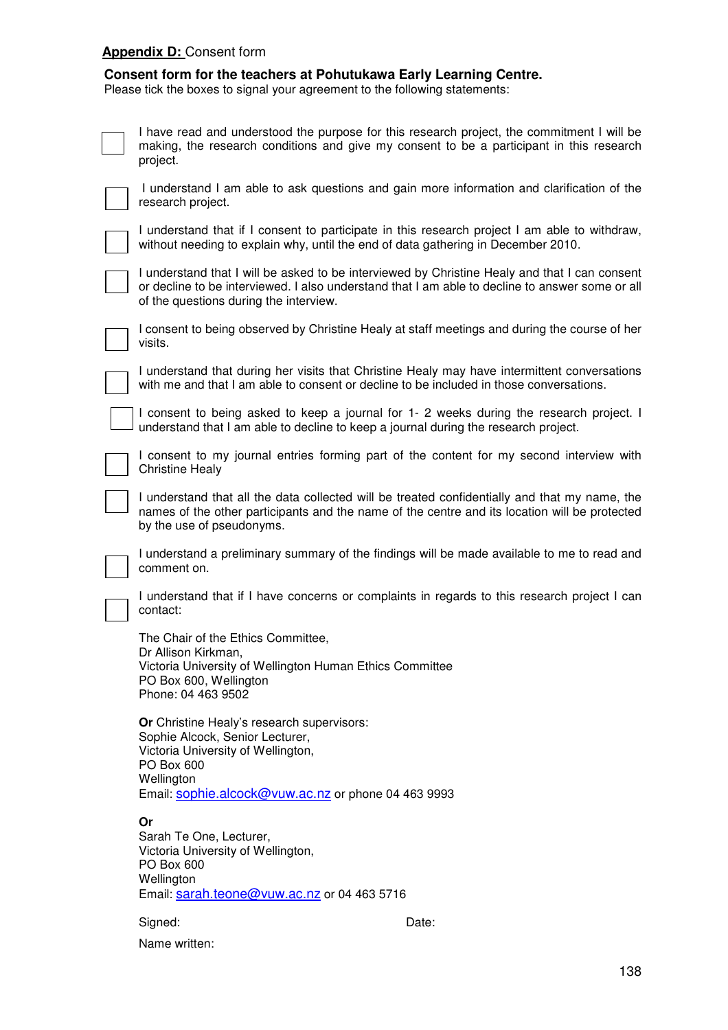**Appendix D:** Consent form

**Consent form for the teachers at Pohutukawa Early Learning Centre.**
Please tick the boxes to signal your agreement to the following statements:

- [ ] I have read and understood the purpose for this research project, the commitment I will be making, the research conditions and give my consent to be a participant in this research project.
- [ ] I understand I am able to ask questions and gain more information and clarification of the research project.
- [ ] I understand that if I consent to participate in this research project I am able to withdraw, without needing to explain why, until the end of data gathering in December 2010.
- [ ] I understand that I will be asked to be interviewed by Christine Healy and that I can consent or decline to be interviewed. I also understand that I am able to decline to answer some or all of the questions during the interview.
- [ ] I consent to being observed by Christine Healy at staff meetings and during the course of her visits.
- [ ] I understand that during her visits that Christine Healy may have intermittent conversations with me and that I am able to consent or decline to be included in those conversations.
- [ ] I consent to being asked to keep a journal for 1- 2 weeks during the research project. I understand that I am able to decline to keep a journal during the research project.
- [ ] I consent to my journal entries forming part of the content for my second interview with Christine Healy
- [ ] I understand that all the data collected will be treated confidentially and that my name, the names of the other participants and the name of the centre and its location will be protected by the use of pseudonyms.
- [ ] I understand a preliminary summary of the findings will be made available to me to read and comment on.
- [ ] I understand that if I have concerns or complaints in regards to this research project I can contact:

The Chair of the Ethics Committee,
Dr Allison Kirkman,
Victoria University of Wellington Human Ethics Committee
PO Box 600, Wellington
Phone: 04 463 9502

**Or** Christine Healy's research supervisors:
Sophie Alcock, Senior Lecturer,
Victoria University of Wellington,
PO Box 600
Wellington
Email: sophie.alcock@vuw.ac.nz or phone 04 463 9993

**Or**
Sarah Te One, Lecturer,
Victoria University of Wellington,
PO Box 600
Wellington
Email: sarah.teone@vuw.ac.nz or 04 463 5716

Signed: Date:

Name written: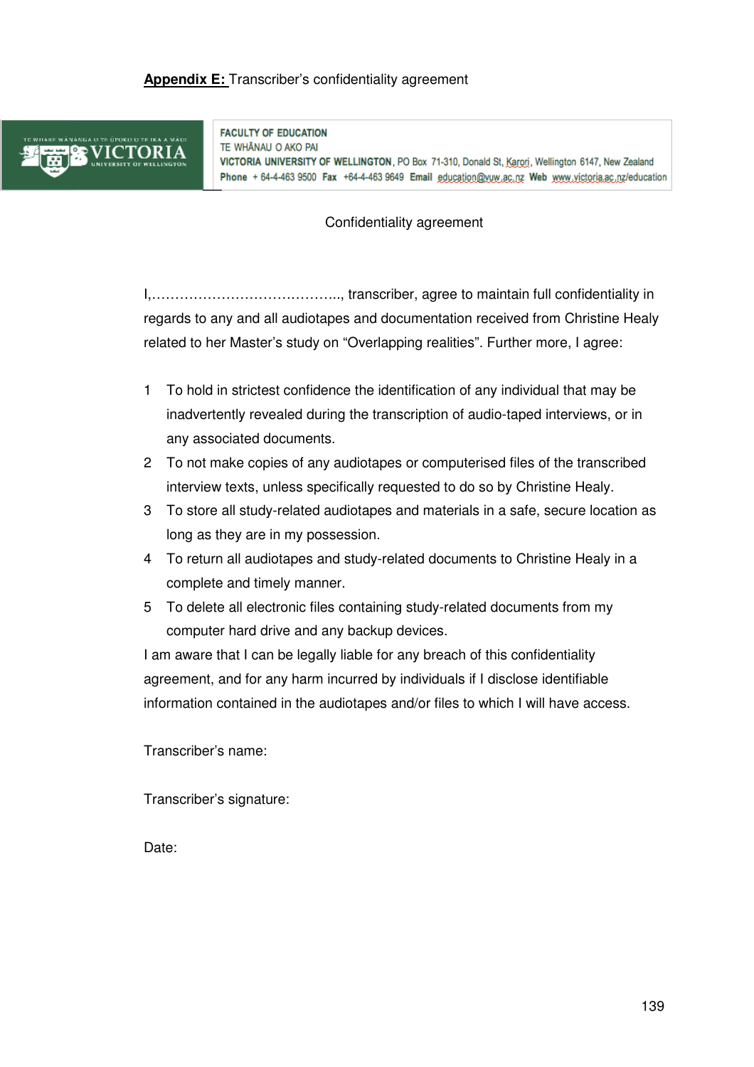**Appendix E:** Transcriber's confidentiality agreement

FACULTY OF EDUCATION
TE WHĀNAU O AKO PAI
**VICTORIA UNIVERSITY OF WELLINGTON**, PO Box 71-310, Donald St, Karori, Wellington 6147, New Zealand
**Phone** + 64-4-463 9500 **Fax** +64-4-463 9649 **Email** education@vuw.ac.nz **Web** www.victoria.ac.nz/education

Confidentiality agreement

I,………………………………….., transcriber, agree to maintain full confidentiality in regards to any and all audiotapes and documentation received from Christine Healy related to her Master's study on "Overlapping realities". Further more, I agree:

1. To hold in strictest confidence the identification of any individual that may be inadvertently revealed during the transcription of audio-taped interviews, or in any associated documents.
2. To not make copies of any audiotapes or computerised files of the transcribed interview texts, unless specifically requested to do so by Christine Healy.
3. To store all study-related audiotapes and materials in a safe, secure location as long as they are in my possession.
4. To return all audiotapes and study-related documents to Christine Healy in a complete and timely manner.
5. To delete all electronic files containing study-related documents from my computer hard drive and any backup devices.

I am aware that I can be legally liable for any breach of this confidentiality agreement, and for any harm incurred by individuals if I disclose identifiable information contained in the audiotapes and/or files to which I will have access.

Transcriber's name:

Transcriber's signature:

Date: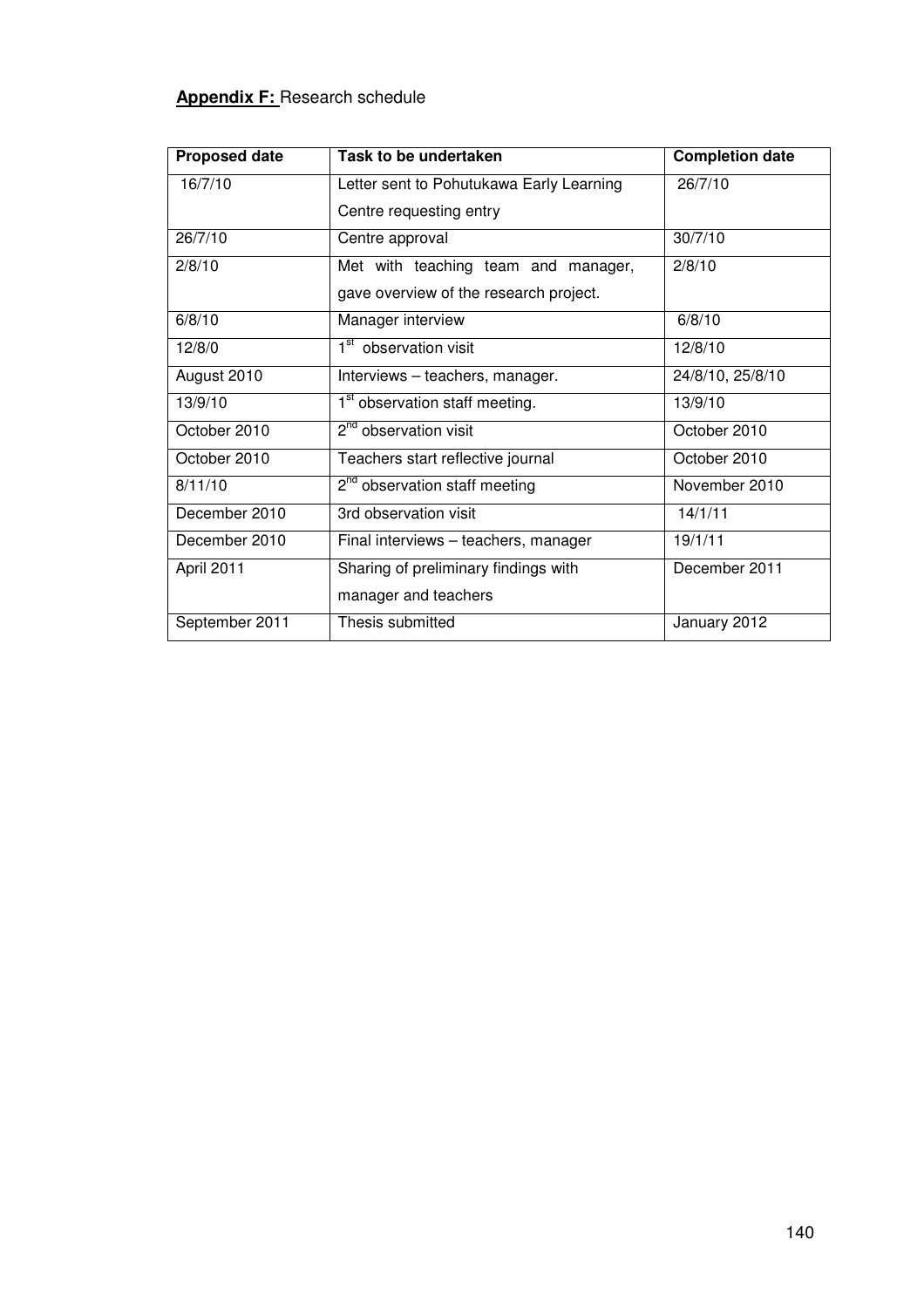**Appendix F:** Research schedule

| Proposed date | Task to be undertaken | Completion date |
| --- | --- | --- |
| 16/7/10 | Letter sent to Pohutukawa Early Learning Centre requesting entry | 26/7/10 |
| 26/7/10 | Centre approval | 30/7/10 |
| 2/8/10 | Met with teaching team and manager, gave overview of the research project. | 2/8/10 |
| 6/8/10 | Manager interview | 6/8/10 |
| 12/8/0 | 1st observation visit | 12/8/10 |
| August 2010 | Interviews – teachers, manager. | 24/8/10, 25/8/10 |
| 13/9/10 | 1st observation staff meeting. | 13/9/10 |
| October 2010 | 2nd observation visit | October 2010 |
| October 2010 | Teachers start reflective journal | October 2010 |
| 8/11/10 | 2nd observation staff meeting | November 2010 |
| December 2010 | 3rd observation visit | 14/1/11 |
| December 2010 | Final interviews – teachers, manager | 19/1/11 |
| April 2011 | Sharing of preliminary findings with manager and teachers | December 2011 |
| September 2011 | Thesis submitted | January 2012 |